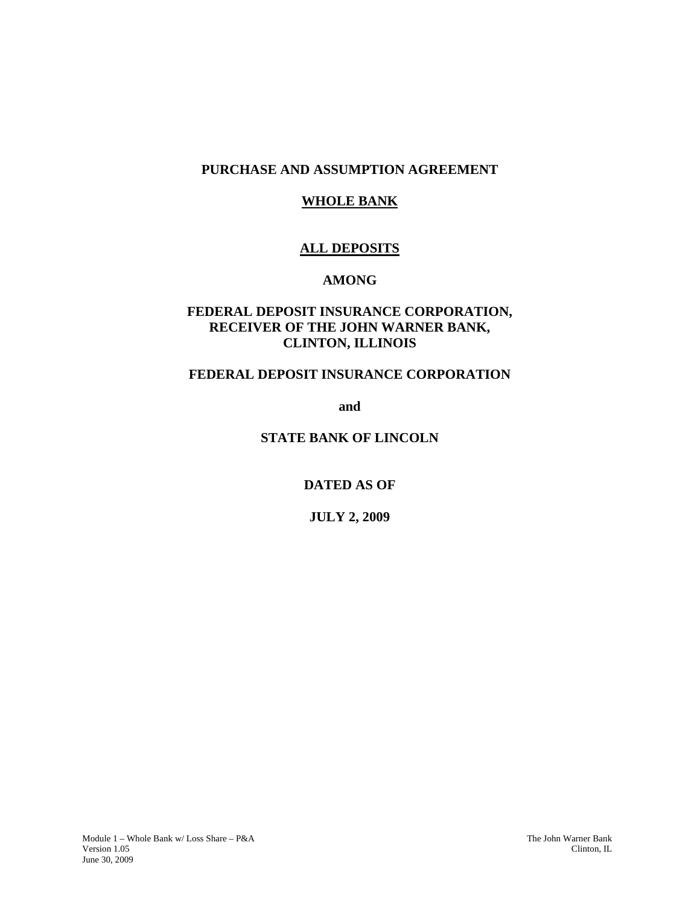# PURCHASE AND ASSUMPTION AGREEMENT

**WHOLE BANK**

**ALL DEPOSITS**

**AMONG**

**FEDERAL DEPOSIT INSURANCE CORPORATION, RECEIVER OF THE JOHN WARNER BANK, CLINTON, ILLINOIS**

**FEDERAL DEPOSIT INSURANCE CORPORATION**

**and**

**STATE BANK OF LINCOLN**

**DATED AS OF**

**JULY 2, 2009**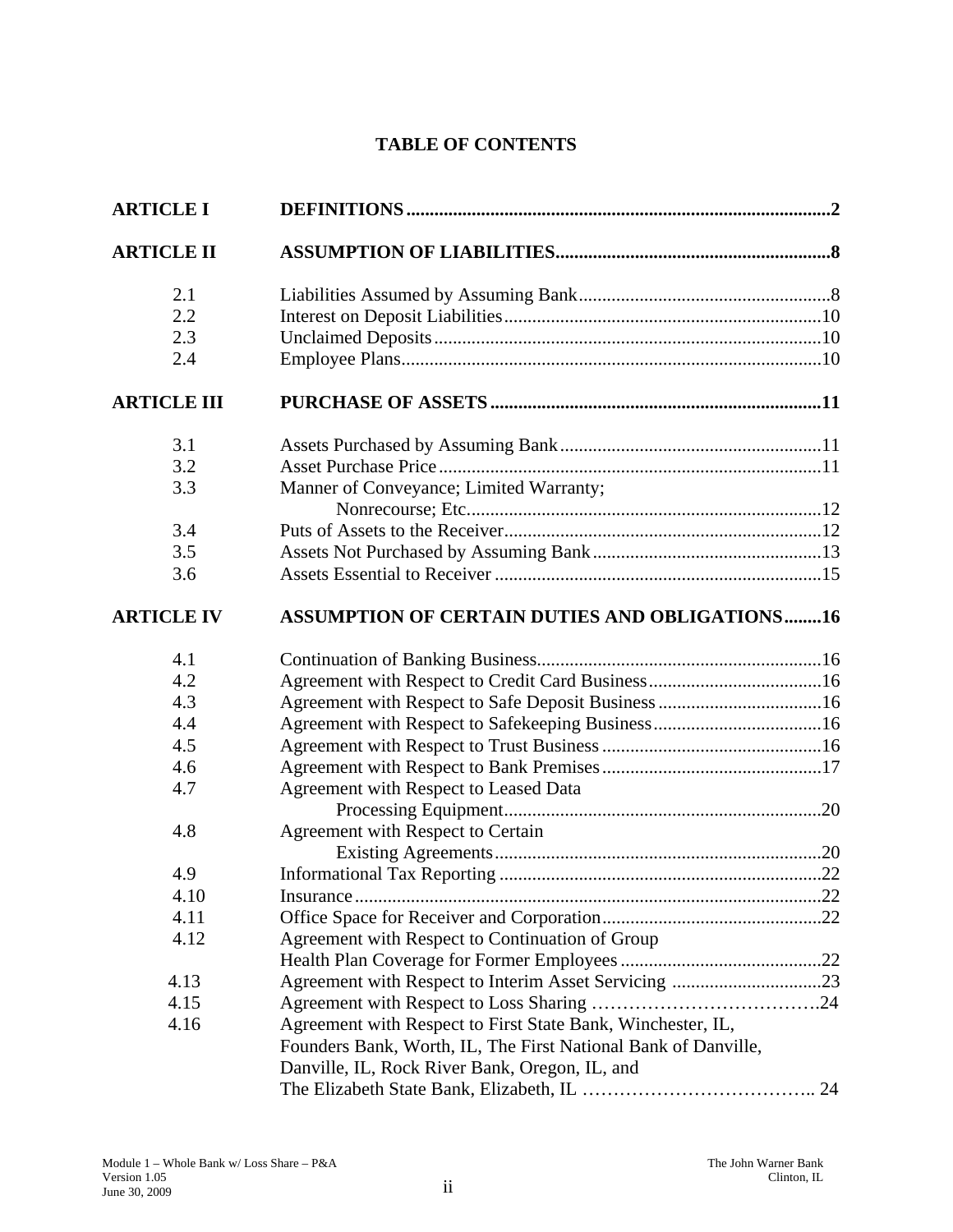# TABLE OF CONTENTS

| | | |
|---|---|---|
| **ARTICLE I** | **DEFINITIONS** | **2** |
| **ARTICLE II** | **ASSUMPTION OF LIABILITIES** | **8** |
| 2.1 | Liabilities Assumed by Assuming Bank | 8 |
| 2.2 | Interest on Deposit Liabilities | 10 |
| 2.3 | Unclaimed Deposits | 10 |
| 2.4 | Employee Plans | 10 |
| **ARTICLE III** | **PURCHASE OF ASSETS** | **11** |
| 3.1 | Assets Purchased by Assuming Bank | 11 |
| 3.2 | Asset Purchase Price | 11 |
| 3.3 | Manner of Conveyance; Limited Warranty; Nonrecourse; Etc. | 12 |
| 3.4 | Puts of Assets to the Receiver | 12 |
| 3.5 | Assets Not Purchased by Assuming Bank | 13 |
| 3.6 | Assets Essential to Receiver | 15 |
| **ARTICLE IV** | **ASSUMPTION OF CERTAIN DUTIES AND OBLIGATIONS** | **16** |
| 4.1 | Continuation of Banking Business | 16 |
| 4.2 | Agreement with Respect to Credit Card Business | 16 |
| 4.3 | Agreement with Respect to Safe Deposit Business | 16 |
| 4.4 | Agreement with Respect to Safekeeping Business | 16 |
| 4.5 | Agreement with Respect to Trust Business | 16 |
| 4.6 | Agreement with Respect to Bank Premises | 17 |
| 4.7 | Agreement with Respect to Leased Data Processing Equipment | 20 |
| 4.8 | Agreement with Respect to Certain Existing Agreements | 20 |
| 4.9 | Informational Tax Reporting | 22 |
| 4.10 | Insurance | 22 |
| 4.11 | Office Space for Receiver and Corporation | 22 |
| 4.12 | Agreement with Respect to Continuation of Group Health Plan Coverage for Former Employees | 22 |
| 4.13 | Agreement with Respect to Interim Asset Servicing | 23 |
| 4.15 | Agreement with Respect to Loss Sharing | 24 |
| 4.16 | Agreement with Respect to First State Bank, Winchester, IL, Founders Bank, Worth, IL, The First National Bank of Danville, Danville, IL, Rock River Bank, Oregon, IL, and The Elizabeth State Bank, Elizabeth, IL | 24 |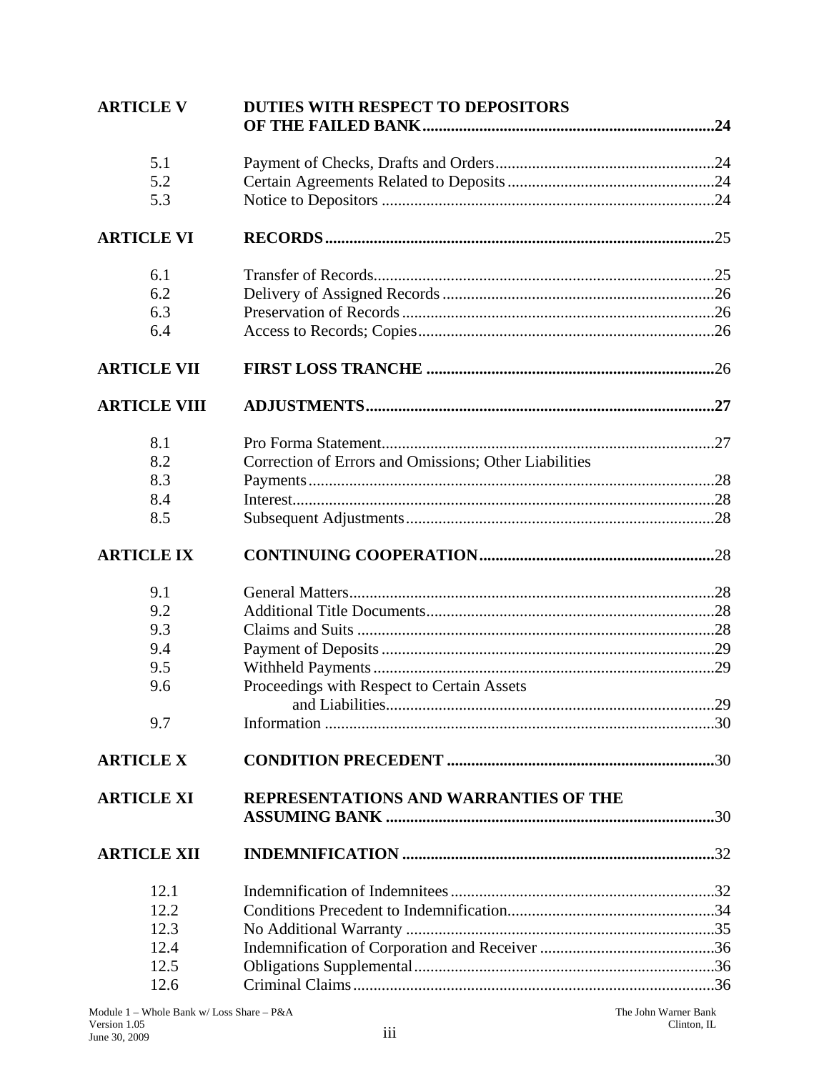| | | |
|---|---|---|
| **ARTICLE V** | **DUTIES WITH RESPECT TO DEPOSITORS OF THE FAILED BANK** | **24** |
| 5.1 | Payment of Checks, Drafts and Orders | 24 |
| 5.2 | Certain Agreements Related to Deposits | 24 |
| 5.3 | Notice to Depositors | 24 |
| **ARTICLE VI** | **RECORDS** | 25 |
| 6.1 | Transfer of Records | 25 |
| 6.2 | Delivery of Assigned Records | 26 |
| 6.3 | Preservation of Records | 26 |
| 6.4 | Access to Records; Copies | 26 |
| **ARTICLE VII** | **FIRST LOSS TRANCHE** | 26 |
| **ARTICLE VIII** | **ADJUSTMENTS** | **27** |
| 8.1 | Pro Forma Statement | 27 |
| 8.2 | Correction of Errors and Omissions; Other Liabilities | |
| 8.3 | Payments | 28 |
| 8.4 | Interest | 28 |
| 8.5 | Subsequent Adjustments | 28 |
| **ARTICLE IX** | **CONTINUING COOPERATION** | 28 |
| 9.1 | General Matters | 28 |
| 9.2 | Additional Title Documents | 28 |
| 9.3 | Claims and Suits | 28 |
| 9.4 | Payment of Deposits | 29 |
| 9.5 | Withheld Payments | 29 |
| 9.6 | Proceedings with Respect to Certain Assets and Liabilities | 29 |
| 9.7 | Information | 30 |
| **ARTICLE X** | **CONDITION PRECEDENT** | 30 |
| **ARTICLE XI** | **REPRESENTATIONS AND WARRANTIES OF THE ASSUMING BANK** | 30 |
| **ARTICLE XII** | **INDEMNIFICATION** | 32 |
| 12.1 | Indemnification of Indemnitees | 32 |
| 12.2 | Conditions Precedent to Indemnification | 34 |
| 12.3 | No Additional Warranty | 35 |
| 12.4 | Indemnification of Corporation and Receiver | 36 |
| 12.5 | Obligations Supplemental | 36 |
| 12.6 | Criminal Claims | 36 |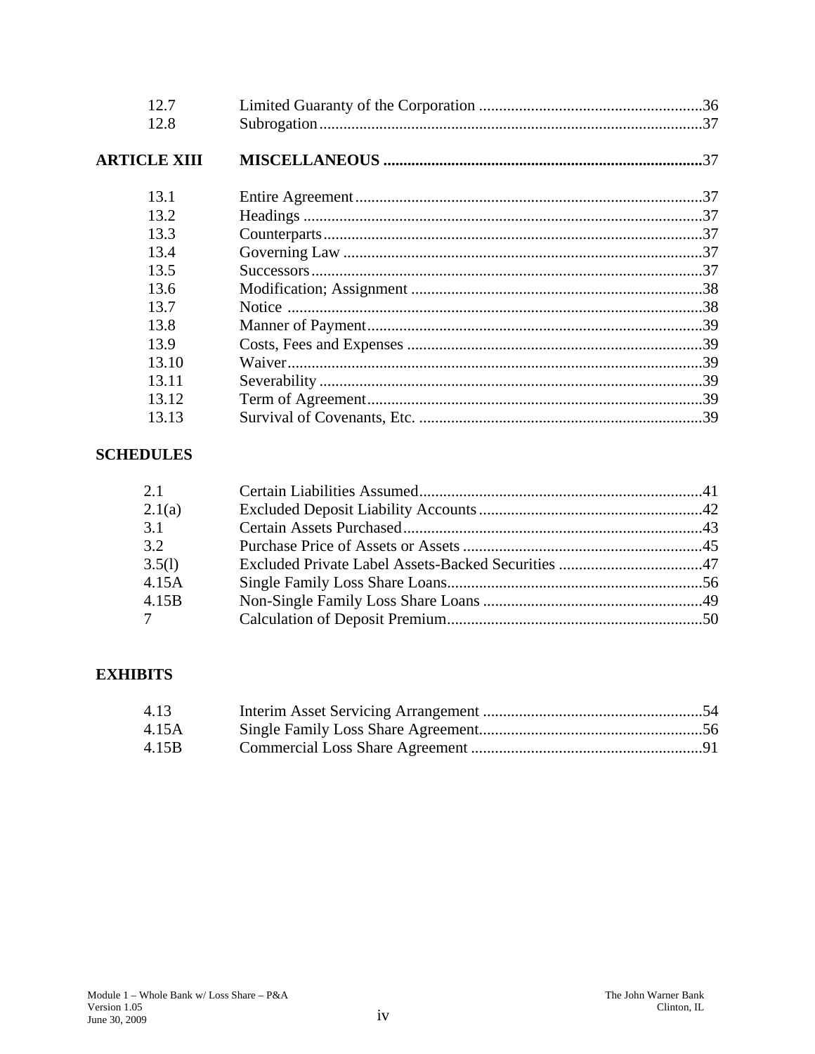| | | |
|---|---|---|
| 12.7 | Limited Guaranty of the Corporation | 36 |
| 12.8 | Subrogation | 37 |
| **ARTICLE XIII** | **MISCELLANEOUS** | 37 |
| 13.1 | Entire Agreement | 37 |
| 13.2 | Headings | 37 |
| 13.3 | Counterparts | 37 |
| 13.4 | Governing Law | 37 |
| 13.5 | Successors | 37 |
| 13.6 | Modification; Assignment | 38 |
| 13.7 | Notice | 38 |
| 13.8 | Manner of Payment | 39 |
| 13.9 | Costs, Fees and Expenses | 39 |
| 13.10 | Waiver | 39 |
| 13.11 | Severability | 39 |
| 13.12 | Term of Agreement | 39 |
| 13.13 | Survival of Covenants, Etc. | 39 |

**SCHEDULES**

| | | |
|---|---|---|
| 2.1 | Certain Liabilities Assumed | 41 |
| 2.1(a) | Excluded Deposit Liability Accounts | 42 |
| 3.1 | Certain Assets Purchased | 43 |
| 3.2 | Purchase Price of Assets or Assets | 45 |
| 3.5(l) | Excluded Private Label Assets-Backed Securities | 47 |
| 4.15A | Single Family Loss Share Loans | 56 |
| 4.15B | Non-Single Family Loss Share Loans | 49 |
| 7 | Calculation of Deposit Premium | 50 |

**EXHIBITS**

| | | |
|---|---|---|
| 4.13 | Interim Asset Servicing Arrangement | 54 |
| 4.15A | Single Family Loss Share Agreement | 56 |
| 4.15B | Commercial Loss Share Agreement | 91 |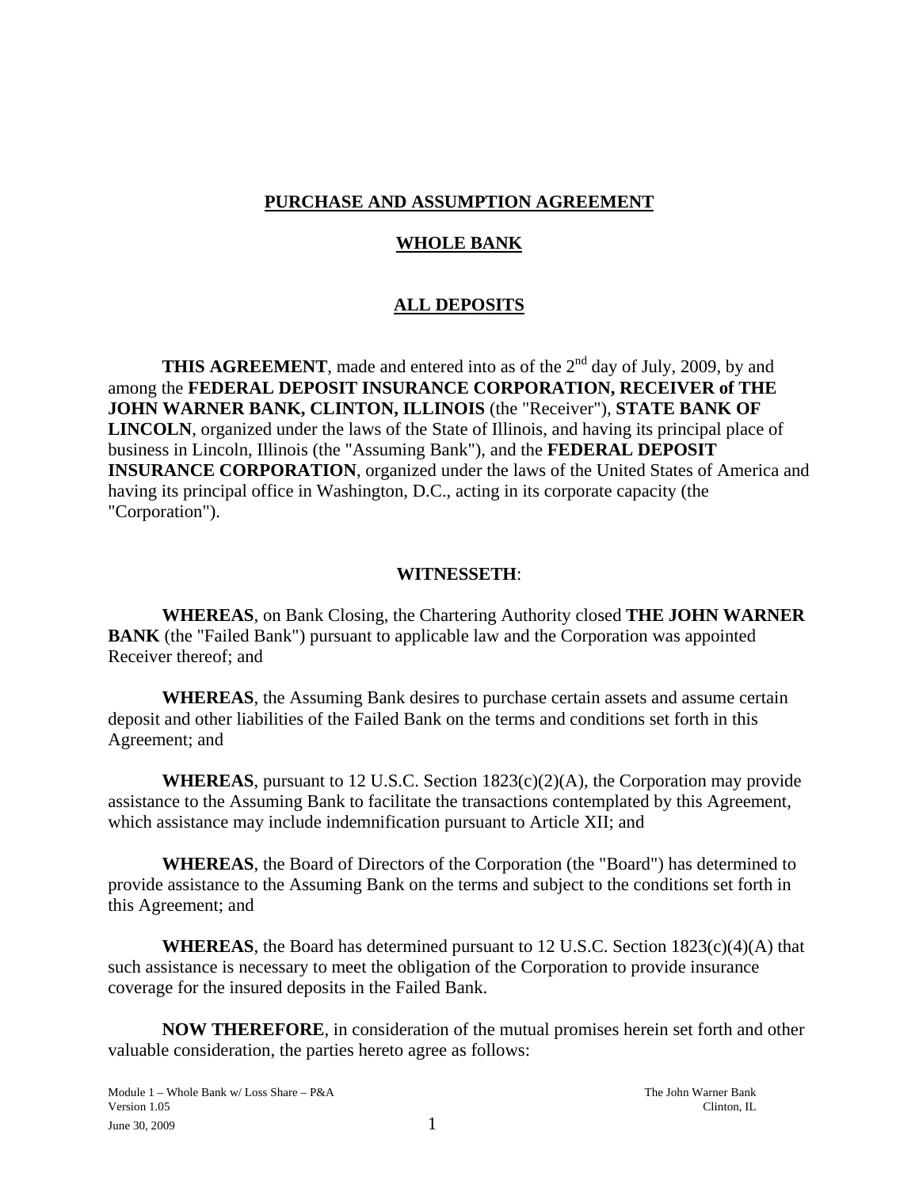**PURCHASE AND ASSUMPTION AGREEMENT**

**WHOLE BANK**

**ALL DEPOSITS**

**THIS AGREEMENT**, made and entered into as of the 2nd day of July, 2009, by and among the **FEDERAL DEPOSIT INSURANCE CORPORATION, RECEIVER of THE JOHN WARNER BANK, CLINTON, ILLINOIS** (the "Receiver"), **STATE BANK OF LINCOLN**, organized under the laws of the State of Illinois, and having its principal place of business in Lincoln, Illinois (the "Assuming Bank"), and the **FEDERAL DEPOSIT INSURANCE CORPORATION**, organized under the laws of the United States of America and having its principal office in Washington, D.C., acting in its corporate capacity (the "Corporation").

**WITNESSETH**:

**WHEREAS**, on Bank Closing, the Chartering Authority closed **THE JOHN WARNER BANK** (the "Failed Bank") pursuant to applicable law and the Corporation was appointed Receiver thereof; and

**WHEREAS**, the Assuming Bank desires to purchase certain assets and assume certain deposit and other liabilities of the Failed Bank on the terms and conditions set forth in this Agreement; and

**WHEREAS**, pursuant to 12 U.S.C. Section 1823(c)(2)(A), the Corporation may provide assistance to the Assuming Bank to facilitate the transactions contemplated by this Agreement, which assistance may include indemnification pursuant to Article XII; and

**WHEREAS**, the Board of Directors of the Corporation (the "Board") has determined to provide assistance to the Assuming Bank on the terms and subject to the conditions set forth in this Agreement; and

**WHEREAS**, the Board has determined pursuant to 12 U.S.C. Section 1823(c)(4)(A) that such assistance is necessary to meet the obligation of the Corporation to provide insurance coverage for the insured deposits in the Failed Bank.

**NOW THEREFORE**, in consideration of the mutual promises herein set forth and other valuable consideration, the parties hereto agree as follows: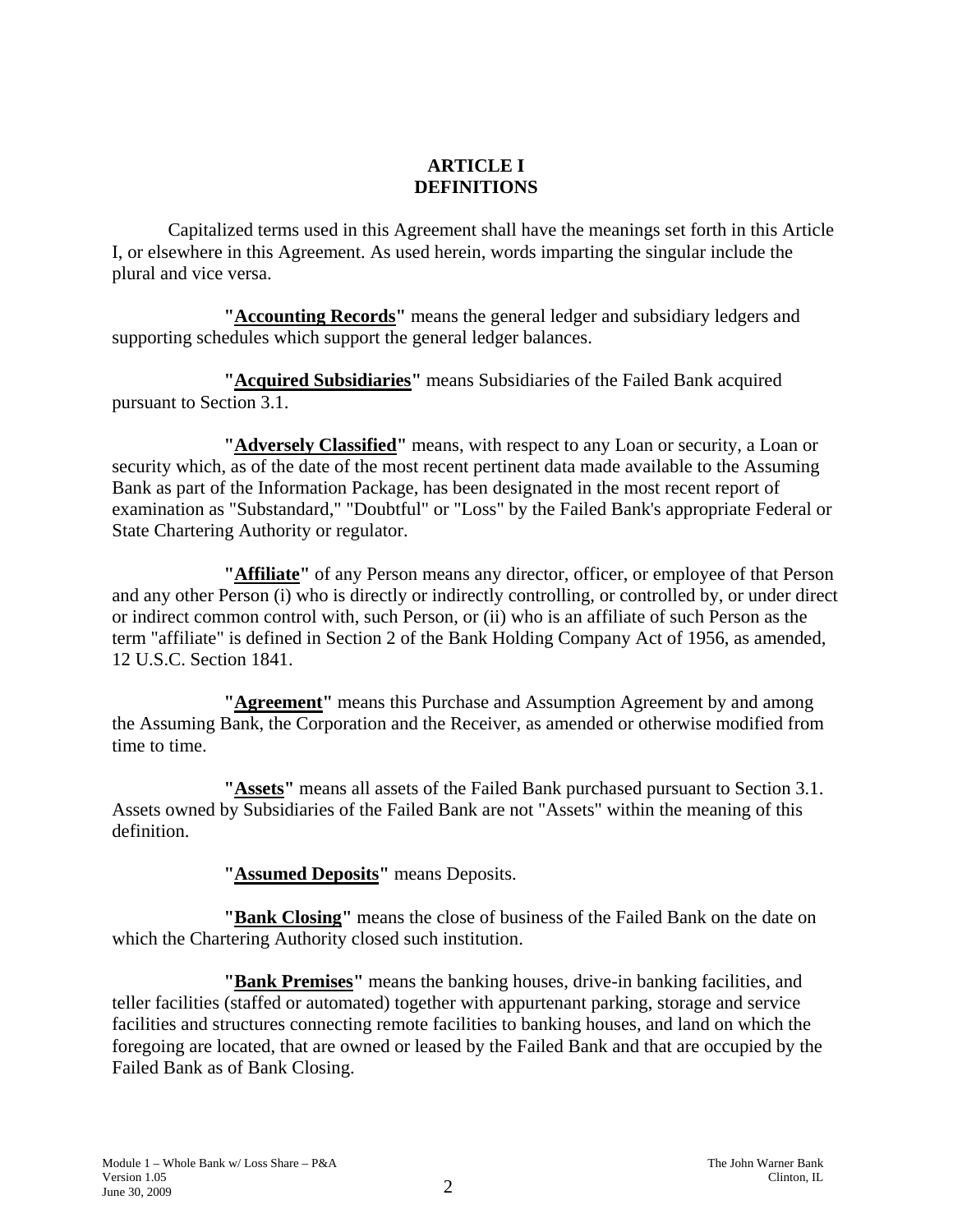# ARTICLE I
# DEFINITIONS

Capitalized terms used in this Agreement shall have the meanings set forth in this Article I, or elsewhere in this Agreement. As used herein, words imparting the singular include the plural and vice versa.

**"Accounting Records"** means the general ledger and subsidiary ledgers and supporting schedules which support the general ledger balances.

**"Acquired Subsidiaries"** means Subsidiaries of the Failed Bank acquired pursuant to Section 3.1.

**"Adversely Classified"** means, with respect to any Loan or security, a Loan or security which, as of the date of the most recent pertinent data made available to the Assuming Bank as part of the Information Package, has been designated in the most recent report of examination as "Substandard," "Doubtful" or "Loss" by the Failed Bank's appropriate Federal or State Chartering Authority or regulator.

**"Affiliate"** of any Person means any director, officer, or employee of that Person and any other Person (i) who is directly or indirectly controlling, or controlled by, or under direct or indirect common control with, such Person, or (ii) who is an affiliate of such Person as the term "affiliate" is defined in Section 2 of the Bank Holding Company Act of 1956, as amended, 12 U.S.C. Section 1841.

**"Agreement"** means this Purchase and Assumption Agreement by and among the Assuming Bank, the Corporation and the Receiver, as amended or otherwise modified from time to time.

**"Assets"** means all assets of the Failed Bank purchased pursuant to Section 3.1. Assets owned by Subsidiaries of the Failed Bank are not "Assets" within the meaning of this definition.

**"Assumed Deposits"** means Deposits.

**"Bank Closing"** means the close of business of the Failed Bank on the date on which the Chartering Authority closed such institution.

**"Bank Premises"** means the banking houses, drive-in banking facilities, and teller facilities (staffed or automated) together with appurtenant parking, storage and service facilities and structures connecting remote facilities to banking houses, and land on which the foregoing are located, that are owned or leased by the Failed Bank and that are occupied by the Failed Bank as of Bank Closing.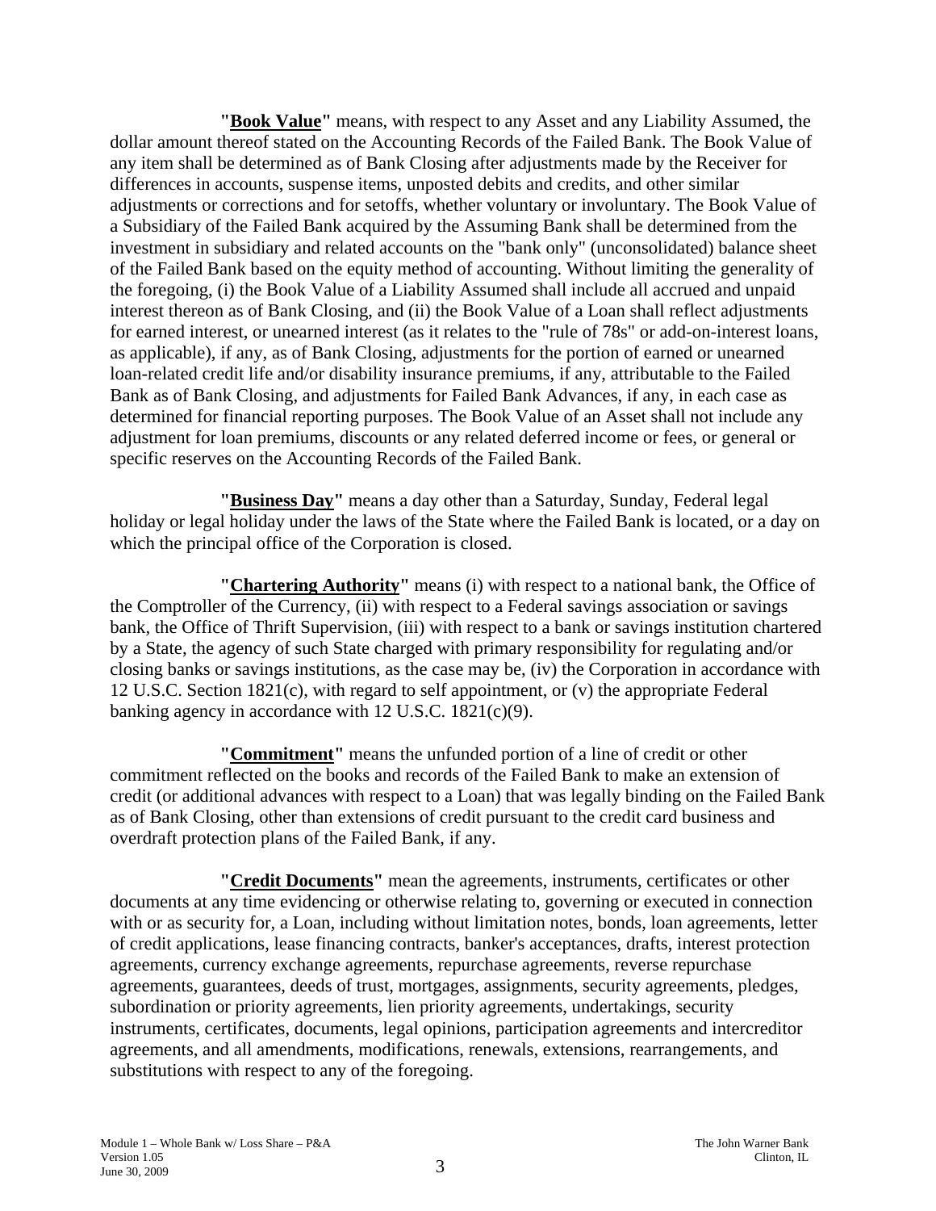**"Book Value"** means, with respect to any Asset and any Liability Assumed, the dollar amount thereof stated on the Accounting Records of the Failed Bank. The Book Value of any item shall be determined as of Bank Closing after adjustments made by the Receiver for differences in accounts, suspense items, unposted debits and credits, and other similar adjustments or corrections and for setoffs, whether voluntary or involuntary. The Book Value of a Subsidiary of the Failed Bank acquired by the Assuming Bank shall be determined from the investment in subsidiary and related accounts on the "bank only" (unconsolidated) balance sheet of the Failed Bank based on the equity method of accounting. Without limiting the generality of the foregoing, (i) the Book Value of a Liability Assumed shall include all accrued and unpaid interest thereon as of Bank Closing, and (ii) the Book Value of a Loan shall reflect adjustments for earned interest, or unearned interest (as it relates to the "rule of 78s" or add-on-interest loans, as applicable), if any, as of Bank Closing, adjustments for the portion of earned or unearned loan-related credit life and/or disability insurance premiums, if any, attributable to the Failed Bank as of Bank Closing, and adjustments for Failed Bank Advances, if any, in each case as determined for financial reporting purposes. The Book Value of an Asset shall not include any adjustment for loan premiums, discounts or any related deferred income or fees, or general or specific reserves on the Accounting Records of the Failed Bank.

**"Business Day"** means a day other than a Saturday, Sunday, Federal legal holiday or legal holiday under the laws of the State where the Failed Bank is located, or a day on which the principal office of the Corporation is closed.

**"Chartering Authority"** means (i) with respect to a national bank, the Office of the Comptroller of the Currency, (ii) with respect to a Federal savings association or savings bank, the Office of Thrift Supervision, (iii) with respect to a bank or savings institution chartered by a State, the agency of such State charged with primary responsibility for regulating and/or closing banks or savings institutions, as the case may be, (iv) the Corporation in accordance with 12 U.S.C. Section 1821(c), with regard to self appointment, or (v) the appropriate Federal banking agency in accordance with 12 U.S.C. 1821(c)(9).

**"Commitment"** means the unfunded portion of a line of credit or other commitment reflected on the books and records of the Failed Bank to make an extension of credit (or additional advances with respect to a Loan) that was legally binding on the Failed Bank as of Bank Closing, other than extensions of credit pursuant to the credit card business and overdraft protection plans of the Failed Bank, if any.

**"Credit Documents"** mean the agreements, instruments, certificates or other documents at any time evidencing or otherwise relating to, governing or executed in connection with or as security for, a Loan, including without limitation notes, bonds, loan agreements, letter of credit applications, lease financing contracts, banker's acceptances, drafts, interest protection agreements, currency exchange agreements, repurchase agreements, reverse repurchase agreements, guarantees, deeds of trust, mortgages, assignments, security agreements, pledges, subordination or priority agreements, lien priority agreements, undertakings, security instruments, certificates, documents, legal opinions, participation agreements and intercreditor agreements, and all amendments, modifications, renewals, extensions, rearrangements, and substitutions with respect to any of the foregoing.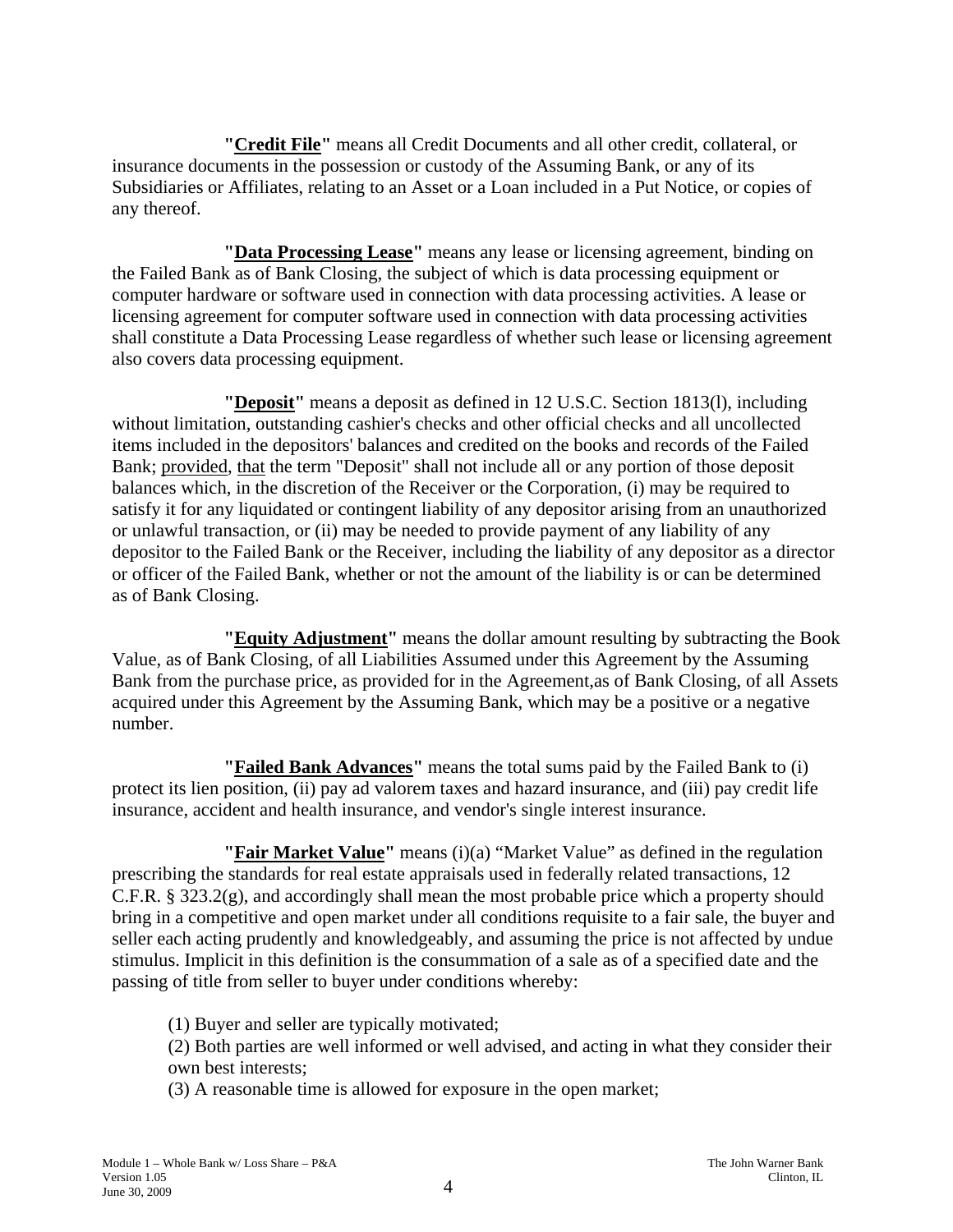**"Credit File"** means all Credit Documents and all other credit, collateral, or insurance documents in the possession or custody of the Assuming Bank, or any of its Subsidiaries or Affiliates, relating to an Asset or a Loan included in a Put Notice, or copies of any thereof.

**"Data Processing Lease"** means any lease or licensing agreement, binding on the Failed Bank as of Bank Closing, the subject of which is data processing equipment or computer hardware or software used in connection with data processing activities. A lease or licensing agreement for computer software used in connection with data processing activities shall constitute a Data Processing Lease regardless of whether such lease or licensing agreement also covers data processing equipment.

**"Deposit"** means a deposit as defined in 12 U.S.C. Section 1813(l), including without limitation, outstanding cashier's checks and other official checks and all uncollected items included in the depositors' balances and credited on the books and records of the Failed Bank; provided, that the term "Deposit" shall not include all or any portion of those deposit balances which, in the discretion of the Receiver or the Corporation, (i) may be required to satisfy it for any liquidated or contingent liability of any depositor arising from an unauthorized or unlawful transaction, or (ii) may be needed to provide payment of any liability of any depositor to the Failed Bank or the Receiver, including the liability of any depositor as a director or officer of the Failed Bank, whether or not the amount of the liability is or can be determined as of Bank Closing.

**"Equity Adjustment"** means the dollar amount resulting by subtracting the Book Value, as of Bank Closing, of all Liabilities Assumed under this Agreement by the Assuming Bank from the purchase price, as provided for in the Agreement,as of Bank Closing, of all Assets acquired under this Agreement by the Assuming Bank, which may be a positive or a negative number.

**"Failed Bank Advances"** means the total sums paid by the Failed Bank to (i) protect its lien position, (ii) pay ad valorem taxes and hazard insurance, and (iii) pay credit life insurance, accident and health insurance, and vendor's single interest insurance.

**"Fair Market Value"** means (i)(a) "Market Value" as defined in the regulation prescribing the standards for real estate appraisals used in federally related transactions, 12 C.F.R. § 323.2(g), and accordingly shall mean the most probable price which a property should bring in a competitive and open market under all conditions requisite to a fair sale, the buyer and seller each acting prudently and knowledgeably, and assuming the price is not affected by undue stimulus. Implicit in this definition is the consummation of a sale as of a specified date and the passing of title from seller to buyer under conditions whereby:

(1) Buyer and seller are typically motivated;
(2) Both parties are well informed or well advised, and acting in what they consider their own best interests;
(3) A reasonable time is allowed for exposure in the open market;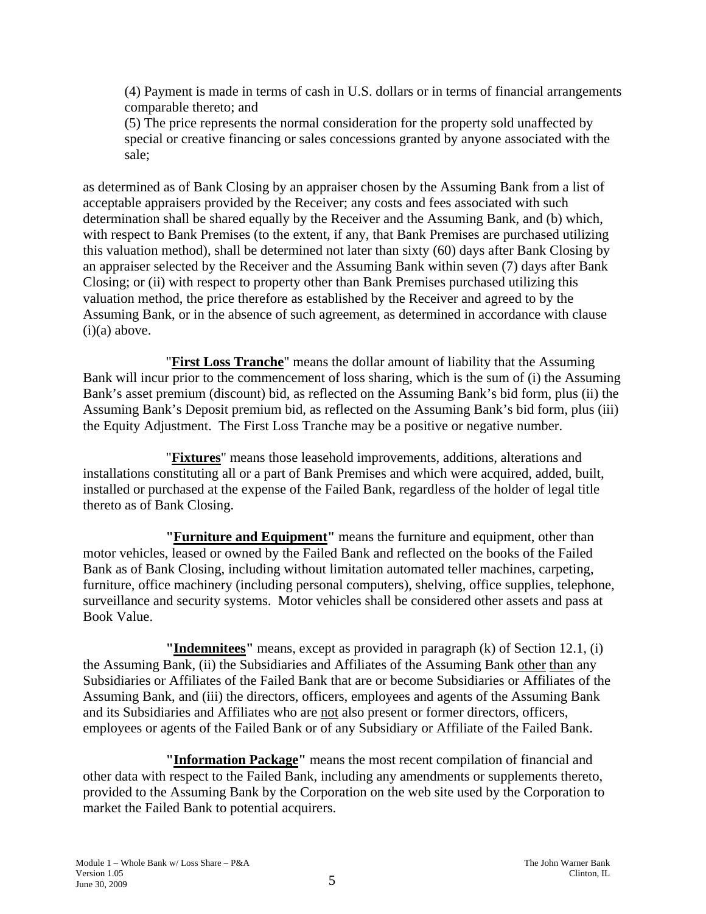(4) Payment is made in terms of cash in U.S. dollars or in terms of financial arrangements comparable thereto; and

(5) The price represents the normal consideration for the property sold unaffected by special or creative financing or sales concessions granted by anyone associated with the sale;

as determined as of Bank Closing by an appraiser chosen by the Assuming Bank from a list of acceptable appraisers provided by the Receiver; any costs and fees associated with such determination shall be shared equally by the Receiver and the Assuming Bank, and (b) which, with respect to Bank Premises (to the extent, if any, that Bank Premises are purchased utilizing this valuation method), shall be determined not later than sixty (60) days after Bank Closing by an appraiser selected by the Receiver and the Assuming Bank within seven (7) days after Bank Closing; or (ii) with respect to property other than Bank Premises purchased utilizing this valuation method, the price therefore as established by the Receiver and agreed to by the Assuming Bank, or in the absence of such agreement, as determined in accordance with clause (i)(a) above.

"**First Loss Tranche**" means the dollar amount of liability that the Assuming Bank will incur prior to the commencement of loss sharing, which is the sum of (i) the Assuming Bank's asset premium (discount) bid, as reflected on the Assuming Bank's bid form, plus (ii) the Assuming Bank's Deposit premium bid, as reflected on the Assuming Bank's bid form, plus (iii) the Equity Adjustment. The First Loss Tranche may be a positive or negative number.

"**Fixtures**" means those leasehold improvements, additions, alterations and installations constituting all or a part of Bank Premises and which were acquired, added, built, installed or purchased at the expense of the Failed Bank, regardless of the holder of legal title thereto as of Bank Closing.

**"Furniture and Equipment"** means the furniture and equipment, other than motor vehicles, leased or owned by the Failed Bank and reflected on the books of the Failed Bank as of Bank Closing, including without limitation automated teller machines, carpeting, furniture, office machinery (including personal computers), shelving, office supplies, telephone, surveillance and security systems. Motor vehicles shall be considered other assets and pass at Book Value.

**"Indemnitees"** means, except as provided in paragraph (k) of Section 12.1, (i) the Assuming Bank, (ii) the Subsidiaries and Affiliates of the Assuming Bank other than any Subsidiaries or Affiliates of the Failed Bank that are or become Subsidiaries or Affiliates of the Assuming Bank, and (iii) the directors, officers, employees and agents of the Assuming Bank and its Subsidiaries and Affiliates who are not also present or former directors, officers, employees or agents of the Failed Bank or of any Subsidiary or Affiliate of the Failed Bank.

**"Information Package"** means the most recent compilation of financial and other data with respect to the Failed Bank, including any amendments or supplements thereto, provided to the Assuming Bank by the Corporation on the web site used by the Corporation to market the Failed Bank to potential acquirers.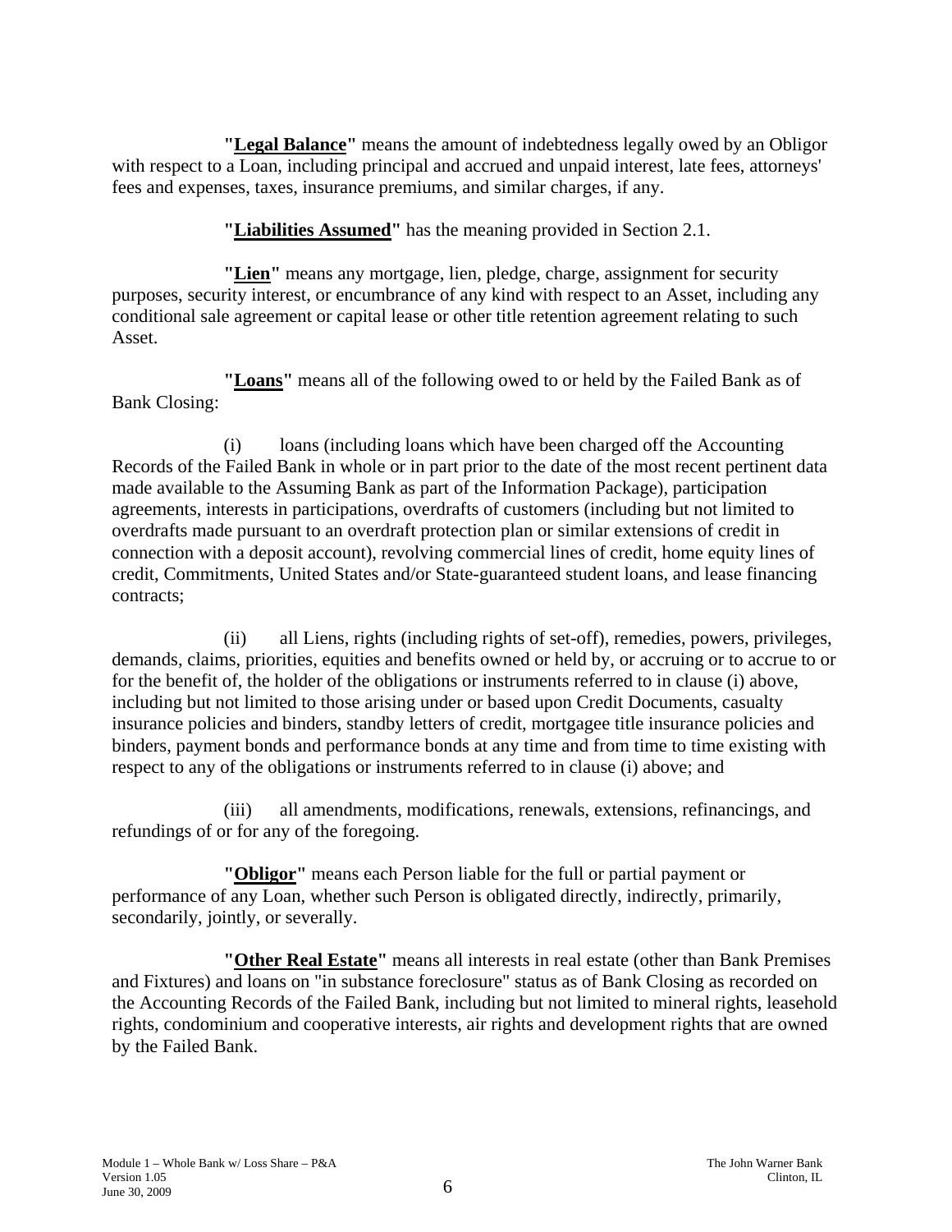**"Legal Balance"** means the amount of indebtedness legally owed by an Obligor with respect to a Loan, including principal and accrued and unpaid interest, late fees, attorneys' fees and expenses, taxes, insurance premiums, and similar charges, if any.

**"Liabilities Assumed"** has the meaning provided in Section 2.1.

**"Lien"** means any mortgage, lien, pledge, charge, assignment for security purposes, security interest, or encumbrance of any kind with respect to an Asset, including any conditional sale agreement or capital lease or other title retention agreement relating to such Asset.

**"Loans"** means all of the following owed to or held by the Failed Bank as of Bank Closing:

(i) loans (including loans which have been charged off the Accounting Records of the Failed Bank in whole or in part prior to the date of the most recent pertinent data made available to the Assuming Bank as part of the Information Package), participation agreements, interests in participations, overdrafts of customers (including but not limited to overdrafts made pursuant to an overdraft protection plan or similar extensions of credit in connection with a deposit account), revolving commercial lines of credit, home equity lines of credit, Commitments, United States and/or State-guaranteed student loans, and lease financing contracts;

(ii) all Liens, rights (including rights of set-off), remedies, powers, privileges, demands, claims, priorities, equities and benefits owned or held by, or accruing or to accrue to or for the benefit of, the holder of the obligations or instruments referred to in clause (i) above, including but not limited to those arising under or based upon Credit Documents, casualty insurance policies and binders, standby letters of credit, mortgagee title insurance policies and binders, payment bonds and performance bonds at any time and from time to time existing with respect to any of the obligations or instruments referred to in clause (i) above; and

(iii) all amendments, modifications, renewals, extensions, refinancings, and refundings of or for any of the foregoing.

**"Obligor"** means each Person liable for the full or partial payment or performance of any Loan, whether such Person is obligated directly, indirectly, primarily, secondarily, jointly, or severally.

**"Other Real Estate"** means all interests in real estate (other than Bank Premises and Fixtures) and loans on "in substance foreclosure" status as of Bank Closing as recorded on the Accounting Records of the Failed Bank, including but not limited to mineral rights, leasehold rights, condominium and cooperative interests, air rights and development rights that are owned by the Failed Bank.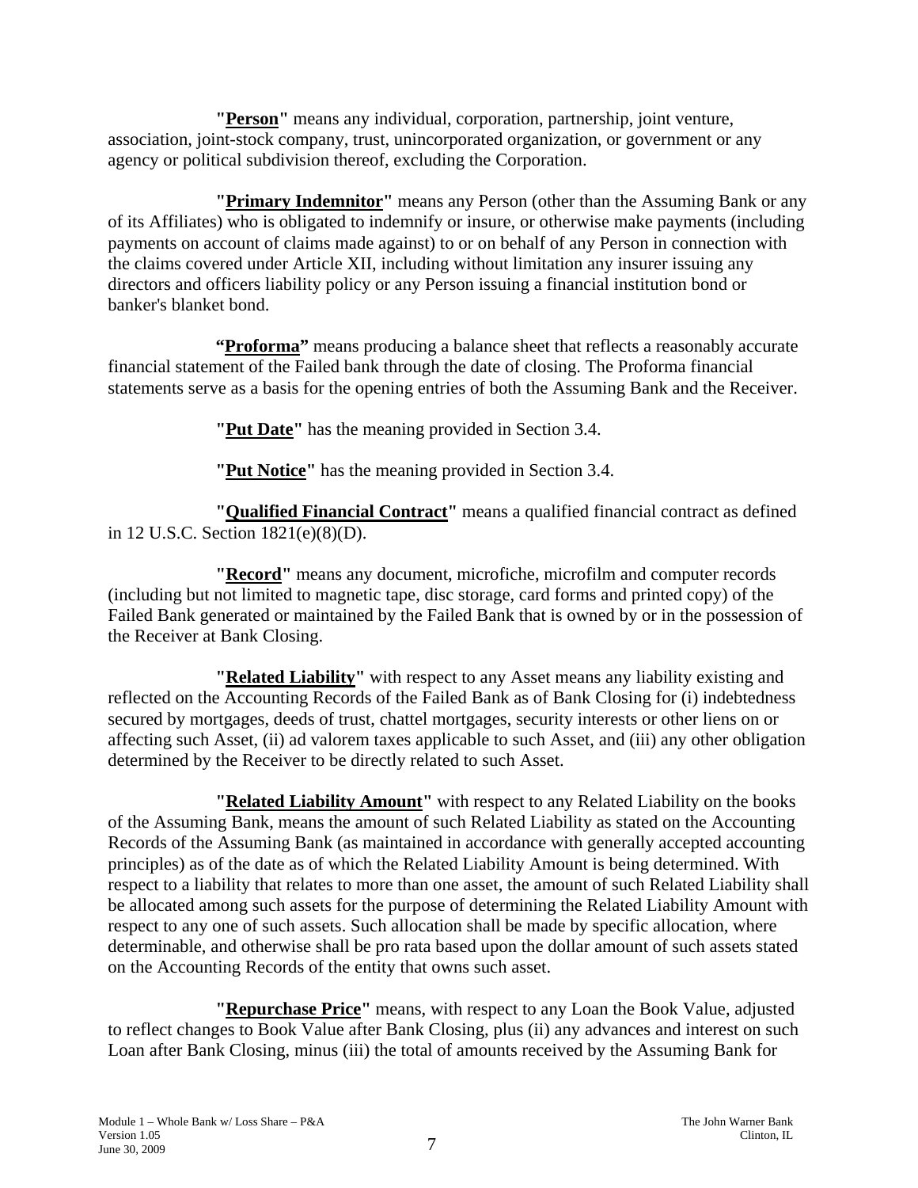**"<u>Person</u>"** means any individual, corporation, partnership, joint venture, association, joint-stock company, trust, unincorporated organization, or government or any agency or political subdivision thereof, excluding the Corporation.

**"<u>Primary Indemnitor</u>"** means any Person (other than the Assuming Bank or any of its Affiliates) who is obligated to indemnify or insure, or otherwise make payments (including payments on account of claims made against) to or on behalf of any Person in connection with the claims covered under Article XII, including without limitation any insurer issuing any directors and officers liability policy or any Person issuing a financial institution bond or banker's blanket bond.

**"<u>Proforma</u>"** means producing a balance sheet that reflects a reasonably accurate financial statement of the Failed bank through the date of closing. The Proforma financial statements serve as a basis for the opening entries of both the Assuming Bank and the Receiver.

**"<u>Put Date</u>"** has the meaning provided in Section 3.4.

**"<u>Put Notice</u>"** has the meaning provided in Section 3.4.

**"<u>Qualified Financial Contract</u>"** means a qualified financial contract as defined in 12 U.S.C. Section 1821(e)(8)(D).

**"<u>Record</u>"** means any document, microfiche, microfilm and computer records (including but not limited to magnetic tape, disc storage, card forms and printed copy) of the Failed Bank generated or maintained by the Failed Bank that is owned by or in the possession of the Receiver at Bank Closing.

**"<u>Related Liability</u>"** with respect to any Asset means any liability existing and reflected on the Accounting Records of the Failed Bank as of Bank Closing for (i) indebtedness secured by mortgages, deeds of trust, chattel mortgages, security interests or other liens on or affecting such Asset, (ii) ad valorem taxes applicable to such Asset, and (iii) any other obligation determined by the Receiver to be directly related to such Asset.

**"<u>Related Liability Amount</u>"** with respect to any Related Liability on the books of the Assuming Bank, means the amount of such Related Liability as stated on the Accounting Records of the Assuming Bank (as maintained in accordance with generally accepted accounting principles) as of the date as of which the Related Liability Amount is being determined. With respect to a liability that relates to more than one asset, the amount of such Related Liability shall be allocated among such assets for the purpose of determining the Related Liability Amount with respect to any one of such assets. Such allocation shall be made by specific allocation, where determinable, and otherwise shall be pro rata based upon the dollar amount of such assets stated on the Accounting Records of the entity that owns such asset.

**"<u>Repurchase Price</u>"** means, with respect to any Loan the Book Value, adjusted to reflect changes to Book Value after Bank Closing, plus (ii) any advances and interest on such Loan after Bank Closing, minus (iii) the total of amounts received by the Assuming Bank for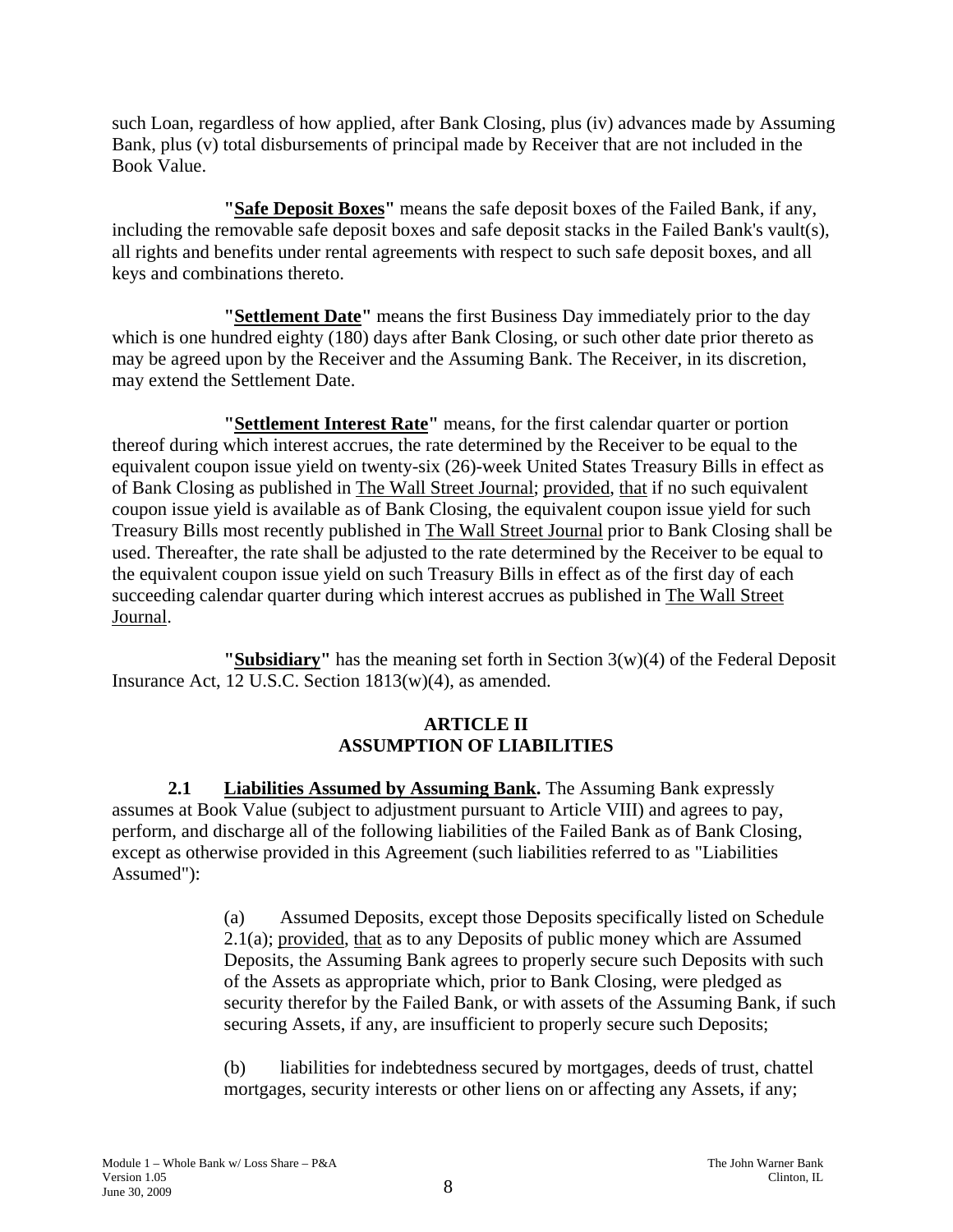such Loan, regardless of how applied, after Bank Closing, plus (iv) advances made by Assuming Bank, plus (v) total disbursements of principal made by Receiver that are not included in the Book Value.

**"Safe Deposit Boxes"** means the safe deposit boxes of the Failed Bank, if any, including the removable safe deposit boxes and safe deposit stacks in the Failed Bank's vault(s), all rights and benefits under rental agreements with respect to such safe deposit boxes, and all keys and combinations thereto.

**"Settlement Date"** means the first Business Day immediately prior to the day which is one hundred eighty (180) days after Bank Closing, or such other date prior thereto as may be agreed upon by the Receiver and the Assuming Bank. The Receiver, in its discretion, may extend the Settlement Date.

**"Settlement Interest Rate"** means, for the first calendar quarter or portion thereof during which interest accrues, the rate determined by the Receiver to be equal to the equivalent coupon issue yield on twenty-six (26)-week United States Treasury Bills in effect as of Bank Closing as published in The Wall Street Journal; provided, that if no such equivalent coupon issue yield is available as of Bank Closing, the equivalent coupon issue yield for such Treasury Bills most recently published in The Wall Street Journal prior to Bank Closing shall be used. Thereafter, the rate shall be adjusted to the rate determined by the Receiver to be equal to the equivalent coupon issue yield on such Treasury Bills in effect as of the first day of each succeeding calendar quarter during which interest accrues as published in The Wall Street Journal.

**"Subsidiary"** has the meaning set forth in Section 3(w)(4) of the Federal Deposit Insurance Act, 12 U.S.C. Section 1813(w)(4), as amended.

## ARTICLE II
## ASSUMPTION OF LIABILITIES

**2.1 Liabilities Assumed by Assuming Bank.** The Assuming Bank expressly assumes at Book Value (subject to adjustment pursuant to Article VIII) and agrees to pay, perform, and discharge all of the following liabilities of the Failed Bank as of Bank Closing, except as otherwise provided in this Agreement (such liabilities referred to as "Liabilities Assumed"):

(a) Assumed Deposits, except those Deposits specifically listed on Schedule 2.1(a); provided, that as to any Deposits of public money which are Assumed Deposits, the Assuming Bank agrees to properly secure such Deposits with such of the Assets as appropriate which, prior to Bank Closing, were pledged as security therefor by the Failed Bank, or with assets of the Assuming Bank, if such securing Assets, if any, are insufficient to properly secure such Deposits;

(b) liabilities for indebtedness secured by mortgages, deeds of trust, chattel mortgages, security interests or other liens on or affecting any Assets, if any;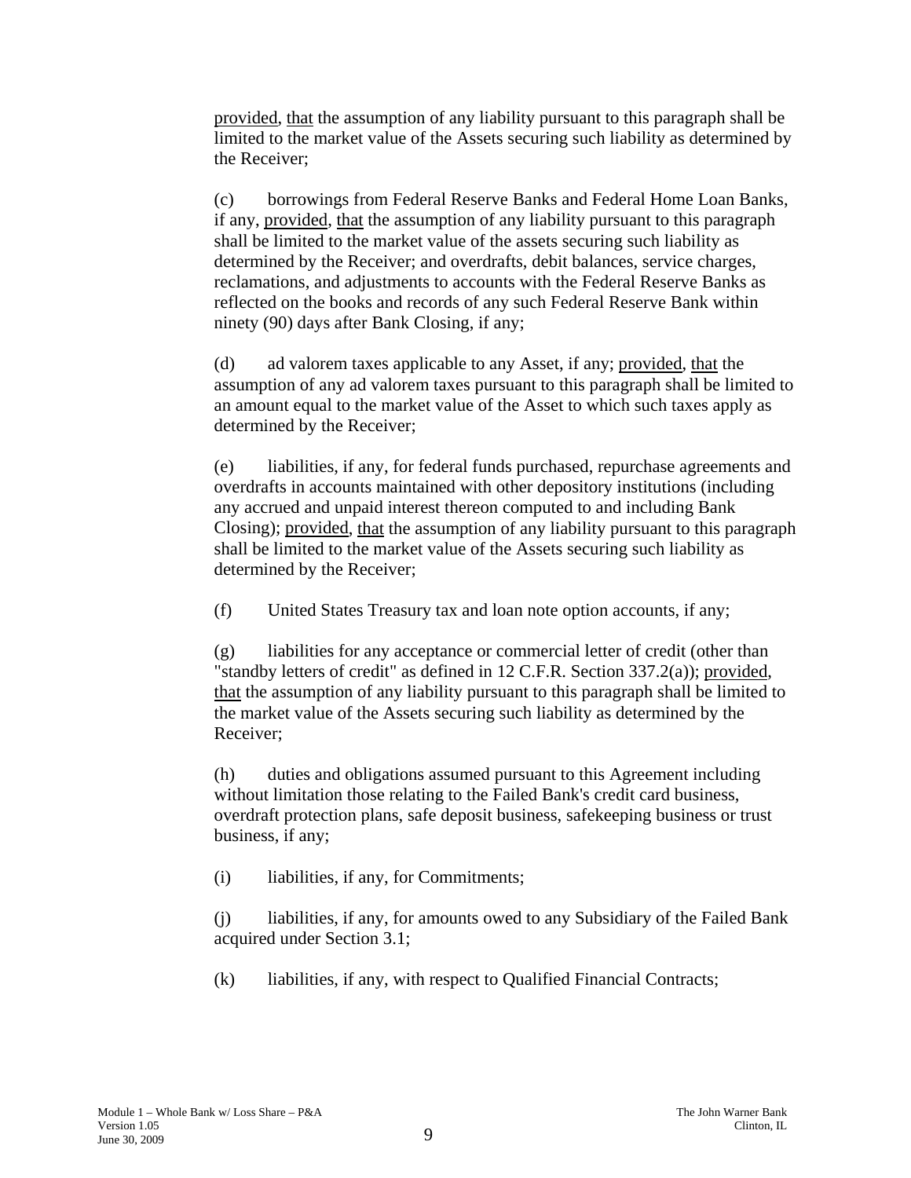provided, that the assumption of any liability pursuant to this paragraph shall be limited to the market value of the Assets securing such liability as determined by the Receiver;

(c) borrowings from Federal Reserve Banks and Federal Home Loan Banks, if any, provided, that the assumption of any liability pursuant to this paragraph shall be limited to the market value of the assets securing such liability as determined by the Receiver; and overdrafts, debit balances, service charges, reclamations, and adjustments to accounts with the Federal Reserve Banks as reflected on the books and records of any such Federal Reserve Bank within ninety (90) days after Bank Closing, if any;

(d) ad valorem taxes applicable to any Asset, if any; provided, that the assumption of any ad valorem taxes pursuant to this paragraph shall be limited to an amount equal to the market value of the Asset to which such taxes apply as determined by the Receiver;

(e) liabilities, if any, for federal funds purchased, repurchase agreements and overdrafts in accounts maintained with other depository institutions (including any accrued and unpaid interest thereon computed to and including Bank Closing); provided, that the assumption of any liability pursuant to this paragraph shall be limited to the market value of the Assets securing such liability as determined by the Receiver;

(f) United States Treasury tax and loan note option accounts, if any;

(g) liabilities for any acceptance or commercial letter of credit (other than "standby letters of credit" as defined in 12 C.F.R. Section 337.2(a)); provided, that the assumption of any liability pursuant to this paragraph shall be limited to the market value of the Assets securing such liability as determined by the Receiver;

(h) duties and obligations assumed pursuant to this Agreement including without limitation those relating to the Failed Bank's credit card business, overdraft protection plans, safe deposit business, safekeeping business or trust business, if any;

(i) liabilities, if any, for Commitments;

(j) liabilities, if any, for amounts owed to any Subsidiary of the Failed Bank acquired under Section 3.1;

(k) liabilities, if any, with respect to Qualified Financial Contracts;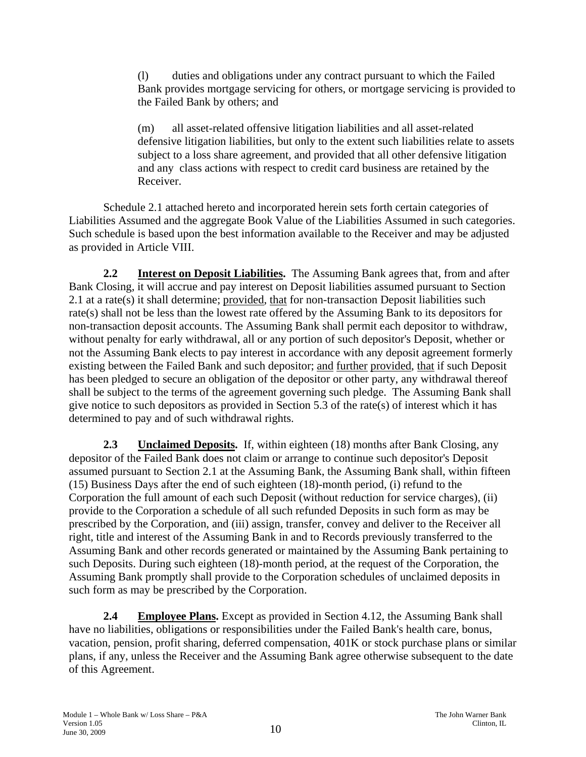(l) duties and obligations under any contract pursuant to which the Failed Bank provides mortgage servicing for others, or mortgage servicing is provided to the Failed Bank by others; and

(m) all asset-related offensive litigation liabilities and all asset-related defensive litigation liabilities, but only to the extent such liabilities relate to assets subject to a loss share agreement, and provided that all other defensive litigation and any class actions with respect to credit card business are retained by the Receiver.

Schedule 2.1 attached hereto and incorporated herein sets forth certain categories of Liabilities Assumed and the aggregate Book Value of the Liabilities Assumed in such categories. Such schedule is based upon the best information available to the Receiver and may be adjusted as provided in Article VIII.

**2.2 Interest on Deposit Liabilities.** The Assuming Bank agrees that, from and after Bank Closing, it will accrue and pay interest on Deposit liabilities assumed pursuant to Section 2.1 at a rate(s) it shall determine; provided, that for non-transaction Deposit liabilities such rate(s) shall not be less than the lowest rate offered by the Assuming Bank to its depositors for non-transaction deposit accounts. The Assuming Bank shall permit each depositor to withdraw, without penalty for early withdrawal, all or any portion of such depositor's Deposit, whether or not the Assuming Bank elects to pay interest in accordance with any deposit agreement formerly existing between the Failed Bank and such depositor; and further provided, that if such Deposit has been pledged to secure an obligation of the depositor or other party, any withdrawal thereof shall be subject to the terms of the agreement governing such pledge. The Assuming Bank shall give notice to such depositors as provided in Section 5.3 of the rate(s) of interest which it has determined to pay and of such withdrawal rights.

**2.3 Unclaimed Deposits.** If, within eighteen (18) months after Bank Closing, any depositor of the Failed Bank does not claim or arrange to continue such depositor's Deposit assumed pursuant to Section 2.1 at the Assuming Bank, the Assuming Bank shall, within fifteen (15) Business Days after the end of such eighteen (18)-month period, (i) refund to the Corporation the full amount of each such Deposit (without reduction for service charges), (ii) provide to the Corporation a schedule of all such refunded Deposits in such form as may be prescribed by the Corporation, and (iii) assign, transfer, convey and deliver to the Receiver all right, title and interest of the Assuming Bank in and to Records previously transferred to the Assuming Bank and other records generated or maintained by the Assuming Bank pertaining to such Deposits. During such eighteen (18)-month period, at the request of the Corporation, the Assuming Bank promptly shall provide to the Corporation schedules of unclaimed deposits in such form as may be prescribed by the Corporation.

**2.4 Employee Plans.** Except as provided in Section 4.12, the Assuming Bank shall have no liabilities, obligations or responsibilities under the Failed Bank's health care, bonus, vacation, pension, profit sharing, deferred compensation, 401K or stock purchase plans or similar plans, if any, unless the Receiver and the Assuming Bank agree otherwise subsequent to the date of this Agreement.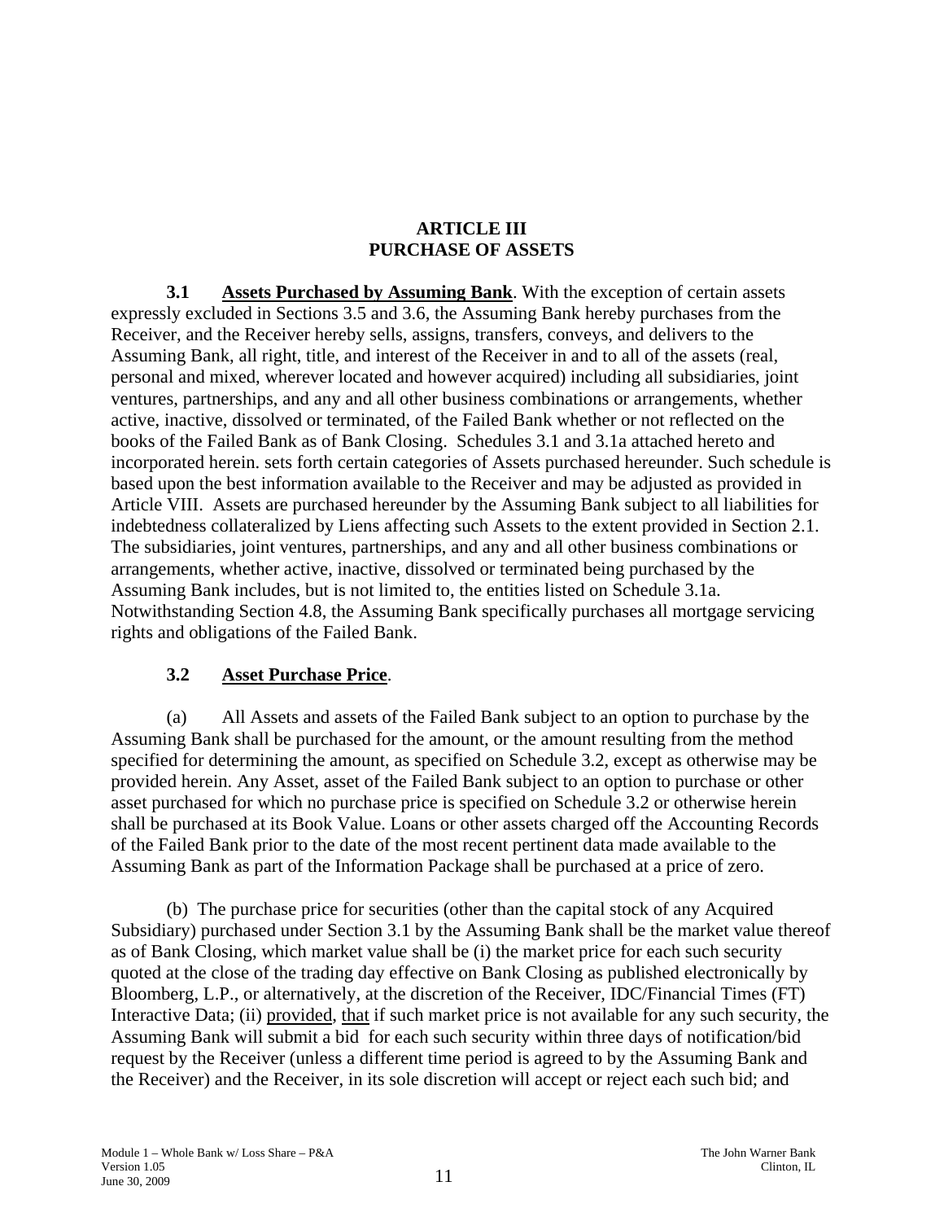# ARTICLE III
# PURCHASE OF ASSETS

**3.1 Assets Purchased by Assuming Bank**. With the exception of certain assets expressly excluded in Sections 3.5 and 3.6, the Assuming Bank hereby purchases from the Receiver, and the Receiver hereby sells, assigns, transfers, conveys, and delivers to the Assuming Bank, all right, title, and interest of the Receiver in and to all of the assets (real, personal and mixed, wherever located and however acquired) including all subsidiaries, joint ventures, partnerships, and any and all other business combinations or arrangements, whether active, inactive, dissolved or terminated, of the Failed Bank whether or not reflected on the books of the Failed Bank as of Bank Closing. Schedules 3.1 and 3.1a attached hereto and incorporated herein. sets forth certain categories of Assets purchased hereunder. Such schedule is based upon the best information available to the Receiver and may be adjusted as provided in Article VIII. Assets are purchased hereunder by the Assuming Bank subject to all liabilities for indebtedness collateralized by Liens affecting such Assets to the extent provided in Section 2.1. The subsidiaries, joint ventures, partnerships, and any and all other business combinations or arrangements, whether active, inactive, dissolved or terminated being purchased by the Assuming Bank includes, but is not limited to, the entities listed on Schedule 3.1a. Notwithstanding Section 4.8, the Assuming Bank specifically purchases all mortgage servicing rights and obligations of the Failed Bank.

**3.2 Asset Purchase Price**.

(a) All Assets and assets of the Failed Bank subject to an option to purchase by the Assuming Bank shall be purchased for the amount, or the amount resulting from the method specified for determining the amount, as specified on Schedule 3.2, except as otherwise may be provided herein. Any Asset, asset of the Failed Bank subject to an option to purchase or other asset purchased for which no purchase price is specified on Schedule 3.2 or otherwise herein shall be purchased at its Book Value. Loans or other assets charged off the Accounting Records of the Failed Bank prior to the date of the most recent pertinent data made available to the Assuming Bank as part of the Information Package shall be purchased at a price of zero.

(b) The purchase price for securities (other than the capital stock of any Acquired Subsidiary) purchased under Section 3.1 by the Assuming Bank shall be the market value thereof as of Bank Closing, which market value shall be (i) the market price for each such security quoted at the close of the trading day effective on Bank Closing as published electronically by Bloomberg, L.P., or alternatively, at the discretion of the Receiver, IDC/Financial Times (FT) Interactive Data; (ii) provided, that if such market price is not available for any such security, the Assuming Bank will submit a bid for each such security within three days of notification/bid request by the Receiver (unless a different time period is agreed to by the Assuming Bank and the Receiver) and the Receiver, in its sole discretion will accept or reject each such bid; and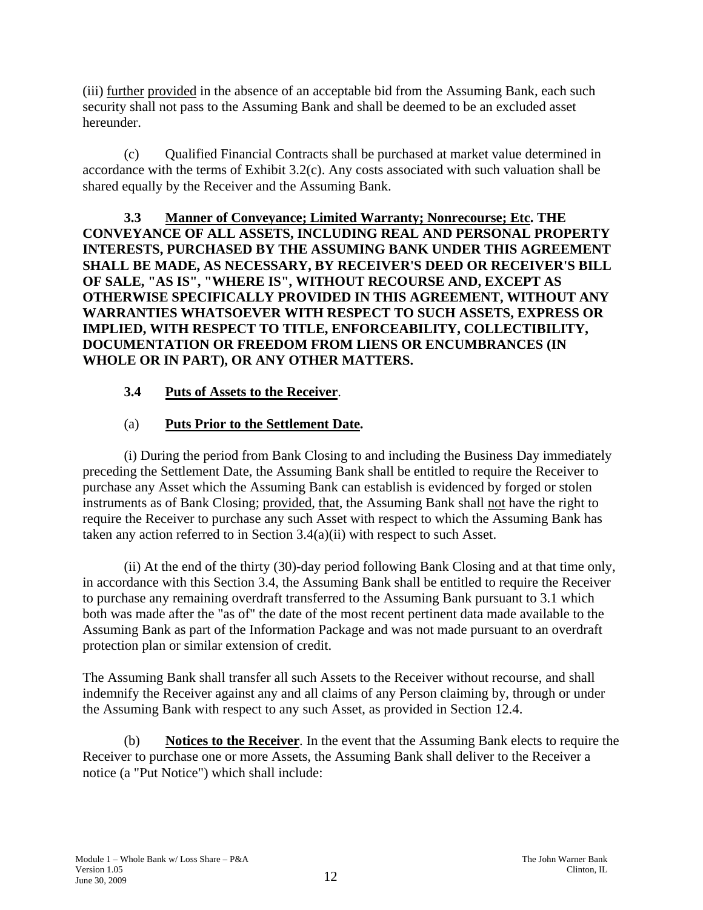(iii) further provided in the absence of an acceptable bid from the Assuming Bank, each such security shall not pass to the Assuming Bank and shall be deemed to be an excluded asset hereunder.

(c) Qualified Financial Contracts shall be purchased at market value determined in accordance with the terms of Exhibit 3.2(c). Any costs associated with such valuation shall be shared equally by the Receiver and the Assuming Bank.

**3.3 Manner of Conveyance; Limited Warranty; Nonrecourse; Etc. THE CONVEYANCE OF ALL ASSETS, INCLUDING REAL AND PERSONAL PROPERTY INTERESTS, PURCHASED BY THE ASSUMING BANK UNDER THIS AGREEMENT SHALL BE MADE, AS NECESSARY, BY RECEIVER'S DEED OR RECEIVER'S BILL OF SALE, "AS IS", "WHERE IS", WITHOUT RECOURSE AND, EXCEPT AS OTHERWISE SPECIFICALLY PROVIDED IN THIS AGREEMENT, WITHOUT ANY WARRANTIES WHATSOEVER WITH RESPECT TO SUCH ASSETS, EXPRESS OR IMPLIED, WITH RESPECT TO TITLE, ENFORCEABILITY, COLLECTIBILITY, DOCUMENTATION OR FREEDOM FROM LIENS OR ENCUMBRANCES (IN WHOLE OR IN PART), OR ANY OTHER MATTERS.**

**3.4 Puts of Assets to the Receiver**.

(a) **Puts Prior to the Settlement Date.**

(i) During the period from Bank Closing to and including the Business Day immediately preceding the Settlement Date, the Assuming Bank shall be entitled to require the Receiver to purchase any Asset which the Assuming Bank can establish is evidenced by forged or stolen instruments as of Bank Closing; provided, that, the Assuming Bank shall not have the right to require the Receiver to purchase any such Asset with respect to which the Assuming Bank has taken any action referred to in Section 3.4(a)(ii) with respect to such Asset.

(ii) At the end of the thirty (30)-day period following Bank Closing and at that time only, in accordance with this Section 3.4, the Assuming Bank shall be entitled to require the Receiver to purchase any remaining overdraft transferred to the Assuming Bank pursuant to 3.1 which both was made after the "as of" the date of the most recent pertinent data made available to the Assuming Bank as part of the Information Package and was not made pursuant to an overdraft protection plan or similar extension of credit.

The Assuming Bank shall transfer all such Assets to the Receiver without recourse, and shall indemnify the Receiver against any and all claims of any Person claiming by, through or under the Assuming Bank with respect to any such Asset, as provided in Section 12.4.

(b) **Notices to the Receiver**. In the event that the Assuming Bank elects to require the Receiver to purchase one or more Assets, the Assuming Bank shall deliver to the Receiver a notice (a "Put Notice") which shall include: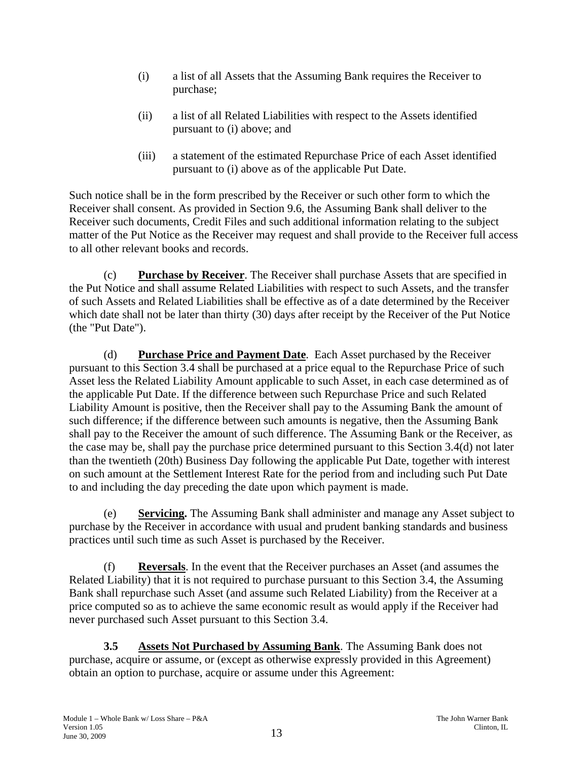(i) a list of all Assets that the Assuming Bank requires the Receiver to purchase;

(ii) a list of all Related Liabilities with respect to the Assets identified pursuant to (i) above; and

(iii) a statement of the estimated Repurchase Price of each Asset identified pursuant to (i) above as of the applicable Put Date.

Such notice shall be in the form prescribed by the Receiver or such other form to which the Receiver shall consent. As provided in Section 9.6, the Assuming Bank shall deliver to the Receiver such documents, Credit Files and such additional information relating to the subject matter of the Put Notice as the Receiver may request and shall provide to the Receiver full access to all other relevant books and records.

(c) **Purchase by Receiver**. The Receiver shall purchase Assets that are specified in the Put Notice and shall assume Related Liabilities with respect to such Assets, and the transfer of such Assets and Related Liabilities shall be effective as of a date determined by the Receiver which date shall not be later than thirty (30) days after receipt by the Receiver of the Put Notice (the "Put Date").

(d) **Purchase Price and Payment Date**. Each Asset purchased by the Receiver pursuant to this Section 3.4 shall be purchased at a price equal to the Repurchase Price of such Asset less the Related Liability Amount applicable to such Asset, in each case determined as of the applicable Put Date. If the difference between such Repurchase Price and such Related Liability Amount is positive, then the Receiver shall pay to the Assuming Bank the amount of such difference; if the difference between such amounts is negative, then the Assuming Bank shall pay to the Receiver the amount of such difference. The Assuming Bank or the Receiver, as the case may be, shall pay the purchase price determined pursuant to this Section 3.4(d) not later than the twentieth (20th) Business Day following the applicable Put Date, together with interest on such amount at the Settlement Interest Rate for the period from and including such Put Date to and including the day preceding the date upon which payment is made.

(e) **Servicing.** The Assuming Bank shall administer and manage any Asset subject to purchase by the Receiver in accordance with usual and prudent banking standards and business practices until such time as such Asset is purchased by the Receiver.

(f) **Reversals**. In the event that the Receiver purchases an Asset (and assumes the Related Liability) that it is not required to purchase pursuant to this Section 3.4, the Assuming Bank shall repurchase such Asset (and assume such Related Liability) from the Receiver at a price computed so as to achieve the same economic result as would apply if the Receiver had never purchased such Asset pursuant to this Section 3.4.

**3.5 Assets Not Purchased by Assuming Bank**. The Assuming Bank does not purchase, acquire or assume, or (except as otherwise expressly provided in this Agreement) obtain an option to purchase, acquire or assume under this Agreement: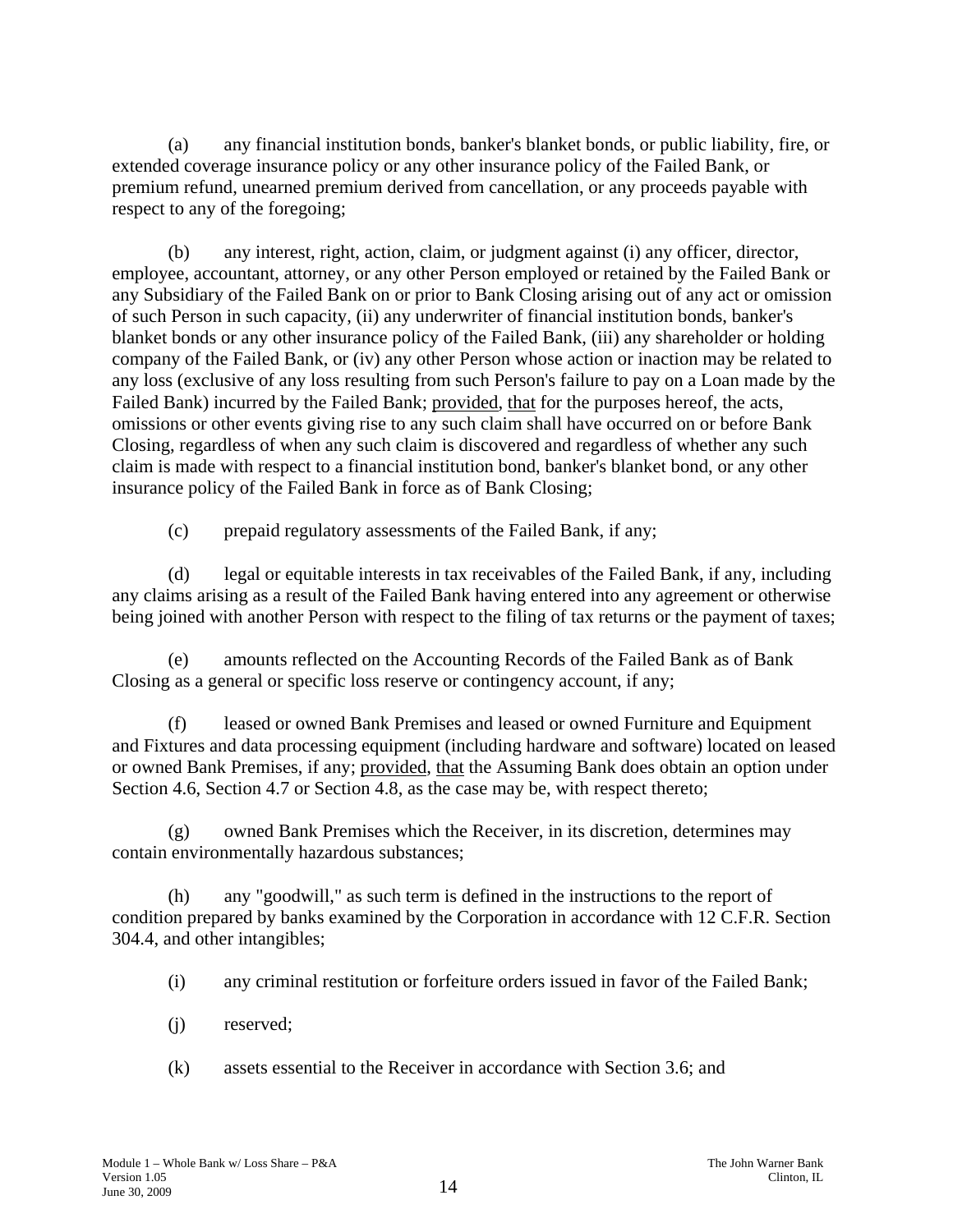(a) any financial institution bonds, banker's blanket bonds, or public liability, fire, or extended coverage insurance policy or any other insurance policy of the Failed Bank, or premium refund, unearned premium derived from cancellation, or any proceeds payable with respect to any of the foregoing;

(b) any interest, right, action, claim, or judgment against (i) any officer, director, employee, accountant, attorney, or any other Person employed or retained by the Failed Bank or any Subsidiary of the Failed Bank on or prior to Bank Closing arising out of any act or omission of such Person in such capacity, (ii) any underwriter of financial institution bonds, banker's blanket bonds or any other insurance policy of the Failed Bank, (iii) any shareholder or holding company of the Failed Bank, or (iv) any other Person whose action or inaction may be related to any loss (exclusive of any loss resulting from such Person's failure to pay on a Loan made by the Failed Bank) incurred by the Failed Bank; provided, that for the purposes hereof, the acts, omissions or other events giving rise to any such claim shall have occurred on or before Bank Closing, regardless of when any such claim is discovered and regardless of whether any such claim is made with respect to a financial institution bond, banker's blanket bond, or any other insurance policy of the Failed Bank in force as of Bank Closing;

(c) prepaid regulatory assessments of the Failed Bank, if any;

(d) legal or equitable interests in tax receivables of the Failed Bank, if any, including any claims arising as a result of the Failed Bank having entered into any agreement or otherwise being joined with another Person with respect to the filing of tax returns or the payment of taxes;

(e) amounts reflected on the Accounting Records of the Failed Bank as of Bank Closing as a general or specific loss reserve or contingency account, if any;

(f) leased or owned Bank Premises and leased or owned Furniture and Equipment and Fixtures and data processing equipment (including hardware and software) located on leased or owned Bank Premises, if any; provided, that the Assuming Bank does obtain an option under Section 4.6, Section 4.7 or Section 4.8, as the case may be, with respect thereto;

(g) owned Bank Premises which the Receiver, in its discretion, determines may contain environmentally hazardous substances;

(h) any "goodwill," as such term is defined in the instructions to the report of condition prepared by banks examined by the Corporation in accordance with 12 C.F.R. Section 304.4, and other intangibles;

(i) any criminal restitution or forfeiture orders issued in favor of the Failed Bank;

(j) reserved;

(k) assets essential to the Receiver in accordance with Section 3.6; and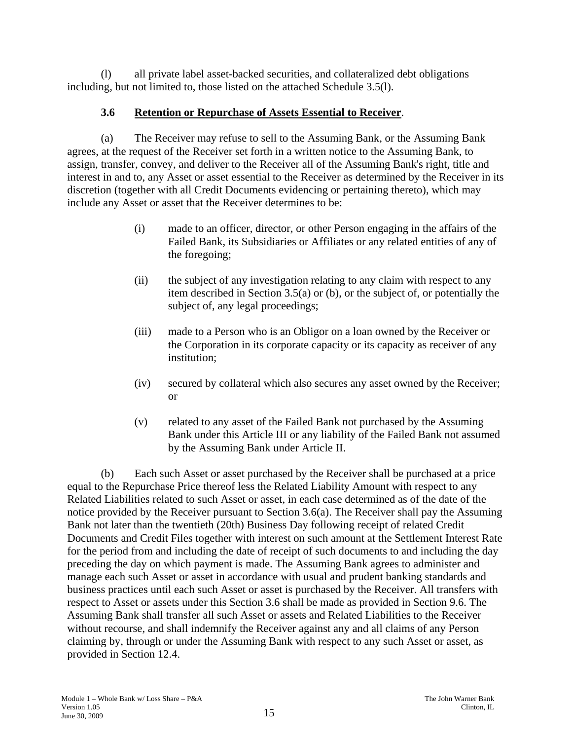(l) all private label asset-backed securities, and collateralized debt obligations including, but not limited to, those listed on the attached Schedule 3.5(l).

### 3.6 Retention or Repurchase of Assets Essential to Receiver.

(a) The Receiver may refuse to sell to the Assuming Bank, or the Assuming Bank agrees, at the request of the Receiver set forth in a written notice to the Assuming Bank, to assign, transfer, convey, and deliver to the Receiver all of the Assuming Bank's right, title and interest in and to, any Asset or asset essential to the Receiver as determined by the Receiver in its discretion (together with all Credit Documents evidencing or pertaining thereto), which may include any Asset or asset that the Receiver determines to be:

(i) made to an officer, director, or other Person engaging in the affairs of the Failed Bank, its Subsidiaries or Affiliates or any related entities of any of the foregoing;

(ii) the subject of any investigation relating to any claim with respect to any item described in Section 3.5(a) or (b), or the subject of, or potentially the subject of, any legal proceedings;

(iii) made to a Person who is an Obligor on a loan owned by the Receiver or the Corporation in its corporate capacity or its capacity as receiver of any institution;

(iv) secured by collateral which also secures any asset owned by the Receiver; or

(v) related to any asset of the Failed Bank not purchased by the Assuming Bank under this Article III or any liability of the Failed Bank not assumed by the Assuming Bank under Article II.

(b) Each such Asset or asset purchased by the Receiver shall be purchased at a price equal to the Repurchase Price thereof less the Related Liability Amount with respect to any Related Liabilities related to such Asset or asset, in each case determined as of the date of the notice provided by the Receiver pursuant to Section 3.6(a). The Receiver shall pay the Assuming Bank not later than the twentieth (20th) Business Day following receipt of related Credit Documents and Credit Files together with interest on such amount at the Settlement Interest Rate for the period from and including the date of receipt of such documents to and including the day preceding the day on which payment is made. The Assuming Bank agrees to administer and manage each such Asset or asset in accordance with usual and prudent banking standards and business practices until each such Asset or asset is purchased by the Receiver. All transfers with respect to Asset or assets under this Section 3.6 shall be made as provided in Section 9.6. The Assuming Bank shall transfer all such Asset or assets and Related Liabilities to the Receiver without recourse, and shall indemnify the Receiver against any and all claims of any Person claiming by, through or under the Assuming Bank with respect to any such Asset or asset, as provided in Section 12.4.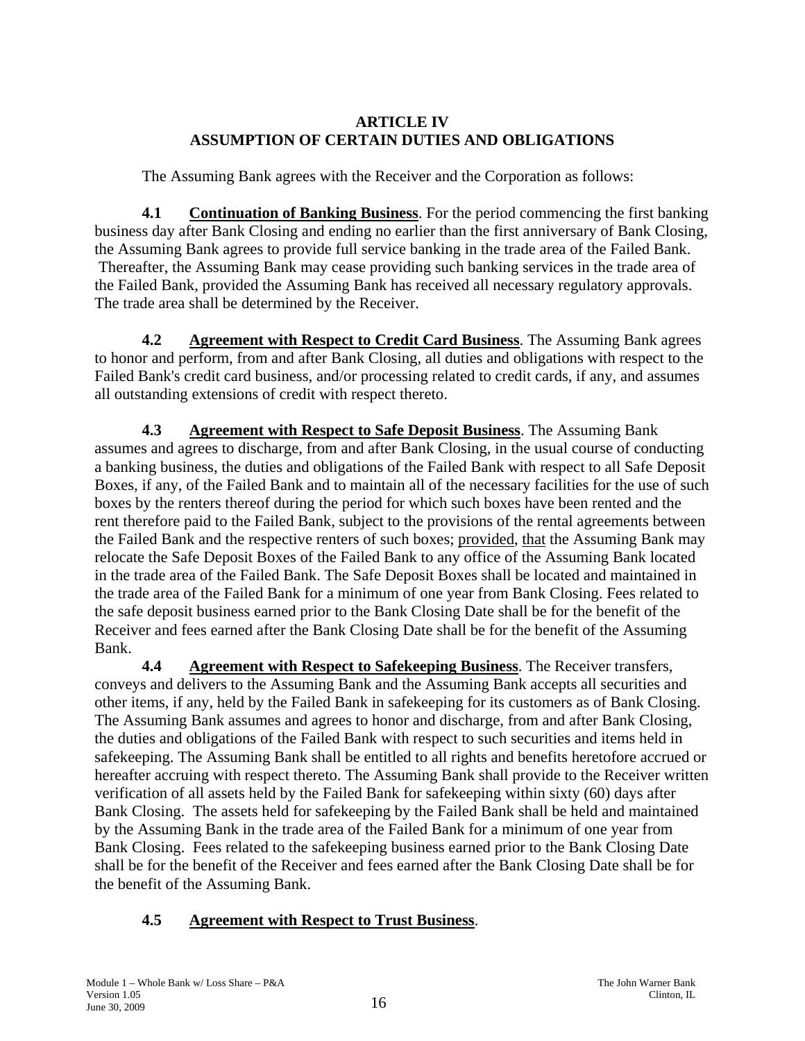## ARTICLE IV
## ASSUMPTION OF CERTAIN DUTIES AND OBLIGATIONS

The Assuming Bank agrees with the Receiver and the Corporation as follows:

**4.1 Continuation of Banking Business**. For the period commencing the first banking business day after Bank Closing and ending no earlier than the first anniversary of Bank Closing, the Assuming Bank agrees to provide full service banking in the trade area of the Failed Bank. Thereafter, the Assuming Bank may cease providing such banking services in the trade area of the Failed Bank, provided the Assuming Bank has received all necessary regulatory approvals. The trade area shall be determined by the Receiver.

**4.2 Agreement with Respect to Credit Card Business**. The Assuming Bank agrees to honor and perform, from and after Bank Closing, all duties and obligations with respect to the Failed Bank's credit card business, and/or processing related to credit cards, if any, and assumes all outstanding extensions of credit with respect thereto.

**4.3 Agreement with Respect to Safe Deposit Business**. The Assuming Bank assumes and agrees to discharge, from and after Bank Closing, in the usual course of conducting a banking business, the duties and obligations of the Failed Bank with respect to all Safe Deposit Boxes, if any, of the Failed Bank and to maintain all of the necessary facilities for the use of such boxes by the renters thereof during the period for which such boxes have been rented and the rent therefore paid to the Failed Bank, subject to the provisions of the rental agreements between the Failed Bank and the respective renters of such boxes; provided, that the Assuming Bank may relocate the Safe Deposit Boxes of the Failed Bank to any office of the Assuming Bank located in the trade area of the Failed Bank. The Safe Deposit Boxes shall be located and maintained in the trade area of the Failed Bank for a minimum of one year from Bank Closing. Fees related to the safe deposit business earned prior to the Bank Closing Date shall be for the benefit of the Receiver and fees earned after the Bank Closing Date shall be for the benefit of the Assuming Bank.

**4.4 Agreement with Respect to Safekeeping Business**. The Receiver transfers, conveys and delivers to the Assuming Bank and the Assuming Bank accepts all securities and other items, if any, held by the Failed Bank in safekeeping for its customers as of Bank Closing. The Assuming Bank assumes and agrees to honor and discharge, from and after Bank Closing, the duties and obligations of the Failed Bank with respect to such securities and items held in safekeeping. The Assuming Bank shall be entitled to all rights and benefits heretofore accrued or hereafter accruing with respect thereto. The Assuming Bank shall provide to the Receiver written verification of all assets held by the Failed Bank for safekeeping within sixty (60) days after Bank Closing. The assets held for safekeeping by the Failed Bank shall be held and maintained by the Assuming Bank in the trade area of the Failed Bank for a minimum of one year from Bank Closing. Fees related to the safekeeping business earned prior to the Bank Closing Date shall be for the benefit of the Receiver and fees earned after the Bank Closing Date shall be for the benefit of the Assuming Bank.

**4.5 Agreement with Respect to Trust Business**.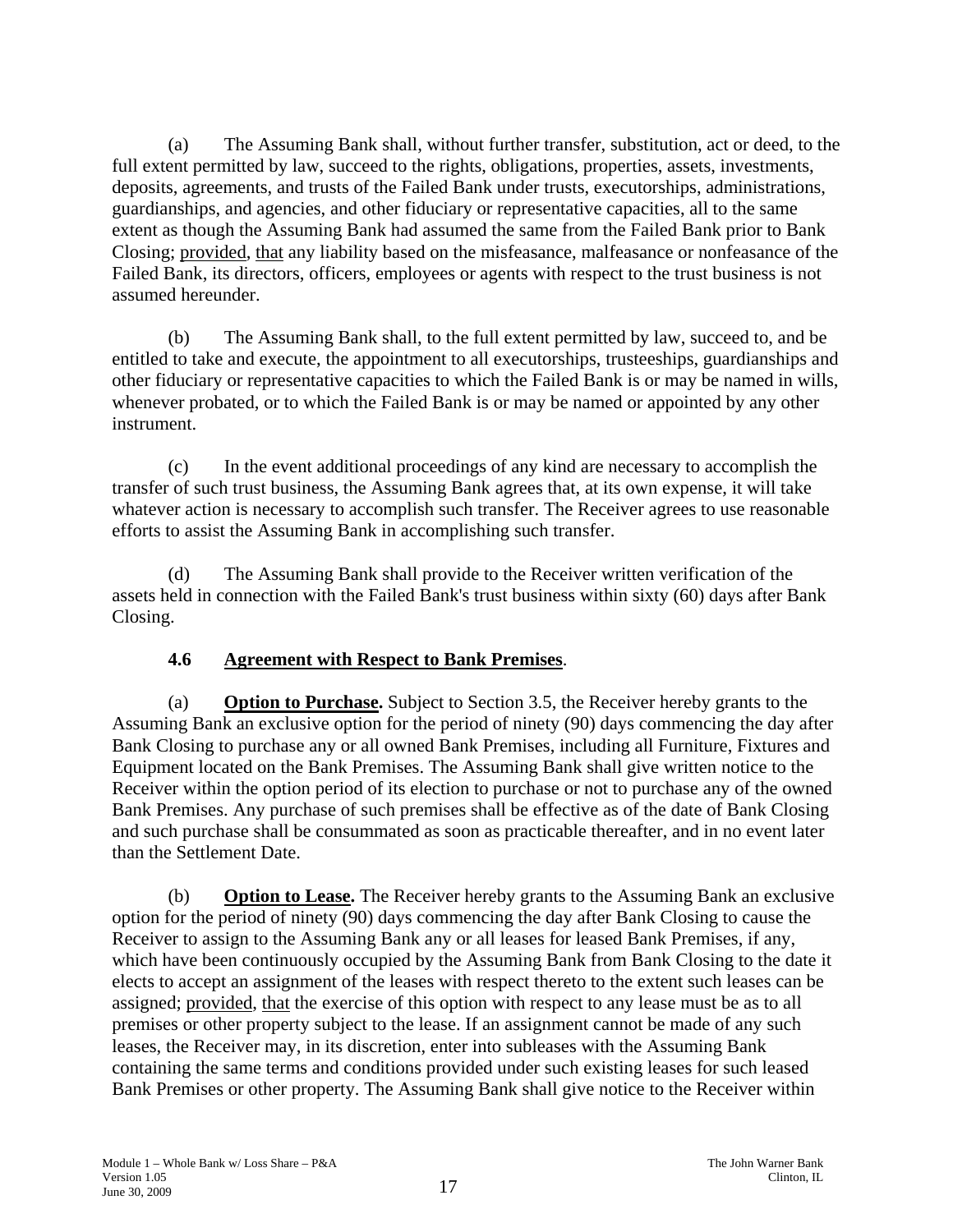(a) The Assuming Bank shall, without further transfer, substitution, act or deed, to the full extent permitted by law, succeed to the rights, obligations, properties, assets, investments, deposits, agreements, and trusts of the Failed Bank under trusts, executorships, administrations, guardianships, and agencies, and other fiduciary or representative capacities, all to the same extent as though the Assuming Bank had assumed the same from the Failed Bank prior to Bank Closing; provided, that any liability based on the misfeasance, malfeasance or nonfeasance of the Failed Bank, its directors, officers, employees or agents with respect to the trust business is not assumed hereunder.

(b) The Assuming Bank shall, to the full extent permitted by law, succeed to, and be entitled to take and execute, the appointment to all executorships, trusteeships, guardianships and other fiduciary or representative capacities to which the Failed Bank is or may be named in wills, whenever probated, or to which the Failed Bank is or may be named or appointed by any other instrument.

(c) In the event additional proceedings of any kind are necessary to accomplish the transfer of such trust business, the Assuming Bank agrees that, at its own expense, it will take whatever action is necessary to accomplish such transfer. The Receiver agrees to use reasonable efforts to assist the Assuming Bank in accomplishing such transfer.

(d) The Assuming Bank shall provide to the Receiver written verification of the assets held in connection with the Failed Bank's trust business within sixty (60) days after Bank Closing.

### 4.6 Agreement with Respect to Bank Premises.

(a) **Option to Purchase.** Subject to Section 3.5, the Receiver hereby grants to the Assuming Bank an exclusive option for the period of ninety (90) days commencing the day after Bank Closing to purchase any or all owned Bank Premises, including all Furniture, Fixtures and Equipment located on the Bank Premises. The Assuming Bank shall give written notice to the Receiver within the option period of its election to purchase or not to purchase any of the owned Bank Premises. Any purchase of such premises shall be effective as of the date of Bank Closing and such purchase shall be consummated as soon as practicable thereafter, and in no event later than the Settlement Date.

(b) **Option to Lease.** The Receiver hereby grants to the Assuming Bank an exclusive option for the period of ninety (90) days commencing the day after Bank Closing to cause the Receiver to assign to the Assuming Bank any or all leases for leased Bank Premises, if any, which have been continuously occupied by the Assuming Bank from Bank Closing to the date it elects to accept an assignment of the leases with respect thereto to the extent such leases can be assigned; provided, that the exercise of this option with respect to any lease must be as to all premises or other property subject to the lease. If an assignment cannot be made of any such leases, the Receiver may, in its discretion, enter into subleases with the Assuming Bank containing the same terms and conditions provided under such existing leases for such leased Bank Premises or other property. The Assuming Bank shall give notice to the Receiver within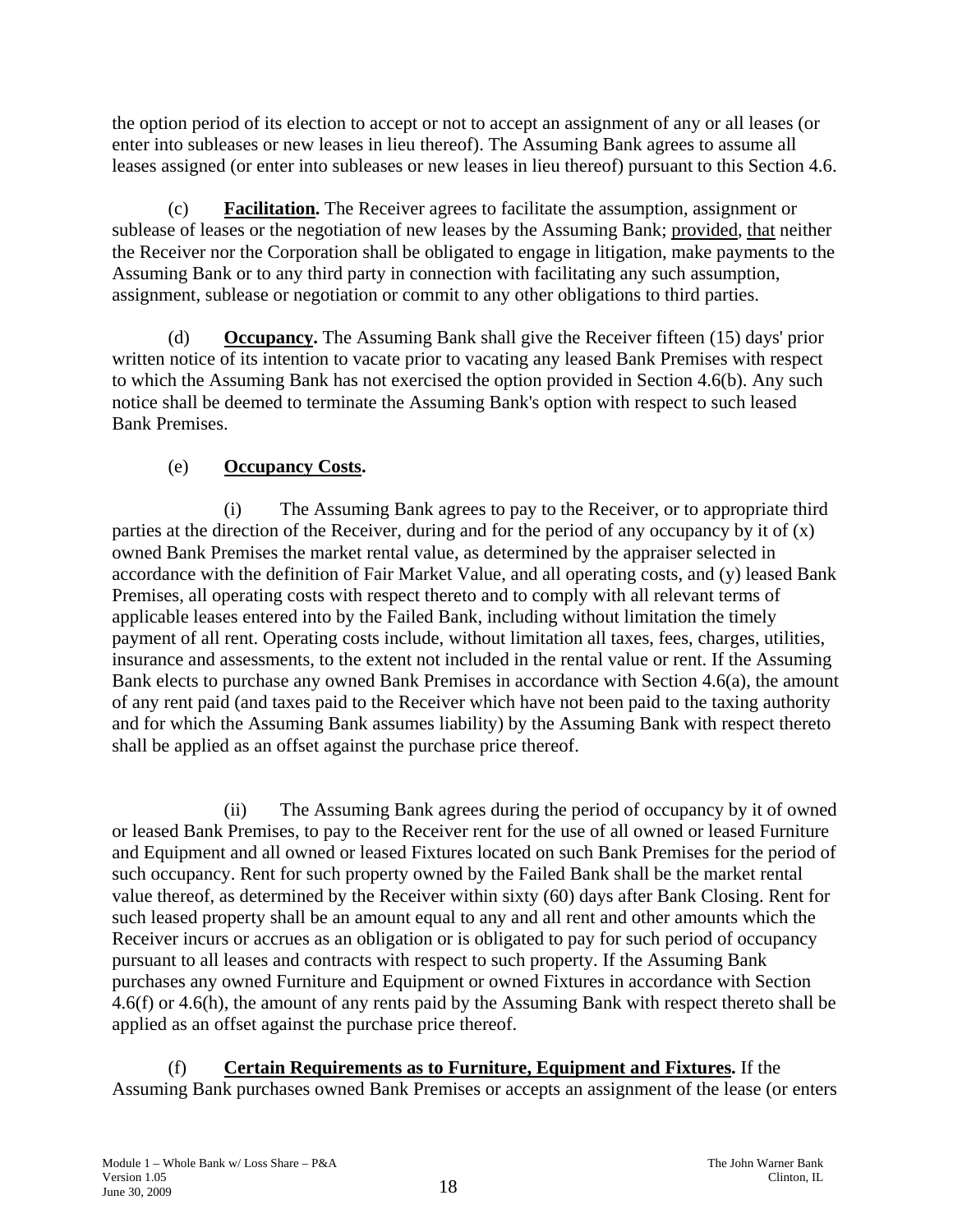the option period of its election to accept or not to accept an assignment of any or all leases (or enter into subleases or new leases in lieu thereof). The Assuming Bank agrees to assume all leases assigned (or enter into subleases or new leases in lieu thereof) pursuant to this Section 4.6.

(c) **Facilitation.** The Receiver agrees to facilitate the assumption, assignment or sublease of leases or the negotiation of new leases by the Assuming Bank; provided, that neither the Receiver nor the Corporation shall be obligated to engage in litigation, make payments to the Assuming Bank or to any third party in connection with facilitating any such assumption, assignment, sublease or negotiation or commit to any other obligations to third parties.

(d) **Occupancy.** The Assuming Bank shall give the Receiver fifteen (15) days' prior written notice of its intention to vacate prior to vacating any leased Bank Premises with respect to which the Assuming Bank has not exercised the option provided in Section 4.6(b). Any such notice shall be deemed to terminate the Assuming Bank's option with respect to such leased Bank Premises.

(e) **Occupancy Costs.**

(i) The Assuming Bank agrees to pay to the Receiver, or to appropriate third parties at the direction of the Receiver, during and for the period of any occupancy by it of (x) owned Bank Premises the market rental value, as determined by the appraiser selected in accordance with the definition of Fair Market Value, and all operating costs, and (y) leased Bank Premises, all operating costs with respect thereto and to comply with all relevant terms of applicable leases entered into by the Failed Bank, including without limitation the timely payment of all rent. Operating costs include, without limitation all taxes, fees, charges, utilities, insurance and assessments, to the extent not included in the rental value or rent. If the Assuming Bank elects to purchase any owned Bank Premises in accordance with Section 4.6(a), the amount of any rent paid (and taxes paid to the Receiver which have not been paid to the taxing authority and for which the Assuming Bank assumes liability) by the Assuming Bank with respect thereto shall be applied as an offset against the purchase price thereof.

(ii) The Assuming Bank agrees during the period of occupancy by it of owned or leased Bank Premises, to pay to the Receiver rent for the use of all owned or leased Furniture and Equipment and all owned or leased Fixtures located on such Bank Premises for the period of such occupancy. Rent for such property owned by the Failed Bank shall be the market rental value thereof, as determined by the Receiver within sixty (60) days after Bank Closing. Rent for such leased property shall be an amount equal to any and all rent and other amounts which the Receiver incurs or accrues as an obligation or is obligated to pay for such period of occupancy pursuant to all leases and contracts with respect to such property. If the Assuming Bank purchases any owned Furniture and Equipment or owned Fixtures in accordance with Section 4.6(f) or 4.6(h), the amount of any rents paid by the Assuming Bank with respect thereto shall be applied as an offset against the purchase price thereof.

(f) **Certain Requirements as to Furniture, Equipment and Fixtures.** If the Assuming Bank purchases owned Bank Premises or accepts an assignment of the lease (or enters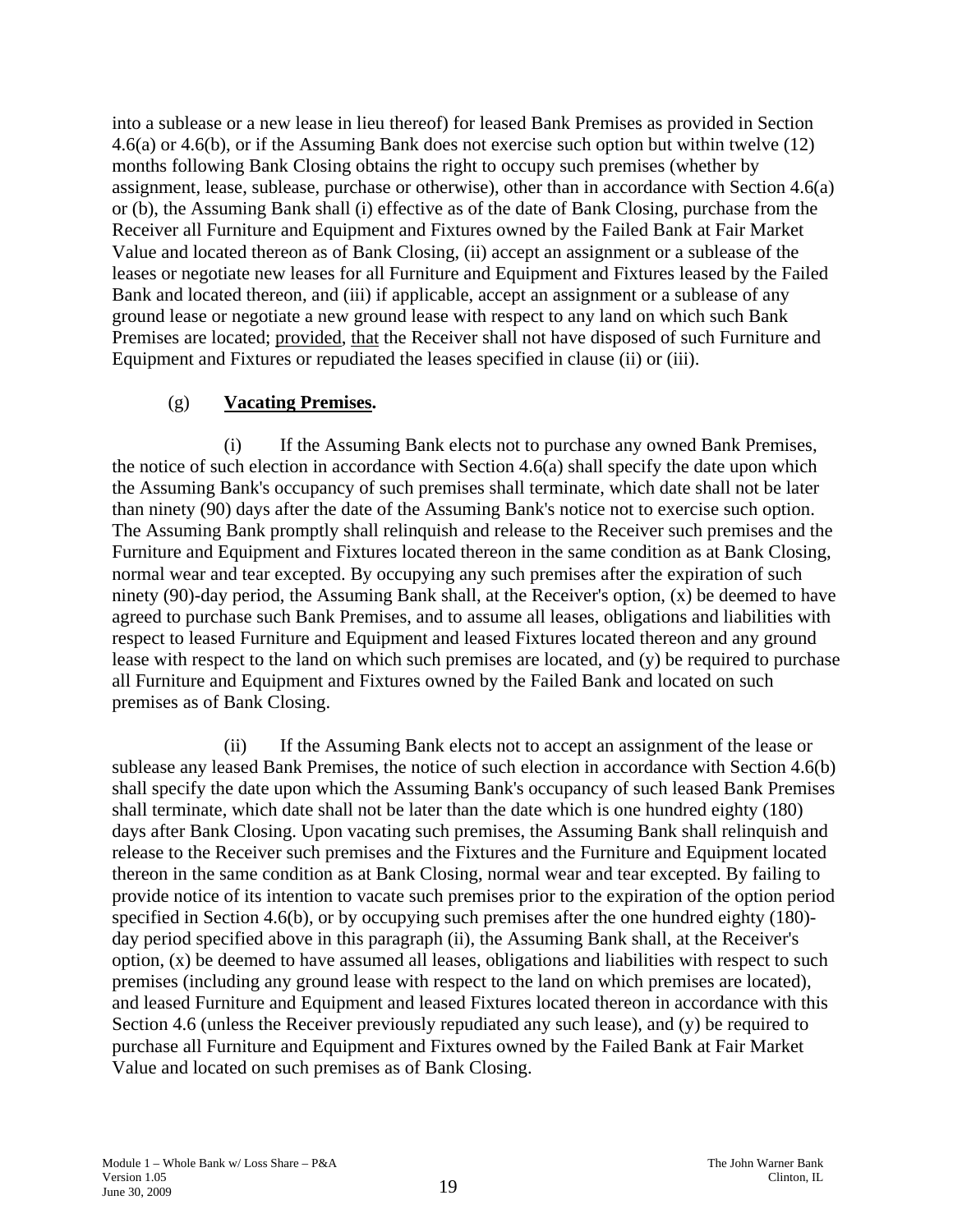into a sublease or a new lease in lieu thereof) for leased Bank Premises as provided in Section 4.6(a) or 4.6(b), or if the Assuming Bank does not exercise such option but within twelve (12) months following Bank Closing obtains the right to occupy such premises (whether by assignment, lease, sublease, purchase or otherwise), other than in accordance with Section 4.6(a) or (b), the Assuming Bank shall (i) effective as of the date of Bank Closing, purchase from the Receiver all Furniture and Equipment and Fixtures owned by the Failed Bank at Fair Market Value and located thereon as of Bank Closing, (ii) accept an assignment or a sublease of the leases or negotiate new leases for all Furniture and Equipment and Fixtures leased by the Failed Bank and located thereon, and (iii) if applicable, accept an assignment or a sublease of any ground lease or negotiate a new ground lease with respect to any land on which such Bank Premises are located; provided, that the Receiver shall not have disposed of such Furniture and Equipment and Fixtures or repudiated the leases specified in clause (ii) or (iii).

(g) **Vacating Premises.**

(i) If the Assuming Bank elects not to purchase any owned Bank Premises, the notice of such election in accordance with Section 4.6(a) shall specify the date upon which the Assuming Bank's occupancy of such premises shall terminate, which date shall not be later than ninety (90) days after the date of the Assuming Bank's notice not to exercise such option. The Assuming Bank promptly shall relinquish and release to the Receiver such premises and the Furniture and Equipment and Fixtures located thereon in the same condition as at Bank Closing, normal wear and tear excepted. By occupying any such premises after the expiration of such ninety (90)-day period, the Assuming Bank shall, at the Receiver's option, (x) be deemed to have agreed to purchase such Bank Premises, and to assume all leases, obligations and liabilities with respect to leased Furniture and Equipment and leased Fixtures located thereon and any ground lease with respect to the land on which such premises are located, and (y) be required to purchase all Furniture and Equipment and Fixtures owned by the Failed Bank and located on such premises as of Bank Closing.

(ii) If the Assuming Bank elects not to accept an assignment of the lease or sublease any leased Bank Premises, the notice of such election in accordance with Section 4.6(b) shall specify the date upon which the Assuming Bank's occupancy of such leased Bank Premises shall terminate, which date shall not be later than the date which is one hundred eighty (180) days after Bank Closing. Upon vacating such premises, the Assuming Bank shall relinquish and release to the Receiver such premises and the Fixtures and the Furniture and Equipment located thereon in the same condition as at Bank Closing, normal wear and tear excepted. By failing to provide notice of its intention to vacate such premises prior to the expiration of the option period specified in Section 4.6(b), or by occupying such premises after the one hundred eighty (180)-day period specified above in this paragraph (ii), the Assuming Bank shall, at the Receiver's option, (x) be deemed to have assumed all leases, obligations and liabilities with respect to such premises (including any ground lease with respect to the land on which premises are located), and leased Furniture and Equipment and leased Fixtures located thereon in accordance with this Section 4.6 (unless the Receiver previously repudiated any such lease), and (y) be required to purchase all Furniture and Equipment and Fixtures owned by the Failed Bank at Fair Market Value and located on such premises as of Bank Closing.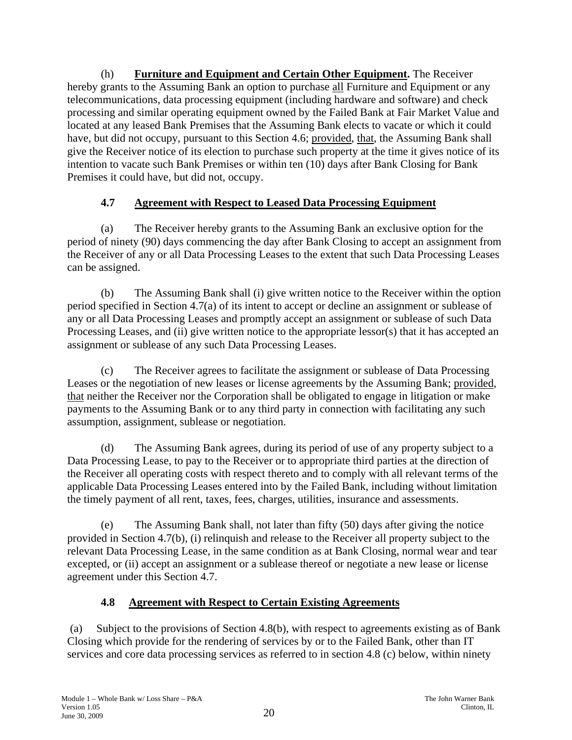(h) **Furniture and Equipment and Certain Other Equipment.** The Receiver hereby grants to the Assuming Bank an option to purchase all Furniture and Equipment or any telecommunications, data processing equipment (including hardware and software) and check processing and similar operating equipment owned by the Failed Bank at Fair Market Value and located at any leased Bank Premises that the Assuming Bank elects to vacate or which it could have, but did not occupy, pursuant to this Section 4.6; provided, that, the Assuming Bank shall give the Receiver notice of its election to purchase such property at the time it gives notice of its intention to vacate such Bank Premises or within ten (10) days after Bank Closing for Bank Premises it could have, but did not, occupy.

## 4.7 Agreement with Respect to Leased Data Processing Equipment

(a) The Receiver hereby grants to the Assuming Bank an exclusive option for the period of ninety (90) days commencing the day after Bank Closing to accept an assignment from the Receiver of any or all Data Processing Leases to the extent that such Data Processing Leases can be assigned.

(b) The Assuming Bank shall (i) give written notice to the Receiver within the option period specified in Section 4.7(a) of its intent to accept or decline an assignment or sublease of any or all Data Processing Leases and promptly accept an assignment or sublease of such Data Processing Leases, and (ii) give written notice to the appropriate lessor(s) that it has accepted an assignment or sublease of any such Data Processing Leases.

(c) The Receiver agrees to facilitate the assignment or sublease of Data Processing Leases or the negotiation of new leases or license agreements by the Assuming Bank; provided, that neither the Receiver nor the Corporation shall be obligated to engage in litigation or make payments to the Assuming Bank or to any third party in connection with facilitating any such assumption, assignment, sublease or negotiation.

(d) The Assuming Bank agrees, during its period of use of any property subject to a Data Processing Lease, to pay to the Receiver or to appropriate third parties at the direction of the Receiver all operating costs with respect thereto and to comply with all relevant terms of the applicable Data Processing Leases entered into by the Failed Bank, including without limitation the timely payment of all rent, taxes, fees, charges, utilities, insurance and assessments.

(e) The Assuming Bank shall, not later than fifty (50) days after giving the notice provided in Section 4.7(b), (i) relinquish and release to the Receiver all property subject to the relevant Data Processing Lease, in the same condition as at Bank Closing, normal wear and tear excepted, or (ii) accept an assignment or a sublease thereof or negotiate a new lease or license agreement under this Section 4.7.

## 4.8 Agreement with Respect to Certain Existing Agreements

(a) Subject to the provisions of Section 4.8(b), with respect to agreements existing as of Bank Closing which provide for the rendering of services by or to the Failed Bank, other than IT services and core data processing services as referred to in section 4.8 (c) below, within ninety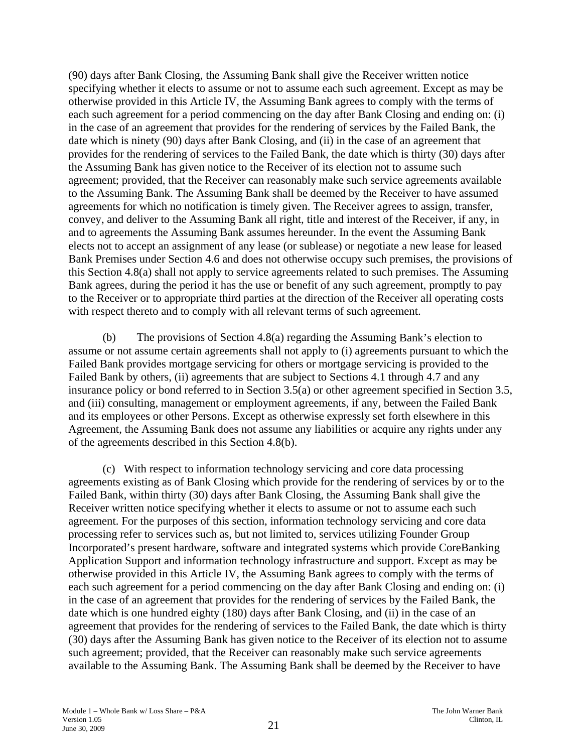(90) days after Bank Closing, the Assuming Bank shall give the Receiver written notice specifying whether it elects to assume or not to assume each such agreement. Except as may be otherwise provided in this Article IV, the Assuming Bank agrees to comply with the terms of each such agreement for a period commencing on the day after Bank Closing and ending on: (i) in the case of an agreement that provides for the rendering of services by the Failed Bank, the date which is ninety (90) days after Bank Closing, and (ii) in the case of an agreement that provides for the rendering of services to the Failed Bank, the date which is thirty (30) days after the Assuming Bank has given notice to the Receiver of its election not to assume such agreement; provided, that the Receiver can reasonably make such service agreements available to the Assuming Bank. The Assuming Bank shall be deemed by the Receiver to have assumed agreements for which no notification is timely given. The Receiver agrees to assign, transfer, convey, and deliver to the Assuming Bank all right, title and interest of the Receiver, if any, in and to agreements the Assuming Bank assumes hereunder. In the event the Assuming Bank elects not to accept an assignment of any lease (or sublease) or negotiate a new lease for leased Bank Premises under Section 4.6 and does not otherwise occupy such premises, the provisions of this Section 4.8(a) shall not apply to service agreements related to such premises. The Assuming Bank agrees, during the period it has the use or benefit of any such agreement, promptly to pay to the Receiver or to appropriate third parties at the direction of the Receiver all operating costs with respect thereto and to comply with all relevant terms of such agreement.

(b) The provisions of Section 4.8(a) regarding the Assuming Bank's election to assume or not assume certain agreements shall not apply to (i) agreements pursuant to which the Failed Bank provides mortgage servicing for others or mortgage servicing is provided to the Failed Bank by others, (ii) agreements that are subject to Sections 4.1 through 4.7 and any insurance policy or bond referred to in Section 3.5(a) or other agreement specified in Section 3.5, and (iii) consulting, management or employment agreements, if any, between the Failed Bank and its employees or other Persons. Except as otherwise expressly set forth elsewhere in this Agreement, the Assuming Bank does not assume any liabilities or acquire any rights under any of the agreements described in this Section 4.8(b).

(c) With respect to information technology servicing and core data processing agreements existing as of Bank Closing which provide for the rendering of services by or to the Failed Bank, within thirty (30) days after Bank Closing, the Assuming Bank shall give the Receiver written notice specifying whether it elects to assume or not to assume each such agreement. For the purposes of this section, information technology servicing and core data processing refer to services such as, but not limited to, services utilizing Founder Group Incorporated's present hardware, software and integrated systems which provide CoreBanking Application Support and information technology infrastructure and support. Except as may be otherwise provided in this Article IV, the Assuming Bank agrees to comply with the terms of each such agreement for a period commencing on the day after Bank Closing and ending on: (i) in the case of an agreement that provides for the rendering of services by the Failed Bank, the date which is one hundred eighty (180) days after Bank Closing, and (ii) in the case of an agreement that provides for the rendering of services to the Failed Bank, the date which is thirty (30) days after the Assuming Bank has given notice to the Receiver of its election not to assume such agreement; provided, that the Receiver can reasonably make such service agreements available to the Assuming Bank. The Assuming Bank shall be deemed by the Receiver to have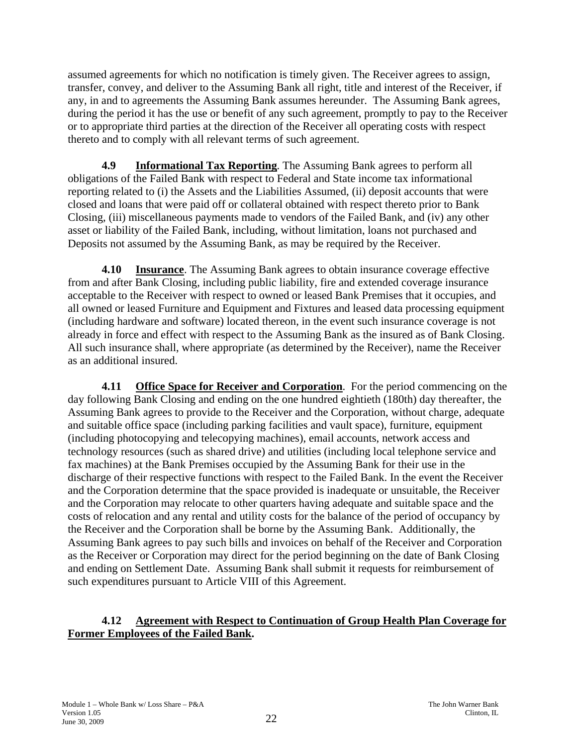assumed agreements for which no notification is timely given. The Receiver agrees to assign, transfer, convey, and deliver to the Assuming Bank all right, title and interest of the Receiver, if any, in and to agreements the Assuming Bank assumes hereunder. The Assuming Bank agrees, during the period it has the use or benefit of any such agreement, promptly to pay to the Receiver or to appropriate third parties at the direction of the Receiver all operating costs with respect thereto and to comply with all relevant terms of such agreement.

**4.9 Informational Tax Reporting**. The Assuming Bank agrees to perform all obligations of the Failed Bank with respect to Federal and State income tax informational reporting related to (i) the Assets and the Liabilities Assumed, (ii) deposit accounts that were closed and loans that were paid off or collateral obtained with respect thereto prior to Bank Closing, (iii) miscellaneous payments made to vendors of the Failed Bank, and (iv) any other asset or liability of the Failed Bank, including, without limitation, loans not purchased and Deposits not assumed by the Assuming Bank, as may be required by the Receiver.

**4.10 Insurance**. The Assuming Bank agrees to obtain insurance coverage effective from and after Bank Closing, including public liability, fire and extended coverage insurance acceptable to the Receiver with respect to owned or leased Bank Premises that it occupies, and all owned or leased Furniture and Equipment and Fixtures and leased data processing equipment (including hardware and software) located thereon, in the event such insurance coverage is not already in force and effect with respect to the Assuming Bank as the insured as of Bank Closing. All such insurance shall, where appropriate (as determined by the Receiver), name the Receiver as an additional insured.

**4.11 Office Space for Receiver and Corporation**. For the period commencing on the day following Bank Closing and ending on the one hundred eightieth (180th) day thereafter, the Assuming Bank agrees to provide to the Receiver and the Corporation, without charge, adequate and suitable office space (including parking facilities and vault space), furniture, equipment (including photocopying and telecopying machines), email accounts, network access and technology resources (such as shared drive) and utilities (including local telephone service and fax machines) at the Bank Premises occupied by the Assuming Bank for their use in the discharge of their respective functions with respect to the Failed Bank. In the event the Receiver and the Corporation determine that the space provided is inadequate or unsuitable, the Receiver and the Corporation may relocate to other quarters having adequate and suitable space and the costs of relocation and any rental and utility costs for the balance of the period of occupancy by the Receiver and the Corporation shall be borne by the Assuming Bank. Additionally, the Assuming Bank agrees to pay such bills and invoices on behalf of the Receiver and Corporation as the Receiver or Corporation may direct for the period beginning on the date of Bank Closing and ending on Settlement Date. Assuming Bank shall submit it requests for reimbursement of such expenditures pursuant to Article VIII of this Agreement.

**4.12 Agreement with Respect to Continuation of Group Health Plan Coverage for Former Employees of the Failed Bank.**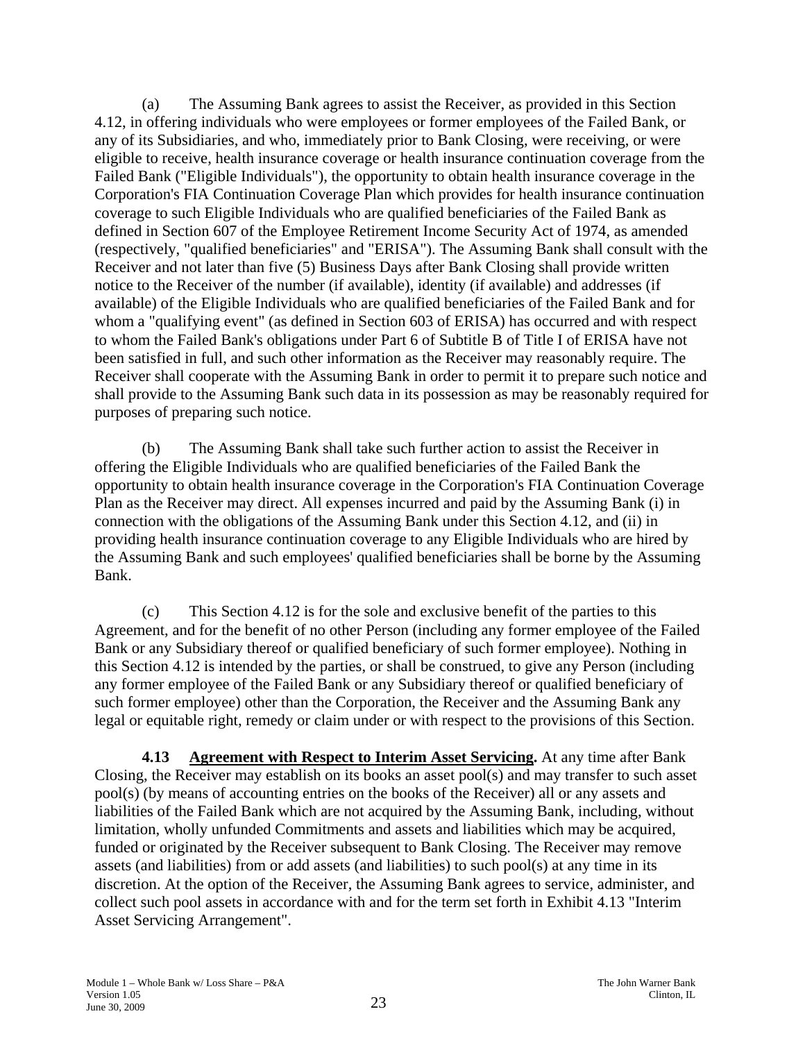(a) The Assuming Bank agrees to assist the Receiver, as provided in this Section 4.12, in offering individuals who were employees or former employees of the Failed Bank, or any of its Subsidiaries, and who, immediately prior to Bank Closing, were receiving, or were eligible to receive, health insurance coverage or health insurance continuation coverage from the Failed Bank ("Eligible Individuals"), the opportunity to obtain health insurance coverage in the Corporation's FIA Continuation Coverage Plan which provides for health insurance continuation coverage to such Eligible Individuals who are qualified beneficiaries of the Failed Bank as defined in Section 607 of the Employee Retirement Income Security Act of 1974, as amended (respectively, "qualified beneficiaries" and "ERISA"). The Assuming Bank shall consult with the Receiver and not later than five (5) Business Days after Bank Closing shall provide written notice to the Receiver of the number (if available), identity (if available) and addresses (if available) of the Eligible Individuals who are qualified beneficiaries of the Failed Bank and for whom a "qualifying event" (as defined in Section 603 of ERISA) has occurred and with respect to whom the Failed Bank's obligations under Part 6 of Subtitle B of Title I of ERISA have not been satisfied in full, and such other information as the Receiver may reasonably require. The Receiver shall cooperate with the Assuming Bank in order to permit it to prepare such notice and shall provide to the Assuming Bank such data in its possession as may be reasonably required for purposes of preparing such notice.

(b) The Assuming Bank shall take such further action to assist the Receiver in offering the Eligible Individuals who are qualified beneficiaries of the Failed Bank the opportunity to obtain health insurance coverage in the Corporation's FIA Continuation Coverage Plan as the Receiver may direct. All expenses incurred and paid by the Assuming Bank (i) in connection with the obligations of the Assuming Bank under this Section 4.12, and (ii) in providing health insurance continuation coverage to any Eligible Individuals who are hired by the Assuming Bank and such employees' qualified beneficiaries shall be borne by the Assuming Bank.

(c) This Section 4.12 is for the sole and exclusive benefit of the parties to this Agreement, and for the benefit of no other Person (including any former employee of the Failed Bank or any Subsidiary thereof or qualified beneficiary of such former employee). Nothing in this Section 4.12 is intended by the parties, or shall be construed, to give any Person (including any former employee of the Failed Bank or any Subsidiary thereof or qualified beneficiary of such former employee) other than the Corporation, the Receiver and the Assuming Bank any legal or equitable right, remedy or claim under or with respect to the provisions of this Section.

**4.13 Agreement with Respect to Interim Asset Servicing.** At any time after Bank Closing, the Receiver may establish on its books an asset pool(s) and may transfer to such asset pool(s) (by means of accounting entries on the books of the Receiver) all or any assets and liabilities of the Failed Bank which are not acquired by the Assuming Bank, including, without limitation, wholly unfunded Commitments and assets and liabilities which may be acquired, funded or originated by the Receiver subsequent to Bank Closing. The Receiver may remove assets (and liabilities) from or add assets (and liabilities) to such pool(s) at any time in its discretion. At the option of the Receiver, the Assuming Bank agrees to service, administer, and collect such pool assets in accordance with and for the term set forth in Exhibit 4.13 "Interim Asset Servicing Arrangement".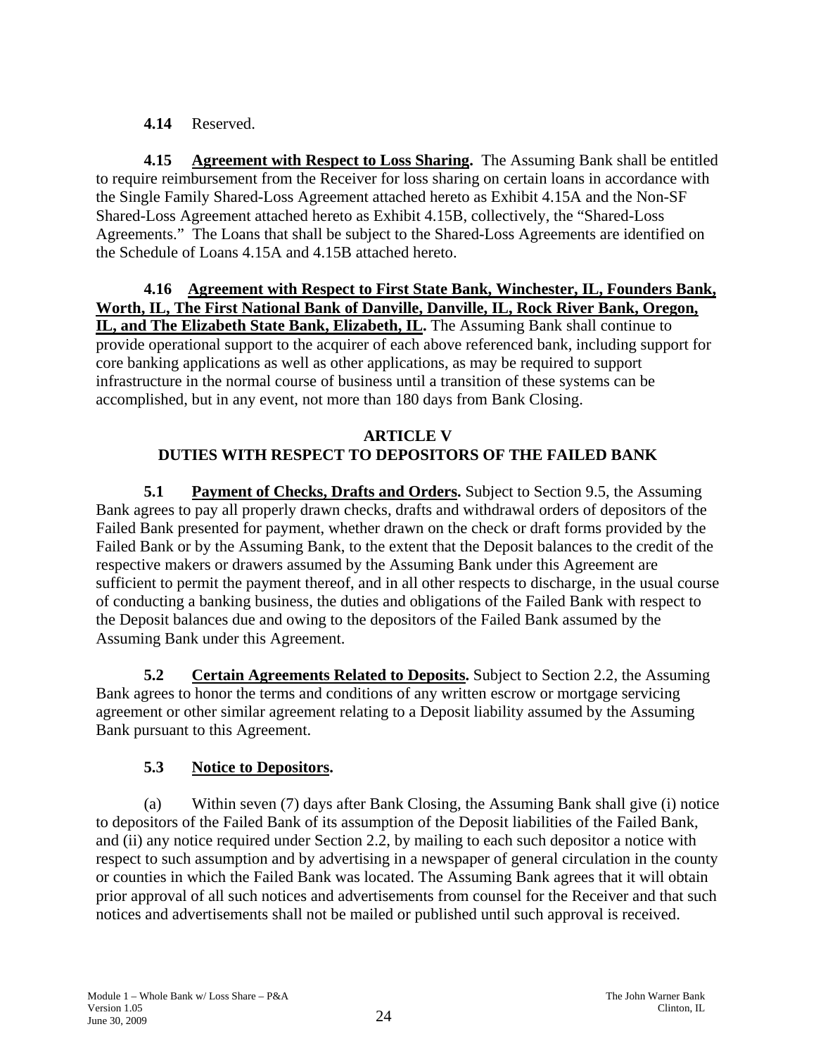**4.14** Reserved.

**4.15 Agreement with Respect to Loss Sharing.** The Assuming Bank shall be entitled to require reimbursement from the Receiver for loss sharing on certain loans in accordance with the Single Family Shared-Loss Agreement attached hereto as Exhibit 4.15A and the Non-SF Shared-Loss Agreement attached hereto as Exhibit 4.15B, collectively, the "Shared-Loss Agreements." The Loans that shall be subject to the Shared-Loss Agreements are identified on the Schedule of Loans 4.15A and 4.15B attached hereto.

**4.16 Agreement with Respect to First State Bank, Winchester, IL, Founders Bank, Worth, IL, The First National Bank of Danville, Danville, IL, Rock River Bank, Oregon, IL, and The Elizabeth State Bank, Elizabeth, IL.** The Assuming Bank shall continue to provide operational support to the acquirer of each above referenced bank, including support for core banking applications as well as other applications, as may be required to support infrastructure in the normal course of business until a transition of these systems can be accomplished, but in any event, not more than 180 days from Bank Closing.

## ARTICLE V
## DUTIES WITH RESPECT TO DEPOSITORS OF THE FAILED BANK

**5.1 Payment of Checks, Drafts and Orders.** Subject to Section 9.5, the Assuming Bank agrees to pay all properly drawn checks, drafts and withdrawal orders of depositors of the Failed Bank presented for payment, whether drawn on the check or draft forms provided by the Failed Bank or by the Assuming Bank, to the extent that the Deposit balances to the credit of the respective makers or drawers assumed by the Assuming Bank under this Agreement are sufficient to permit the payment thereof, and in all other respects to discharge, in the usual course of conducting a banking business, the duties and obligations of the Failed Bank with respect to the Deposit balances due and owing to the depositors of the Failed Bank assumed by the Assuming Bank under this Agreement.

**5.2 Certain Agreements Related to Deposits.** Subject to Section 2.2, the Assuming Bank agrees to honor the terms and conditions of any written escrow or mortgage servicing agreement or other similar agreement relating to a Deposit liability assumed by the Assuming Bank pursuant to this Agreement.

**5.3 Notice to Depositors.**

(a) Within seven (7) days after Bank Closing, the Assuming Bank shall give (i) notice to depositors of the Failed Bank of its assumption of the Deposit liabilities of the Failed Bank, and (ii) any notice required under Section 2.2, by mailing to each such depositor a notice with respect to such assumption and by advertising in a newspaper of general circulation in the county or counties in which the Failed Bank was located. The Assuming Bank agrees that it will obtain prior approval of all such notices and advertisements from counsel for the Receiver and that such notices and advertisements shall not be mailed or published until such approval is received.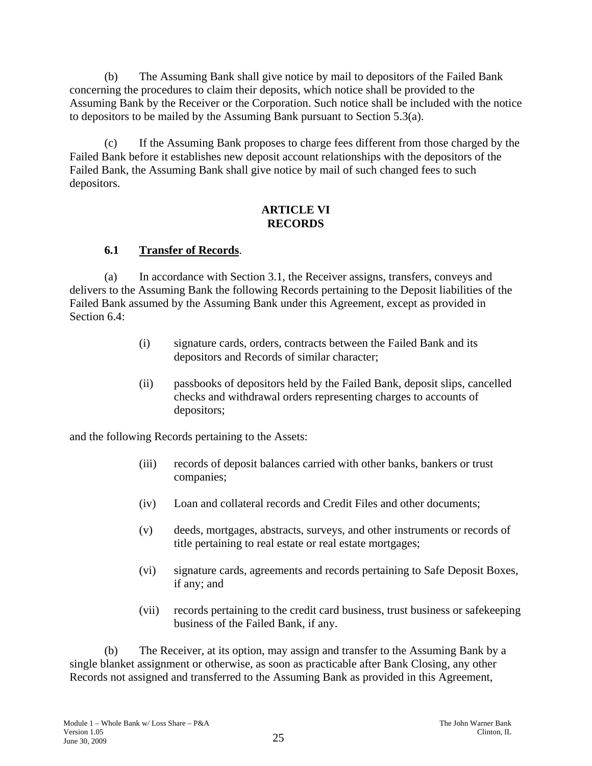(b) The Assuming Bank shall give notice by mail to depositors of the Failed Bank concerning the procedures to claim their deposits, which notice shall be provided to the Assuming Bank by the Receiver or the Corporation. Such notice shall be included with the notice to depositors to be mailed by the Assuming Bank pursuant to Section 5.3(a).

(c) If the Assuming Bank proposes to charge fees different from those charged by the Failed Bank before it establishes new deposit account relationships with the depositors of the Failed Bank, the Assuming Bank shall give notice by mail of such changed fees to such depositors.

## ARTICLE VI
## RECORDS

### 6.1 Transfer of Records.

(a) In accordance with Section 3.1, the Receiver assigns, transfers, conveys and delivers to the Assuming Bank the following Records pertaining to the Deposit liabilities of the Failed Bank assumed by the Assuming Bank under this Agreement, except as provided in Section 6.4:

(i) signature cards, orders, contracts between the Failed Bank and its depositors and Records of similar character;

(ii) passbooks of depositors held by the Failed Bank, deposit slips, cancelled checks and withdrawal orders representing charges to accounts of depositors;

and the following Records pertaining to the Assets:

(iii) records of deposit balances carried with other banks, bankers or trust companies;

(iv) Loan and collateral records and Credit Files and other documents;

(v) deeds, mortgages, abstracts, surveys, and other instruments or records of title pertaining to real estate or real estate mortgages;

(vi) signature cards, agreements and records pertaining to Safe Deposit Boxes, if any; and

(vii) records pertaining to the credit card business, trust business or safekeeping business of the Failed Bank, if any.

(b) The Receiver, at its option, may assign and transfer to the Assuming Bank by a single blanket assignment or otherwise, as soon as practicable after Bank Closing, any other Records not assigned and transferred to the Assuming Bank as provided in this Agreement,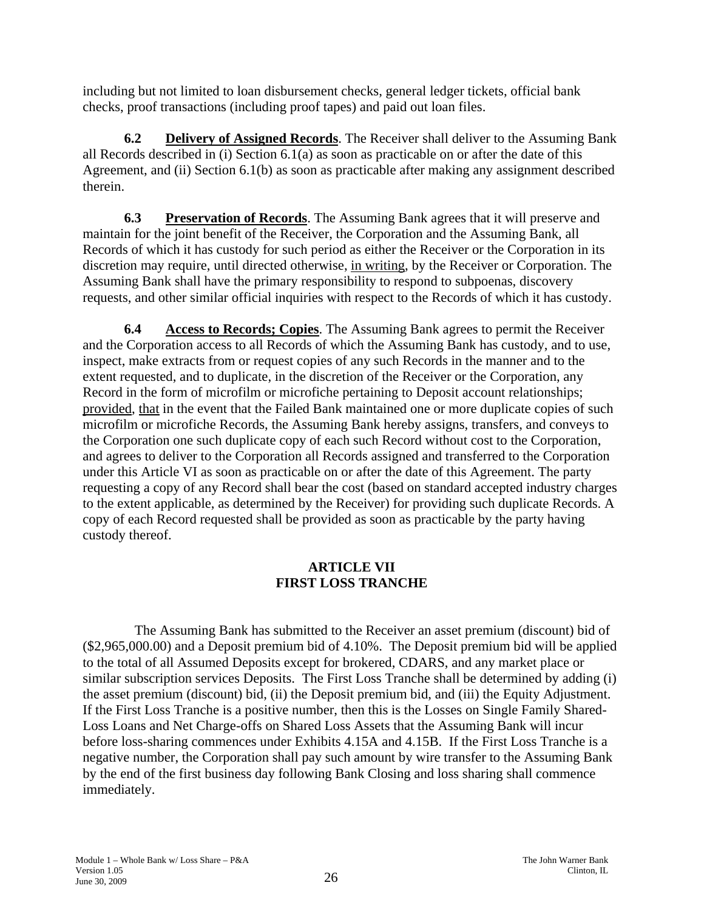including but not limited to loan disbursement checks, general ledger tickets, official bank checks, proof transactions (including proof tapes) and paid out loan files.

**6.2 Delivery of Assigned Records**. The Receiver shall deliver to the Assuming Bank all Records described in (i) Section 6.1(a) as soon as practicable on or after the date of this Agreement, and (ii) Section 6.1(b) as soon as practicable after making any assignment described therein.

**6.3 Preservation of Records**. The Assuming Bank agrees that it will preserve and maintain for the joint benefit of the Receiver, the Corporation and the Assuming Bank, all Records of which it has custody for such period as either the Receiver or the Corporation in its discretion may require, until directed otherwise, in writing, by the Receiver or Corporation. The Assuming Bank shall have the primary responsibility to respond to subpoenas, discovery requests, and other similar official inquiries with respect to the Records of which it has custody.

**6.4 Access to Records; Copies**. The Assuming Bank agrees to permit the Receiver and the Corporation access to all Records of which the Assuming Bank has custody, and to use, inspect, make extracts from or request copies of any such Records in the manner and to the extent requested, and to duplicate, in the discretion of the Receiver or the Corporation, any Record in the form of microfilm or microfiche pertaining to Deposit account relationships; provided, that in the event that the Failed Bank maintained one or more duplicate copies of such microfilm or microfiche Records, the Assuming Bank hereby assigns, transfers, and conveys to the Corporation one such duplicate copy of each such Record without cost to the Corporation, and agrees to deliver to the Corporation all Records assigned and transferred to the Corporation under this Article VI as soon as practicable on or after the date of this Agreement. The party requesting a copy of any Record shall bear the cost (based on standard accepted industry charges to the extent applicable, as determined by the Receiver) for providing such duplicate Records. A copy of each Record requested shall be provided as soon as practicable by the party having custody thereof.

## ARTICLE VII
## FIRST LOSS TRANCHE

The Assuming Bank has submitted to the Receiver an asset premium (discount) bid of ($2,965,000.00) and a Deposit premium bid of 4.10%. The Deposit premium bid will be applied to the total of all Assumed Deposits except for brokered, CDARS, and any market place or similar subscription services Deposits. The First Loss Tranche shall be determined by adding (i) the asset premium (discount) bid, (ii) the Deposit premium bid, and (iii) the Equity Adjustment. If the First Loss Tranche is a positive number, then this is the Losses on Single Family Shared-Loss Loans and Net Charge-offs on Shared Loss Assets that the Assuming Bank will incur before loss-sharing commences under Exhibits 4.15A and 4.15B. If the First Loss Tranche is a negative number, the Corporation shall pay such amount by wire transfer to the Assuming Bank by the end of the first business day following Bank Closing and loss sharing shall commence immediately.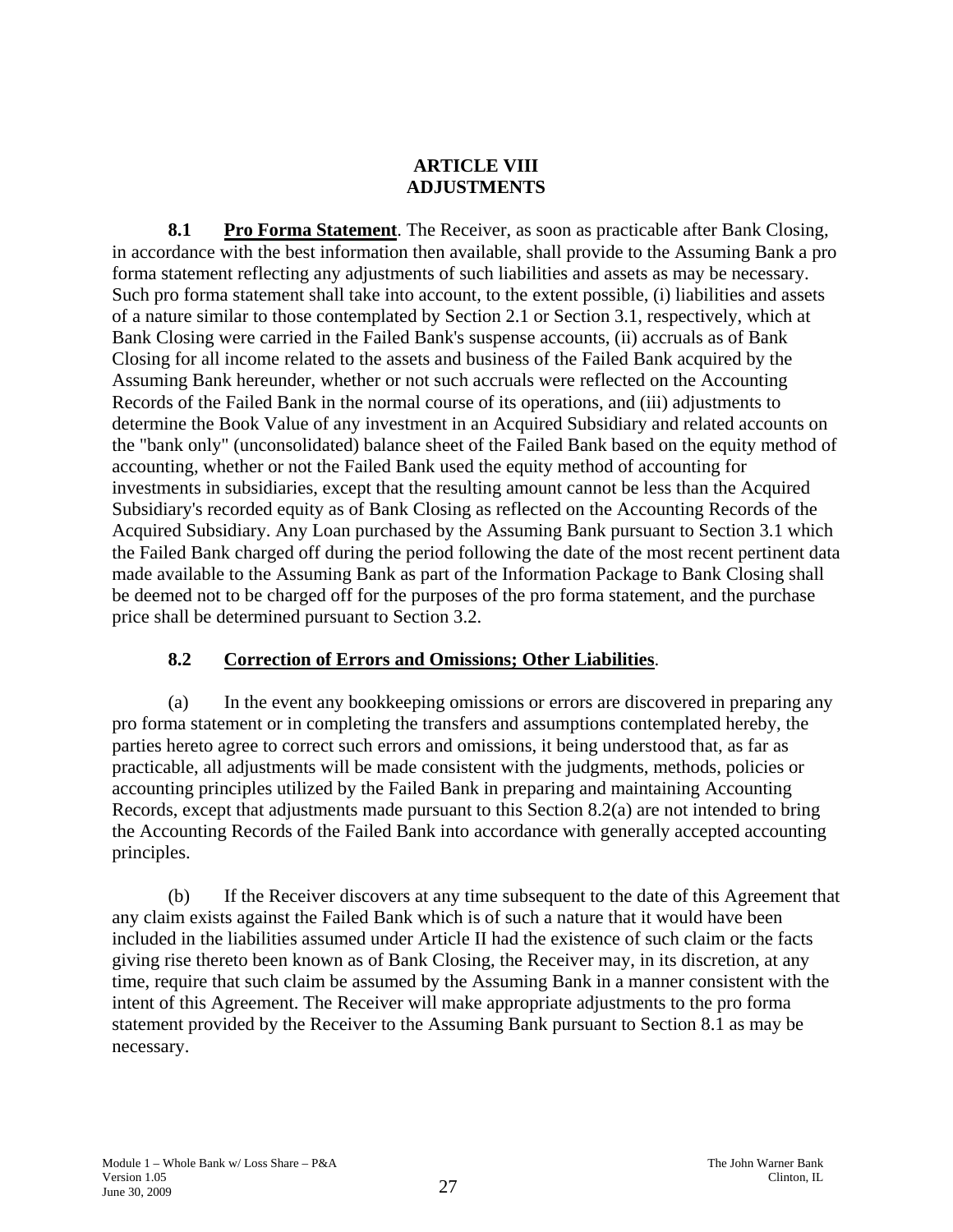# ARTICLE VIII
# ADJUSTMENTS

**8.1 Pro Forma Statement**. The Receiver, as soon as practicable after Bank Closing, in accordance with the best information then available, shall provide to the Assuming Bank a pro forma statement reflecting any adjustments of such liabilities and assets as may be necessary. Such pro forma statement shall take into account, to the extent possible, (i) liabilities and assets of a nature similar to those contemplated by Section 2.1 or Section 3.1, respectively, which at Bank Closing were carried in the Failed Bank's suspense accounts, (ii) accruals as of Bank Closing for all income related to the assets and business of the Failed Bank acquired by the Assuming Bank hereunder, whether or not such accruals were reflected on the Accounting Records of the Failed Bank in the normal course of its operations, and (iii) adjustments to determine the Book Value of any investment in an Acquired Subsidiary and related accounts on the "bank only" (unconsolidated) balance sheet of the Failed Bank based on the equity method of accounting, whether or not the Failed Bank used the equity method of accounting for investments in subsidiaries, except that the resulting amount cannot be less than the Acquired Subsidiary's recorded equity as of Bank Closing as reflected on the Accounting Records of the Acquired Subsidiary. Any Loan purchased by the Assuming Bank pursuant to Section 3.1 which the Failed Bank charged off during the period following the date of the most recent pertinent data made available to the Assuming Bank as part of the Information Package to Bank Closing shall be deemed not to be charged off for the purposes of the pro forma statement, and the purchase price shall be determined pursuant to Section 3.2.

## 8.2 Correction of Errors and Omissions; Other Liabilities.

(a) In the event any bookkeeping omissions or errors are discovered in preparing any pro forma statement or in completing the transfers and assumptions contemplated hereby, the parties hereto agree to correct such errors and omissions, it being understood that, as far as practicable, all adjustments will be made consistent with the judgments, methods, policies or accounting principles utilized by the Failed Bank in preparing and maintaining Accounting Records, except that adjustments made pursuant to this Section 8.2(a) are not intended to bring the Accounting Records of the Failed Bank into accordance with generally accepted accounting principles.

(b) If the Receiver discovers at any time subsequent to the date of this Agreement that any claim exists against the Failed Bank which is of such a nature that it would have been included in the liabilities assumed under Article II had the existence of such claim or the facts giving rise thereto been known as of Bank Closing, the Receiver may, in its discretion, at any time, require that such claim be assumed by the Assuming Bank in a manner consistent with the intent of this Agreement. The Receiver will make appropriate adjustments to the pro forma statement provided by the Receiver to the Assuming Bank pursuant to Section 8.1 as may be necessary.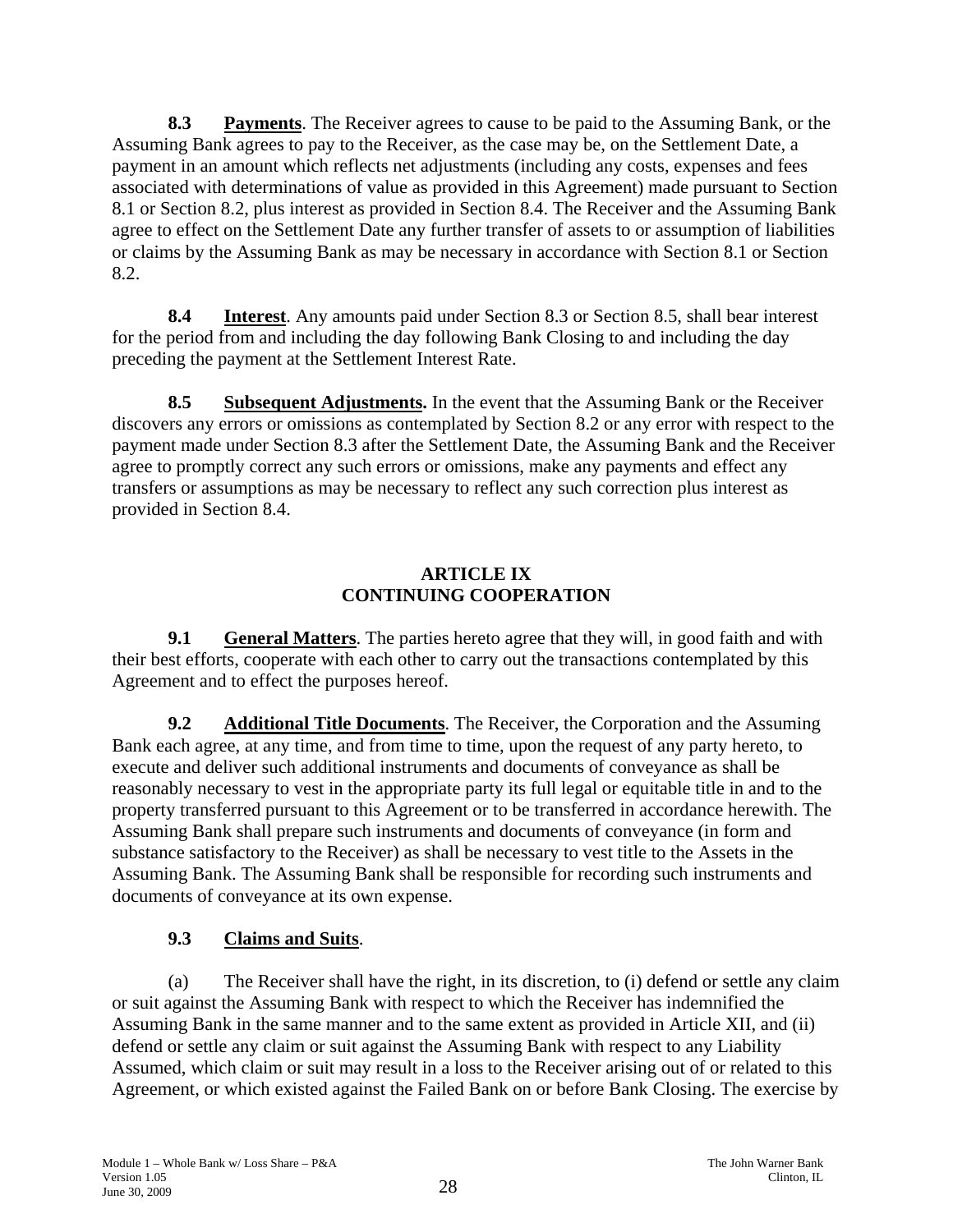**8.3 Payments**. The Receiver agrees to cause to be paid to the Assuming Bank, or the Assuming Bank agrees to pay to the Receiver, as the case may be, on the Settlement Date, a payment in an amount which reflects net adjustments (including any costs, expenses and fees associated with determinations of value as provided in this Agreement) made pursuant to Section 8.1 or Section 8.2, plus interest as provided in Section 8.4. The Receiver and the Assuming Bank agree to effect on the Settlement Date any further transfer of assets to or assumption of liabilities or claims by the Assuming Bank as may be necessary in accordance with Section 8.1 or Section 8.2.

**8.4 Interest**. Any amounts paid under Section 8.3 or Section 8.5, shall bear interest for the period from and including the day following Bank Closing to and including the day preceding the payment at the Settlement Interest Rate.

**8.5 Subsequent Adjustments.** In the event that the Assuming Bank or the Receiver discovers any errors or omissions as contemplated by Section 8.2 or any error with respect to the payment made under Section 8.3 after the Settlement Date, the Assuming Bank and the Receiver agree to promptly correct any such errors or omissions, make any payments and effect any transfers or assumptions as may be necessary to reflect any such correction plus interest as provided in Section 8.4.

## ARTICLE IX
## CONTINUING COOPERATION

**9.1 General Matters**. The parties hereto agree that they will, in good faith and with their best efforts, cooperate with each other to carry out the transactions contemplated by this Agreement and to effect the purposes hereof.

**9.2 Additional Title Documents**. The Receiver, the Corporation and the Assuming Bank each agree, at any time, and from time to time, upon the request of any party hereto, to execute and deliver such additional instruments and documents of conveyance as shall be reasonably necessary to vest in the appropriate party its full legal or equitable title in and to the property transferred pursuant to this Agreement or to be transferred in accordance herewith. The Assuming Bank shall prepare such instruments and documents of conveyance (in form and substance satisfactory to the Receiver) as shall be necessary to vest title to the Assets in the Assuming Bank. The Assuming Bank shall be responsible for recording such instruments and documents of conveyance at its own expense.

**9.3 Claims and Suits**.

(a) The Receiver shall have the right, in its discretion, to (i) defend or settle any claim or suit against the Assuming Bank with respect to which the Receiver has indemnified the Assuming Bank in the same manner and to the same extent as provided in Article XII, and (ii) defend or settle any claim or suit against the Assuming Bank with respect to any Liability Assumed, which claim or suit may result in a loss to the Receiver arising out of or related to this Agreement, or which existed against the Failed Bank on or before Bank Closing. The exercise by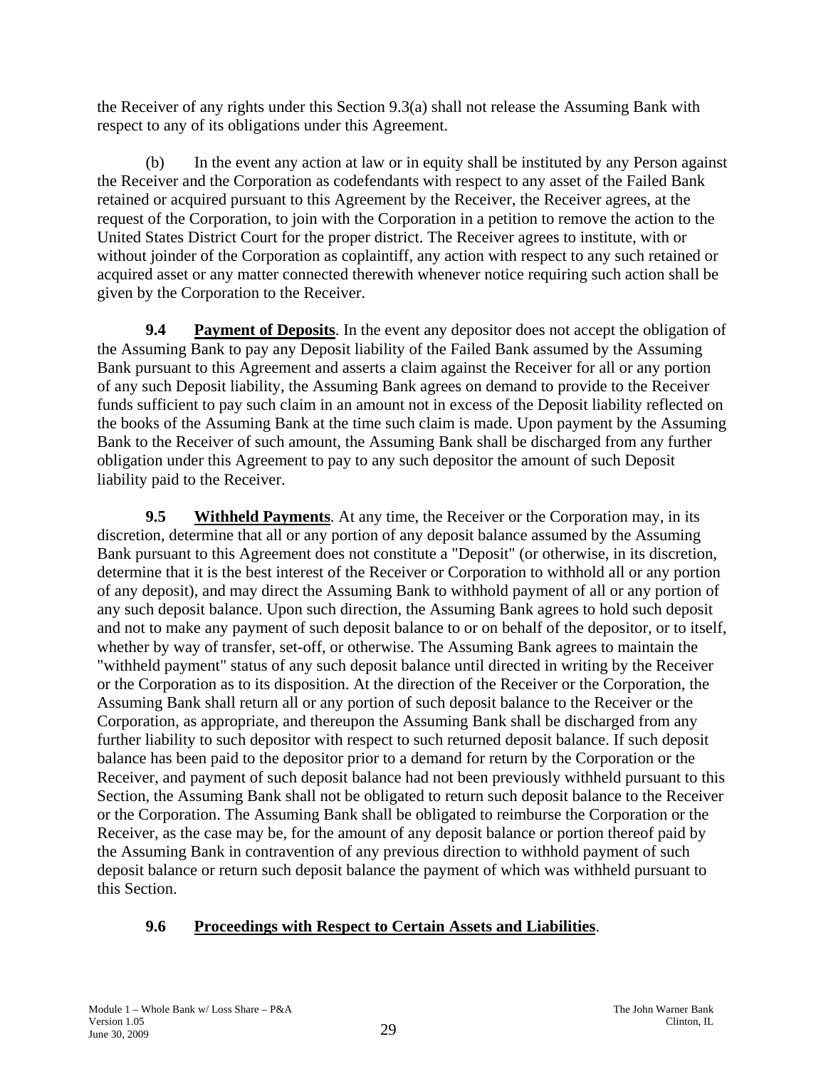the Receiver of any rights under this Section 9.3(a) shall not release the Assuming Bank with respect to any of its obligations under this Agreement.

(b) In the event any action at law or in equity shall be instituted by any Person against the Receiver and the Corporation as codefendants with respect to any asset of the Failed Bank retained or acquired pursuant to this Agreement by the Receiver, the Receiver agrees, at the request of the Corporation, to join with the Corporation in a petition to remove the action to the United States District Court for the proper district. The Receiver agrees to institute, with or without joinder of the Corporation as coplaintiff, any action with respect to any such retained or acquired asset or any matter connected therewith whenever notice requiring such action shall be given by the Corporation to the Receiver.

**9.4 Payment of Deposits**. In the event any depositor does not accept the obligation of the Assuming Bank to pay any Deposit liability of the Failed Bank assumed by the Assuming Bank pursuant to this Agreement and asserts a claim against the Receiver for all or any portion of any such Deposit liability, the Assuming Bank agrees on demand to provide to the Receiver funds sufficient to pay such claim in an amount not in excess of the Deposit liability reflected on the books of the Assuming Bank at the time such claim is made. Upon payment by the Assuming Bank to the Receiver of such amount, the Assuming Bank shall be discharged from any further obligation under this Agreement to pay to any such depositor the amount of such Deposit liability paid to the Receiver.

**9.5 Withheld Payments**. At any time, the Receiver or the Corporation may, in its discretion, determine that all or any portion of any deposit balance assumed by the Assuming Bank pursuant to this Agreement does not constitute a "Deposit" (or otherwise, in its discretion, determine that it is the best interest of the Receiver or Corporation to withhold all or any portion of any deposit), and may direct the Assuming Bank to withhold payment of all or any portion of any such deposit balance. Upon such direction, the Assuming Bank agrees to hold such deposit and not to make any payment of such deposit balance to or on behalf of the depositor, or to itself, whether by way of transfer, set-off, or otherwise. The Assuming Bank agrees to maintain the "withheld payment" status of any such deposit balance until directed in writing by the Receiver or the Corporation as to its disposition. At the direction of the Receiver or the Corporation, the Assuming Bank shall return all or any portion of such deposit balance to the Receiver or the Corporation, as appropriate, and thereupon the Assuming Bank shall be discharged from any further liability to such depositor with respect to such returned deposit balance. If such deposit balance has been paid to the depositor prior to a demand for return by the Corporation or the Receiver, and payment of such deposit balance had not been previously withheld pursuant to this Section, the Assuming Bank shall not be obligated to return such deposit balance to the Receiver or the Corporation. The Assuming Bank shall be obligated to reimburse the Corporation or the Receiver, as the case may be, for the amount of any deposit balance or portion thereof paid by the Assuming Bank in contravention of any previous direction to withhold payment of such deposit balance or return such deposit balance the payment of which was withheld pursuant to this Section.

**9.6 Proceedings with Respect to Certain Assets and Liabilities**.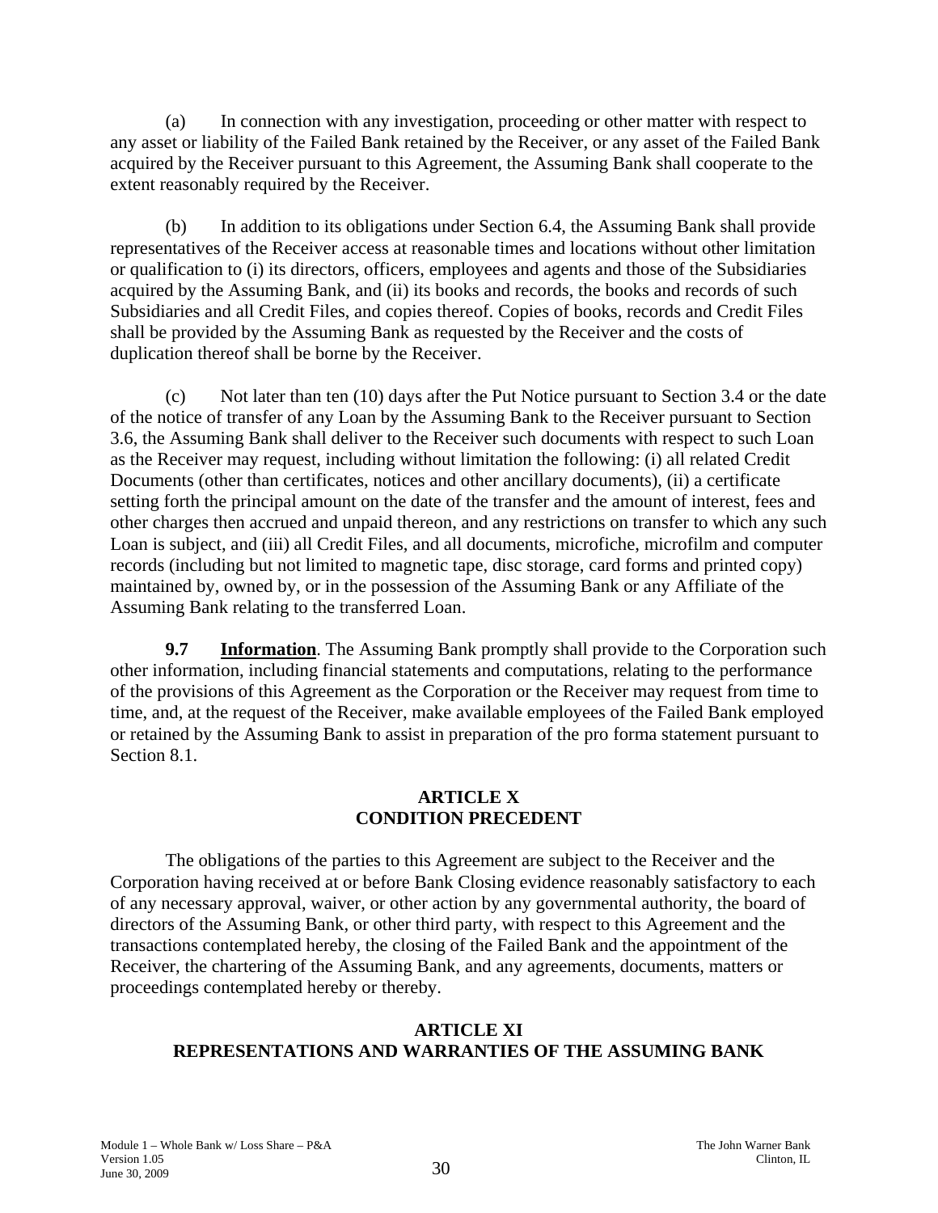(a) In connection with any investigation, proceeding or other matter with respect to any asset or liability of the Failed Bank retained by the Receiver, or any asset of the Failed Bank acquired by the Receiver pursuant to this Agreement, the Assuming Bank shall cooperate to the extent reasonably required by the Receiver.

(b) In addition to its obligations under Section 6.4, the Assuming Bank shall provide representatives of the Receiver access at reasonable times and locations without other limitation or qualification to (i) its directors, officers, employees and agents and those of the Subsidiaries acquired by the Assuming Bank, and (ii) its books and records, the books and records of such Subsidiaries and all Credit Files, and copies thereof. Copies of books, records and Credit Files shall be provided by the Assuming Bank as requested by the Receiver and the costs of duplication thereof shall be borne by the Receiver.

(c) Not later than ten (10) days after the Put Notice pursuant to Section 3.4 or the date of the notice of transfer of any Loan by the Assuming Bank to the Receiver pursuant to Section 3.6, the Assuming Bank shall deliver to the Receiver such documents with respect to such Loan as the Receiver may request, including without limitation the following: (i) all related Credit Documents (other than certificates, notices and other ancillary documents), (ii) a certificate setting forth the principal amount on the date of the transfer and the amount of interest, fees and other charges then accrued and unpaid thereon, and any restrictions on transfer to which any such Loan is subject, and (iii) all Credit Files, and all documents, microfiche, microfilm and computer records (including but not limited to magnetic tape, disc storage, card forms and printed copy) maintained by, owned by, or in the possession of the Assuming Bank or any Affiliate of the Assuming Bank relating to the transferred Loan.

**9.7 Information**. The Assuming Bank promptly shall provide to the Corporation such other information, including financial statements and computations, relating to the performance of the provisions of this Agreement as the Corporation or the Receiver may request from time to time, and, at the request of the Receiver, make available employees of the Failed Bank employed or retained by the Assuming Bank to assist in preparation of the pro forma statement pursuant to Section 8.1.

## ARTICLE X
## CONDITION PRECEDENT

The obligations of the parties to this Agreement are subject to the Receiver and the Corporation having received at or before Bank Closing evidence reasonably satisfactory to each of any necessary approval, waiver, or other action by any governmental authority, the board of directors of the Assuming Bank, or other third party, with respect to this Agreement and the transactions contemplated hereby, the closing of the Failed Bank and the appointment of the Receiver, the chartering of the Assuming Bank, and any agreements, documents, matters or proceedings contemplated hereby or thereby.

## ARTICLE XI
## REPRESENTATIONS AND WARRANTIES OF THE ASSUMING BANK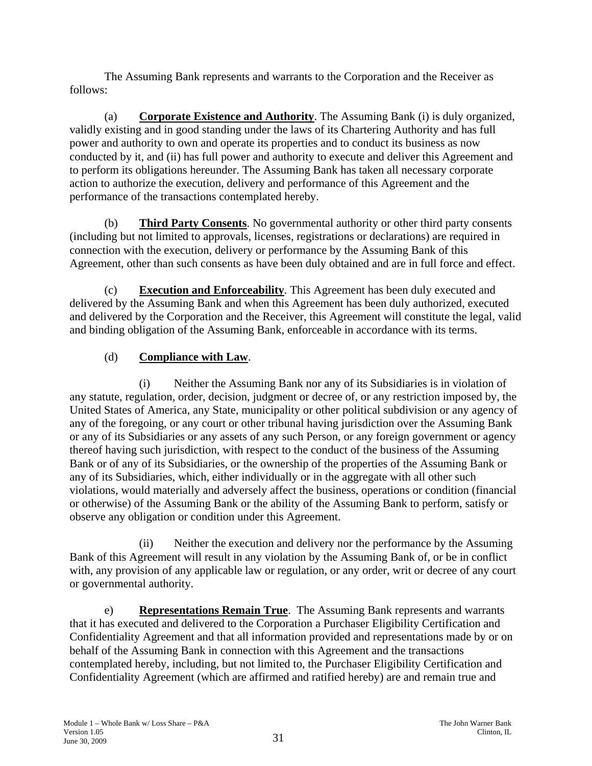The Assuming Bank represents and warrants to the Corporation and the Receiver as follows:

(a) **Corporate Existence and Authority**. The Assuming Bank (i) is duly organized, validly existing and in good standing under the laws of its Chartering Authority and has full power and authority to own and operate its properties and to conduct its business as now conducted by it, and (ii) has full power and authority to execute and deliver this Agreement and to perform its obligations hereunder. The Assuming Bank has taken all necessary corporate action to authorize the execution, delivery and performance of this Agreement and the performance of the transactions contemplated hereby.

(b) **Third Party Consents**. No governmental authority or other third party consents (including but not limited to approvals, licenses, registrations or declarations) are required in connection with the execution, delivery or performance by the Assuming Bank of this Agreement, other than such consents as have been duly obtained and are in full force and effect.

(c) **Execution and Enforceability**. This Agreement has been duly executed and delivered by the Assuming Bank and when this Agreement has been duly authorized, executed and delivered by the Corporation and the Receiver, this Agreement will constitute the legal, valid and binding obligation of the Assuming Bank, enforceable in accordance with its terms.

(d) **Compliance with Law**.

(i) Neither the Assuming Bank nor any of its Subsidiaries is in violation of any statute, regulation, order, decision, judgment or decree of, or any restriction imposed by, the United States of America, any State, municipality or other political subdivision or any agency of any of the foregoing, or any court or other tribunal having jurisdiction over the Assuming Bank or any of its Subsidiaries or any assets of any such Person, or any foreign government or agency thereof having such jurisdiction, with respect to the conduct of the business of the Assuming Bank or of any of its Subsidiaries, or the ownership of the properties of the Assuming Bank or any of its Subsidiaries, which, either individually or in the aggregate with all other such violations, would materially and adversely affect the business, operations or condition (financial or otherwise) of the Assuming Bank or the ability of the Assuming Bank to perform, satisfy or observe any obligation or condition under this Agreement.

(ii) Neither the execution and delivery nor the performance by the Assuming Bank of this Agreement will result in any violation by the Assuming Bank of, or be in conflict with, any provision of any applicable law or regulation, or any order, writ or decree of any court or governmental authority.

e) **Representations Remain True**. The Assuming Bank represents and warrants that it has executed and delivered to the Corporation a Purchaser Eligibility Certification and Confidentiality Agreement and that all information provided and representations made by or on behalf of the Assuming Bank in connection with this Agreement and the transactions contemplated hereby, including, but not limited to, the Purchaser Eligibility Certification and Confidentiality Agreement (which are affirmed and ratified hereby) are and remain true and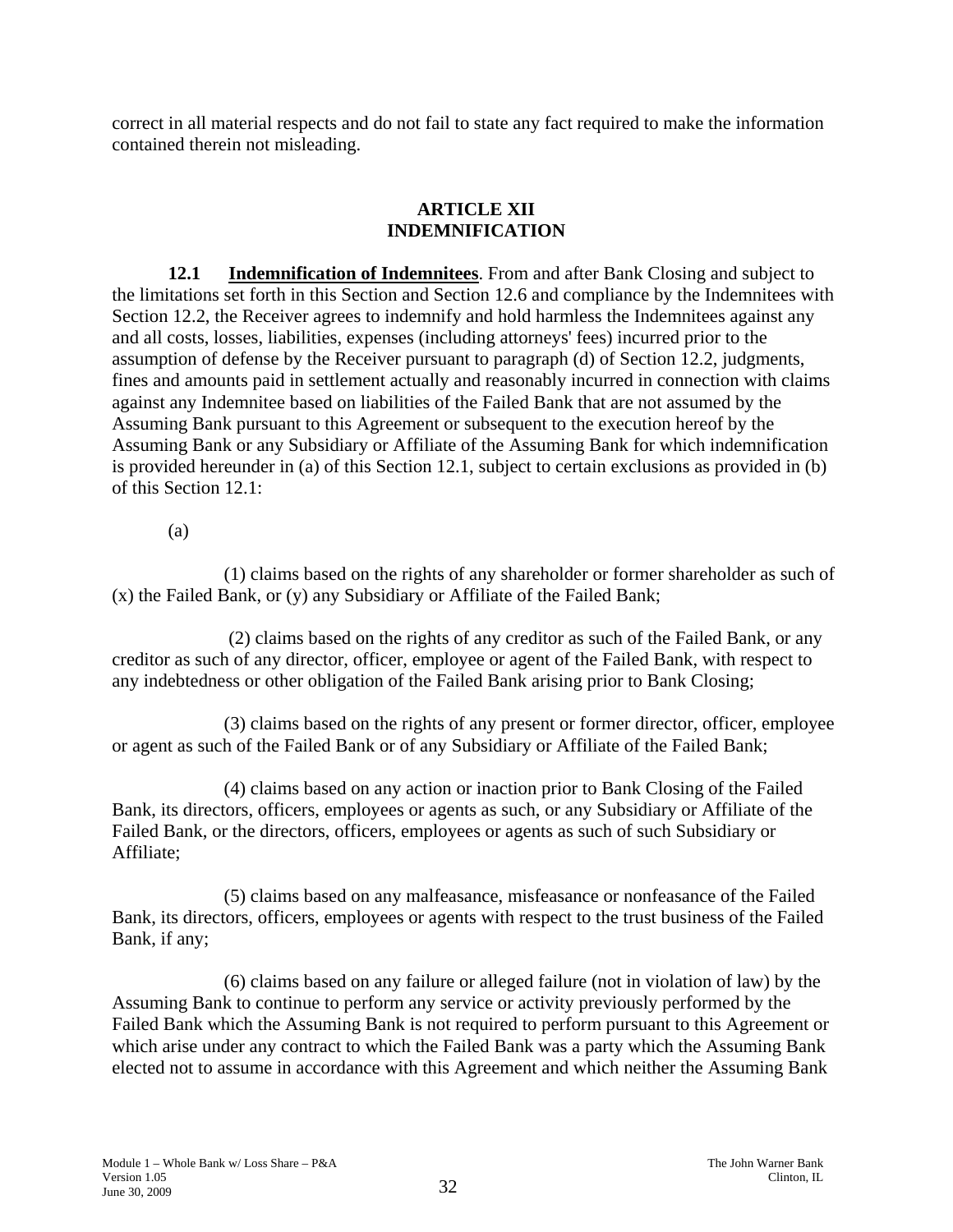correct in all material respects and do not fail to state any fact required to make the information contained therein not misleading.

## ARTICLE XII
## INDEMNIFICATION

**12.1 Indemnification of Indemnitees**. From and after Bank Closing and subject to the limitations set forth in this Section and Section 12.6 and compliance by the Indemnitees with Section 12.2, the Receiver agrees to indemnify and hold harmless the Indemnitees against any and all costs, losses, liabilities, expenses (including attorneys' fees) incurred prior to the assumption of defense by the Receiver pursuant to paragraph (d) of Section 12.2, judgments, fines and amounts paid in settlement actually and reasonably incurred in connection with claims against any Indemnitee based on liabilities of the Failed Bank that are not assumed by the Assuming Bank pursuant to this Agreement or subsequent to the execution hereof by the Assuming Bank or any Subsidiary or Affiliate of the Assuming Bank for which indemnification is provided hereunder in (a) of this Section 12.1, subject to certain exclusions as provided in (b) of this Section 12.1:

(a)

(1) claims based on the rights of any shareholder or former shareholder as such of (x) the Failed Bank, or (y) any Subsidiary or Affiliate of the Failed Bank;

(2) claims based on the rights of any creditor as such of the Failed Bank, or any creditor as such of any director, officer, employee or agent of the Failed Bank, with respect to any indebtedness or other obligation of the Failed Bank arising prior to Bank Closing;

(3) claims based on the rights of any present or former director, officer, employee or agent as such of the Failed Bank or of any Subsidiary or Affiliate of the Failed Bank;

(4) claims based on any action or inaction prior to Bank Closing of the Failed Bank, its directors, officers, employees or agents as such, or any Subsidiary or Affiliate of the Failed Bank, or the directors, officers, employees or agents as such of such Subsidiary or Affiliate;

(5) claims based on any malfeasance, misfeasance or nonfeasance of the Failed Bank, its directors, officers, employees or agents with respect to the trust business of the Failed Bank, if any;

(6) claims based on any failure or alleged failure (not in violation of law) by the Assuming Bank to continue to perform any service or activity previously performed by the Failed Bank which the Assuming Bank is not required to perform pursuant to this Agreement or which arise under any contract to which the Failed Bank was a party which the Assuming Bank elected not to assume in accordance with this Agreement and which neither the Assuming Bank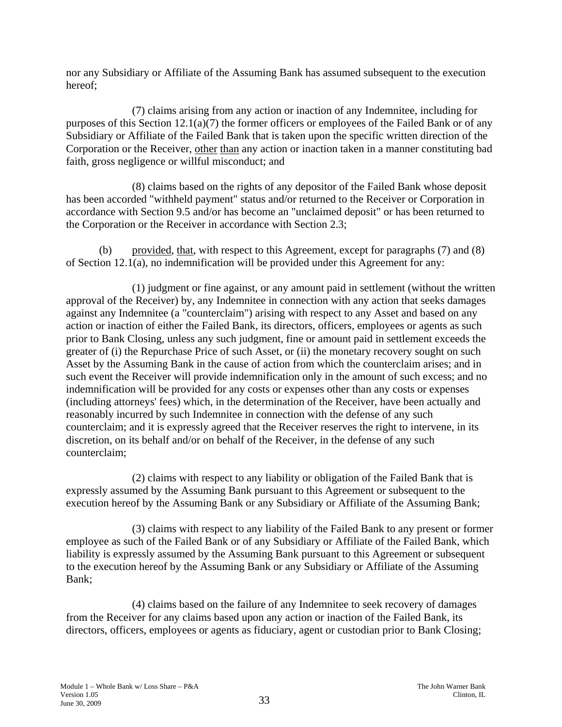nor any Subsidiary or Affiliate of the Assuming Bank has assumed subsequent to the execution hereof;

(7) claims arising from any action or inaction of any Indemnitee, including for purposes of this Section 12.1(a)(7) the former officers or employees of the Failed Bank or of any Subsidiary or Affiliate of the Failed Bank that is taken upon the specific written direction of the Corporation or the Receiver, other than any action or inaction taken in a manner constituting bad faith, gross negligence or willful misconduct; and

(8) claims based on the rights of any depositor of the Failed Bank whose deposit has been accorded "withheld payment" status and/or returned to the Receiver or Corporation in accordance with Section 9.5 and/or has become an "unclaimed deposit" or has been returned to the Corporation or the Receiver in accordance with Section 2.3;

(b) provided, that, with respect to this Agreement, except for paragraphs (7) and (8) of Section 12.1(a), no indemnification will be provided under this Agreement for any:

(1) judgment or fine against, or any amount paid in settlement (without the written approval of the Receiver) by, any Indemnitee in connection with any action that seeks damages against any Indemnitee (a "counterclaim") arising with respect to any Asset and based on any action or inaction of either the Failed Bank, its directors, officers, employees or agents as such prior to Bank Closing, unless any such judgment, fine or amount paid in settlement exceeds the greater of (i) the Repurchase Price of such Asset, or (ii) the monetary recovery sought on such Asset by the Assuming Bank in the cause of action from which the counterclaim arises; and in such event the Receiver will provide indemnification only in the amount of such excess; and no indemnification will be provided for any costs or expenses other than any costs or expenses (including attorneys' fees) which, in the determination of the Receiver, have been actually and reasonably incurred by such Indemnitee in connection with the defense of any such counterclaim; and it is expressly agreed that the Receiver reserves the right to intervene, in its discretion, on its behalf and/or on behalf of the Receiver, in the defense of any such counterclaim;

(2) claims with respect to any liability or obligation of the Failed Bank that is expressly assumed by the Assuming Bank pursuant to this Agreement or subsequent to the execution hereof by the Assuming Bank or any Subsidiary or Affiliate of the Assuming Bank;

(3) claims with respect to any liability of the Failed Bank to any present or former employee as such of the Failed Bank or of any Subsidiary or Affiliate of the Failed Bank, which liability is expressly assumed by the Assuming Bank pursuant to this Agreement or subsequent to the execution hereof by the Assuming Bank or any Subsidiary or Affiliate of the Assuming Bank;

(4) claims based on the failure of any Indemnitee to seek recovery of damages from the Receiver for any claims based upon any action or inaction of the Failed Bank, its directors, officers, employees or agents as fiduciary, agent or custodian prior to Bank Closing;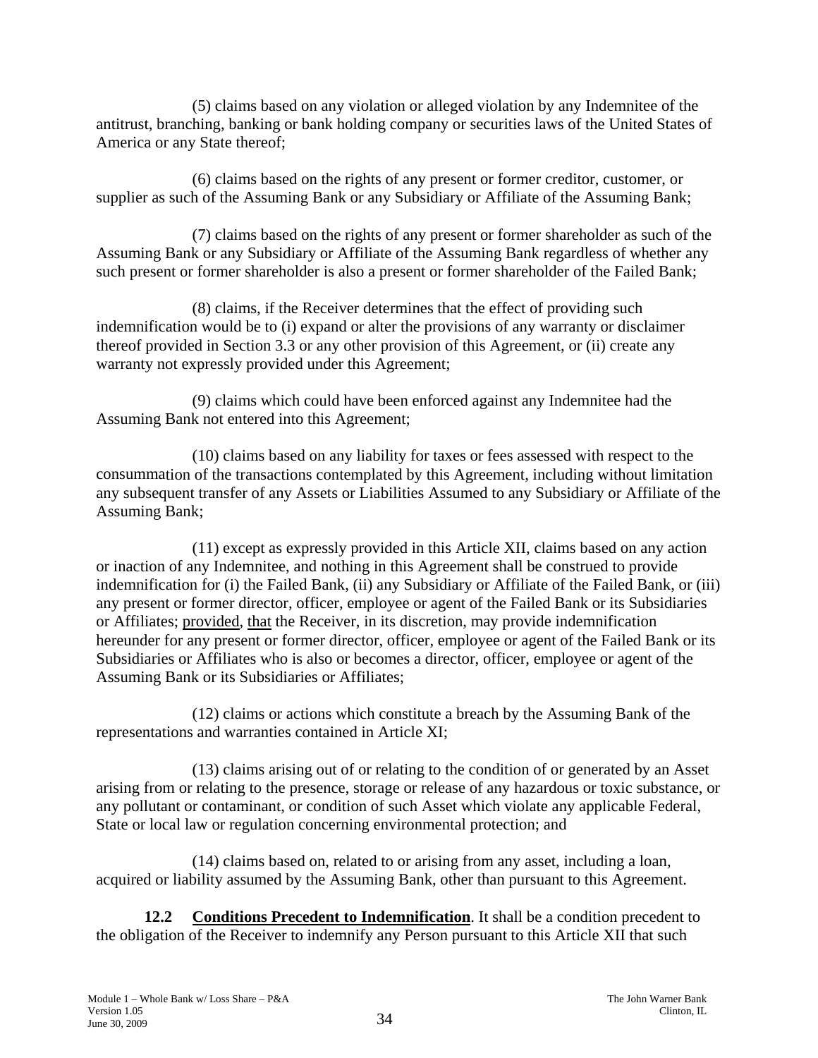(5) claims based on any violation or alleged violation by any Indemnitee of the antitrust, branching, banking or bank holding company or securities laws of the United States of America or any State thereof;

(6) claims based on the rights of any present or former creditor, customer, or supplier as such of the Assuming Bank or any Subsidiary or Affiliate of the Assuming Bank;

(7) claims based on the rights of any present or former shareholder as such of the Assuming Bank or any Subsidiary or Affiliate of the Assuming Bank regardless of whether any such present or former shareholder is also a present or former shareholder of the Failed Bank;

(8) claims, if the Receiver determines that the effect of providing such indemnification would be to (i) expand or alter the provisions of any warranty or disclaimer thereof provided in Section 3.3 or any other provision of this Agreement, or (ii) create any warranty not expressly provided under this Agreement;

(9) claims which could have been enforced against any Indemnitee had the Assuming Bank not entered into this Agreement;

(10) claims based on any liability for taxes or fees assessed with respect to the consummation of the transactions contemplated by this Agreement, including without limitation any subsequent transfer of any Assets or Liabilities Assumed to any Subsidiary or Affiliate of the Assuming Bank;

(11) except as expressly provided in this Article XII, claims based on any action or inaction of any Indemnitee, and nothing in this Agreement shall be construed to provide indemnification for (i) the Failed Bank, (ii) any Subsidiary or Affiliate of the Failed Bank, or (iii) any present or former director, officer, employee or agent of the Failed Bank or its Subsidiaries or Affiliates; provided, that the Receiver, in its discretion, may provide indemnification hereunder for any present or former director, officer, employee or agent of the Failed Bank or its Subsidiaries or Affiliates who is also or becomes a director, officer, employee or agent of the Assuming Bank or its Subsidiaries or Affiliates;

(12) claims or actions which constitute a breach by the Assuming Bank of the representations and warranties contained in Article XI;

(13) claims arising out of or relating to the condition of or generated by an Asset arising from or relating to the presence, storage or release of any hazardous or toxic substance, or any pollutant or contaminant, or condition of such Asset which violate any applicable Federal, State or local law or regulation concerning environmental protection; and

(14) claims based on, related to or arising from any asset, including a loan, acquired or liability assumed by the Assuming Bank, other than pursuant to this Agreement.

**12.2 Conditions Precedent to Indemnification**. It shall be a condition precedent to the obligation of the Receiver to indemnify any Person pursuant to this Article XII that such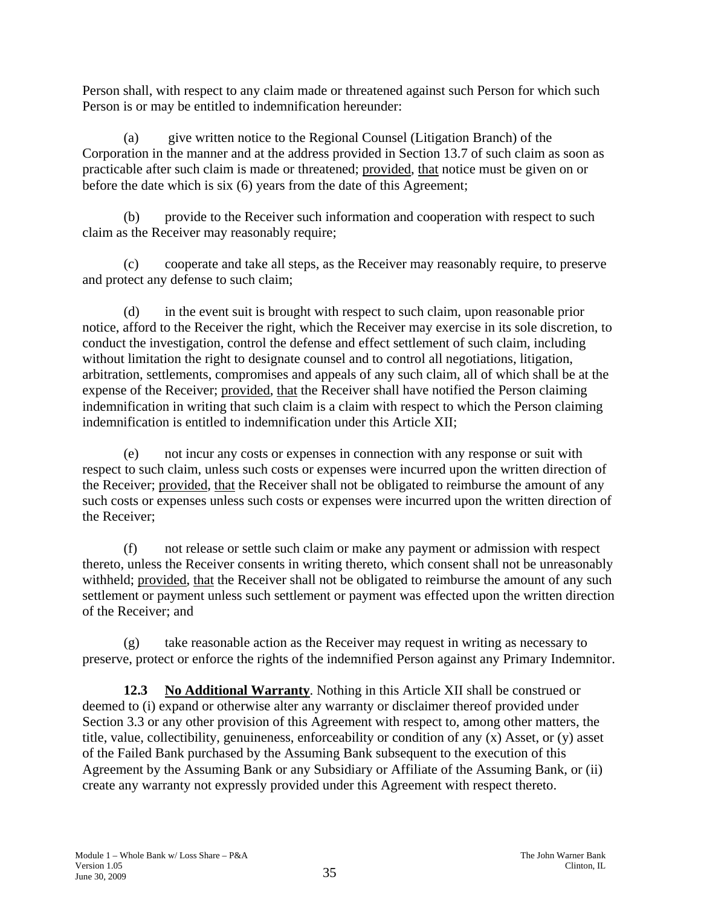Person shall, with respect to any claim made or threatened against such Person for which such Person is or may be entitled to indemnification hereunder:

(a) give written notice to the Regional Counsel (Litigation Branch) of the Corporation in the manner and at the address provided in Section 13.7 of such claim as soon as practicable after such claim is made or threatened; provided, that notice must be given on or before the date which is six (6) years from the date of this Agreement;

(b) provide to the Receiver such information and cooperation with respect to such claim as the Receiver may reasonably require;

(c) cooperate and take all steps, as the Receiver may reasonably require, to preserve and protect any defense to such claim;

(d) in the event suit is brought with respect to such claim, upon reasonable prior notice, afford to the Receiver the right, which the Receiver may exercise in its sole discretion, to conduct the investigation, control the defense and effect settlement of such claim, including without limitation the right to designate counsel and to control all negotiations, litigation, arbitration, settlements, compromises and appeals of any such claim, all of which shall be at the expense of the Receiver; provided, that the Receiver shall have notified the Person claiming indemnification in writing that such claim is a claim with respect to which the Person claiming indemnification is entitled to indemnification under this Article XII;

(e) not incur any costs or expenses in connection with any response or suit with respect to such claim, unless such costs or expenses were incurred upon the written direction of the Receiver; provided, that the Receiver shall not be obligated to reimburse the amount of any such costs or expenses unless such costs or expenses were incurred upon the written direction of the Receiver;

(f) not release or settle such claim or make any payment or admission with respect thereto, unless the Receiver consents in writing thereto, which consent shall not be unreasonably withheld; provided, that the Receiver shall not be obligated to reimburse the amount of any such settlement or payment unless such settlement or payment was effected upon the written direction of the Receiver; and

(g) take reasonable action as the Receiver may request in writing as necessary to preserve, protect or enforce the rights of the indemnified Person against any Primary Indemnitor.

**12.3 No Additional Warranty**. Nothing in this Article XII shall be construed or deemed to (i) expand or otherwise alter any warranty or disclaimer thereof provided under Section 3.3 or any other provision of this Agreement with respect to, among other matters, the title, value, collectibility, genuineness, enforceability or condition of any (x) Asset, or (y) asset of the Failed Bank purchased by the Assuming Bank subsequent to the execution of this Agreement by the Assuming Bank or any Subsidiary or Affiliate of the Assuming Bank, or (ii) create any warranty not expressly provided under this Agreement with respect thereto.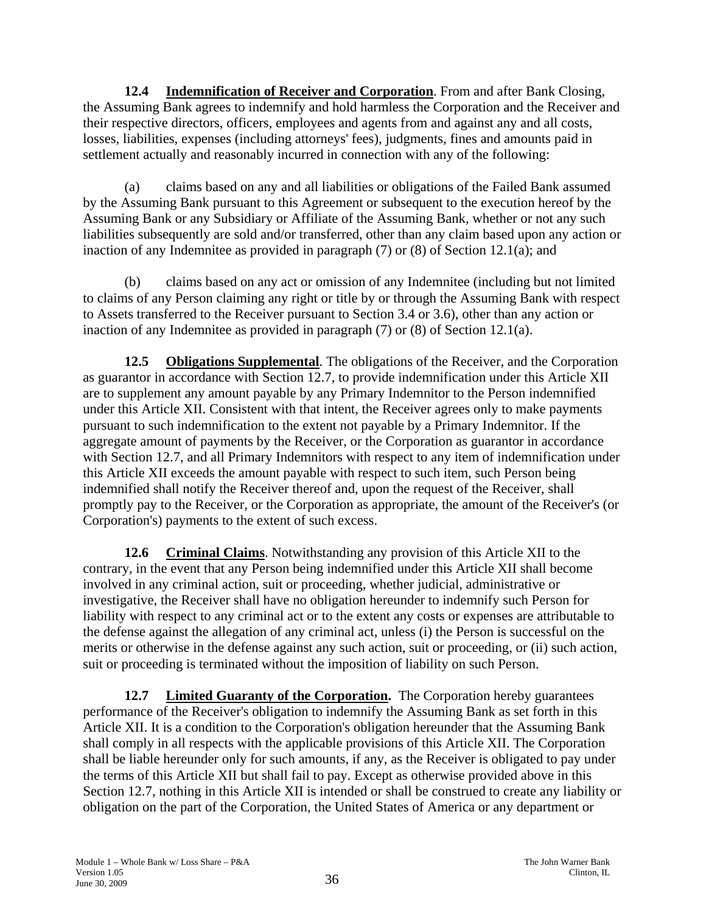**12.4 Indemnification of Receiver and Corporation**. From and after Bank Closing, the Assuming Bank agrees to indemnify and hold harmless the Corporation and the Receiver and their respective directors, officers, employees and agents from and against any and all costs, losses, liabilities, expenses (including attorneys' fees), judgments, fines and amounts paid in settlement actually and reasonably incurred in connection with any of the following:

(a) claims based on any and all liabilities or obligations of the Failed Bank assumed by the Assuming Bank pursuant to this Agreement or subsequent to the execution hereof by the Assuming Bank or any Subsidiary or Affiliate of the Assuming Bank, whether or not any such liabilities subsequently are sold and/or transferred, other than any claim based upon any action or inaction of any Indemnitee as provided in paragraph (7) or (8) of Section 12.1(a); and

(b) claims based on any act or omission of any Indemnitee (including but not limited to claims of any Person claiming any right or title by or through the Assuming Bank with respect to Assets transferred to the Receiver pursuant to Section 3.4 or 3.6), other than any action or inaction of any Indemnitee as provided in paragraph (7) or (8) of Section 12.1(a).

**12.5 Obligations Supplemental**. The obligations of the Receiver, and the Corporation as guarantor in accordance with Section 12.7, to provide indemnification under this Article XII are to supplement any amount payable by any Primary Indemnitor to the Person indemnified under this Article XII. Consistent with that intent, the Receiver agrees only to make payments pursuant to such indemnification to the extent not payable by a Primary Indemnitor. If the aggregate amount of payments by the Receiver, or the Corporation as guarantor in accordance with Section 12.7, and all Primary Indemnitors with respect to any item of indemnification under this Article XII exceeds the amount payable with respect to such item, such Person being indemnified shall notify the Receiver thereof and, upon the request of the Receiver, shall promptly pay to the Receiver, or the Corporation as appropriate, the amount of the Receiver's (or Corporation's) payments to the extent of such excess.

**12.6 Criminal Claims**. Notwithstanding any provision of this Article XII to the contrary, in the event that any Person being indemnified under this Article XII shall become involved in any criminal action, suit or proceeding, whether judicial, administrative or investigative, the Receiver shall have no obligation hereunder to indemnify such Person for liability with respect to any criminal act or to the extent any costs or expenses are attributable to the defense against the allegation of any criminal act, unless (i) the Person is successful on the merits or otherwise in the defense against any such action, suit or proceeding, or (ii) such action, suit or proceeding is terminated without the imposition of liability on such Person.

**12.7 Limited Guaranty of the Corporation.** The Corporation hereby guarantees performance of the Receiver's obligation to indemnify the Assuming Bank as set forth in this Article XII. It is a condition to the Corporation's obligation hereunder that the Assuming Bank shall comply in all respects with the applicable provisions of this Article XII. The Corporation shall be liable hereunder only for such amounts, if any, as the Receiver is obligated to pay under the terms of this Article XII but shall fail to pay. Except as otherwise provided above in this Section 12.7, nothing in this Article XII is intended or shall be construed to create any liability or obligation on the part of the Corporation, the United States of America or any department or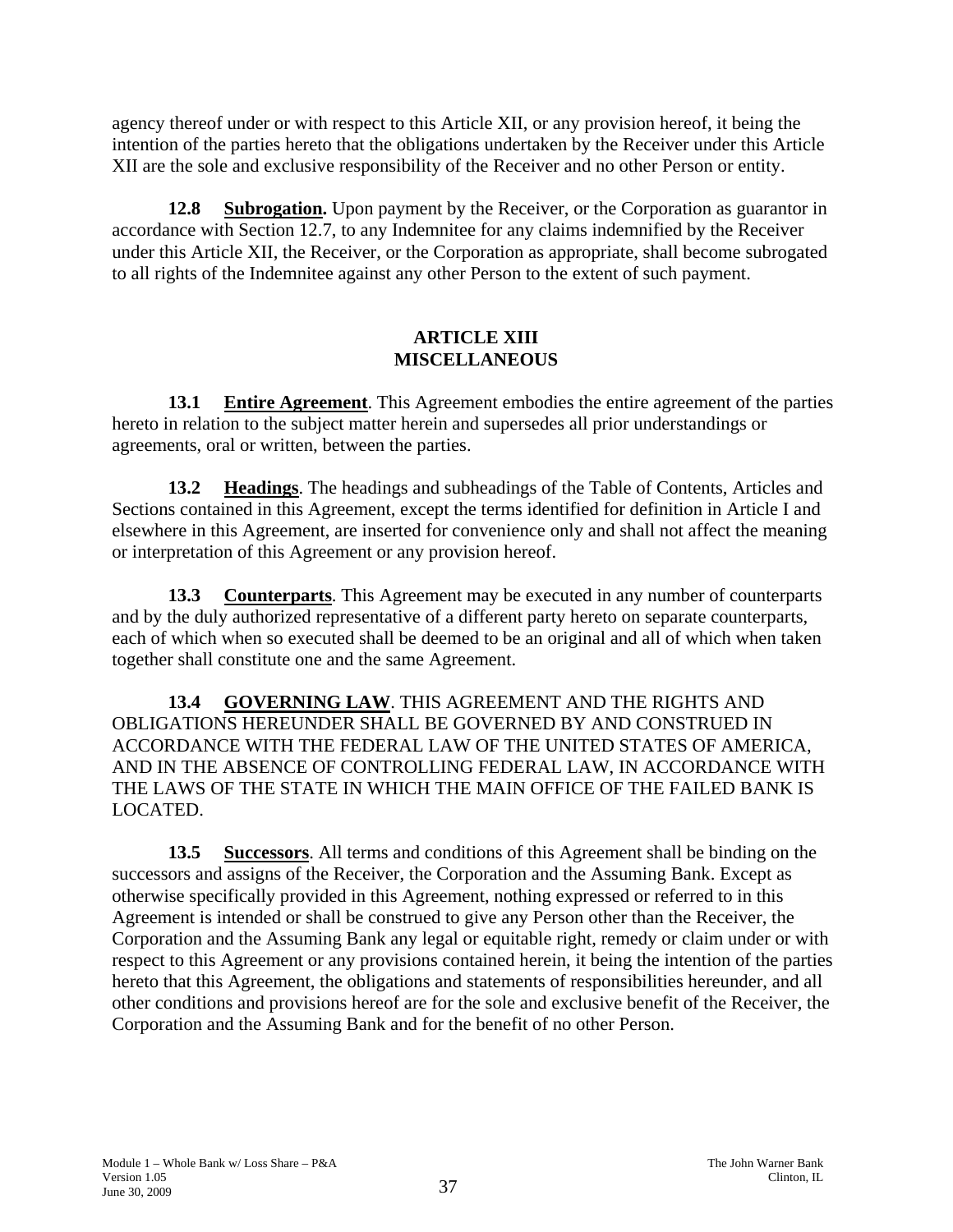agency thereof under or with respect to this Article XII, or any provision hereof, it being the intention of the parties hereto that the obligations undertaken by the Receiver under this Article XII are the sole and exclusive responsibility of the Receiver and no other Person or entity.

**12.8 Subrogation.** Upon payment by the Receiver, or the Corporation as guarantor in accordance with Section 12.7, to any Indemnitee for any claims indemnified by the Receiver under this Article XII, the Receiver, or the Corporation as appropriate, shall become subrogated to all rights of the Indemnitee against any other Person to the extent of such payment.

## ARTICLE XIII
## MISCELLANEOUS

**13.1 Entire Agreement**. This Agreement embodies the entire agreement of the parties hereto in relation to the subject matter herein and supersedes all prior understandings or agreements, oral or written, between the parties.

**13.2 Headings**. The headings and subheadings of the Table of Contents, Articles and Sections contained in this Agreement, except the terms identified for definition in Article I and elsewhere in this Agreement, are inserted for convenience only and shall not affect the meaning or interpretation of this Agreement or any provision hereof.

**13.3 Counterparts**. This Agreement may be executed in any number of counterparts and by the duly authorized representative of a different party hereto on separate counterparts, each of which when so executed shall be deemed to be an original and all of which when taken together shall constitute one and the same Agreement.

**13.4 GOVERNING LAW**. THIS AGREEMENT AND THE RIGHTS AND OBLIGATIONS HEREUNDER SHALL BE GOVERNED BY AND CONSTRUED IN ACCORDANCE WITH THE FEDERAL LAW OF THE UNITED STATES OF AMERICA, AND IN THE ABSENCE OF CONTROLLING FEDERAL LAW, IN ACCORDANCE WITH THE LAWS OF THE STATE IN WHICH THE MAIN OFFICE OF THE FAILED BANK IS LOCATED.

**13.5 Successors**. All terms and conditions of this Agreement shall be binding on the successors and assigns of the Receiver, the Corporation and the Assuming Bank. Except as otherwise specifically provided in this Agreement, nothing expressed or referred to in this Agreement is intended or shall be construed to give any Person other than the Receiver, the Corporation and the Assuming Bank any legal or equitable right, remedy or claim under or with respect to this Agreement or any provisions contained herein, it being the intention of the parties hereto that this Agreement, the obligations and statements of responsibilities hereunder, and all other conditions and provisions hereof are for the sole and exclusive benefit of the Receiver, the Corporation and the Assuming Bank and for the benefit of no other Person.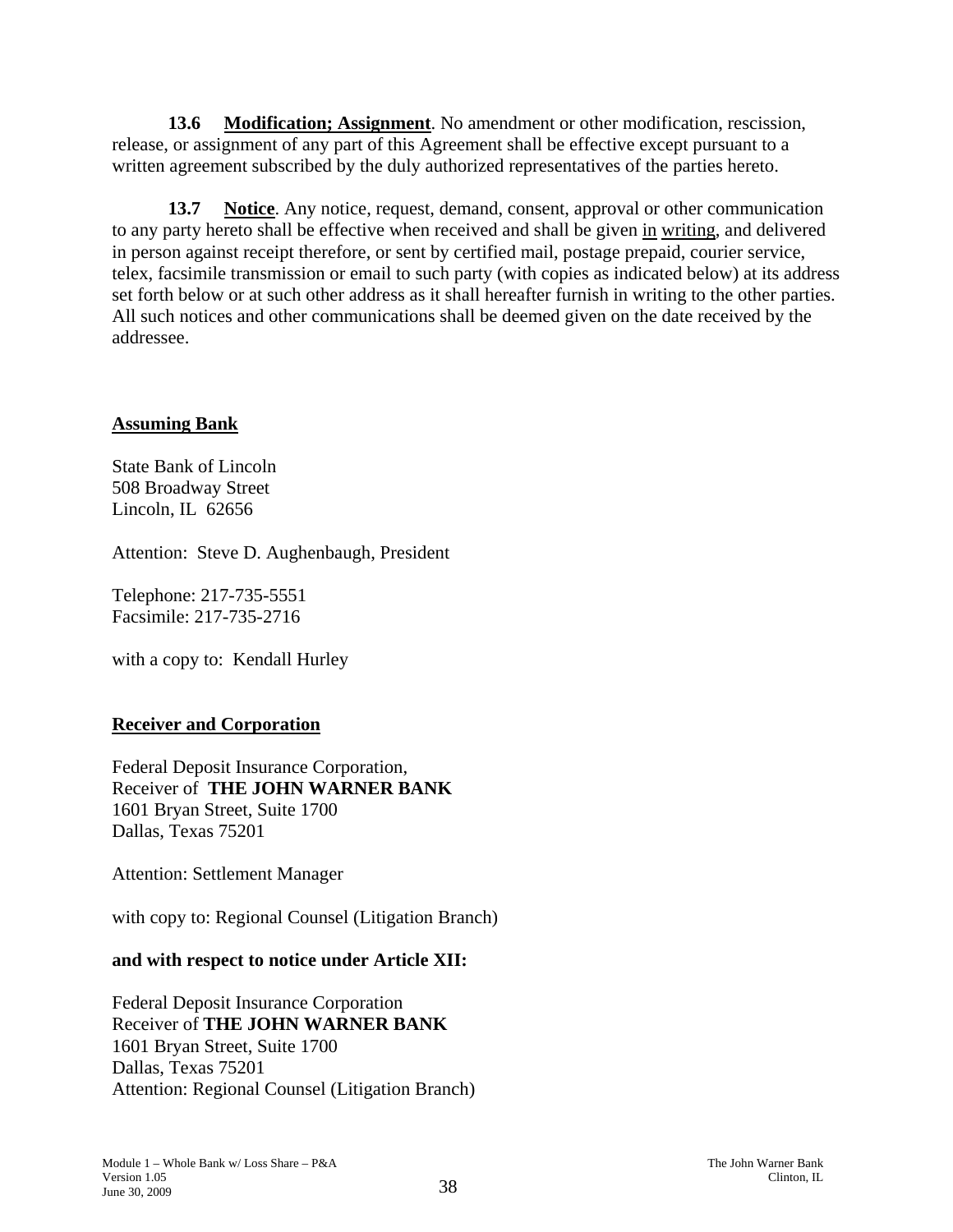**13.6 Modification; Assignment**. No amendment or other modification, rescission, release, or assignment of any part of this Agreement shall be effective except pursuant to a written agreement subscribed by the duly authorized representatives of the parties hereto.

**13.7 Notice**. Any notice, request, demand, consent, approval or other communication to any party hereto shall be effective when received and shall be given in writing, and delivered in person against receipt therefore, or sent by certified mail, postage prepaid, courier service, telex, facsimile transmission or email to such party (with copies as indicated below) at its address set forth below or at such other address as it shall hereafter furnish in writing to the other parties. All such notices and other communications shall be deemed given on the date received by the addressee.

**Assuming Bank**

State Bank of Lincoln
508 Broadway Street
Lincoln, IL 62656

Attention: Steve D. Aughenbaugh, President

Telephone: 217-735-5551
Facsimile: 217-735-2716

with a copy to: Kendall Hurley

**Receiver and Corporation**

Federal Deposit Insurance Corporation,
Receiver of **THE JOHN WARNER BANK**
1601 Bryan Street, Suite 1700
Dallas, Texas 75201

Attention: Settlement Manager

with copy to: Regional Counsel (Litigation Branch)

**and with respect to notice under Article XII:**

Federal Deposit Insurance Corporation
Receiver of **THE JOHN WARNER BANK**
1601 Bryan Street, Suite 1700
Dallas, Texas 75201
Attention: Regional Counsel (Litigation Branch)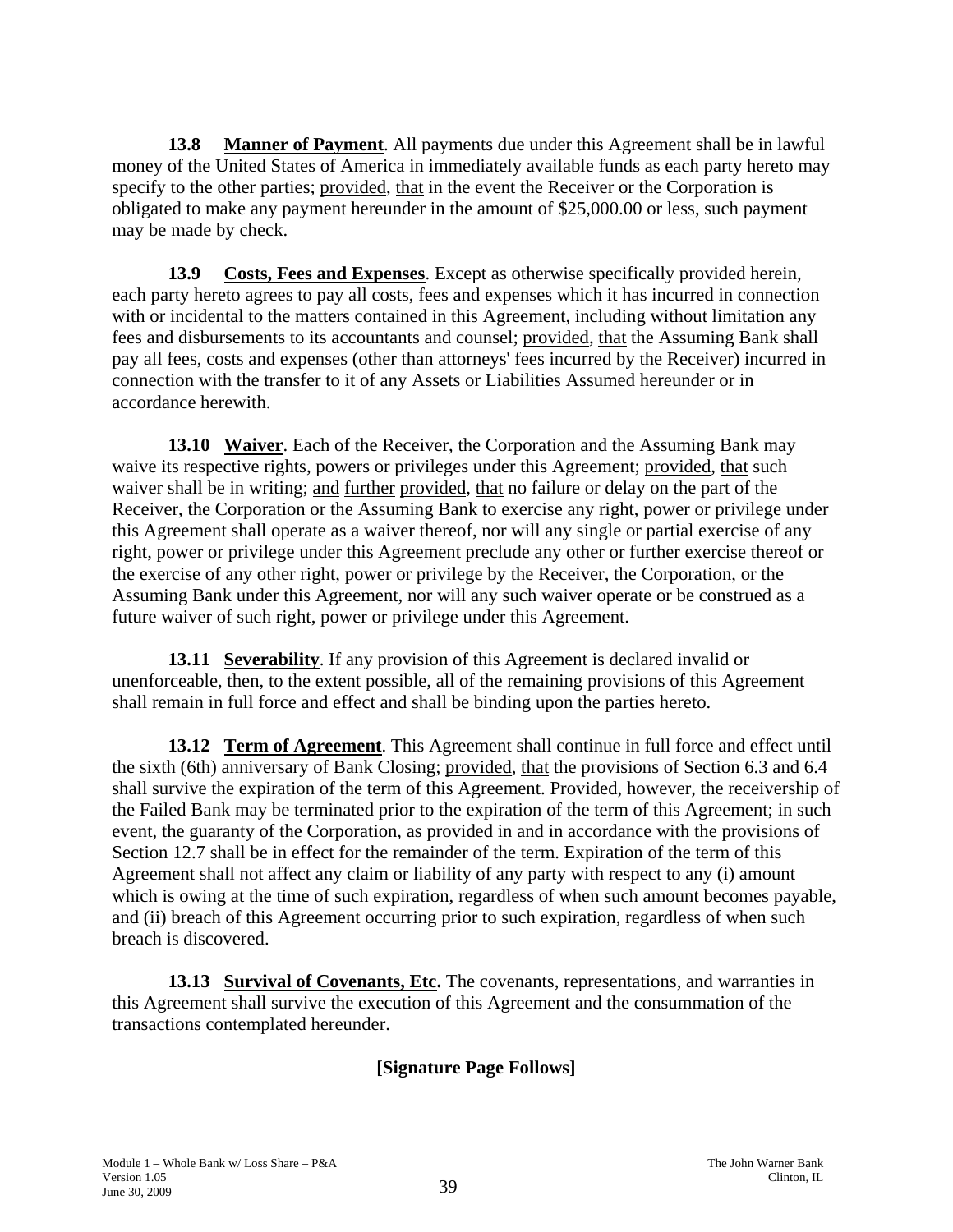**13.8 Manner of Payment**. All payments due under this Agreement shall be in lawful money of the United States of America in immediately available funds as each party hereto may specify to the other parties; provided, that in the event the Receiver or the Corporation is obligated to make any payment hereunder in the amount of $25,000.00 or less, such payment may be made by check.

**13.9 Costs, Fees and Expenses**. Except as otherwise specifically provided herein, each party hereto agrees to pay all costs, fees and expenses which it has incurred in connection with or incidental to the matters contained in this Agreement, including without limitation any fees and disbursements to its accountants and counsel; provided, that the Assuming Bank shall pay all fees, costs and expenses (other than attorneys' fees incurred by the Receiver) incurred in connection with the transfer to it of any Assets or Liabilities Assumed hereunder or in accordance herewith.

**13.10 Waiver**. Each of the Receiver, the Corporation and the Assuming Bank may waive its respective rights, powers or privileges under this Agreement; provided, that such waiver shall be in writing; and further provided, that no failure or delay on the part of the Receiver, the Corporation or the Assuming Bank to exercise any right, power or privilege under this Agreement shall operate as a waiver thereof, nor will any single or partial exercise of any right, power or privilege under this Agreement preclude any other or further exercise thereof or the exercise of any other right, power or privilege by the Receiver, the Corporation, or the Assuming Bank under this Agreement, nor will any such waiver operate or be construed as a future waiver of such right, power or privilege under this Agreement.

**13.11 Severability**. If any provision of this Agreement is declared invalid or unenforceable, then, to the extent possible, all of the remaining provisions of this Agreement shall remain in full force and effect and shall be binding upon the parties hereto.

**13.12 Term of Agreement**. This Agreement shall continue in full force and effect until the sixth (6th) anniversary of Bank Closing; provided, that the provisions of Section 6.3 and 6.4 shall survive the expiration of the term of this Agreement. Provided, however, the receivership of the Failed Bank may be terminated prior to the expiration of the term of this Agreement; in such event, the guaranty of the Corporation, as provided in and in accordance with the provisions of Section 12.7 shall be in effect for the remainder of the term. Expiration of the term of this Agreement shall not affect any claim or liability of any party with respect to any (i) amount which is owing at the time of such expiration, regardless of when such amount becomes payable, and (ii) breach of this Agreement occurring prior to such expiration, regardless of when such breach is discovered.

**13.13 Survival of Covenants, Etc.** The covenants, representations, and warranties in this Agreement shall survive the execution of this Agreement and the consummation of the transactions contemplated hereunder.

**[Signature Page Follows]**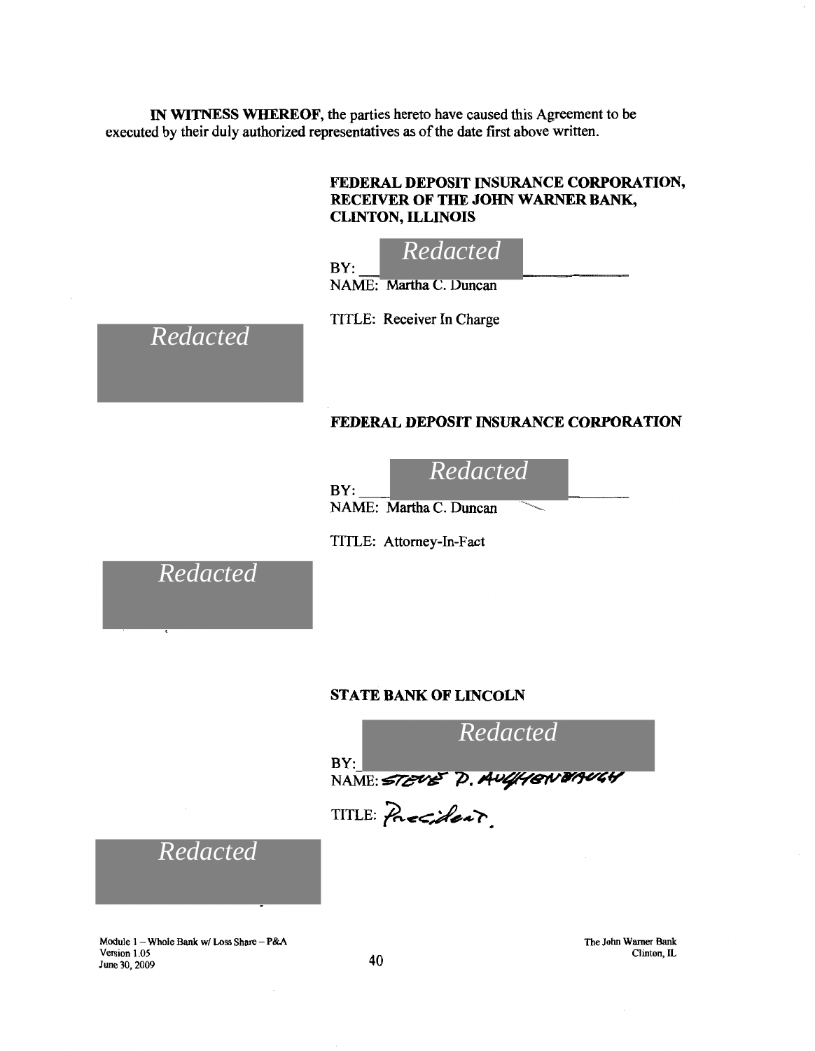**IN WITNESS WHEREOF,** the parties hereto have caused this Agreement to be executed by their duly authorized representatives as of the date first above written.

**FEDERAL DEPOSIT INSURANCE CORPORATION, RECEIVER OF THE JOHN WARNER BANK, CLINTON, ILLINOIS**

BY: *Redacted*

NAME: Martha C. Duncan

TITLE: Receiver In Charge

*Redacted*

**FEDERAL DEPOSIT INSURANCE CORPORATION**

BY: *Redacted*

NAME: Martha C. Duncan

TITLE: Attorney-In-Fact

*Redacted*

**STATE BANK OF LINCOLN**

BY: *Redacted*

NAME: STEVE D. AUGHENBAUGH

TITLE: President.

*Redacted*

Module 1 – Whole Bank w/ Loss Share – P&A
Version 1.05
June 30, 2009

The John Warner Bank
Clinton, IL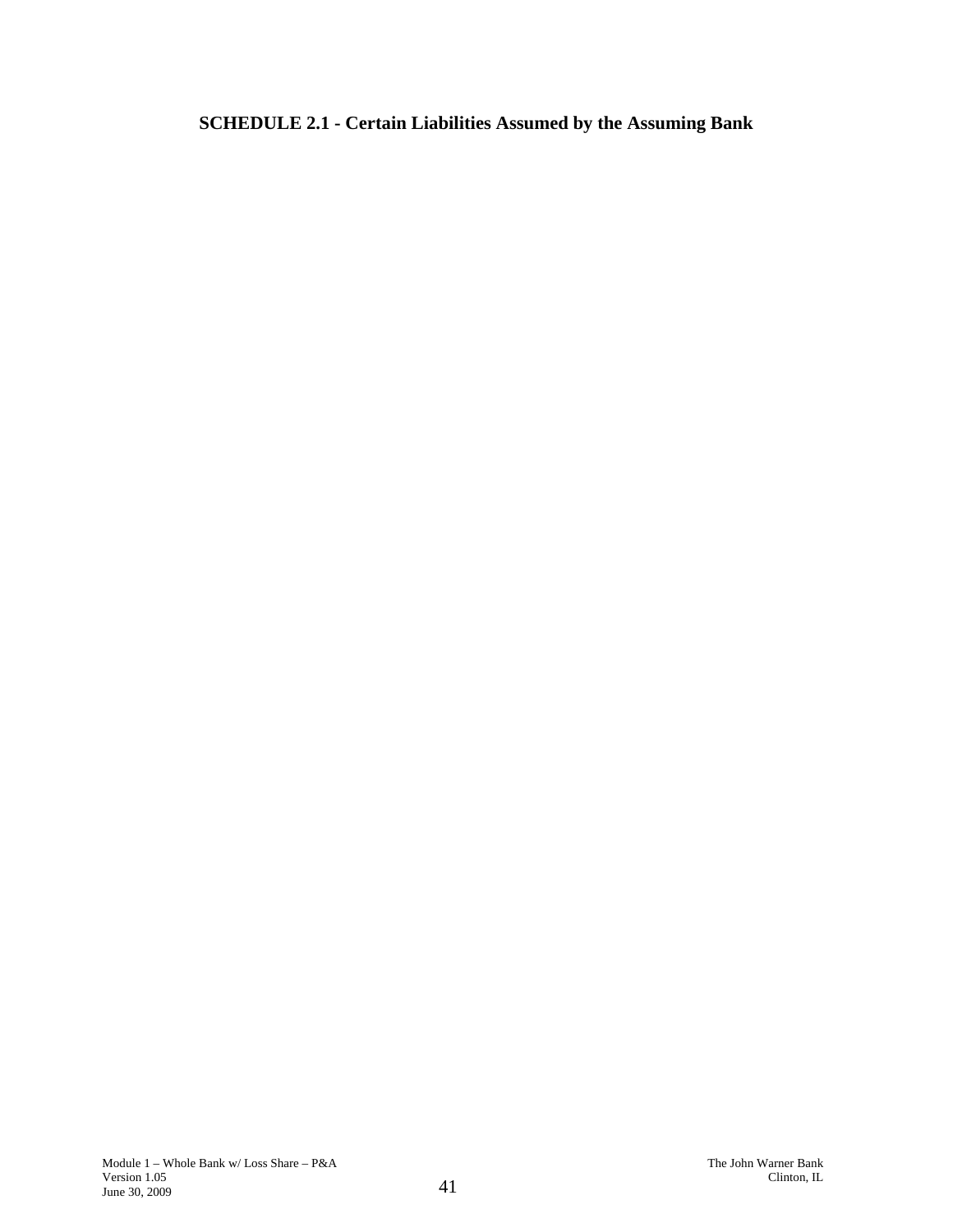## SCHEDULE 2.1 - Certain Liabilities Assumed by the Assuming Bank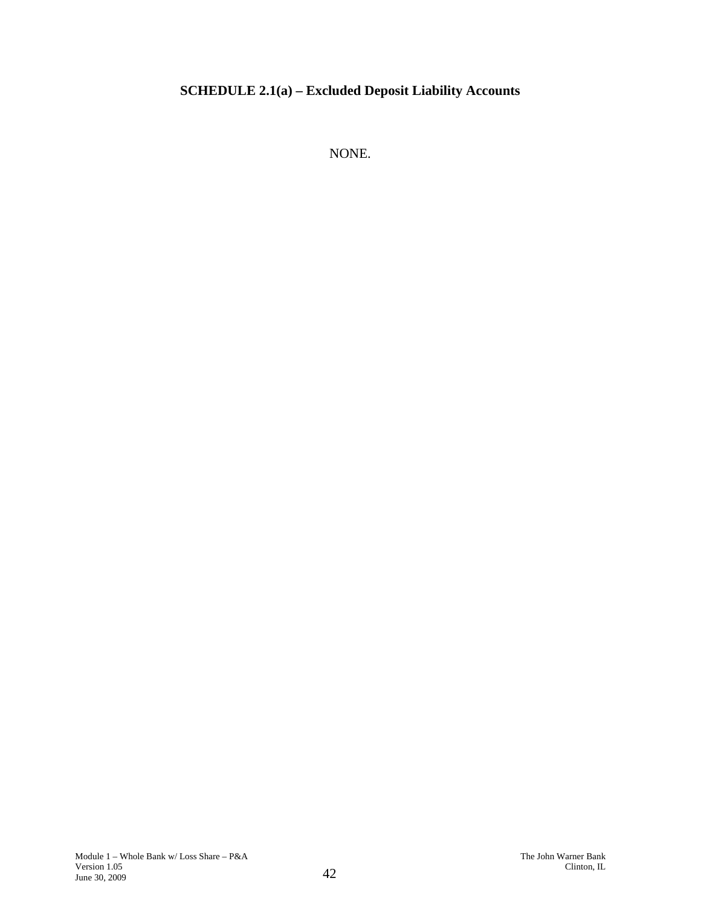# SCHEDULE 2.1(a) – Excluded Deposit Liability Accounts

NONE.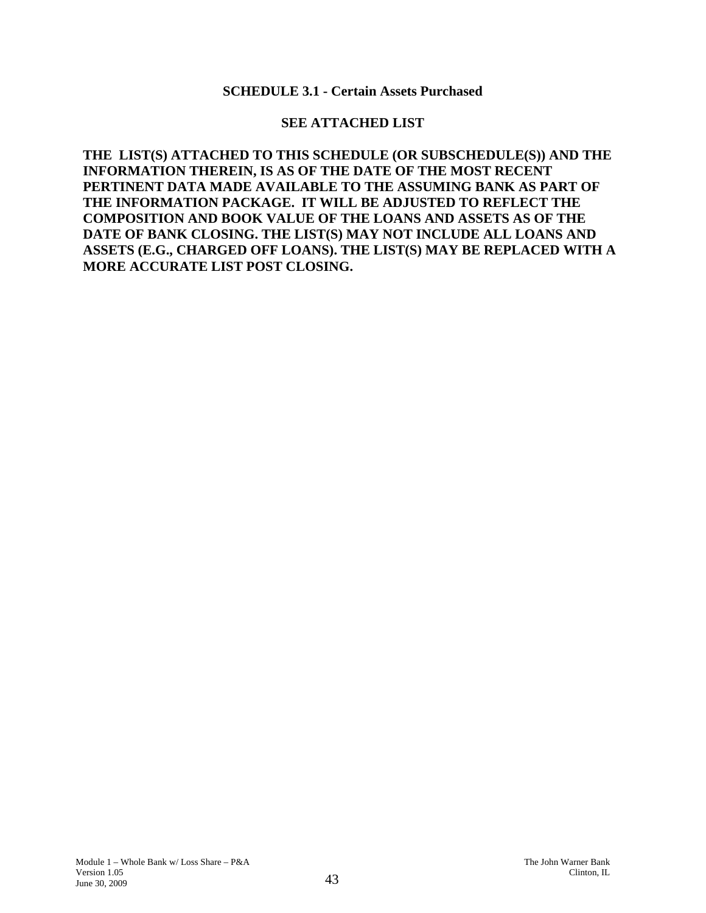## SCHEDULE 3.1 - Certain Assets Purchased

**SEE ATTACHED LIST**

**THE LIST(S) ATTACHED TO THIS SCHEDULE (OR SUBSCHEDULE(S)) AND THE INFORMATION THEREIN, IS AS OF THE DATE OF THE MOST RECENT PERTINENT DATA MADE AVAILABLE TO THE ASSUMING BANK AS PART OF THE INFORMATION PACKAGE. IT WILL BE ADJUSTED TO REFLECT THE COMPOSITION AND BOOK VALUE OF THE LOANS AND ASSETS AS OF THE DATE OF BANK CLOSING. THE LIST(S) MAY NOT INCLUDE ALL LOANS AND ASSETS (E.G., CHARGED OFF LOANS). THE LIST(S) MAY BE REPLACED WITH A MORE ACCURATE LIST POST CLOSING.**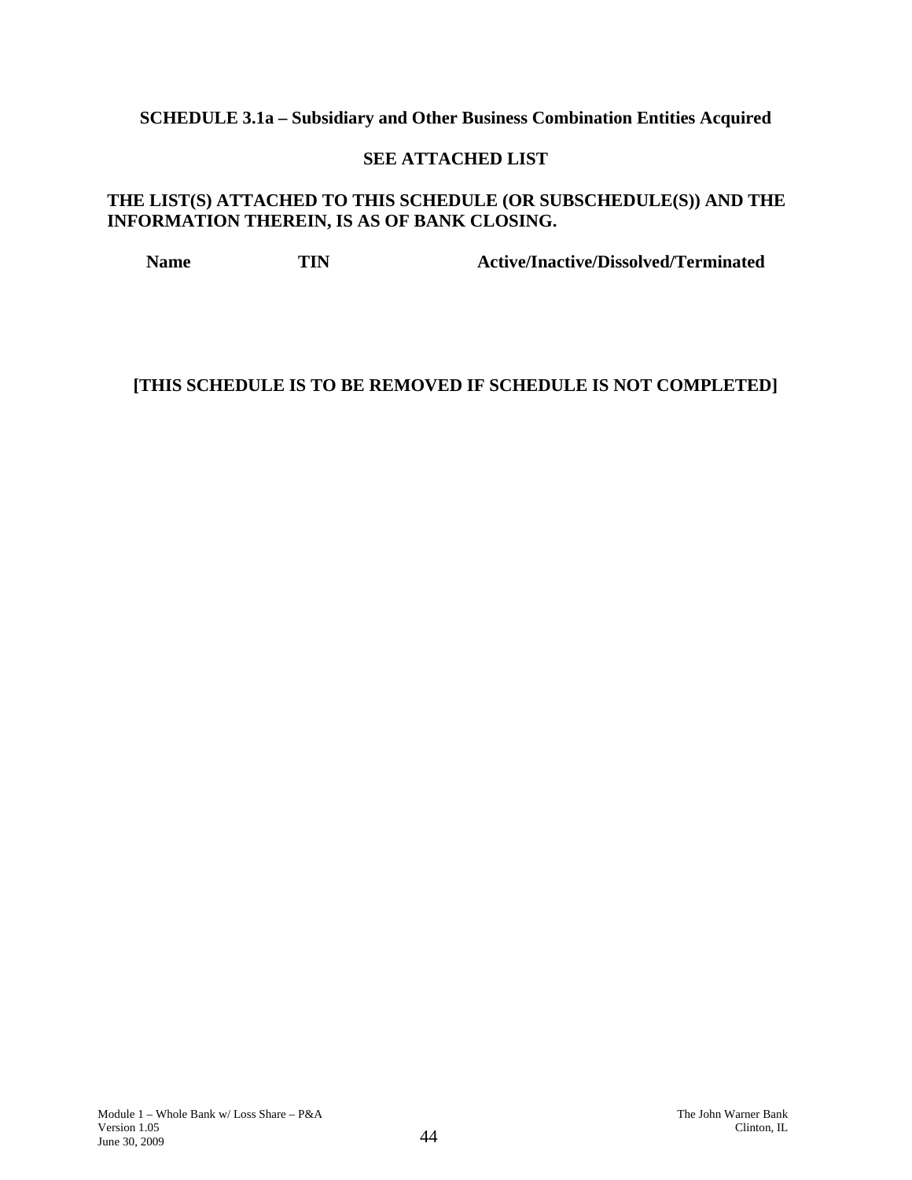**SCHEDULE 3.1a – Subsidiary and Other Business Combination Entities Acquired**

**SEE ATTACHED LIST**

**THE LIST(S) ATTACHED TO THIS SCHEDULE (OR SUBSCHEDULE(S)) AND THE INFORMATION THEREIN, IS AS OF BANK CLOSING.**

| Name | TIN | Active/Inactive/Dissolved/Terminated |
| --- | --- | --- |

**[THIS SCHEDULE IS TO BE REMOVED IF SCHEDULE IS NOT COMPLETED]**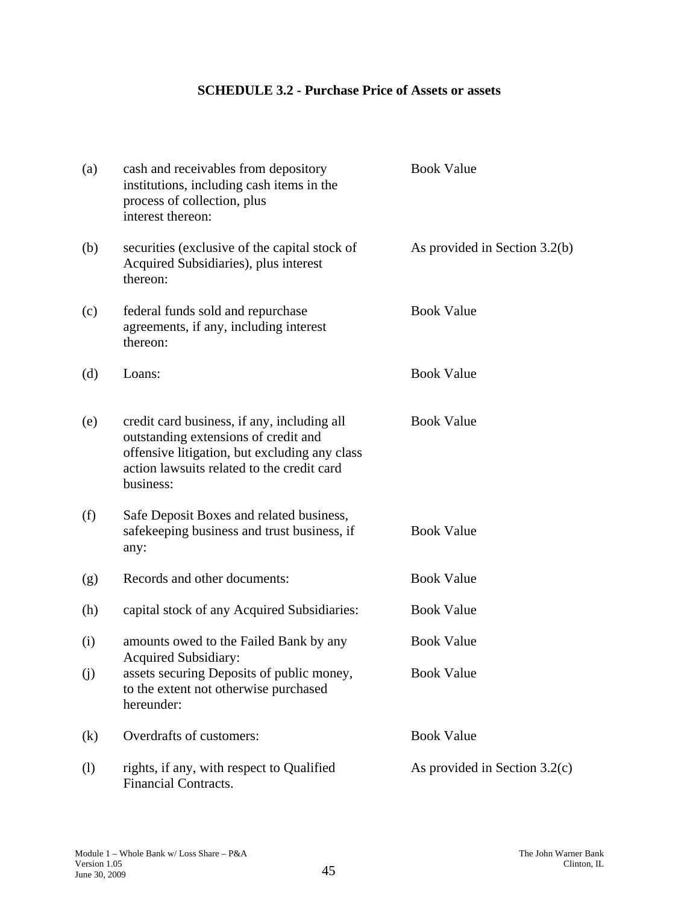**SCHEDULE 3.2 - Purchase Price of Assets or assets**

| | | |
|---|---|---|
| (a) | cash and receivables from depository institutions, including cash items in the process of collection, plus interest thereon: | Book Value |
| (b) | securities (exclusive of the capital stock of Acquired Subsidiaries), plus interest thereon: | As provided in Section 3.2(b) |
| (c) | federal funds sold and repurchase agreements, if any, including interest thereon: | Book Value |
| (d) | Loans: | Book Value |
| (e) | credit card business, if any, including all outstanding extensions of credit and offensive litigation, but excluding any class action lawsuits related to the credit card business: | Book Value |
| (f) | Safe Deposit Boxes and related business, safekeeping business and trust business, if any: | Book Value |
| (g) | Records and other documents: | Book Value |
| (h) | capital stock of any Acquired Subsidiaries: | Book Value |
| (i) | amounts owed to the Failed Bank by any Acquired Subsidiary: | Book Value |
| (j) | assets securing Deposits of public money, to the extent not otherwise purchased hereunder: | Book Value |
| (k) | Overdrafts of customers: | Book Value |
| (l) | rights, if any, with respect to Qualified Financial Contracts. | As provided in Section 3.2(c) |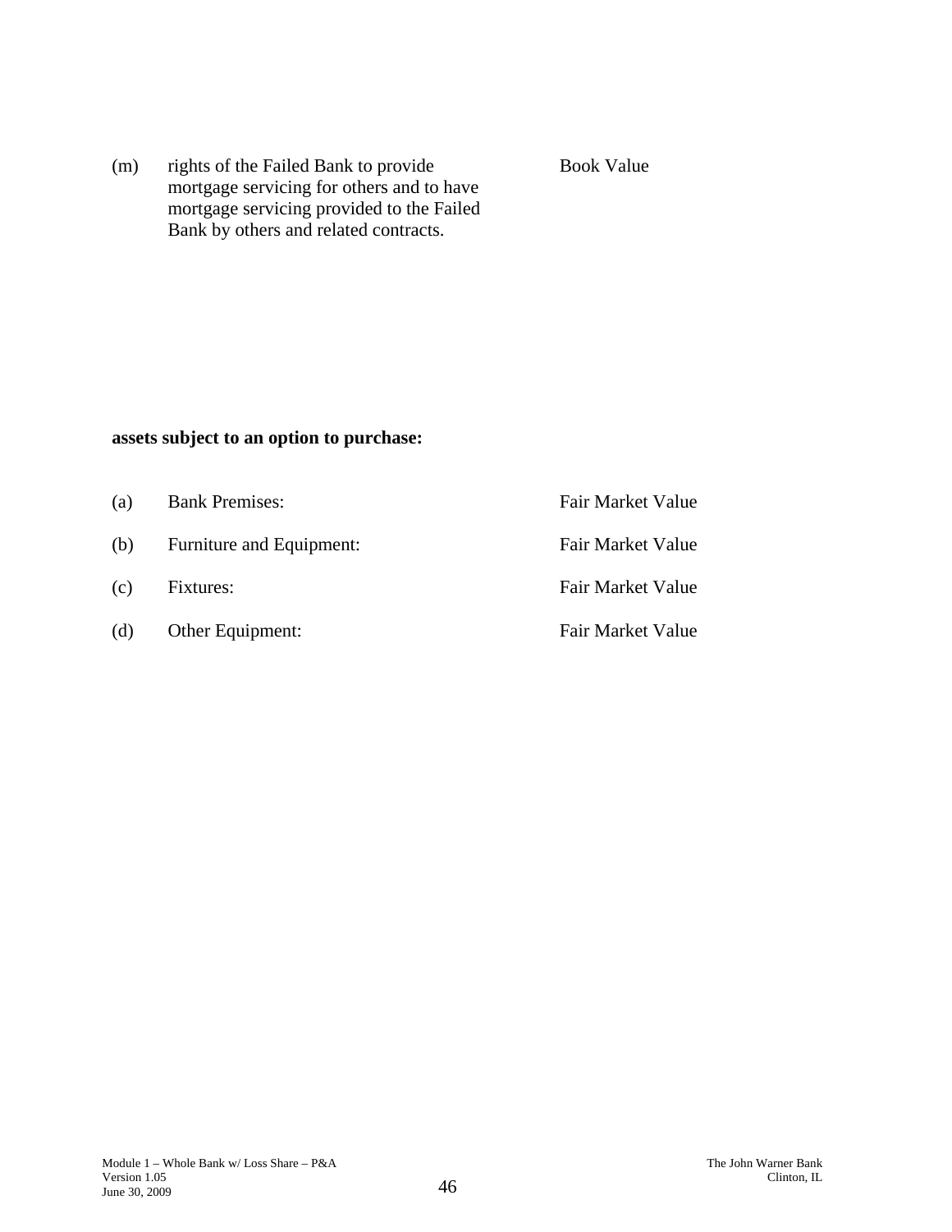| | | |
|---|---|---|
| (m) | rights of the Failed Bank to provide mortgage servicing for others and to have mortgage servicing provided to the Failed Bank by others and related contracts. | Book Value |

**assets subject to an option to purchase:**

| | | |
|---|---|---|
| (a) | Bank Premises: | Fair Market Value |
| (b) | Furniture and Equipment: | Fair Market Value |
| (c) | Fixtures: | Fair Market Value |
| (d) | Other Equipment: | Fair Market Value |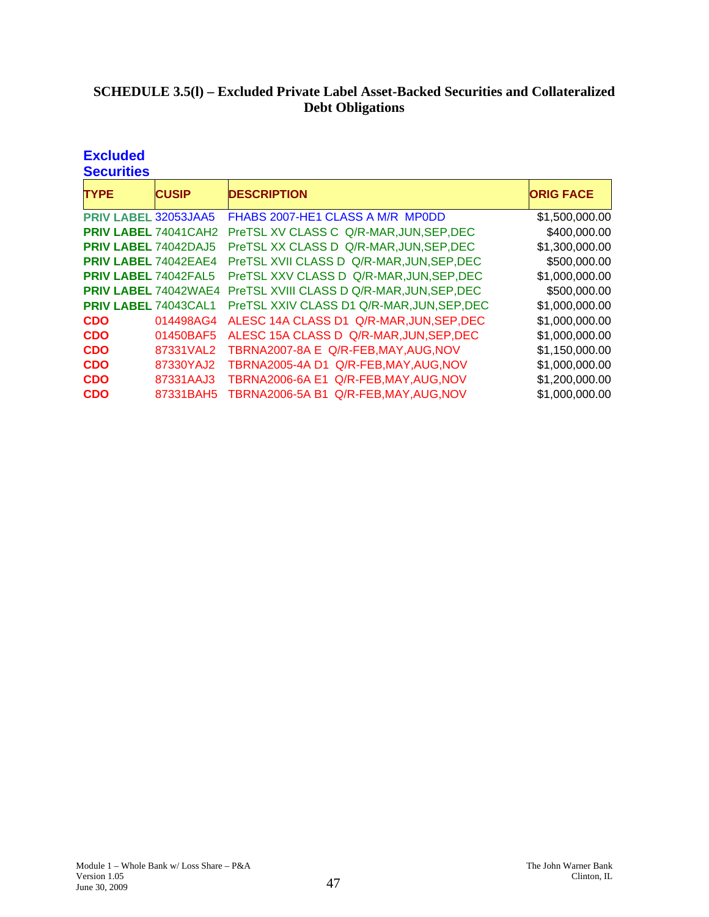# SCHEDULE 3.5(l) – Excluded Private Label Asset-Backed Securities and Collateralized Debt Obligations

**Excluded Securities**

| TYPE | CUSIP | DESCRIPTION | ORIG FACE |
|---|---|---|---|
| PRIV LABEL | 32053JAA5 | FHABS 2007-HE1 CLASS A M/R MP0DD | $1,500,000.00 |
| PRIV LABEL | 74041CAH2 | PreTSL XV CLASS C Q/R-MAR,JUN,SEP,DEC | $400,000.00 |
| PRIV LABEL | 74042DAJ5 | PreTSL XX CLASS D Q/R-MAR,JUN,SEP,DEC | $1,300,000.00 |
| PRIV LABEL | 74042EAE4 | PreTSL XVII CLASS D Q/R-MAR,JUN,SEP,DEC | $500,000.00 |
| PRIV LABEL | 74042FAL5 | PreTSL XXV CLASS D Q/R-MAR,JUN,SEP,DEC | $1,000,000.00 |
| PRIV LABEL | 74042WAE4 | PreTSL XVIII CLASS D Q/R-MAR,JUN,SEP,DEC | $500,000.00 |
| PRIV LABEL | 74043CAL1 | PreTSL XXIV CLASS D1 Q/R-MAR,JUN,SEP,DEC | $1,000,000.00 |
| CDO | 014498AG4 | ALESC 14A CLASS D1 Q/R-MAR,JUN,SEP,DEC | $1,000,000.00 |
| CDO | 01450BAF5 | ALESC 15A CLASS D Q/R-MAR,JUN,SEP,DEC | $1,000,000.00 |
| CDO | 87331VAL2 | TBRNA2007-8A E Q/R-FEB,MAY,AUG,NOV | $1,150,000.00 |
| CDO | 87330YAJ2 | TBRNA2005-4A D1 Q/R-FEB,MAY,AUG,NOV | $1,000,000.00 |
| CDO | 87331AAJ3 | TBRNA2006-6A E1 Q/R-FEB,MAY,AUG,NOV | $1,200,000.00 |
| CDO | 87331BAH5 | TBRNA2006-5A B1 Q/R-FEB,MAY,AUG,NOV | $1,000,000.00 |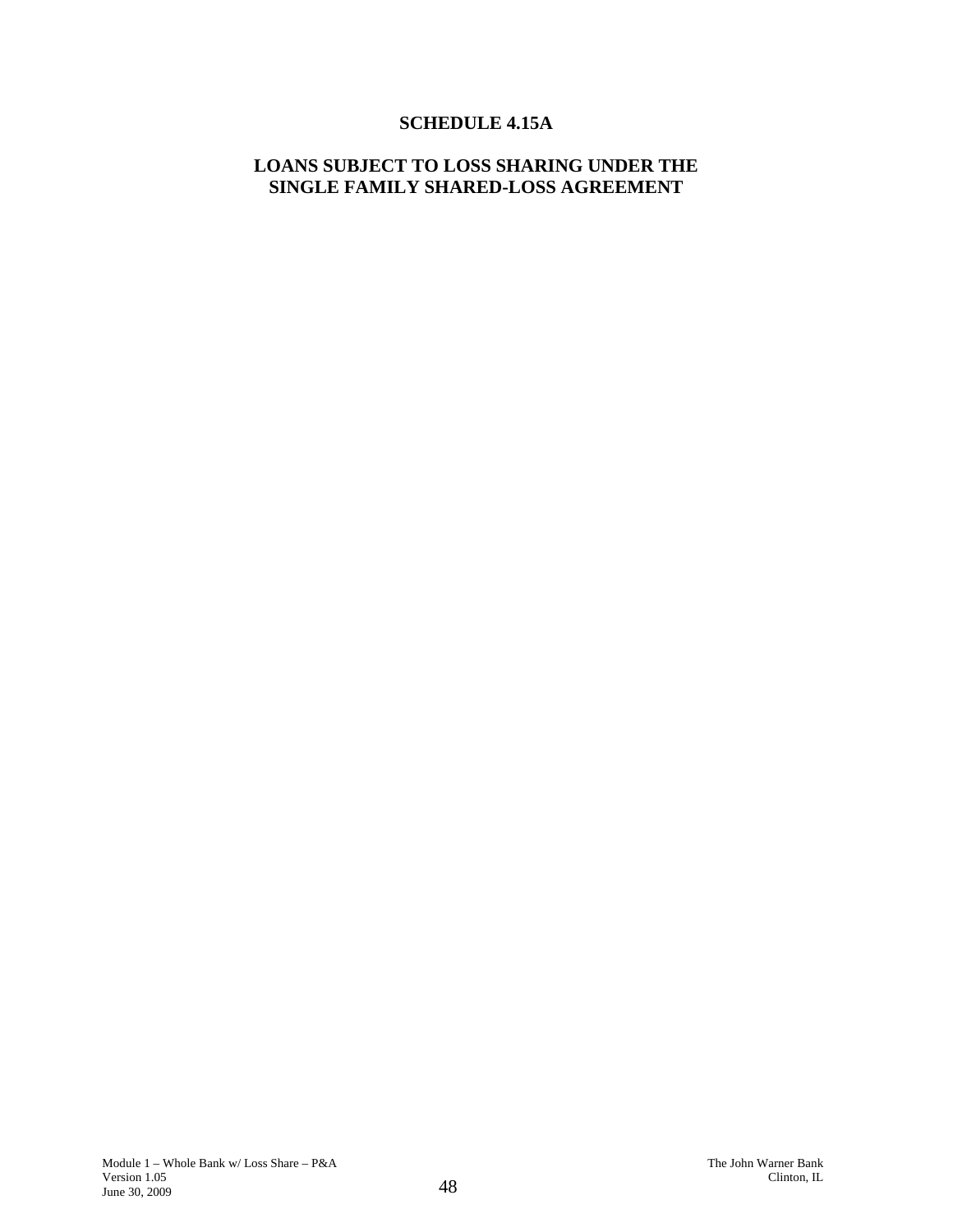# SCHEDULE 4.15A

## LOANS SUBJECT TO LOSS SHARING UNDER THE SINGLE FAMILY SHARED-LOSS AGREEMENT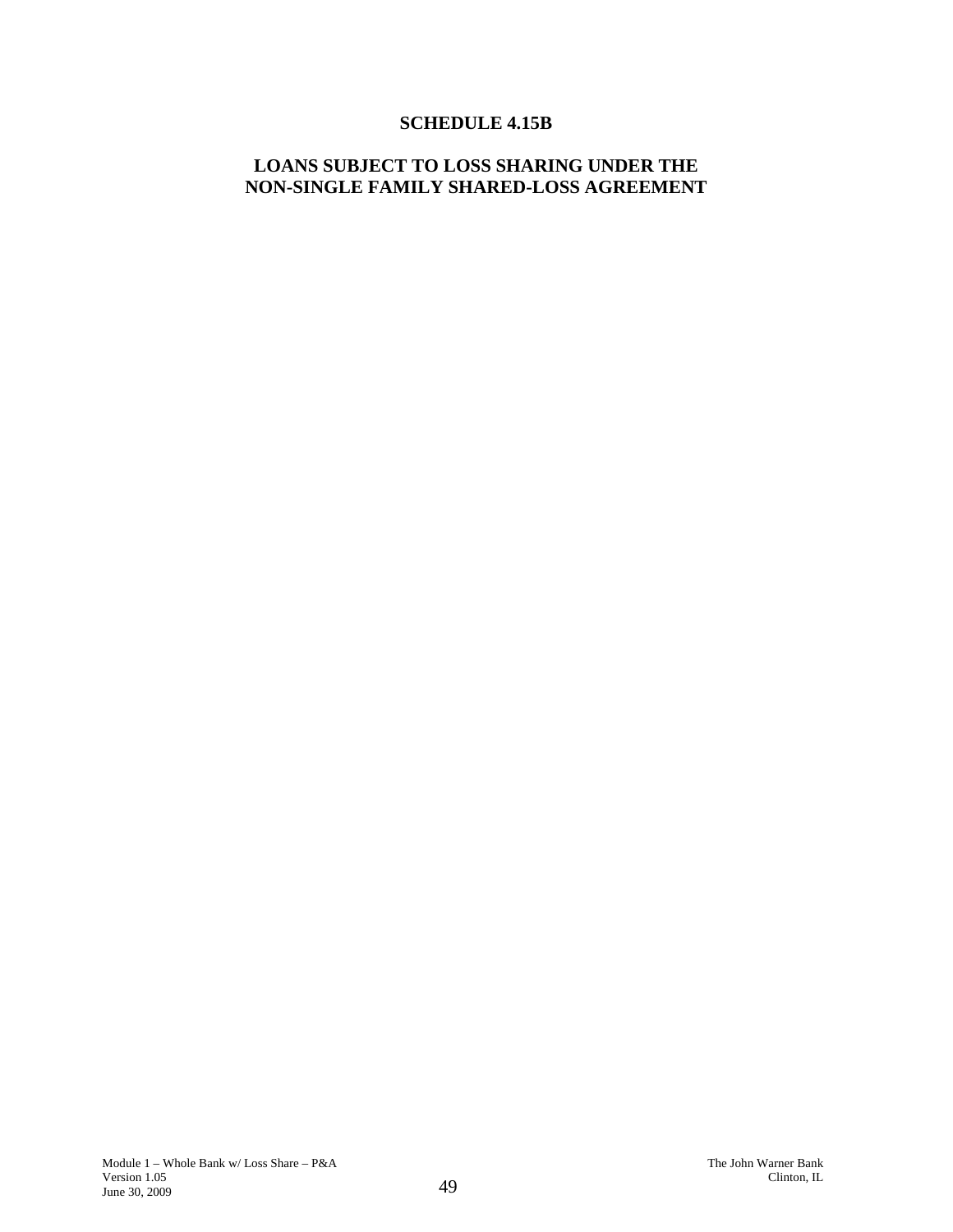# SCHEDULE 4.15B

## LOANS SUBJECT TO LOSS SHARING UNDER THE NON-SINGLE FAMILY SHARED-LOSS AGREEMENT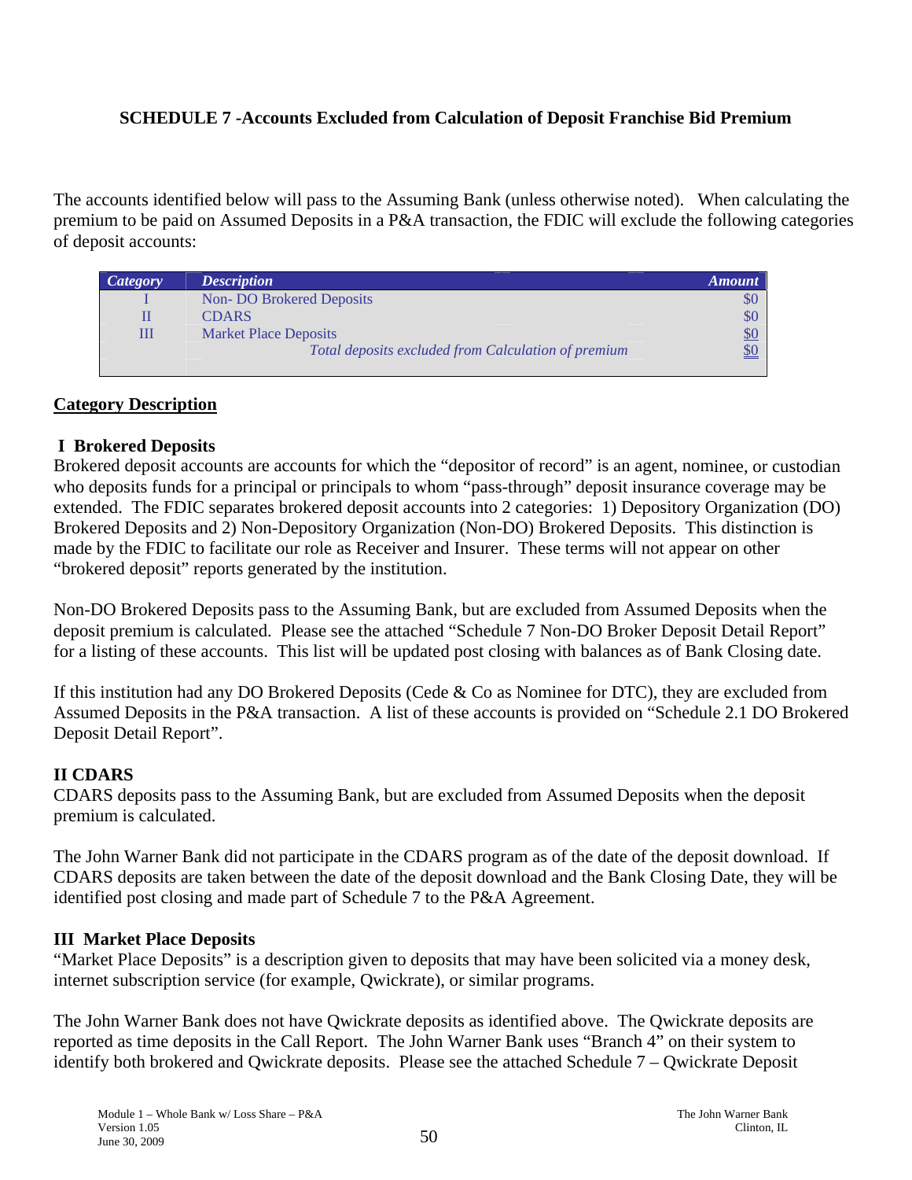**SCHEDULE 7 -Accounts Excluded from Calculation of Deposit Franchise Bid Premium**

The accounts identified below will pass to the Assuming Bank (unless otherwise noted). When calculating the premium to be paid on Assumed Deposits in a P&A transaction, the FDIC will exclude the following categories of deposit accounts:

| *Category* | *Description* | *Amount* |
|---|---|---|
| I | Non- DO Brokered Deposits | $0 |
| II | CDARS | $0 |
| III | Market Place Deposits | $0 |
| | *Total deposits excluded from Calculation of premium* | $0 |

**Category Description**

**I Brokered Deposits**
Brokered deposit accounts are accounts for which the "depositor of record" is an agent, nominee, or custodian who deposits funds for a principal or principals to whom "pass-through" deposit insurance coverage may be extended. The FDIC separates brokered deposit accounts into 2 categories: 1) Depository Organization (DO) Brokered Deposits and 2) Non-Depository Organization (Non-DO) Brokered Deposits. This distinction is made by the FDIC to facilitate our role as Receiver and Insurer. These terms will not appear on other "brokered deposit" reports generated by the institution.

Non-DO Brokered Deposits pass to the Assuming Bank, but are excluded from Assumed Deposits when the deposit premium is calculated. Please see the attached "Schedule 7 Non-DO Broker Deposit Detail Report" for a listing of these accounts. This list will be updated post closing with balances as of Bank Closing date.

If this institution had any DO Brokered Deposits (Cede & Co as Nominee for DTC), they are excluded from Assumed Deposits in the P&A transaction. A list of these accounts is provided on "Schedule 2.1 DO Brokered Deposit Detail Report".

**II CDARS**
CDARS deposits pass to the Assuming Bank, but are excluded from Assumed Deposits when the deposit premium is calculated.

The John Warner Bank did not participate in the CDARS program as of the date of the deposit download. If CDARS deposits are taken between the date of the deposit download and the Bank Closing Date, they will be identified post closing and made part of Schedule 7 to the P&A Agreement.

**III Market Place Deposits**
"Market Place Deposits" is a description given to deposits that may have been solicited via a money desk, internet subscription service (for example, Qwickrate), or similar programs.

The John Warner Bank does not have Qwickrate deposits as identified above. The Qwickrate deposits are reported as time deposits in the Call Report. The John Warner Bank uses "Branch 4" on their system to identify both brokered and Qwickrate deposits. Please see the attached Schedule 7 – Qwickrate Deposit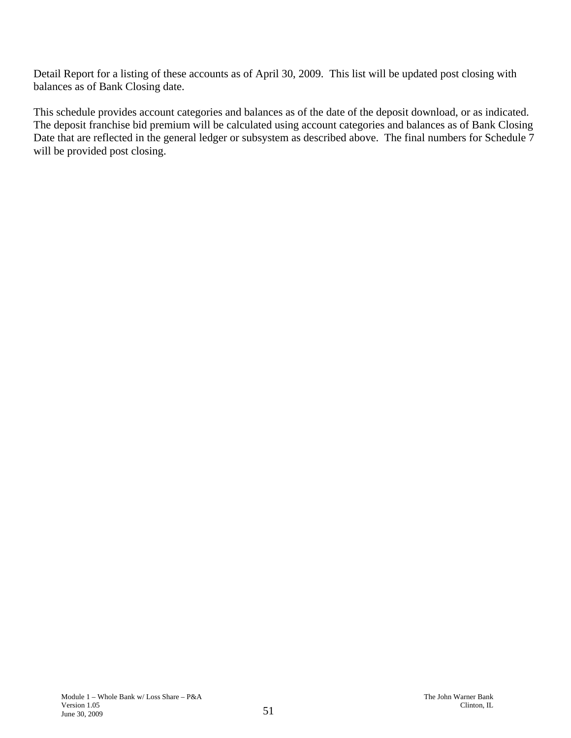Detail Report for a listing of these accounts as of April 30, 2009. This list will be updated post closing with balances as of Bank Closing date.

This schedule provides account categories and balances as of the date of the deposit download, or as indicated. The deposit franchise bid premium will be calculated using account categories and balances as of Bank Closing Date that are reflected in the general ledger or subsystem as described above. The final numbers for Schedule 7 will be provided post closing.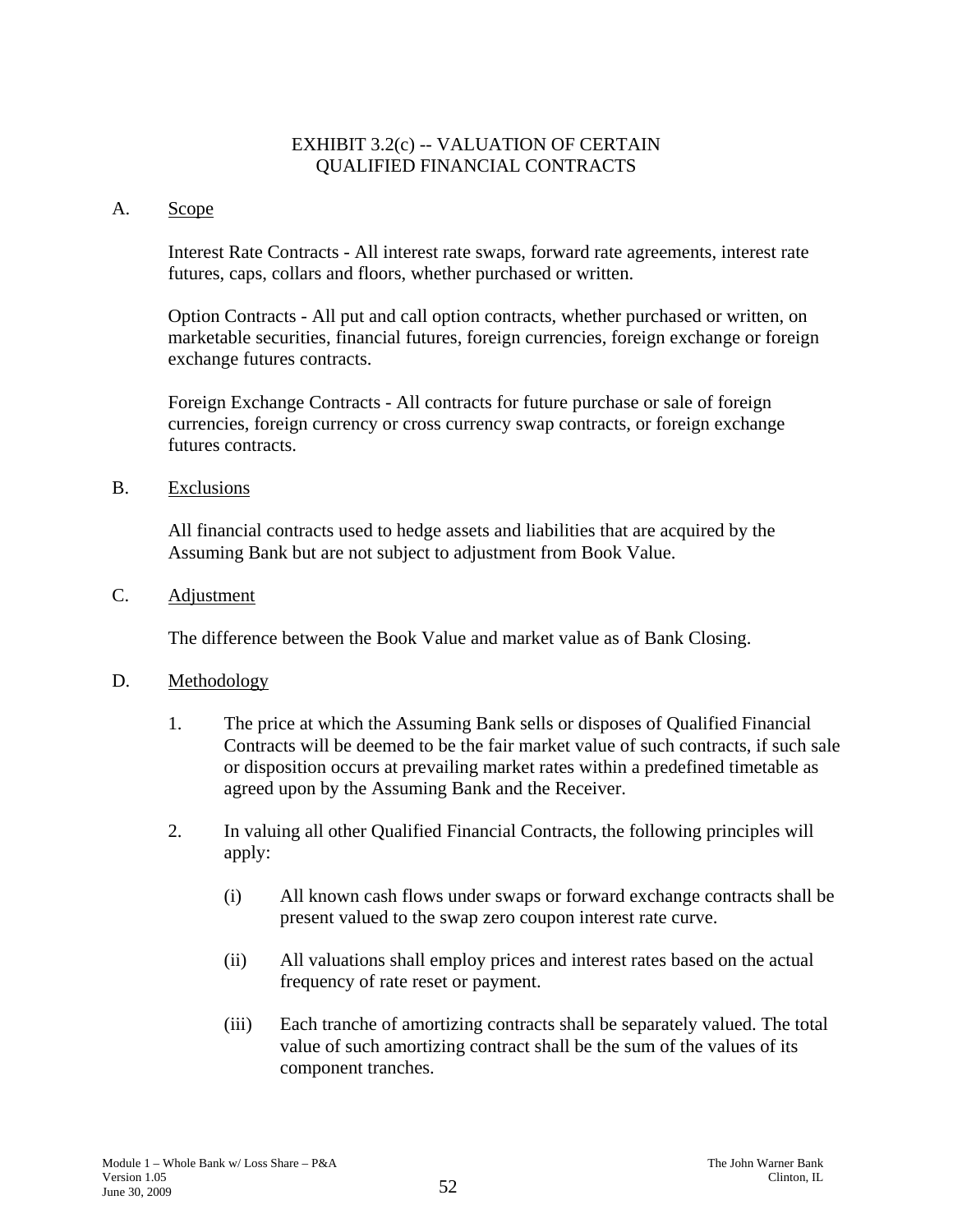# EXHIBIT 3.2(c) -- VALUATION OF CERTAIN QUALIFIED FINANCIAL CONTRACTS

A. Scope

Interest Rate Contracts - All interest rate swaps, forward rate agreements, interest rate futures, caps, collars and floors, whether purchased or written.

Option Contracts - All put and call option contracts, whether purchased or written, on marketable securities, financial futures, foreign currencies, foreign exchange or foreign exchange futures contracts.

Foreign Exchange Contracts - All contracts for future purchase or sale of foreign currencies, foreign currency or cross currency swap contracts, or foreign exchange futures contracts.

B. Exclusions

All financial contracts used to hedge assets and liabilities that are acquired by the Assuming Bank but are not subject to adjustment from Book Value.

C. Adjustment

The difference between the Book Value and market value as of Bank Closing.

D. Methodology

1. The price at which the Assuming Bank sells or disposes of Qualified Financial Contracts will be deemed to be the fair market value of such contracts, if such sale or disposition occurs at prevailing market rates within a predefined timetable as agreed upon by the Assuming Bank and the Receiver.

2. In valuing all other Qualified Financial Contracts, the following principles will apply:

   (i) All known cash flows under swaps or forward exchange contracts shall be present valued to the swap zero coupon interest rate curve.

   (ii) All valuations shall employ prices and interest rates based on the actual frequency of rate reset or payment.

   (iii) Each tranche of amortizing contracts shall be separately valued. The total value of such amortizing contract shall be the sum of the values of its component tranches.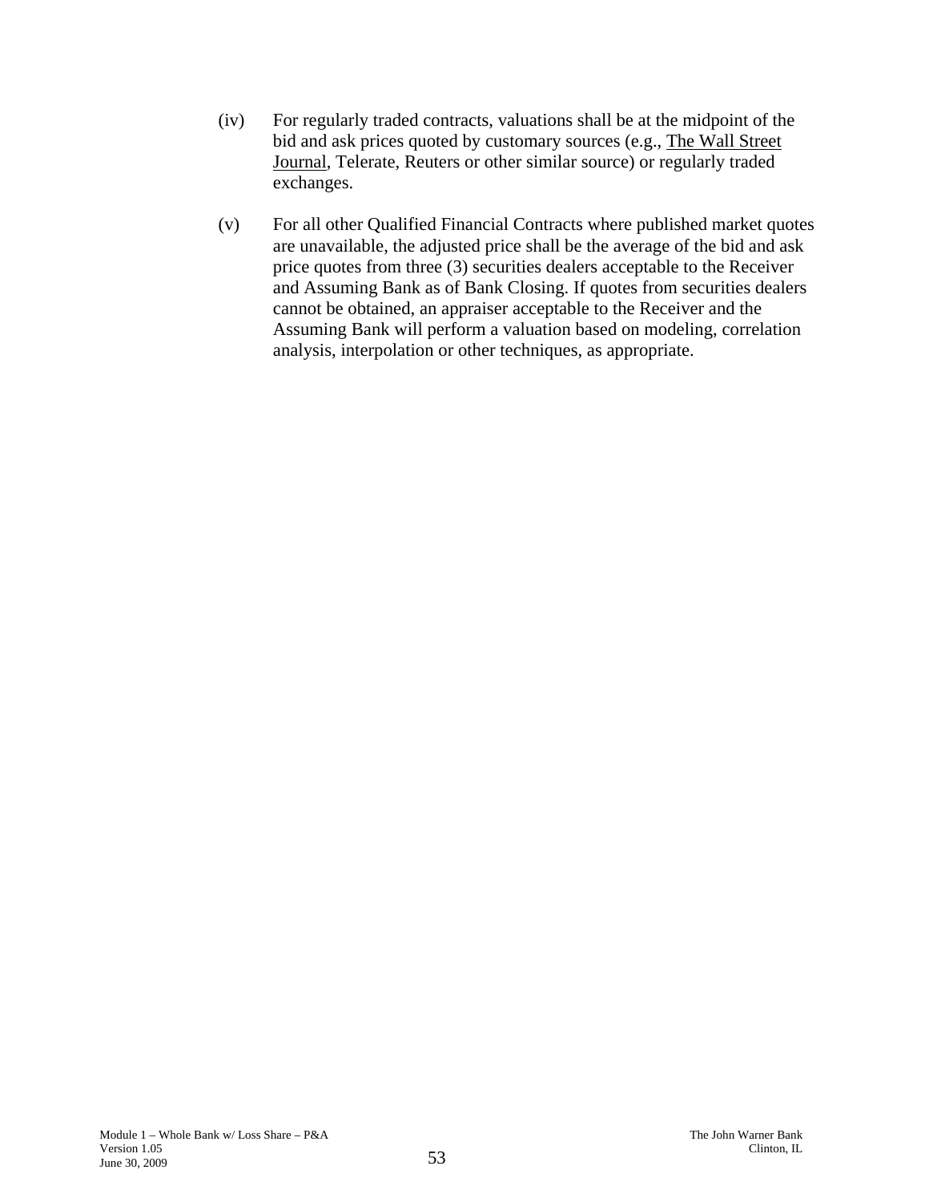(iv) For regularly traded contracts, valuations shall be at the midpoint of the bid and ask prices quoted by customary sources (e.g., The Wall Street Journal, Telerate, Reuters or other similar source) or regularly traded exchanges.

(v) For all other Qualified Financial Contracts where published market quotes are unavailable, the adjusted price shall be the average of the bid and ask price quotes from three (3) securities dealers acceptable to the Receiver and Assuming Bank as of Bank Closing. If quotes from securities dealers cannot be obtained, an appraiser acceptable to the Receiver and the Assuming Bank will perform a valuation based on modeling, correlation analysis, interpolation or other techniques, as appropriate.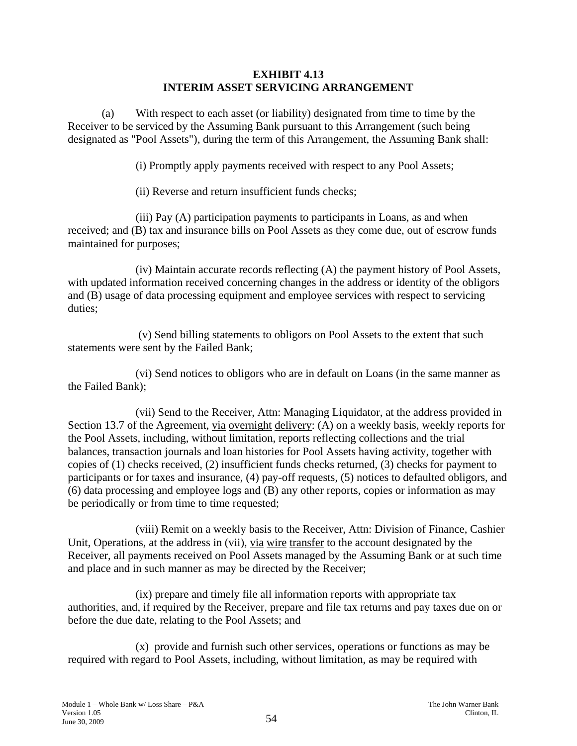# EXHIBIT 4.13
# INTERIM ASSET SERVICING ARRANGEMENT

(a) With respect to each asset (or liability) designated from time to time by the Receiver to be serviced by the Assuming Bank pursuant to this Arrangement (such being designated as "Pool Assets"), during the term of this Arrangement, the Assuming Bank shall:

(i) Promptly apply payments received with respect to any Pool Assets;

(ii) Reverse and return insufficient funds checks;

(iii) Pay (A) participation payments to participants in Loans, as and when received; and (B) tax and insurance bills on Pool Assets as they come due, out of escrow funds maintained for purposes;

(iv) Maintain accurate records reflecting (A) the payment history of Pool Assets, with updated information received concerning changes in the address or identity of the obligors and (B) usage of data processing equipment and employee services with respect to servicing duties;

(v) Send billing statements to obligors on Pool Assets to the extent that such statements were sent by the Failed Bank;

(vi) Send notices to obligors who are in default on Loans (in the same manner as the Failed Bank);

(vii) Send to the Receiver, Attn: Managing Liquidator, at the address provided in Section 13.7 of the Agreement, via overnight delivery: (A) on a weekly basis, weekly reports for the Pool Assets, including, without limitation, reports reflecting collections and the trial balances, transaction journals and loan histories for Pool Assets having activity, together with copies of (1) checks received, (2) insufficient funds checks returned, (3) checks for payment to participants or for taxes and insurance, (4) pay-off requests, (5) notices to defaulted obligors, and (6) data processing and employee logs and (B) any other reports, copies or information as may be periodically or from time to time requested;

(viii) Remit on a weekly basis to the Receiver, Attn: Division of Finance, Cashier Unit, Operations, at the address in (vii), via wire transfer to the account designated by the Receiver, all payments received on Pool Assets managed by the Assuming Bank or at such time and place and in such manner as may be directed by the Receiver;

(ix) prepare and timely file all information reports with appropriate tax authorities, and, if required by the Receiver, prepare and file tax returns and pay taxes due on or before the due date, relating to the Pool Assets; and

(x) provide and furnish such other services, operations or functions as may be required with regard to Pool Assets, including, without limitation, as may be required with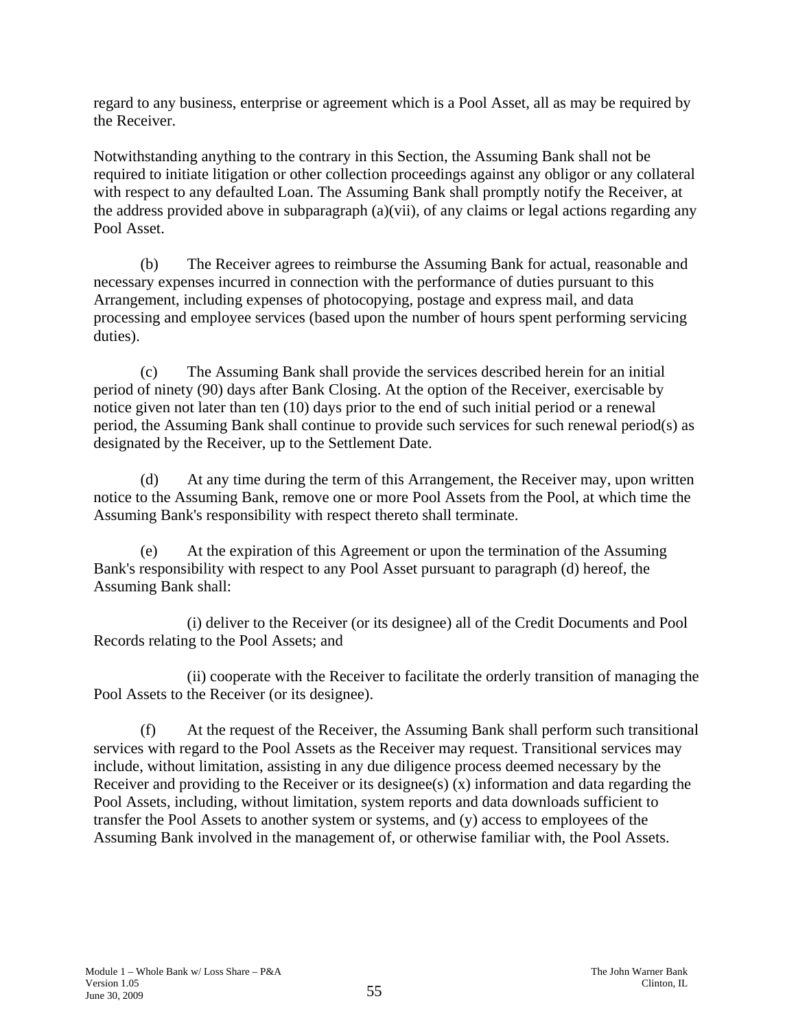regard to any business, enterprise or agreement which is a Pool Asset, all as may be required by the Receiver.

Notwithstanding anything to the contrary in this Section, the Assuming Bank shall not be required to initiate litigation or other collection proceedings against any obligor or any collateral with respect to any defaulted Loan. The Assuming Bank shall promptly notify the Receiver, at the address provided above in subparagraph (a)(vii), of any claims or legal actions regarding any Pool Asset.

(b) The Receiver agrees to reimburse the Assuming Bank for actual, reasonable and necessary expenses incurred in connection with the performance of duties pursuant to this Arrangement, including expenses of photocopying, postage and express mail, and data processing and employee services (based upon the number of hours spent performing servicing duties).

(c) The Assuming Bank shall provide the services described herein for an initial period of ninety (90) days after Bank Closing. At the option of the Receiver, exercisable by notice given not later than ten (10) days prior to the end of such initial period or a renewal period, the Assuming Bank shall continue to provide such services for such renewal period(s) as designated by the Receiver, up to the Settlement Date.

(d) At any time during the term of this Arrangement, the Receiver may, upon written notice to the Assuming Bank, remove one or more Pool Assets from the Pool, at which time the Assuming Bank's responsibility with respect thereto shall terminate.

(e) At the expiration of this Agreement or upon the termination of the Assuming Bank's responsibility with respect to any Pool Asset pursuant to paragraph (d) hereof, the Assuming Bank shall:

(i) deliver to the Receiver (or its designee) all of the Credit Documents and Pool Records relating to the Pool Assets; and

(ii) cooperate with the Receiver to facilitate the orderly transition of managing the Pool Assets to the Receiver (or its designee).

(f) At the request of the Receiver, the Assuming Bank shall perform such transitional services with regard to the Pool Assets as the Receiver may request. Transitional services may include, without limitation, assisting in any due diligence process deemed necessary by the Receiver and providing to the Receiver or its designee(s) (x) information and data regarding the Pool Assets, including, without limitation, system reports and data downloads sufficient to transfer the Pool Assets to another system or systems, and (y) access to employees of the Assuming Bank involved in the management of, or otherwise familiar with, the Pool Assets.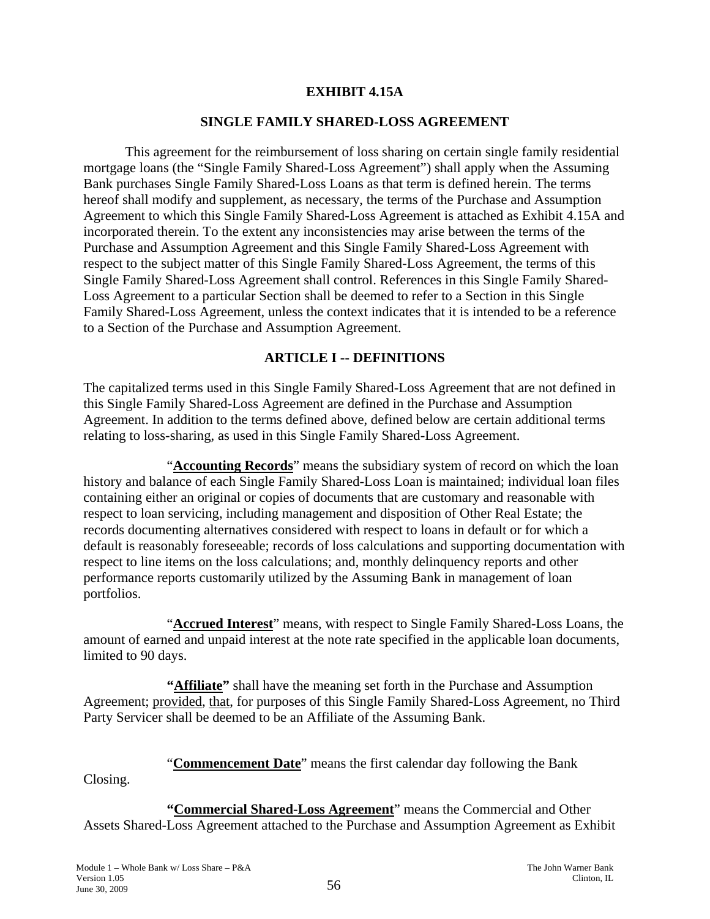# EXHIBIT 4.15A

## SINGLE FAMILY SHARED-LOSS AGREEMENT

This agreement for the reimbursement of loss sharing on certain single family residential mortgage loans (the "Single Family Shared-Loss Agreement") shall apply when the Assuming Bank purchases Single Family Shared-Loss Loans as that term is defined herein. The terms hereof shall modify and supplement, as necessary, the terms of the Purchase and Assumption Agreement to which this Single Family Shared-Loss Agreement is attached as Exhibit 4.15A and incorporated therein. To the extent any inconsistencies may arise between the terms of the Purchase and Assumption Agreement and this Single Family Shared-Loss Agreement with respect to the subject matter of this Single Family Shared-Loss Agreement, the terms of this Single Family Shared-Loss Agreement shall control. References in this Single Family Shared-Loss Agreement to a particular Section shall be deemed to refer to a Section in this Single Family Shared-Loss Agreement, unless the context indicates that it is intended to be a reference to a Section of the Purchase and Assumption Agreement.

## ARTICLE I -- DEFINITIONS

The capitalized terms used in this Single Family Shared-Loss Agreement that are not defined in this Single Family Shared-Loss Agreement are defined in the Purchase and Assumption Agreement. In addition to the terms defined above, defined below are certain additional terms relating to loss-sharing, as used in this Single Family Shared-Loss Agreement.

"**Accounting Records**" means the subsidiary system of record on which the loan history and balance of each Single Family Shared-Loss Loan is maintained; individual loan files containing either an original or copies of documents that are customary and reasonable with respect to loan servicing, including management and disposition of Other Real Estate; the records documenting alternatives considered with respect to loans in default or for which a default is reasonably foreseeable; records of loss calculations and supporting documentation with respect to line items on the loss calculations; and, monthly delinquency reports and other performance reports customarily utilized by the Assuming Bank in management of loan portfolios.

"**Accrued Interest**" means, with respect to Single Family Shared-Loss Loans, the amount of earned and unpaid interest at the note rate specified in the applicable loan documents, limited to 90 days.

**"Affiliate"** shall have the meaning set forth in the Purchase and Assumption Agreement; provided, that, for purposes of this Single Family Shared-Loss Agreement, no Third Party Servicer shall be deemed to be an Affiliate of the Assuming Bank.

"**Commencement Date**" means the first calendar day following the Bank Closing.

**"Commercial Shared-Loss Agreement"** means the Commercial and Other Assets Shared-Loss Agreement attached to the Purchase and Assumption Agreement as Exhibit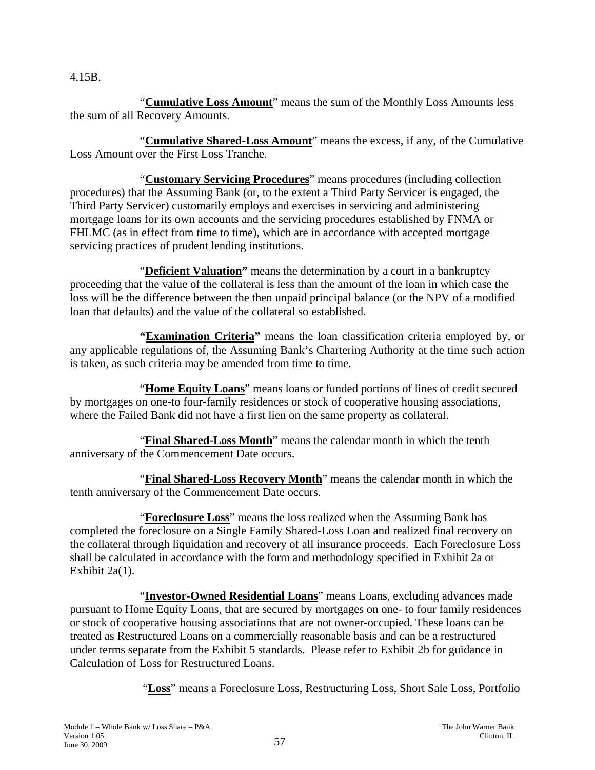4.15B.

"**Cumulative Loss Amount**" means the sum of the Monthly Loss Amounts less the sum of all Recovery Amounts.

"**Cumulative Shared-Loss Amount**" means the excess, if any, of the Cumulative Loss Amount over the First Loss Tranche.

"**Customary Servicing Procedures**" means procedures (including collection procedures) that the Assuming Bank (or, to the extent a Third Party Servicer is engaged, the Third Party Servicer) customarily employs and exercises in servicing and administering mortgage loans for its own accounts and the servicing procedures established by FNMA or FHLMC (as in effect from time to time), which are in accordance with accepted mortgage servicing practices of prudent lending institutions.

"**Deficient Valuation**" means the determination by a court in a bankruptcy proceeding that the value of the collateral is less than the amount of the loan in which case the loss will be the difference between the then unpaid principal balance (or the NPV of a modified loan that defaults) and the value of the collateral so established.

**"Examination Criteria"** means the loan classification criteria employed by, or any applicable regulations of, the Assuming Bank's Chartering Authority at the time such action is taken, as such criteria may be amended from time to time.

"**Home Equity Loans**" means loans or funded portions of lines of credit secured by mortgages on one-to four-family residences or stock of cooperative housing associations, where the Failed Bank did not have a first lien on the same property as collateral.

"**Final Shared-Loss Month**" means the calendar month in which the tenth anniversary of the Commencement Date occurs.

"**Final Shared-Loss Recovery Month**" means the calendar month in which the tenth anniversary of the Commencement Date occurs.

"**Foreclosure Loss**" means the loss realized when the Assuming Bank has completed the foreclosure on a Single Family Shared-Loss Loan and realized final recovery on the collateral through liquidation and recovery of all insurance proceeds. Each Foreclosure Loss shall be calculated in accordance with the form and methodology specified in Exhibit 2a or Exhibit 2a(1).

"**Investor-Owned Residential Loans**" means Loans, excluding advances made pursuant to Home Equity Loans, that are secured by mortgages on one- to four family residences or stock of cooperative housing associations that are not owner-occupied. These loans can be treated as Restructured Loans on a commercially reasonable basis and can be a restructured under terms separate from the Exhibit 5 standards. Please refer to Exhibit 2b for guidance in Calculation of Loss for Restructured Loans.

"**Loss**" means a Foreclosure Loss, Restructuring Loss, Short Sale Loss, Portfolio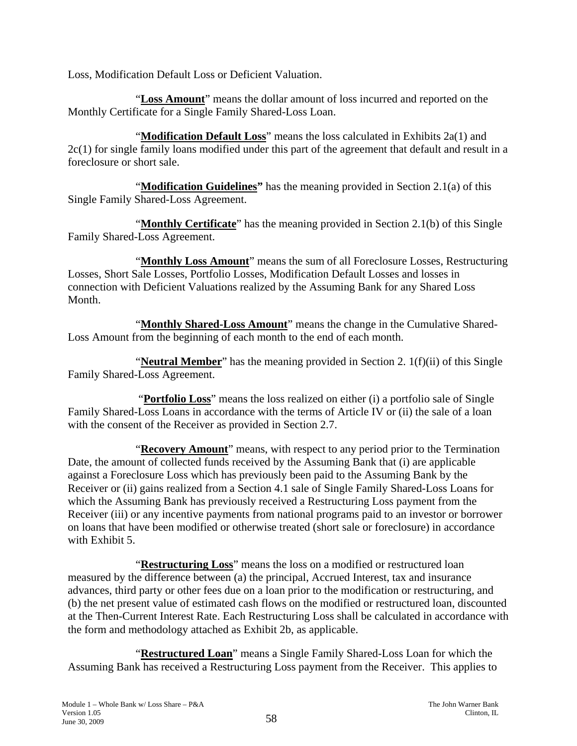Loss, Modification Default Loss or Deficient Valuation.

"**Loss Amount**" means the dollar amount of loss incurred and reported on the Monthly Certificate for a Single Family Shared-Loss Loan.

"**Modification Default Loss**" means the loss calculated in Exhibits 2a(1) and 2c(1) for single family loans modified under this part of the agreement that default and result in a foreclosure or short sale.

"**Modification Guidelines"** has the meaning provided in Section 2.1(a) of this Single Family Shared-Loss Agreement.

"**Monthly Certificate**" has the meaning provided in Section 2.1(b) of this Single Family Shared-Loss Agreement.

"**Monthly Loss Amount**" means the sum of all Foreclosure Losses, Restructuring Losses, Short Sale Losses, Portfolio Losses, Modification Default Losses and losses in connection with Deficient Valuations realized by the Assuming Bank for any Shared Loss Month.

"**Monthly Shared-Loss Amount**" means the change in the Cumulative Shared-Loss Amount from the beginning of each month to the end of each month.

"**Neutral Member**" has the meaning provided in Section 2. 1(f)(ii) of this Single Family Shared-Loss Agreement.

"**Portfolio Loss**" means the loss realized on either (i) a portfolio sale of Single Family Shared-Loss Loans in accordance with the terms of Article IV or (ii) the sale of a loan with the consent of the Receiver as provided in Section 2.7.

"**Recovery Amount**" means, with respect to any period prior to the Termination Date, the amount of collected funds received by the Assuming Bank that (i) are applicable against a Foreclosure Loss which has previously been paid to the Assuming Bank by the Receiver or (ii) gains realized from a Section 4.1 sale of Single Family Shared-Loss Loans for which the Assuming Bank has previously received a Restructuring Loss payment from the Receiver (iii) or any incentive payments from national programs paid to an investor or borrower on loans that have been modified or otherwise treated (short sale or foreclosure) in accordance with Exhibit 5.

"**Restructuring Loss**" means the loss on a modified or restructured loan measured by the difference between (a) the principal, Accrued Interest, tax and insurance advances, third party or other fees due on a loan prior to the modification or restructuring, and (b) the net present value of estimated cash flows on the modified or restructured loan, discounted at the Then-Current Interest Rate. Each Restructuring Loss shall be calculated in accordance with the form and methodology attached as Exhibit 2b, as applicable.

"**Restructured Loan**" means a Single Family Shared-Loss Loan for which the Assuming Bank has received a Restructuring Loss payment from the Receiver. This applies to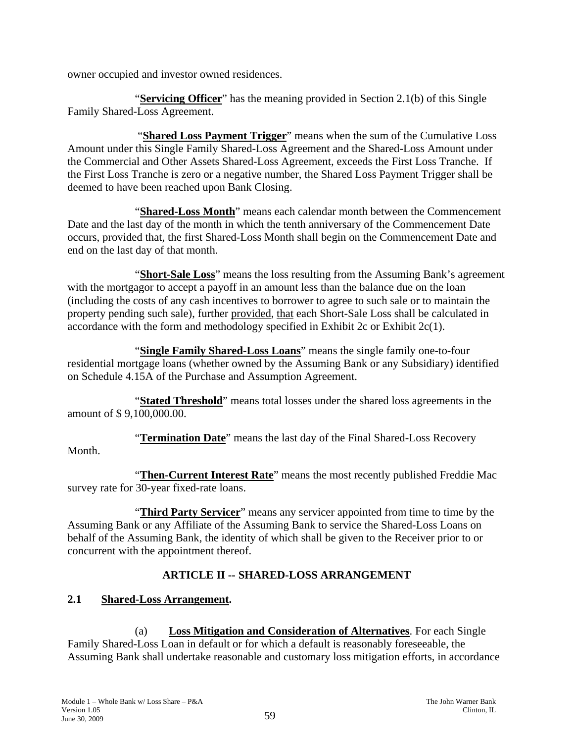owner occupied and investor owned residences.

"**Servicing Officer**" has the meaning provided in Section 2.1(b) of this Single Family Shared-Loss Agreement.

"**Shared Loss Payment Trigger**" means when the sum of the Cumulative Loss Amount under this Single Family Shared-Loss Agreement and the Shared-Loss Amount under the Commercial and Other Assets Shared-Loss Agreement, exceeds the First Loss Tranche. If the First Loss Tranche is zero or a negative number, the Shared Loss Payment Trigger shall be deemed to have been reached upon Bank Closing.

"**Shared-Loss Month**" means each calendar month between the Commencement Date and the last day of the month in which the tenth anniversary of the Commencement Date occurs, provided that, the first Shared-Loss Month shall begin on the Commencement Date and end on the last day of that month.

"**Short-Sale Loss**" means the loss resulting from the Assuming Bank's agreement with the mortgagor to accept a payoff in an amount less than the balance due on the loan (including the costs of any cash incentives to borrower to agree to such sale or to maintain the property pending such sale), further provided, that each Short-Sale Loss shall be calculated in accordance with the form and methodology specified in Exhibit 2c or Exhibit 2c(1).

"**Single Family Shared-Loss Loans**" means the single family one-to-four residential mortgage loans (whether owned by the Assuming Bank or any Subsidiary) identified on Schedule 4.15A of the Purchase and Assumption Agreement.

"**Stated Threshold**" means total losses under the shared loss agreements in the amount of $ 9,100,000.00.

"**Termination Date**" means the last day of the Final Shared-Loss Recovery Month.

"**Then-Current Interest Rate**" means the most recently published Freddie Mac survey rate for 30-year fixed-rate loans.

"**Third Party Servicer**" means any servicer appointed from time to time by the Assuming Bank or any Affiliate of the Assuming Bank to service the Shared-Loss Loans on behalf of the Assuming Bank, the identity of which shall be given to the Receiver prior to or concurrent with the appointment thereof.

## ARTICLE II -- SHARED-LOSS ARRANGEMENT

### 2.1 Shared-Loss Arrangement.

(a) **Loss Mitigation and Consideration of Alternatives**. For each Single Family Shared-Loss Loan in default or for which a default is reasonably foreseeable, the Assuming Bank shall undertake reasonable and customary loss mitigation efforts, in accordance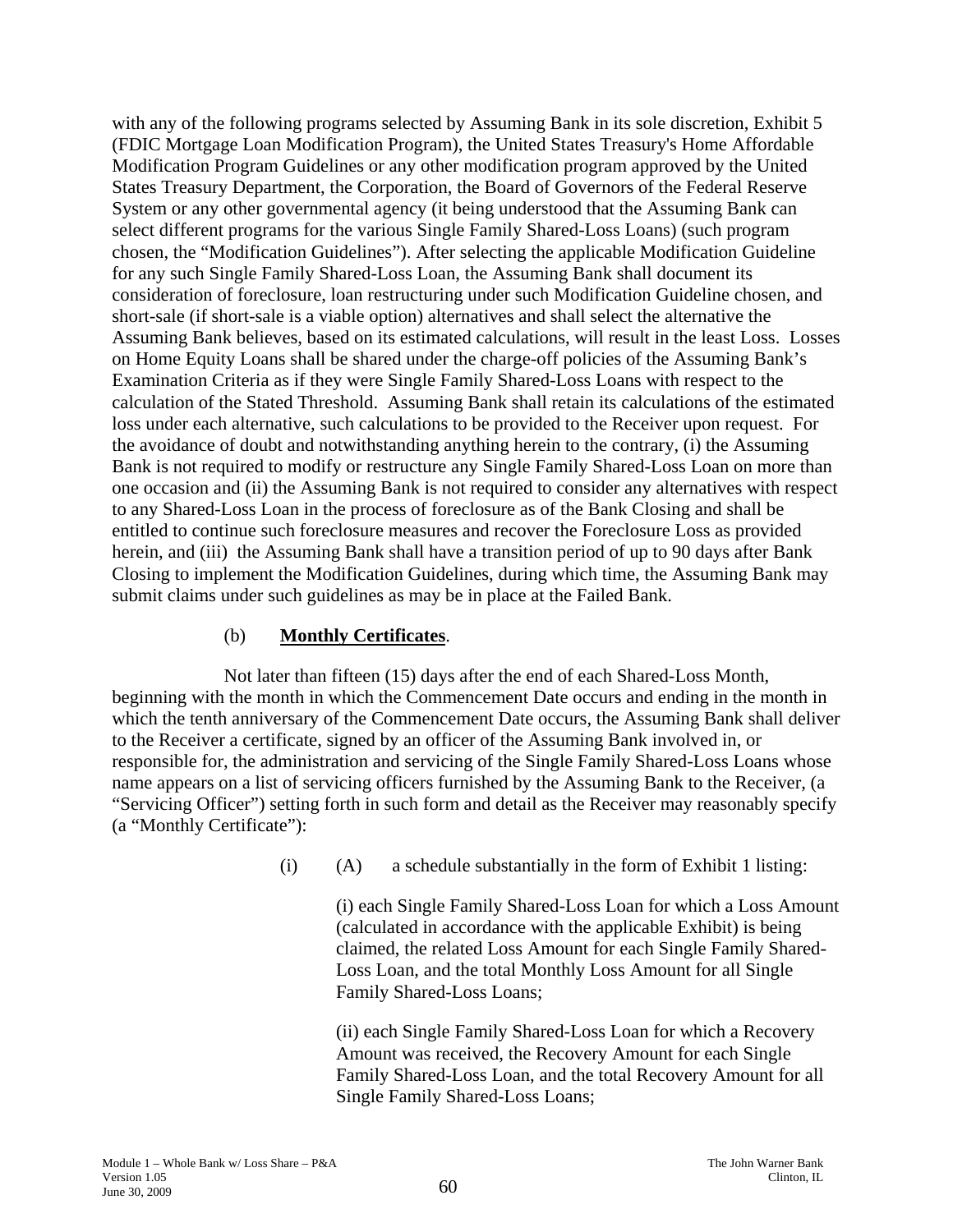with any of the following programs selected by Assuming Bank in its sole discretion, Exhibit 5 (FDIC Mortgage Loan Modification Program), the United States Treasury's Home Affordable Modification Program Guidelines or any other modification program approved by the United States Treasury Department, the Corporation, the Board of Governors of the Federal Reserve System or any other governmental agency (it being understood that the Assuming Bank can select different programs for the various Single Family Shared-Loss Loans) (such program chosen, the "Modification Guidelines"). After selecting the applicable Modification Guideline for any such Single Family Shared-Loss Loan, the Assuming Bank shall document its consideration of foreclosure, loan restructuring under such Modification Guideline chosen, and short-sale (if short-sale is a viable option) alternatives and shall select the alternative the Assuming Bank believes, based on its estimated calculations, will result in the least Loss. Losses on Home Equity Loans shall be shared under the charge-off policies of the Assuming Bank's Examination Criteria as if they were Single Family Shared-Loss Loans with respect to the calculation of the Stated Threshold. Assuming Bank shall retain its calculations of the estimated loss under each alternative, such calculations to be provided to the Receiver upon request. For the avoidance of doubt and notwithstanding anything herein to the contrary, (i) the Assuming Bank is not required to modify or restructure any Single Family Shared-Loss Loan on more than one occasion and (ii) the Assuming Bank is not required to consider any alternatives with respect to any Shared-Loss Loan in the process of foreclosure as of the Bank Closing and shall be entitled to continue such foreclosure measures and recover the Foreclosure Loss as provided herein, and (iii) the Assuming Bank shall have a transition period of up to 90 days after Bank Closing to implement the Modification Guidelines, during which time, the Assuming Bank may submit claims under such guidelines as may be in place at the Failed Bank.

(b) **Monthly Certificates**.

Not later than fifteen (15) days after the end of each Shared-Loss Month, beginning with the month in which the Commencement Date occurs and ending in the month in which the tenth anniversary of the Commencement Date occurs, the Assuming Bank shall deliver to the Receiver a certificate, signed by an officer of the Assuming Bank involved in, or responsible for, the administration and servicing of the Single Family Shared-Loss Loans whose name appears on a list of servicing officers furnished by the Assuming Bank to the Receiver, (a "Servicing Officer") setting forth in such form and detail as the Receiver may reasonably specify (a "Monthly Certificate"):

(i) (A) a schedule substantially in the form of Exhibit 1 listing:

(i) each Single Family Shared-Loss Loan for which a Loss Amount (calculated in accordance with the applicable Exhibit) is being claimed, the related Loss Amount for each Single Family Shared-Loss Loan, and the total Monthly Loss Amount for all Single Family Shared-Loss Loans;

(ii) each Single Family Shared-Loss Loan for which a Recovery Amount was received, the Recovery Amount for each Single Family Shared-Loss Loan, and the total Recovery Amount for all Single Family Shared-Loss Loans;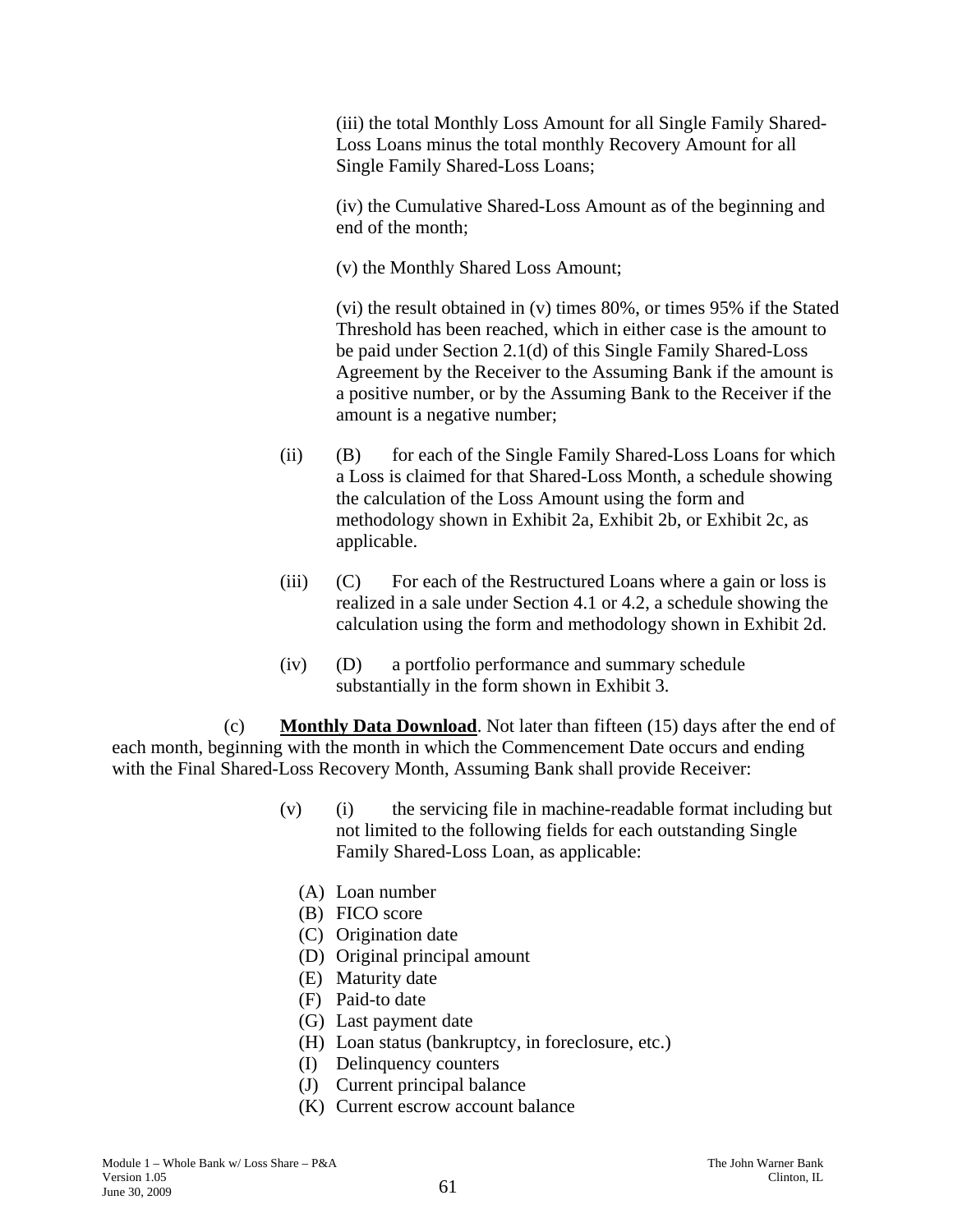(iii) the total Monthly Loss Amount for all Single Family Shared-Loss Loans minus the total monthly Recovery Amount for all Single Family Shared-Loss Loans;

(iv) the Cumulative Shared-Loss Amount as of the beginning and end of the month;

(v) the Monthly Shared Loss Amount;

(vi) the result obtained in (v) times 80%, or times 95% if the Stated Threshold has been reached, which in either case is the amount to be paid under Section 2.1(d) of this Single Family Shared-Loss Agreement by the Receiver to the Assuming Bank if the amount is a positive number, or by the Assuming Bank to the Receiver if the amount is a negative number;

(ii) (B) for each of the Single Family Shared-Loss Loans for which a Loss is claimed for that Shared-Loss Month, a schedule showing the calculation of the Loss Amount using the form and methodology shown in Exhibit 2a, Exhibit 2b, or Exhibit 2c, as applicable.

(iii) (C) For each of the Restructured Loans where a gain or loss is realized in a sale under Section 4.1 or 4.2, a schedule showing the calculation using the form and methodology shown in Exhibit 2d.

(iv) (D) a portfolio performance and summary schedule substantially in the form shown in Exhibit 3.

(c) **Monthly Data Download**. Not later than fifteen (15) days after the end of each month, beginning with the month in which the Commencement Date occurs and ending with the Final Shared-Loss Recovery Month, Assuming Bank shall provide Receiver:

(v) (i) the servicing file in machine-readable format including but not limited to the following fields for each outstanding Single Family Shared-Loss Loan, as applicable:

(A) Loan number
(B) FICO score
(C) Origination date
(D) Original principal amount
(E) Maturity date
(F) Paid-to date
(G) Last payment date
(H) Loan status (bankruptcy, in foreclosure, etc.)
(I) Delinquency counters
(J) Current principal balance
(K) Current escrow account balance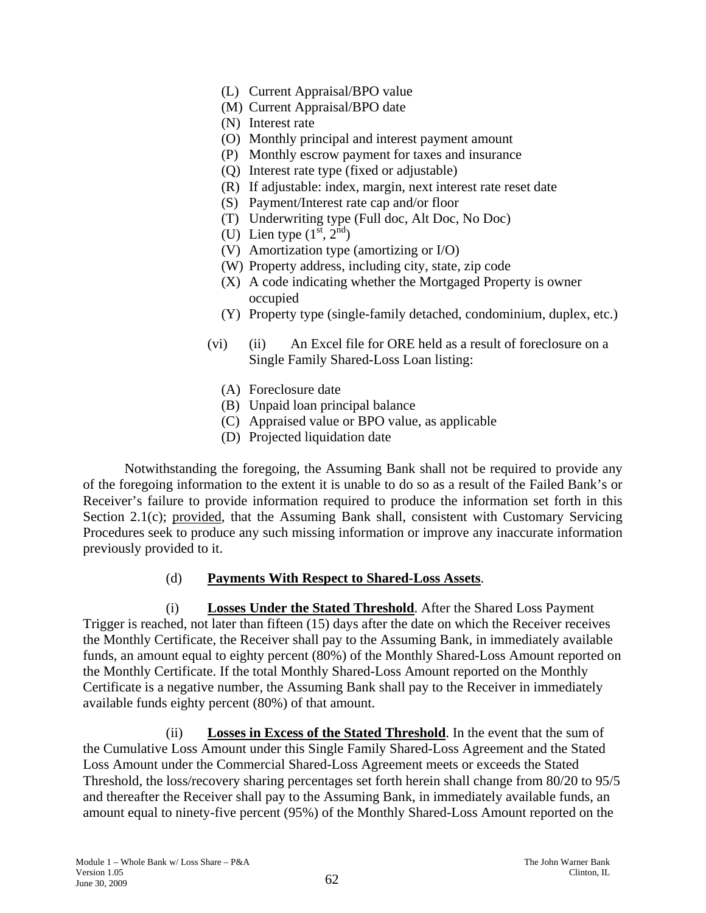(L) Current Appraisal/BPO value
(M) Current Appraisal/BPO date
(N) Interest rate
(O) Monthly principal and interest payment amount
(P) Monthly escrow payment for taxes and insurance
(Q) Interest rate type (fixed or adjustable)
(R) If adjustable: index, margin, next interest rate reset date
(S) Payment/Interest rate cap and/or floor
(T) Underwriting type (Full doc, Alt Doc, No Doc)
(U) Lien type (1st, 2nd)
(V) Amortization type (amortizing or I/O)
(W) Property address, including city, state, zip code
(X) A code indicating whether the Mortgaged Property is owner occupied
(Y) Property type (single-family detached, condominium, duplex, etc.)

(vi) (ii) An Excel file for ORE held as a result of foreclosure on a Single Family Shared-Loss Loan listing:

(A) Foreclosure date
(B) Unpaid loan principal balance
(C) Appraised value or BPO value, as applicable
(D) Projected liquidation date

Notwithstanding the foregoing, the Assuming Bank shall not be required to provide any of the foregoing information to the extent it is unable to do so as a result of the Failed Bank's or Receiver's failure to provide information required to produce the information set forth in this Section 2.1(c); provided, that the Assuming Bank shall, consistent with Customary Servicing Procedures seek to produce any such missing information or improve any inaccurate information previously provided to it.

(d) **Payments With Respect to Shared-Loss Assets**.

(i) **Losses Under the Stated Threshold**. After the Shared Loss Payment Trigger is reached, not later than fifteen (15) days after the date on which the Receiver receives the Monthly Certificate, the Receiver shall pay to the Assuming Bank, in immediately available funds, an amount equal to eighty percent (80%) of the Monthly Shared-Loss Amount reported on the Monthly Certificate. If the total Monthly Shared-Loss Amount reported on the Monthly Certificate is a negative number, the Assuming Bank shall pay to the Receiver in immediately available funds eighty percent (80%) of that amount.

(ii) **Losses in Excess of the Stated Threshold**. In the event that the sum of the Cumulative Loss Amount under this Single Family Shared-Loss Agreement and the Stated Loss Amount under the Commercial Shared-Loss Agreement meets or exceeds the Stated Threshold, the loss/recovery sharing percentages set forth herein shall change from 80/20 to 95/5 and thereafter the Receiver shall pay to the Assuming Bank, in immediately available funds, an amount equal to ninety-five percent (95%) of the Monthly Shared-Loss Amount reported on the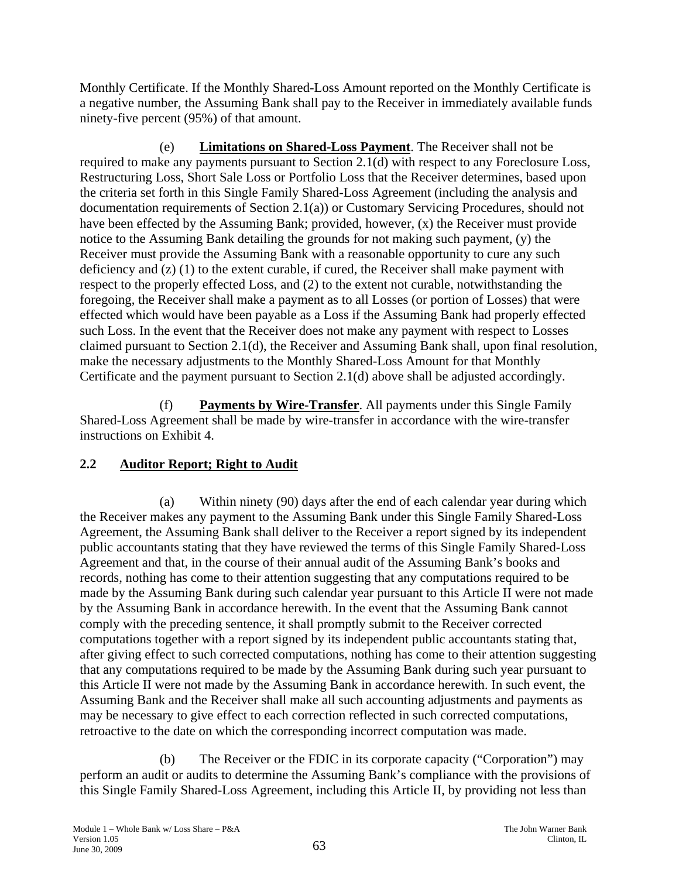Monthly Certificate. If the Monthly Shared-Loss Amount reported on the Monthly Certificate is a negative number, the Assuming Bank shall pay to the Receiver in immediately available funds ninety-five percent (95%) of that amount.

(e) **Limitations on Shared-Loss Payment**. The Receiver shall not be required to make any payments pursuant to Section 2.1(d) with respect to any Foreclosure Loss, Restructuring Loss, Short Sale Loss or Portfolio Loss that the Receiver determines, based upon the criteria set forth in this Single Family Shared-Loss Agreement (including the analysis and documentation requirements of Section 2.1(a)) or Customary Servicing Procedures, should not have been effected by the Assuming Bank; provided, however, (x) the Receiver must provide notice to the Assuming Bank detailing the grounds for not making such payment, (y) the Receiver must provide the Assuming Bank with a reasonable opportunity to cure any such deficiency and (z) (1) to the extent curable, if cured, the Receiver shall make payment with respect to the properly effected Loss, and (2) to the extent not curable, notwithstanding the foregoing, the Receiver shall make a payment as to all Losses (or portion of Losses) that were effected which would have been payable as a Loss if the Assuming Bank had properly effected such Loss. In the event that the Receiver does not make any payment with respect to Losses claimed pursuant to Section 2.1(d), the Receiver and Assuming Bank shall, upon final resolution, make the necessary adjustments to the Monthly Shared-Loss Amount for that Monthly Certificate and the payment pursuant to Section 2.1(d) above shall be adjusted accordingly.

(f) **Payments by Wire-Transfer**. All payments under this Single Family Shared-Loss Agreement shall be made by wire-transfer in accordance with the wire-transfer instructions on Exhibit 4.

## 2.2 Auditor Report; Right to Audit

(a) Within ninety (90) days after the end of each calendar year during which the Receiver makes any payment to the Assuming Bank under this Single Family Shared-Loss Agreement, the Assuming Bank shall deliver to the Receiver a report signed by its independent public accountants stating that they have reviewed the terms of this Single Family Shared-Loss Agreement and that, in the course of their annual audit of the Assuming Bank's books and records, nothing has come to their attention suggesting that any computations required to be made by the Assuming Bank during such calendar year pursuant to this Article II were not made by the Assuming Bank in accordance herewith. In the event that the Assuming Bank cannot comply with the preceding sentence, it shall promptly submit to the Receiver corrected computations together with a report signed by its independent public accountants stating that, after giving effect to such corrected computations, nothing has come to their attention suggesting that any computations required to be made by the Assuming Bank during such year pursuant to this Article II were not made by the Assuming Bank in accordance herewith. In such event, the Assuming Bank and the Receiver shall make all such accounting adjustments and payments as may be necessary to give effect to each correction reflected in such corrected computations, retroactive to the date on which the corresponding incorrect computation was made.

(b) The Receiver or the FDIC in its corporate capacity ("Corporation") may perform an audit or audits to determine the Assuming Bank's compliance with the provisions of this Single Family Shared-Loss Agreement, including this Article II, by providing not less than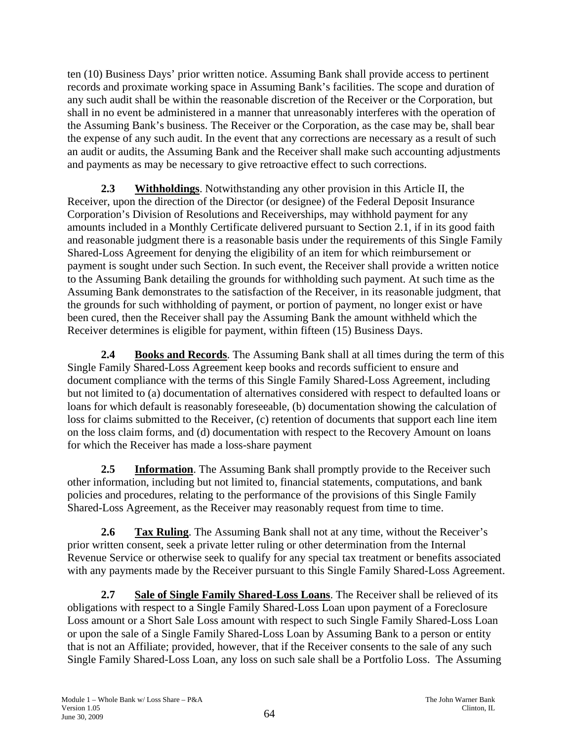ten (10) Business Days' prior written notice. Assuming Bank shall provide access to pertinent records and proximate working space in Assuming Bank's facilities. The scope and duration of any such audit shall be within the reasonable discretion of the Receiver or the Corporation, but shall in no event be administered in a manner that unreasonably interferes with the operation of the Assuming Bank's business. The Receiver or the Corporation, as the case may be, shall bear the expense of any such audit. In the event that any corrections are necessary as a result of such an audit or audits, the Assuming Bank and the Receiver shall make such accounting adjustments and payments as may be necessary to give retroactive effect to such corrections.

**2.3 Withholdings**. Notwithstanding any other provision in this Article II, the Receiver, upon the direction of the Director (or designee) of the Federal Deposit Insurance Corporation's Division of Resolutions and Receiverships, may withhold payment for any amounts included in a Monthly Certificate delivered pursuant to Section 2.1, if in its good faith and reasonable judgment there is a reasonable basis under the requirements of this Single Family Shared-Loss Agreement for denying the eligibility of an item for which reimbursement or payment is sought under such Section. In such event, the Receiver shall provide a written notice to the Assuming Bank detailing the grounds for withholding such payment. At such time as the Assuming Bank demonstrates to the satisfaction of the Receiver, in its reasonable judgment, that the grounds for such withholding of payment, or portion of payment, no longer exist or have been cured, then the Receiver shall pay the Assuming Bank the amount withheld which the Receiver determines is eligible for payment, within fifteen (15) Business Days.

**2.4 Books and Records**. The Assuming Bank shall at all times during the term of this Single Family Shared-Loss Agreement keep books and records sufficient to ensure and document compliance with the terms of this Single Family Shared-Loss Agreement, including but not limited to (a) documentation of alternatives considered with respect to defaulted loans or loans for which default is reasonably foreseeable, (b) documentation showing the calculation of loss for claims submitted to the Receiver, (c) retention of documents that support each line item on the loss claim forms, and (d) documentation with respect to the Recovery Amount on loans for which the Receiver has made a loss-share payment

**2.5 Information**. The Assuming Bank shall promptly provide to the Receiver such other information, including but not limited to, financial statements, computations, and bank policies and procedures, relating to the performance of the provisions of this Single Family Shared-Loss Agreement, as the Receiver may reasonably request from time to time.

**2.6 Tax Ruling**. The Assuming Bank shall not at any time, without the Receiver's prior written consent, seek a private letter ruling or other determination from the Internal Revenue Service or otherwise seek to qualify for any special tax treatment or benefits associated with any payments made by the Receiver pursuant to this Single Family Shared-Loss Agreement.

**2.7 Sale of Single Family Shared-Loss Loans**. The Receiver shall be relieved of its obligations with respect to a Single Family Shared-Loss Loan upon payment of a Foreclosure Loss amount or a Short Sale Loss amount with respect to such Single Family Shared-Loss Loan or upon the sale of a Single Family Shared-Loss Loan by Assuming Bank to a person or entity that is not an Affiliate; provided, however, that if the Receiver consents to the sale of any such Single Family Shared-Loss Loan, any loss on such sale shall be a Portfolio Loss. The Assuming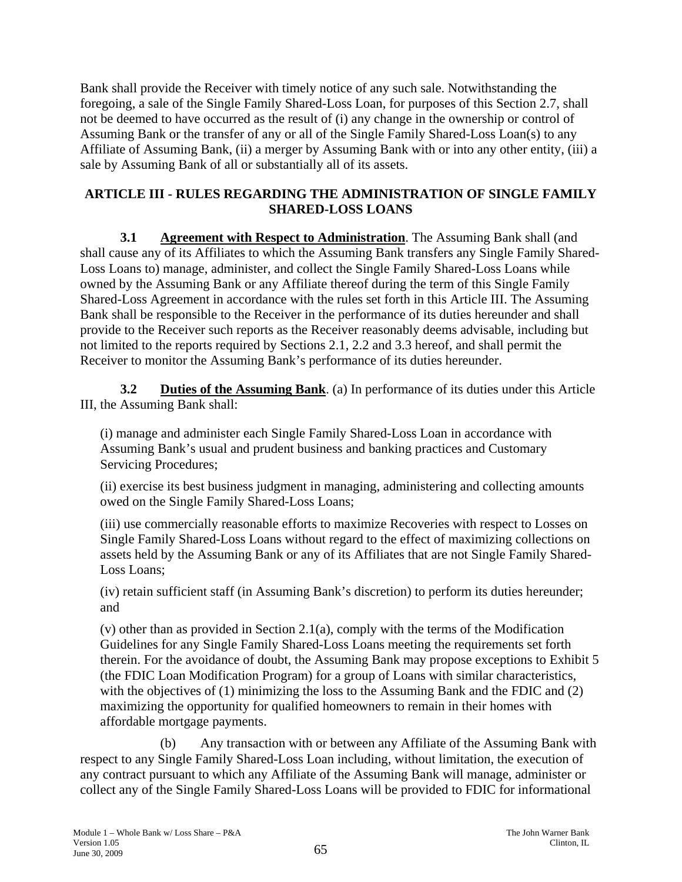Bank shall provide the Receiver with timely notice of any such sale. Notwithstanding the foregoing, a sale of the Single Family Shared-Loss Loan, for purposes of this Section 2.7, shall not be deemed to have occurred as the result of (i) any change in the ownership or control of Assuming Bank or the transfer of any or all of the Single Family Shared-Loss Loan(s) to any Affiliate of Assuming Bank, (ii) a merger by Assuming Bank with or into any other entity, (iii) a sale by Assuming Bank of all or substantially all of its assets.

## ARTICLE III - RULES REGARDING THE ADMINISTRATION OF SINGLE FAMILY SHARED-LOSS LOANS

**3.1 Agreement with Respect to Administration**. The Assuming Bank shall (and shall cause any of its Affiliates to which the Assuming Bank transfers any Single Family Shared-Loss Loans to) manage, administer, and collect the Single Family Shared-Loss Loans while owned by the Assuming Bank or any Affiliate thereof during the term of this Single Family Shared-Loss Agreement in accordance with the rules set forth in this Article III. The Assuming Bank shall be responsible to the Receiver in the performance of its duties hereunder and shall provide to the Receiver such reports as the Receiver reasonably deems advisable, including but not limited to the reports required by Sections 2.1, 2.2 and 3.3 hereof, and shall permit the Receiver to monitor the Assuming Bank's performance of its duties hereunder.

**3.2 Duties of the Assuming Bank**. (a) In performance of its duties under this Article III, the Assuming Bank shall:

(i) manage and administer each Single Family Shared-Loss Loan in accordance with Assuming Bank's usual and prudent business and banking practices and Customary Servicing Procedures;

(ii) exercise its best business judgment in managing, administering and collecting amounts owed on the Single Family Shared-Loss Loans;

(iii) use commercially reasonable efforts to maximize Recoveries with respect to Losses on Single Family Shared-Loss Loans without regard to the effect of maximizing collections on assets held by the Assuming Bank or any of its Affiliates that are not Single Family Shared-Loss Loans;

(iv) retain sufficient staff (in Assuming Bank's discretion) to perform its duties hereunder; and

(v) other than as provided in Section 2.1(a), comply with the terms of the Modification Guidelines for any Single Family Shared-Loss Loans meeting the requirements set forth therein. For the avoidance of doubt, the Assuming Bank may propose exceptions to Exhibit 5 (the FDIC Loan Modification Program) for a group of Loans with similar characteristics, with the objectives of (1) minimizing the loss to the Assuming Bank and the FDIC and (2) maximizing the opportunity for qualified homeowners to remain in their homes with affordable mortgage payments.

(b) Any transaction with or between any Affiliate of the Assuming Bank with respect to any Single Family Shared-Loss Loan including, without limitation, the execution of any contract pursuant to which any Affiliate of the Assuming Bank will manage, administer or collect any of the Single Family Shared-Loss Loans will be provided to FDIC for informational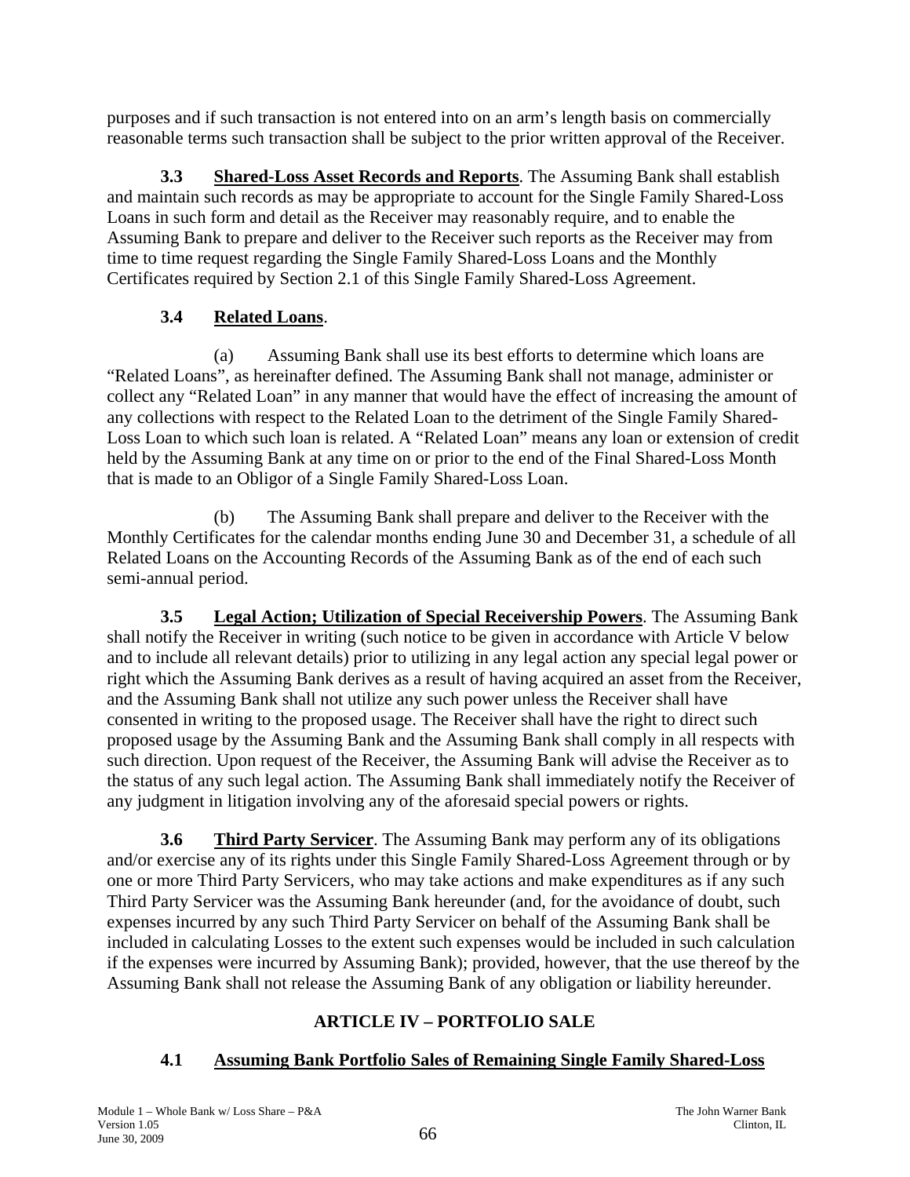purposes and if such transaction is not entered into on an arm's length basis on commercially reasonable terms such transaction shall be subject to the prior written approval of the Receiver.

**3.3** **Shared-Loss Asset Records and Reports**. The Assuming Bank shall establish and maintain such records as may be appropriate to account for the Single Family Shared-Loss Loans in such form and detail as the Receiver may reasonably require, and to enable the Assuming Bank to prepare and deliver to the Receiver such reports as the Receiver may from time to time request regarding the Single Family Shared-Loss Loans and the Monthly Certificates required by Section 2.1 of this Single Family Shared-Loss Agreement.

**3.4** **Related Loans**.

(a) Assuming Bank shall use its best efforts to determine which loans are "Related Loans", as hereinafter defined. The Assuming Bank shall not manage, administer or collect any "Related Loan" in any manner that would have the effect of increasing the amount of any collections with respect to the Related Loan to the detriment of the Single Family Shared-Loss Loan to which such loan is related. A "Related Loan" means any loan or extension of credit held by the Assuming Bank at any time on or prior to the end of the Final Shared-Loss Month that is made to an Obligor of a Single Family Shared-Loss Loan.

(b) The Assuming Bank shall prepare and deliver to the Receiver with the Monthly Certificates for the calendar months ending June 30 and December 31, a schedule of all Related Loans on the Accounting Records of the Assuming Bank as of the end of each such semi-annual period.

**3.5** **Legal Action; Utilization of Special Receivership Powers**. The Assuming Bank shall notify the Receiver in writing (such notice to be given in accordance with Article V below and to include all relevant details) prior to utilizing in any legal action any special legal power or right which the Assuming Bank derives as a result of having acquired an asset from the Receiver, and the Assuming Bank shall not utilize any such power unless the Receiver shall have consented in writing to the proposed usage. The Receiver shall have the right to direct such proposed usage by the Assuming Bank and the Assuming Bank shall comply in all respects with such direction. Upon request of the Receiver, the Assuming Bank will advise the Receiver as to the status of any such legal action. The Assuming Bank shall immediately notify the Receiver of any judgment in litigation involving any of the aforesaid special powers or rights.

**3.6** **Third Party Servicer**. The Assuming Bank may perform any of its obligations and/or exercise any of its rights under this Single Family Shared-Loss Agreement through or by one or more Third Party Servicers, who may take actions and make expenditures as if any such Third Party Servicer was the Assuming Bank hereunder (and, for the avoidance of doubt, such expenses incurred by any such Third Party Servicer on behalf of the Assuming Bank shall be included in calculating Losses to the extent such expenses would be included in such calculation if the expenses were incurred by Assuming Bank); provided, however, that the use thereof by the Assuming Bank shall not release the Assuming Bank of any obligation or liability hereunder.

## ARTICLE IV – PORTFOLIO SALE

### 4.1 Assuming Bank Portfolio Sales of Remaining Single Family Shared-Loss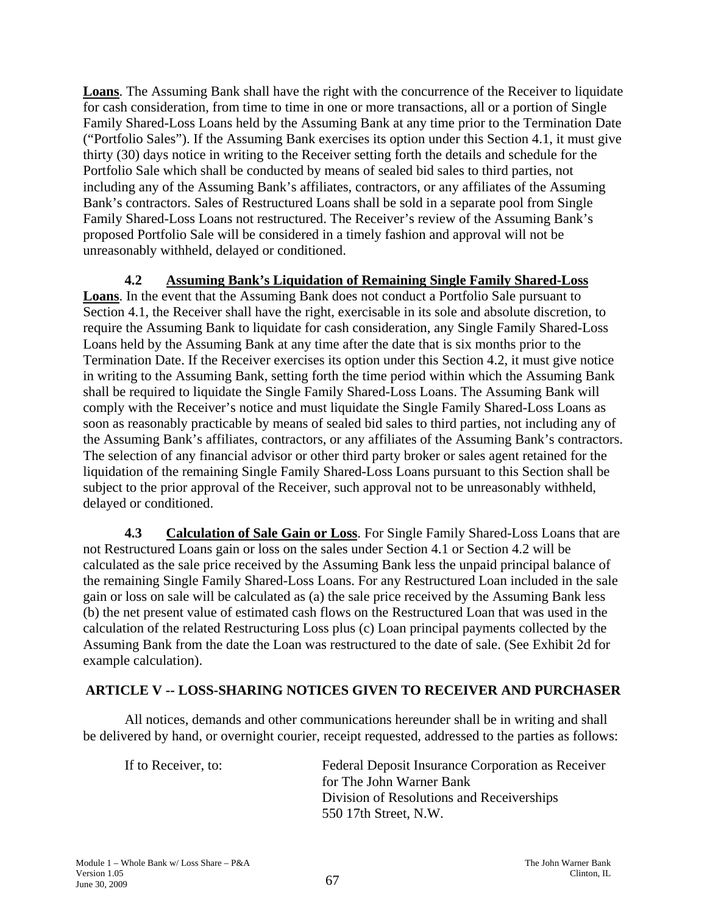**Loans**. The Assuming Bank shall have the right with the concurrence of the Receiver to liquidate for cash consideration, from time to time in one or more transactions, all or a portion of Single Family Shared-Loss Loans held by the Assuming Bank at any time prior to the Termination Date ("Portfolio Sales"). If the Assuming Bank exercises its option under this Section 4.1, it must give thirty (30) days notice in writing to the Receiver setting forth the details and schedule for the Portfolio Sale which shall be conducted by means of sealed bid sales to third parties, not including any of the Assuming Bank's affiliates, contractors, or any affiliates of the Assuming Bank's contractors. Sales of Restructured Loans shall be sold in a separate pool from Single Family Shared-Loss Loans not restructured. The Receiver's review of the Assuming Bank's proposed Portfolio Sale will be considered in a timely fashion and approval will not be unreasonably withheld, delayed or conditioned.

**4.2 Assuming Bank's Liquidation of Remaining Single Family Shared-Loss Loans**. In the event that the Assuming Bank does not conduct a Portfolio Sale pursuant to Section 4.1, the Receiver shall have the right, exercisable in its sole and absolute discretion, to require the Assuming Bank to liquidate for cash consideration, any Single Family Shared-Loss Loans held by the Assuming Bank at any time after the date that is six months prior to the Termination Date. If the Receiver exercises its option under this Section 4.2, it must give notice in writing to the Assuming Bank, setting forth the time period within which the Assuming Bank shall be required to liquidate the Single Family Shared-Loss Loans. The Assuming Bank will comply with the Receiver's notice and must liquidate the Single Family Shared-Loss Loans as soon as reasonably practicable by means of sealed bid sales to third parties, not including any of the Assuming Bank's affiliates, contractors, or any affiliates of the Assuming Bank's contractors. The selection of any financial advisor or other third party broker or sales agent retained for the liquidation of the remaining Single Family Shared-Loss Loans pursuant to this Section shall be subject to the prior approval of the Receiver, such approval not to be unreasonably withheld, delayed or conditioned.

**4.3 Calculation of Sale Gain or Loss**. For Single Family Shared-Loss Loans that are not Restructured Loans gain or loss on the sales under Section 4.1 or Section 4.2 will be calculated as the sale price received by the Assuming Bank less the unpaid principal balance of the remaining Single Family Shared-Loss Loans. For any Restructured Loan included in the sale gain or loss on sale will be calculated as (a) the sale price received by the Assuming Bank less (b) the net present value of estimated cash flows on the Restructured Loan that was used in the calculation of the related Restructuring Loss plus (c) Loan principal payments collected by the Assuming Bank from the date the Loan was restructured to the date of sale. (See Exhibit 2d for example calculation).

## ARTICLE V -- LOSS-SHARING NOTICES GIVEN TO RECEIVER AND PURCHASER

All notices, demands and other communications hereunder shall be in writing and shall be delivered by hand, or overnight courier, receipt requested, addressed to the parties as follows:

If to Receiver, to:

Federal Deposit Insurance Corporation as Receiver
for The John Warner Bank
Division of Resolutions and Receiverships
550 17th Street, N.W.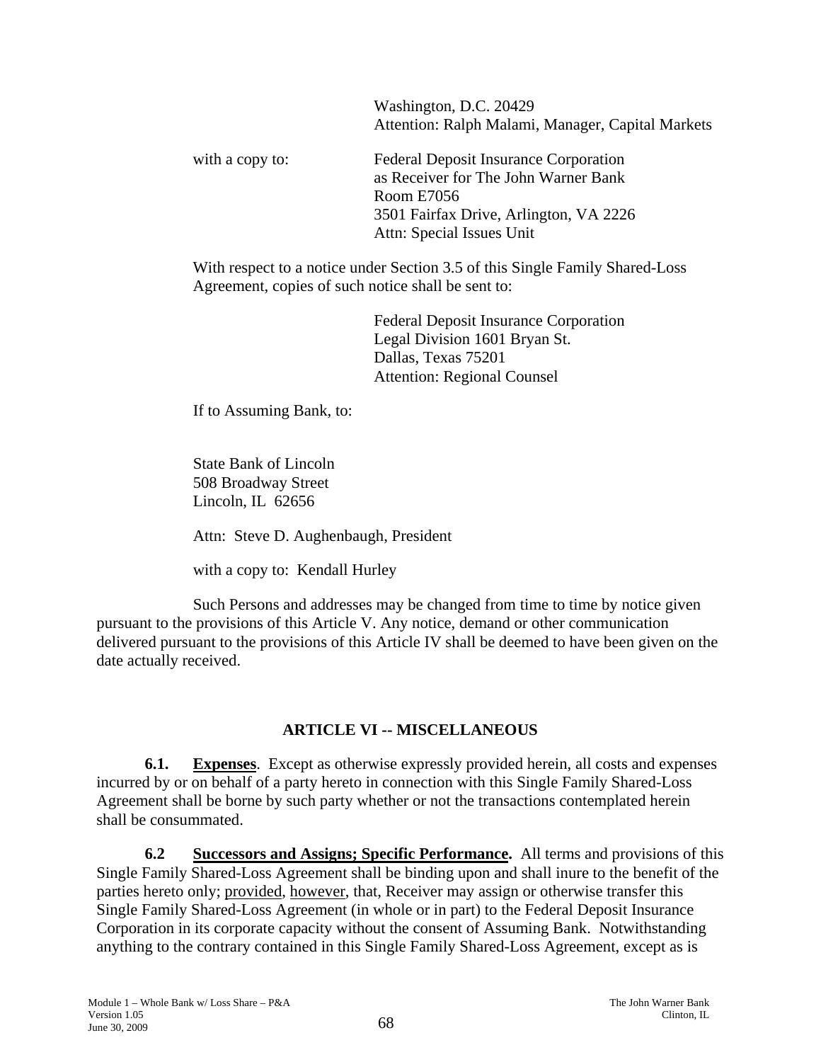Washington, D.C. 20429
Attention: Ralph Malami, Manager, Capital Markets

with a copy to:

Federal Deposit Insurance Corporation
as Receiver for The John Warner Bank
Room E7056
3501 Fairfax Drive, Arlington, VA 2226
Attn: Special Issues Unit

With respect to a notice under Section 3.5 of this Single Family Shared-Loss Agreement, copies of such notice shall be sent to:

Federal Deposit Insurance Corporation
Legal Division 1601 Bryan St.
Dallas, Texas 75201
Attention: Regional Counsel

If to Assuming Bank, to:

State Bank of Lincoln
508 Broadway Street
Lincoln, IL 62656

Attn: Steve D. Aughenbaugh, President

with a copy to: Kendall Hurley

Such Persons and addresses may be changed from time to time by notice given pursuant to the provisions of this Article V. Any notice, demand or other communication delivered pursuant to the provisions of this Article IV shall be deemed to have been given on the date actually received.

## ARTICLE VI -- MISCELLANEOUS

**6.1. Expenses**. Except as otherwise expressly provided herein, all costs and expenses incurred by or on behalf of a party hereto in connection with this Single Family Shared-Loss Agreement shall be borne by such party whether or not the transactions contemplated herein shall be consummated.

**6.2 Successors and Assigns; Specific Performance.** All terms and provisions of this Single Family Shared-Loss Agreement shall be binding upon and shall inure to the benefit of the parties hereto only; provided, however, that, Receiver may assign or otherwise transfer this Single Family Shared-Loss Agreement (in whole or in part) to the Federal Deposit Insurance Corporation in its corporate capacity without the consent of Assuming Bank. Notwithstanding anything to the contrary contained in this Single Family Shared-Loss Agreement, except as is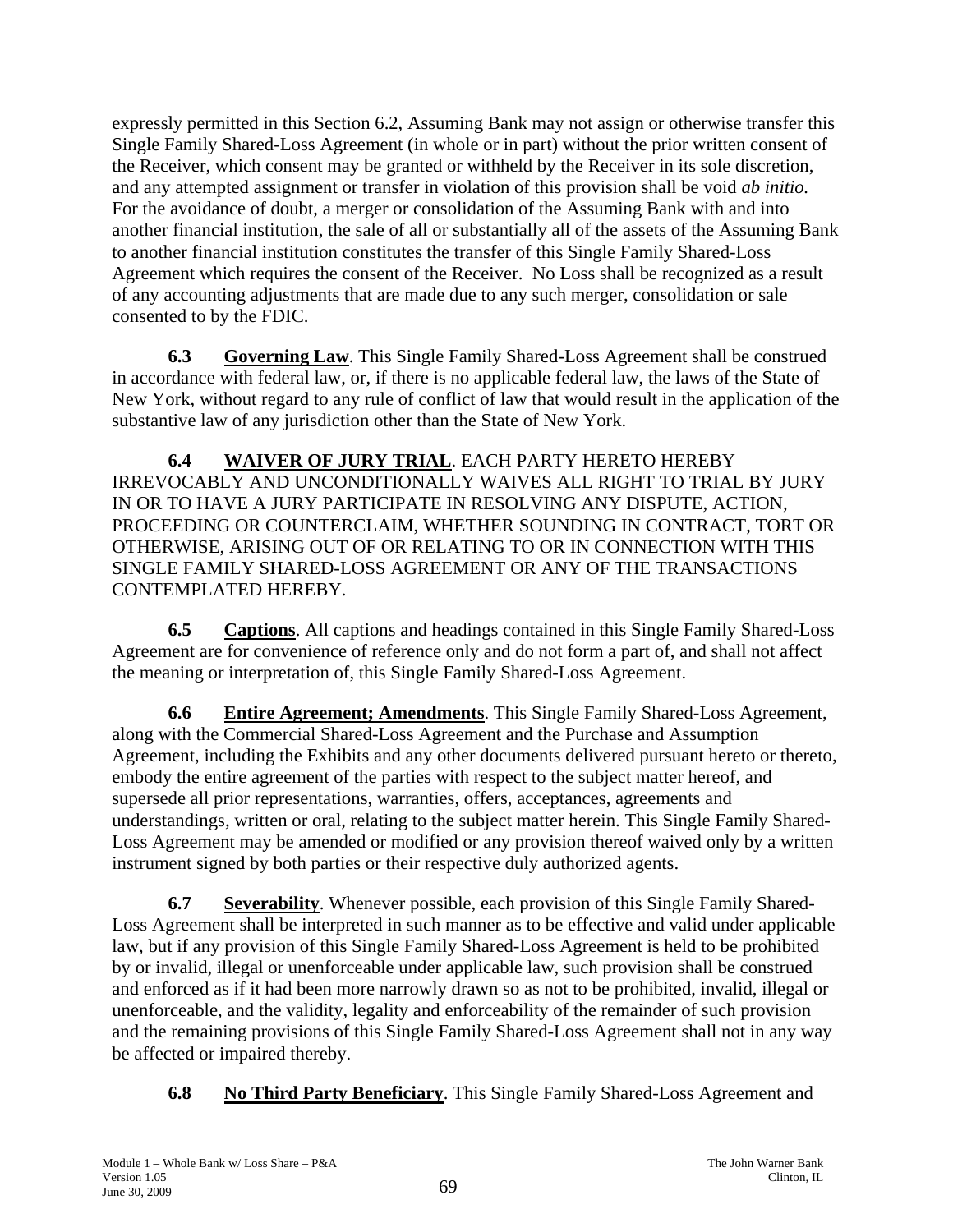expressly permitted in this Section 6.2, Assuming Bank may not assign or otherwise transfer this Single Family Shared-Loss Agreement (in whole or in part) without the prior written consent of the Receiver, which consent may be granted or withheld by the Receiver in its sole discretion, and any attempted assignment or transfer in violation of this provision shall be void *ab initio.* For the avoidance of doubt, a merger or consolidation of the Assuming Bank with and into another financial institution, the sale of all or substantially all of the assets of the Assuming Bank to another financial institution constitutes the transfer of this Single Family Shared-Loss Agreement which requires the consent of the Receiver. No Loss shall be recognized as a result of any accounting adjustments that are made due to any such merger, consolidation or sale consented to by the FDIC.

**6.3 Governing Law**. This Single Family Shared-Loss Agreement shall be construed in accordance with federal law, or, if there is no applicable federal law, the laws of the State of New York, without regard to any rule of conflict of law that would result in the application of the substantive law of any jurisdiction other than the State of New York.

**6.4 WAIVER OF JURY TRIAL**. EACH PARTY HERETO HEREBY IRREVOCABLY AND UNCONDITIONALLY WAIVES ALL RIGHT TO TRIAL BY JURY IN OR TO HAVE A JURY PARTICIPATE IN RESOLVING ANY DISPUTE, ACTION, PROCEEDING OR COUNTERCLAIM, WHETHER SOUNDING IN CONTRACT, TORT OR OTHERWISE, ARISING OUT OF OR RELATING TO OR IN CONNECTION WITH THIS SINGLE FAMILY SHARED-LOSS AGREEMENT OR ANY OF THE TRANSACTIONS CONTEMPLATED HEREBY.

**6.5 Captions**. All captions and headings contained in this Single Family Shared-Loss Agreement are for convenience of reference only and do not form a part of, and shall not affect the meaning or interpretation of, this Single Family Shared-Loss Agreement.

**6.6 Entire Agreement; Amendments**. This Single Family Shared-Loss Agreement, along with the Commercial Shared-Loss Agreement and the Purchase and Assumption Agreement, including the Exhibits and any other documents delivered pursuant hereto or thereto, embody the entire agreement of the parties with respect to the subject matter hereof, and supersede all prior representations, warranties, offers, acceptances, agreements and understandings, written or oral, relating to the subject matter herein. This Single Family Shared-Loss Agreement may be amended or modified or any provision thereof waived only by a written instrument signed by both parties or their respective duly authorized agents.

**6.7 Severability**. Whenever possible, each provision of this Single Family Shared-Loss Agreement shall be interpreted in such manner as to be effective and valid under applicable law, but if any provision of this Single Family Shared-Loss Agreement is held to be prohibited by or invalid, illegal or unenforceable under applicable law, such provision shall be construed and enforced as if it had been more narrowly drawn so as not to be prohibited, invalid, illegal or unenforceable, and the validity, legality and enforceability of the remainder of such provision and the remaining provisions of this Single Family Shared-Loss Agreement shall not in any way be affected or impaired thereby.

**6.8 No Third Party Beneficiary**. This Single Family Shared-Loss Agreement and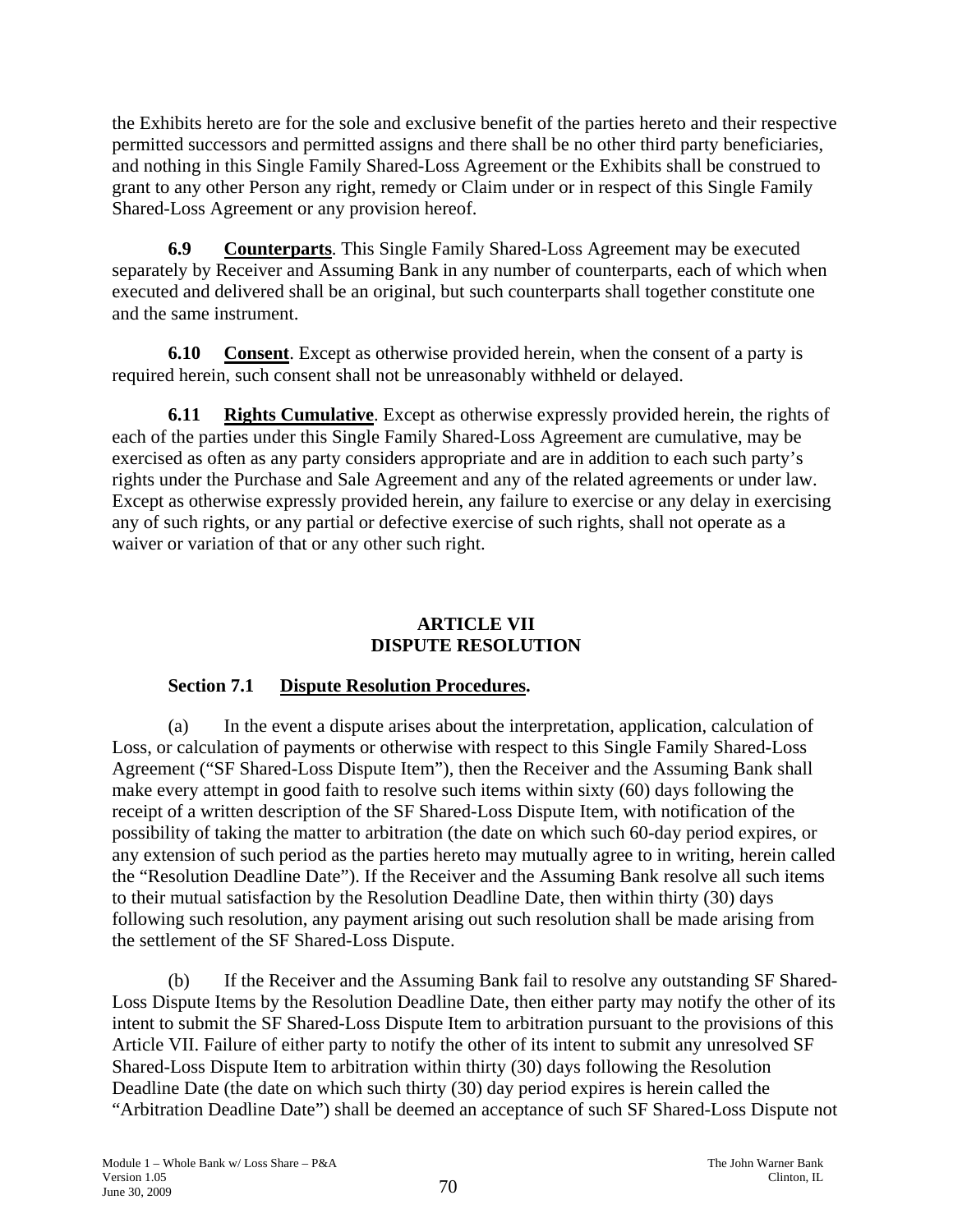the Exhibits hereto are for the sole and exclusive benefit of the parties hereto and their respective permitted successors and permitted assigns and there shall be no other third party beneficiaries, and nothing in this Single Family Shared-Loss Agreement or the Exhibits shall be construed to grant to any other Person any right, remedy or Claim under or in respect of this Single Family Shared-Loss Agreement or any provision hereof.

**6.9 Counterparts**. This Single Family Shared-Loss Agreement may be executed separately by Receiver and Assuming Bank in any number of counterparts, each of which when executed and delivered shall be an original, but such counterparts shall together constitute one and the same instrument.

**6.10 Consent**. Except as otherwise provided herein, when the consent of a party is required herein, such consent shall not be unreasonably withheld or delayed.

**6.11 Rights Cumulative**. Except as otherwise expressly provided herein, the rights of each of the parties under this Single Family Shared-Loss Agreement are cumulative, may be exercised as often as any party considers appropriate and are in addition to each such party's rights under the Purchase and Sale Agreement and any of the related agreements or under law. Except as otherwise expressly provided herein, any failure to exercise or any delay in exercising any of such rights, or any partial or defective exercise of such rights, shall not operate as a waiver or variation of that or any other such right.

## ARTICLE VII
## DISPUTE RESOLUTION

**Section 7.1 Dispute Resolution Procedures.**

(a) In the event a dispute arises about the interpretation, application, calculation of Loss, or calculation of payments or otherwise with respect to this Single Family Shared-Loss Agreement ("SF Shared-Loss Dispute Item"), then the Receiver and the Assuming Bank shall make every attempt in good faith to resolve such items within sixty (60) days following the receipt of a written description of the SF Shared-Loss Dispute Item, with notification of the possibility of taking the matter to arbitration (the date on which such 60-day period expires, or any extension of such period as the parties hereto may mutually agree to in writing, herein called the "Resolution Deadline Date"). If the Receiver and the Assuming Bank resolve all such items to their mutual satisfaction by the Resolution Deadline Date, then within thirty (30) days following such resolution, any payment arising out such resolution shall be made arising from the settlement of the SF Shared-Loss Dispute.

(b) If the Receiver and the Assuming Bank fail to resolve any outstanding SF Shared-Loss Dispute Items by the Resolution Deadline Date, then either party may notify the other of its intent to submit the SF Shared-Loss Dispute Item to arbitration pursuant to the provisions of this Article VII. Failure of either party to notify the other of its intent to submit any unresolved SF Shared-Loss Dispute Item to arbitration within thirty (30) days following the Resolution Deadline Date (the date on which such thirty (30) day period expires is herein called the "Arbitration Deadline Date") shall be deemed an acceptance of such SF Shared-Loss Dispute not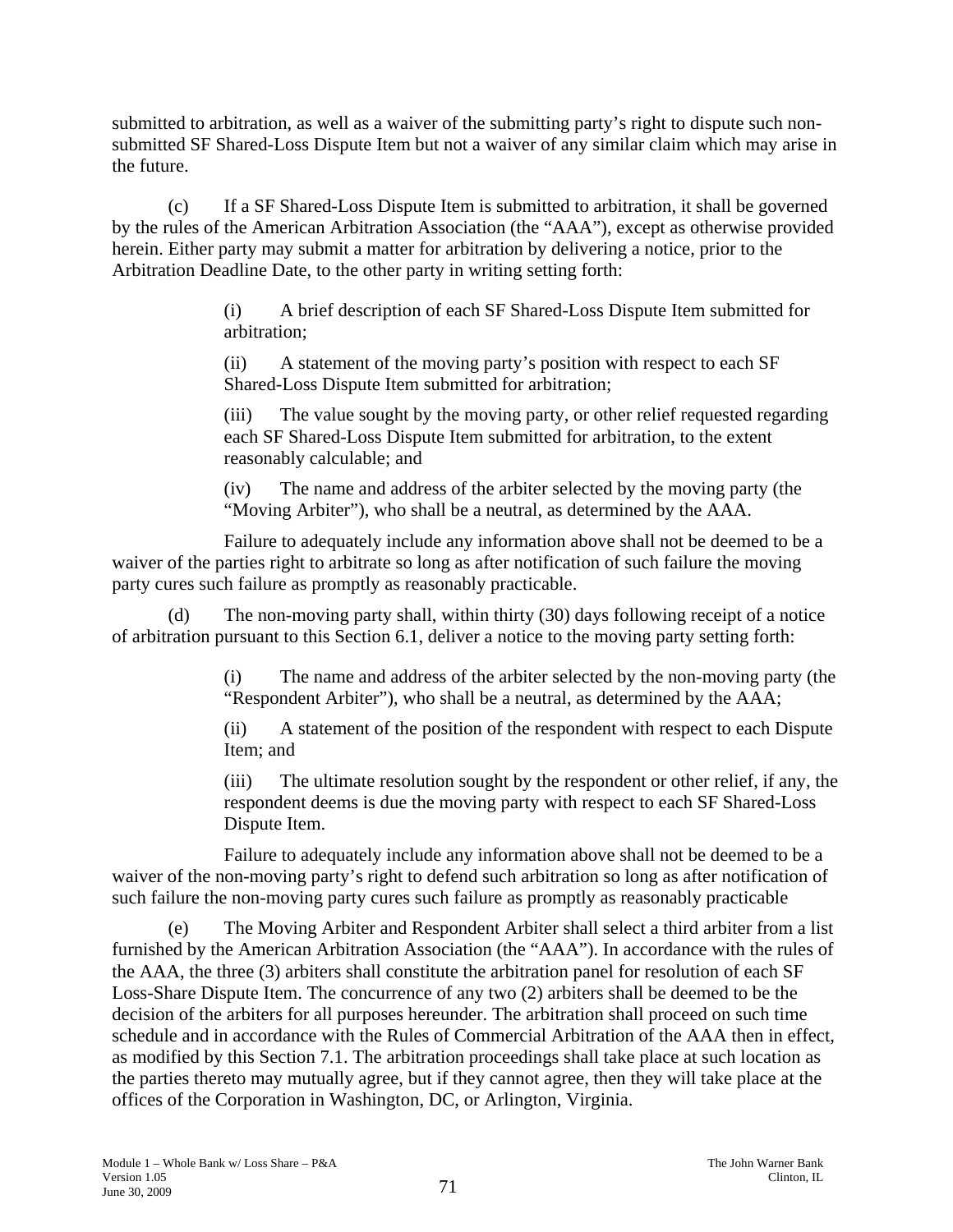submitted to arbitration, as well as a waiver of the submitting party's right to dispute such non-submitted SF Shared-Loss Dispute Item but not a waiver of any similar claim which may arise in the future.

(c) If a SF Shared-Loss Dispute Item is submitted to arbitration, it shall be governed by the rules of the American Arbitration Association (the "AAA"), except as otherwise provided herein. Either party may submit a matter for arbitration by delivering a notice, prior to the Arbitration Deadline Date, to the other party in writing setting forth:

> (i) A brief description of each SF Shared-Loss Dispute Item submitted for arbitration;
>
> (ii) A statement of the moving party's position with respect to each SF Shared-Loss Dispute Item submitted for arbitration;
>
> (iii) The value sought by the moving party, or other relief requested regarding each SF Shared-Loss Dispute Item submitted for arbitration, to the extent reasonably calculable; and
>
> (iv) The name and address of the arbiter selected by the moving party (the "Moving Arbiter"), who shall be a neutral, as determined by the AAA.

Failure to adequately include any information above shall not be deemed to be a waiver of the parties right to arbitrate so long as after notification of such failure the moving party cures such failure as promptly as reasonably practicable.

(d) The non-moving party shall, within thirty (30) days following receipt of a notice of arbitration pursuant to this Section 6.1, deliver a notice to the moving party setting forth:

> (i) The name and address of the arbiter selected by the non-moving party (the "Respondent Arbiter"), who shall be a neutral, as determined by the AAA;
>
> (ii) A statement of the position of the respondent with respect to each Dispute Item; and
>
> (iii) The ultimate resolution sought by the respondent or other relief, if any, the respondent deems is due the moving party with respect to each SF Shared-Loss Dispute Item.

Failure to adequately include any information above shall not be deemed to be a waiver of the non-moving party's right to defend such arbitration so long as after notification of such failure the non-moving party cures such failure as promptly as reasonably practicable

(e) The Moving Arbiter and Respondent Arbiter shall select a third arbiter from a list furnished by the American Arbitration Association (the "AAA"). In accordance with the rules of the AAA, the three (3) arbiters shall constitute the arbitration panel for resolution of each SF Loss-Share Dispute Item. The concurrence of any two (2) arbiters shall be deemed to be the decision of the arbiters for all purposes hereunder. The arbitration shall proceed on such time schedule and in accordance with the Rules of Commercial Arbitration of the AAA then in effect, as modified by this Section 7.1. The arbitration proceedings shall take place at such location as the parties thereto may mutually agree, but if they cannot agree, then they will take place at the offices of the Corporation in Washington, DC, or Arlington, Virginia.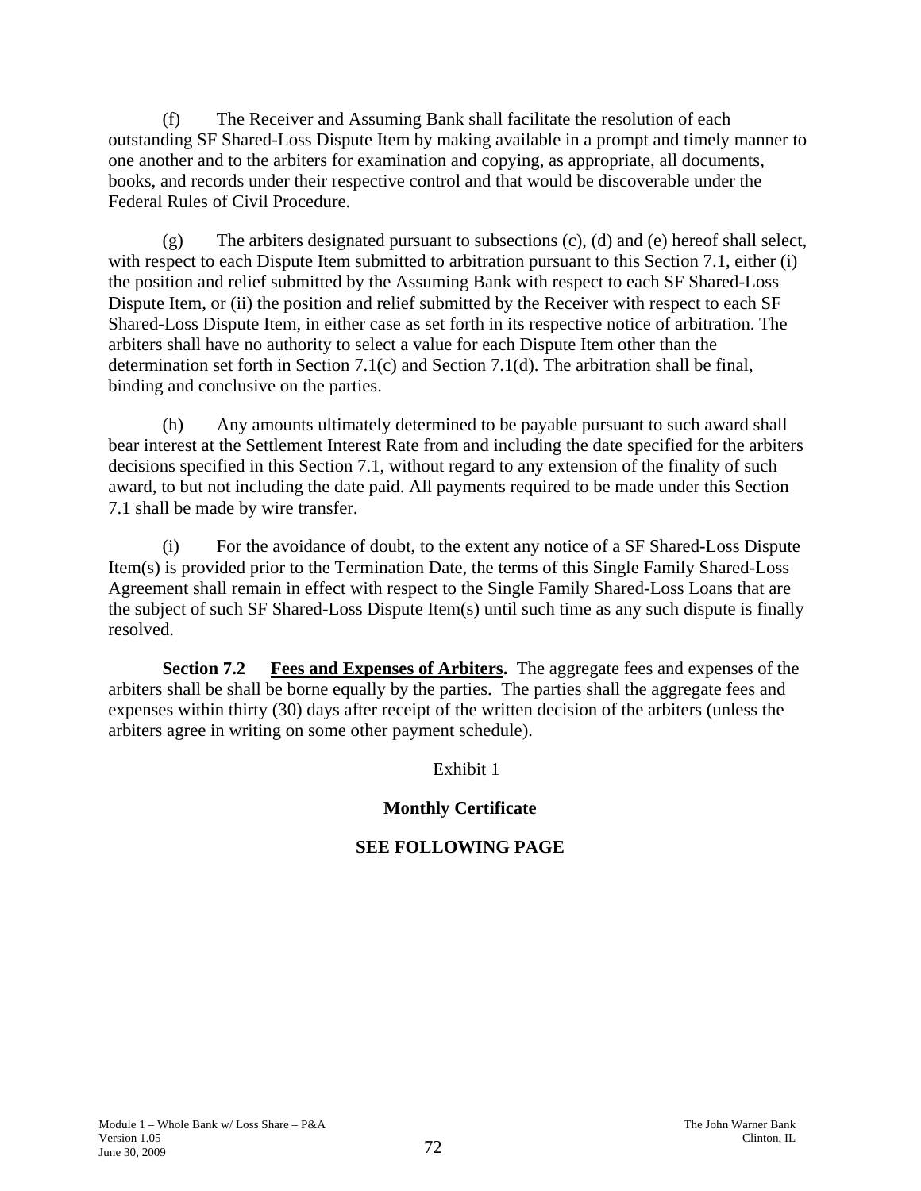(f) The Receiver and Assuming Bank shall facilitate the resolution of each outstanding SF Shared-Loss Dispute Item by making available in a prompt and timely manner to one another and to the arbiters for examination and copying, as appropriate, all documents, books, and records under their respective control and that would be discoverable under the Federal Rules of Civil Procedure.

(g) The arbiters designated pursuant to subsections (c), (d) and (e) hereof shall select, with respect to each Dispute Item submitted to arbitration pursuant to this Section 7.1, either (i) the position and relief submitted by the Assuming Bank with respect to each SF Shared-Loss Dispute Item, or (ii) the position and relief submitted by the Receiver with respect to each SF Shared-Loss Dispute Item, in either case as set forth in its respective notice of arbitration. The arbiters shall have no authority to select a value for each Dispute Item other than the determination set forth in Section 7.1(c) and Section 7.1(d). The arbitration shall be final, binding and conclusive on the parties.

(h) Any amounts ultimately determined to be payable pursuant to such award shall bear interest at the Settlement Interest Rate from and including the date specified for the arbiters decisions specified in this Section 7.1, without regard to any extension of the finality of such award, to but not including the date paid. All payments required to be made under this Section 7.1 shall be made by wire transfer.

(i) For the avoidance of doubt, to the extent any notice of a SF Shared-Loss Dispute Item(s) is provided prior to the Termination Date, the terms of this Single Family Shared-Loss Agreement shall remain in effect with respect to the Single Family Shared-Loss Loans that are the subject of such SF Shared-Loss Dispute Item(s) until such time as any such dispute is finally resolved.

**Section 7.2 <u>Fees and Expenses of Arbiters</u>.** The aggregate fees and expenses of the arbiters shall be shall be borne equally by the parties. The parties shall the aggregate fees and expenses within thirty (30) days after receipt of the written decision of the arbiters (unless the arbiters agree in writing on some other payment schedule).

Exhibit 1

**Monthly Certificate**

**SEE FOLLOWING PAGE**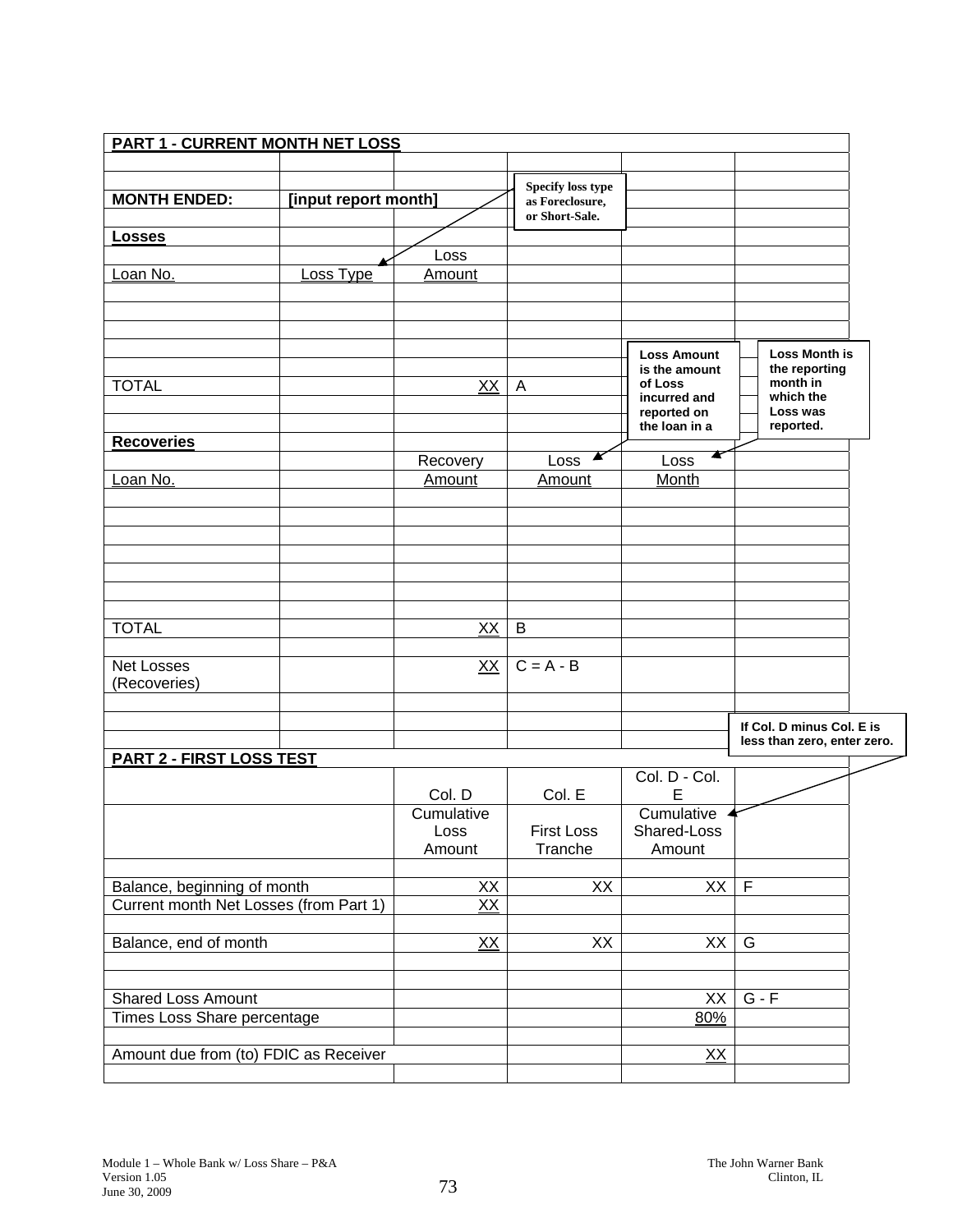## PART 1 - CURRENT MONTH NET LOSS

**MONTH ENDED:** **[input report month]**

Specify loss type as Foreclosure, or Short-Sale.

### Losses

| Loan No. | Loss Type | Loss Amount | |
|---|---|---|---|
| | | | |
| | | | |
| | | | |
| | | | |
| TOTAL | | XX | A |

Loss Amount is the amount of Loss incurred and reported on the loan in a

Loss Month is the reporting month in which the Loss was reported.

### Recoveries

| Loan No. | | Recovery Amount | Loss Amount | Loss Month |
|---|---|---|---|---|
| | | | | |
| | | | | |
| | | | | |
| | | | | |
| | | | | |
| | | | | |
| | | | | |
| TOTAL | | XX | B | |
| | | | | |
| Net Losses (Recoveries) | | XX | C = A - B | |

If Col. D minus Col. E is less than zero, enter zero.

## PART 2 - FIRST LOSS TEST

| | Col. D | Col. E | Col. D - Col. E | |
|---|---|---|---|---|
| | Cumulative Loss Amount | First Loss Tranche | Cumulative Shared-Loss Amount | |
| | | | | |
| Balance, beginning of month | XX | XX | XX | F |
| Current month Net Losses (from Part 1) | XX | | | |
| | | | | |
| Balance, end of month | XX | XX | XX | G |
| | | | | |
| | | | | |
| Shared Loss Amount | | | XX | G - F |
| Times Loss Share percentage | | | 80% | |
| | | | | |
| Amount due from (to) FDIC as Receiver | | | XX | |

Module 1 – Whole Bank w/ Loss Share – P&A
Version 1.05
June 30, 2009

The John Warner Bank
Clinton, IL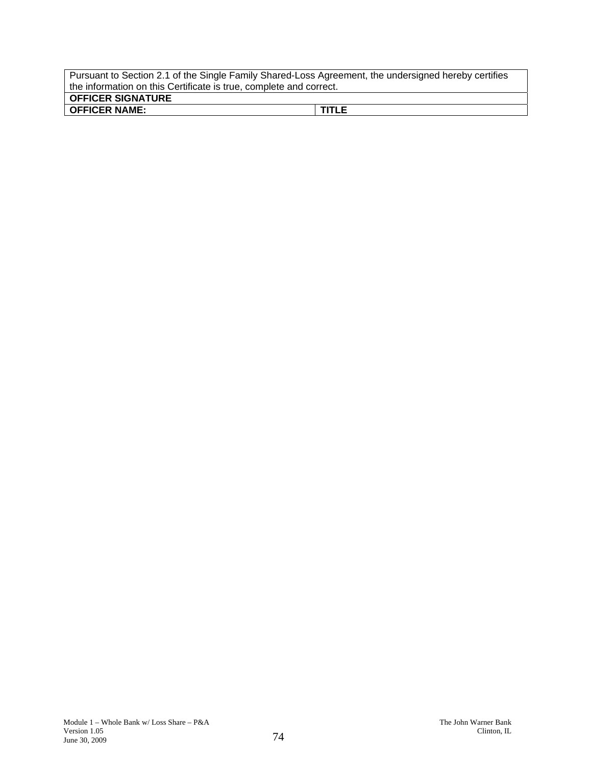| Pursuant to Section 2.1 of the Single Family Shared-Loss Agreement, the undersigned hereby certifies the information on this Certificate is true, complete and correct. | |
|---|---|
| **OFFICER SIGNATURE** | |
| **OFFICER NAME:** | **TITLE** |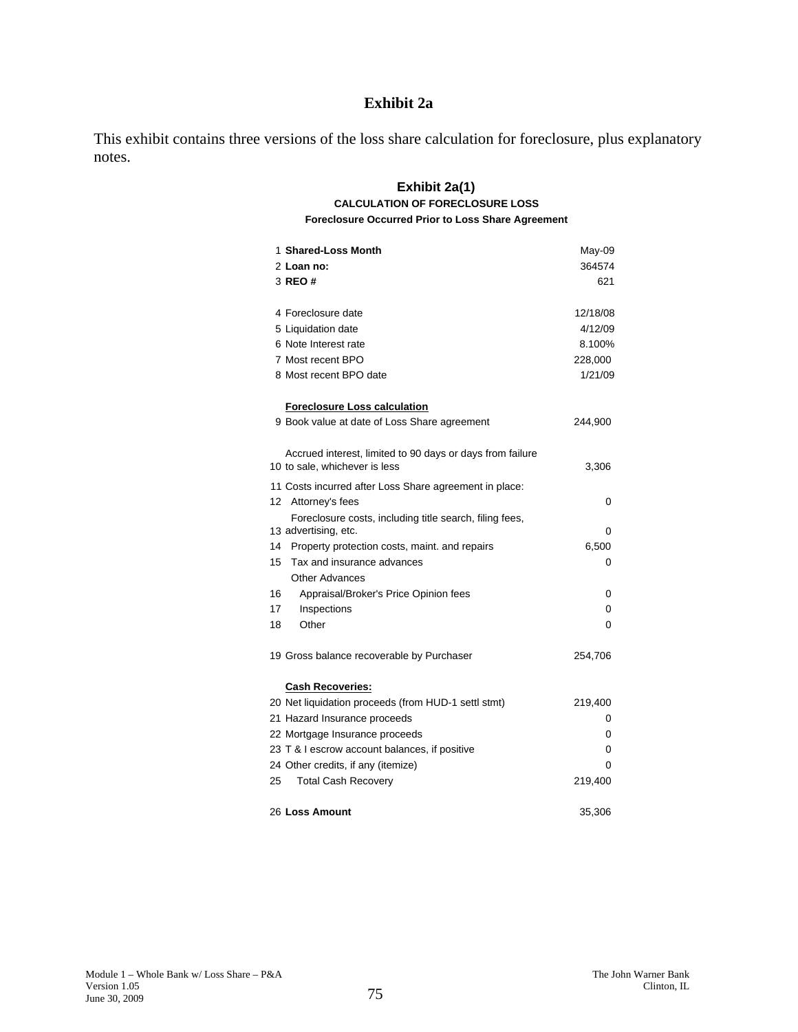# Exhibit 2a

This exhibit contains three versions of the loss share calculation for foreclosure, plus explanatory notes.

## Exhibit 2a(1)

**CALCULATION OF FORECLOSURE LOSS**

**Foreclosure Occurred Prior to Loss Share Agreement**

| # | Item | Value |
|---|---|---|
| 1 | **Shared-Loss Month** | May-09 |
| 2 | **Loan no:** | 364574 |
| 3 | **REO #** | 621 |
| | | |
| 4 | Foreclosure date | 12/18/08 |
| 5 | Liquidation date | 4/12/09 |
| 6 | Note Interest rate | 8.100% |
| 7 | Most recent BPO | 228,000 |
| 8 | Most recent BPO date | 1/21/09 |
| | | |
| | **Foreclosure Loss calculation** | |
| 9 | Book value at date of Loss Share agreement | 244,900 |
| | | |
| 10 | Accrued interest, limited to 90 days or days from failure to sale, whichever is less | 3,306 |
| 11 | Costs incurred after Loss Share agreement in place: | |
| 12 | Attorney's fees | 0 |
| 13 | Foreclosure costs, including title search, filing fees, advertising, etc. | 0 |
| 14 | Property protection costs, maint. and repairs | 6,500 |
| 15 | Tax and insurance advances | 0 |
| | Other Advances | |
| 16 | Appraisal/Broker's Price Opinion fees | 0 |
| 17 | Inspections | 0 |
| 18 | Other | 0 |
| | | |
| 19 | Gross balance recoverable by Purchaser | 254,706 |
| | | |
| | **Cash Recoveries:** | |
| 20 | Net liquidation proceeds (from HUD-1 settl stmt) | 219,400 |
| 21 | Hazard Insurance proceeds | 0 |
| 22 | Mortgage Insurance proceeds | 0 |
| 23 | T & I escrow account balances, if positive | 0 |
| 24 | Other credits, if any (itemize) | 0 |
| 25 | Total Cash Recovery | 219,400 |
| | | |
| 26 | **Loss Amount** | 35,306 |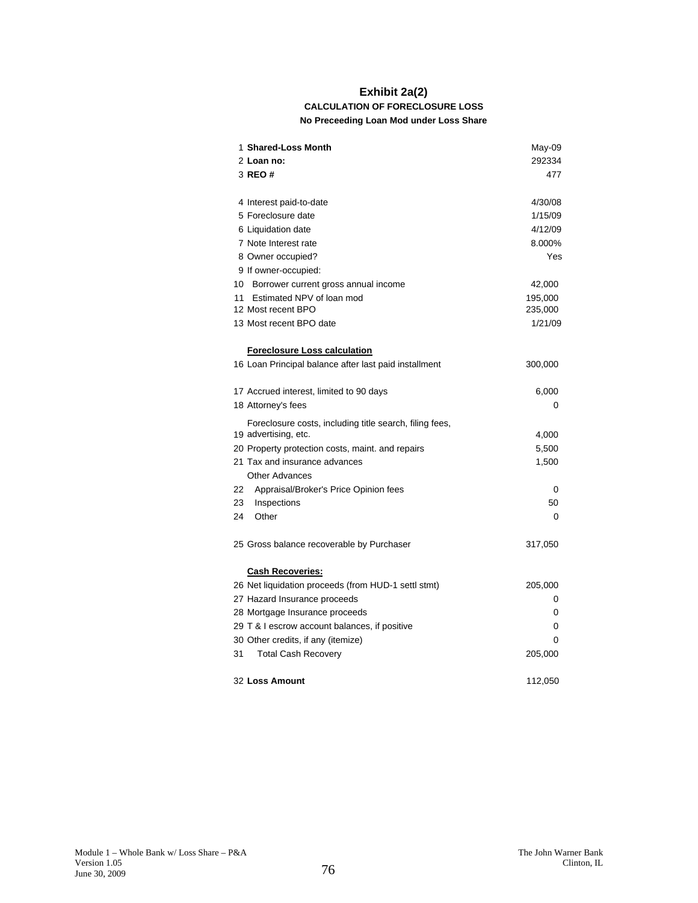# Exhibit 2a(2)

## CALCULATION OF FORECLOSURE LOSS

### No Preceeding Loan Mod under Loss Share

| # | Item | Value |
|---|---|---|
| 1 | **Shared-Loss Month** | May-09 |
| 2 | **Loan no:** | 292334 |
| 3 | **REO #** | 477 |
| | | |
| 4 | Interest paid-to-date | 4/30/08 |
| 5 | Foreclosure date | 1/15/09 |
| 6 | Liquidation date | 4/12/09 |
| 7 | Note Interest rate | 8.000% |
| 8 | Owner occupied? | Yes |
| 9 | If owner-occupied: | |
| 10 | Borrower current gross annual income | 42,000 |
| 11 | Estimated NPV of loan mod | 195,000 |
| 12 | Most recent BPO | 235,000 |
| 13 | Most recent BPO date | 1/21/09 |
| | | |
| | **Foreclosure Loss calculation** | |
| 16 | Loan Principal balance after last paid installment | 300,000 |
| | | |
| 17 | Accrued interest, limited to 90 days | 6,000 |
| 18 | Attorney's fees | 0 |
| 19 | Foreclosure costs, including title search, filing fees, advertising, etc. | 4,000 |
| 20 | Property protection costs, maint. and repairs | 5,500 |
| 21 | Tax and insurance advances | 1,500 |
| | Other Advances | |
| 22 | Appraisal/Broker's Price Opinion fees | 0 |
| 23 | Inspections | 50 |
| 24 | Other | 0 |
| | | |
| 25 | Gross balance recoverable by Purchaser | 317,050 |
| | | |
| | **Cash Recoveries:** | |
| 26 | Net liquidation proceeds (from HUD-1 settl stmt) | 205,000 |
| 27 | Hazard Insurance proceeds | 0 |
| 28 | Mortgage Insurance proceeds | 0 |
| 29 | T & I escrow account balances, if positive | 0 |
| 30 | Other credits, if any (itemize) | 0 |
| 31 | Total Cash Recovery | 205,000 |
| | | |
| 32 | **Loss Amount** | 112,050 |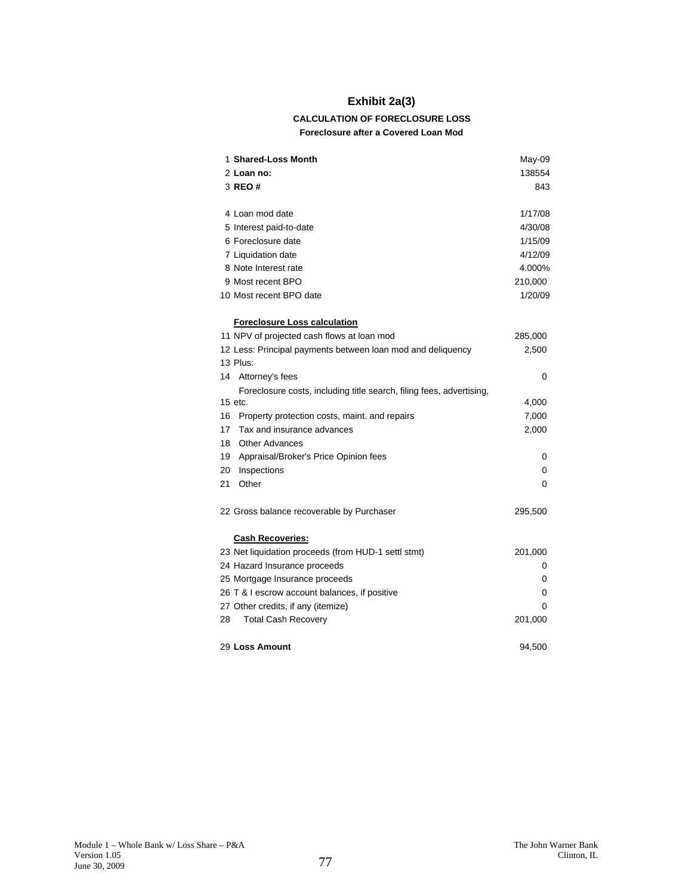# Exhibit 2a(3)

**CALCULATION OF FORECLOSURE LOSS**

**Foreclosure after a Covered Loan Mod**

| # | Item | Value |
|---|---|---|
| 1 | **Shared-Loss Month** | May-09 |
| 2 | **Loan no:** | 138554 |
| 3 | **REO #** | 843 |
| | | |
| 4 | Loan mod date | 1/17/08 |
| 5 | Interest paid-to-date | 4/30/08 |
| 6 | Foreclosure date | 1/15/09 |
| 7 | Liquidation date | 4/12/09 |
| 8 | Note Interest rate | 4.000% |
| 9 | Most recent BPO | 210,000 |
| 10 | Most recent BPO date | 1/20/09 |
| | | |
| | **Foreclosure Loss calculation** | |
| 11 | NPV of projected cash flows at loan mod | 285,000 |
| 12 | Less: Principal payments between loan mod and deliquency | 2,500 |
| 13 | Plus: | |
| 14 | Attorney's fees | 0 |
| 15 | Foreclosure costs, including title search, filing fees, advertising, etc. | 4,000 |
| 16 | Property protection costs, maint. and repairs | 7,000 |
| 17 | Tax and insurance advances | 2,000 |
| 18 | Other Advances | |
| 19 | Appraisal/Broker's Price Opinion fees | 0 |
| 20 | Inspections | 0 |
| 21 | Other | 0 |
| | | |
| 22 | Gross balance recoverable by Purchaser | 295,500 |
| | | |
| | **Cash Recoveries:** | |
| 23 | Net liquidation proceeds (from HUD-1 settl stmt) | 201,000 |
| 24 | Hazard Insurance proceeds | 0 |
| 25 | Mortgage Insurance proceeds | 0 |
| 26 | T & I escrow account balances, if positive | 0 |
| 27 | Other credits, if any (itemize) | 0 |
| 28 | Total Cash Recovery | 201,000 |
| | | |
| 29 | **Loss Amount** | 94,500 |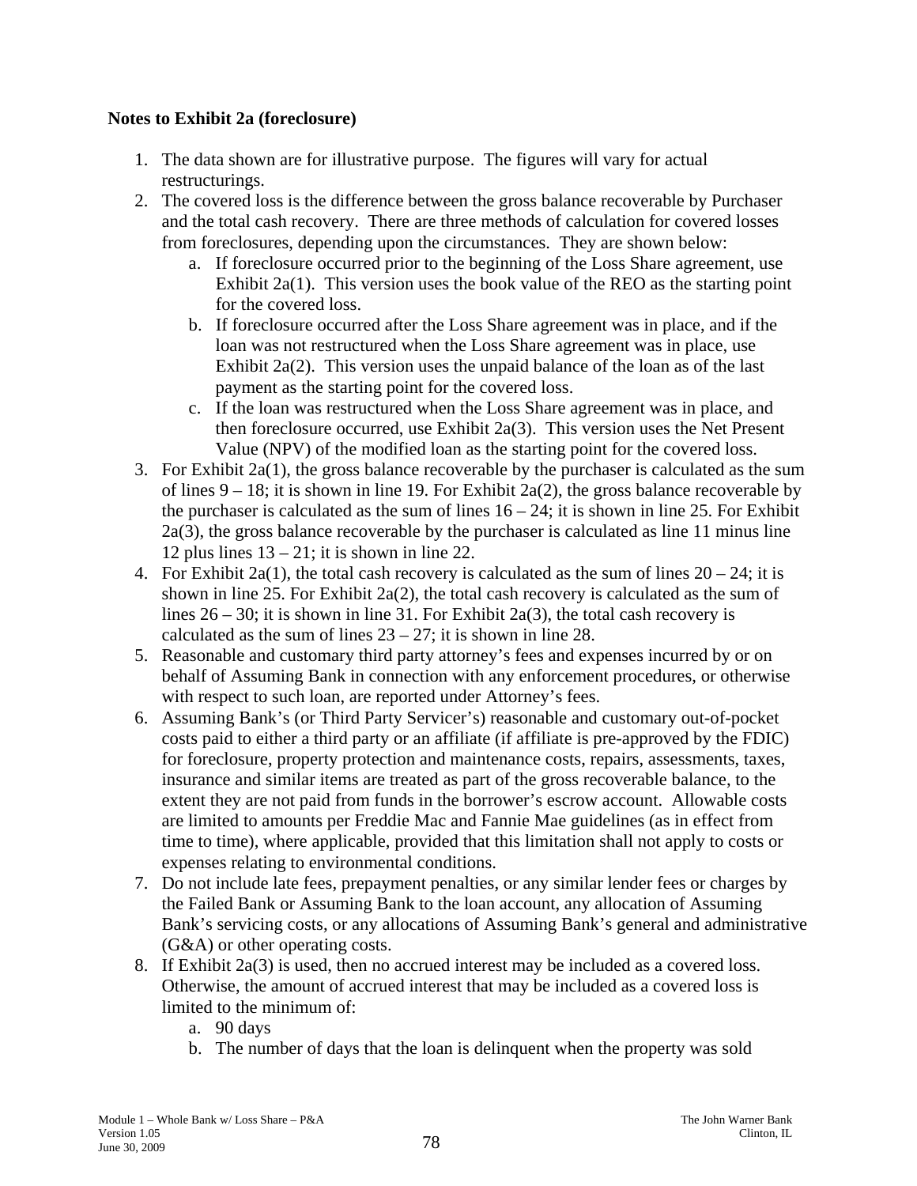**Notes to Exhibit 2a (foreclosure)**

1. The data shown are for illustrative purpose. The figures will vary for actual restructurings.
2. The covered loss is the difference between the gross balance recoverable by Purchaser and the total cash recovery. There are three methods of calculation for covered losses from foreclosures, depending upon the circumstances. They are shown below:
   a. If foreclosure occurred prior to the beginning of the Loss Share agreement, use Exhibit 2a(1). This version uses the book value of the REO as the starting point for the covered loss.
   b. If foreclosure occurred after the Loss Share agreement was in place, and if the loan was not restructured when the Loss Share agreement was in place, use Exhibit 2a(2). This version uses the unpaid balance of the loan as of the last payment as the starting point for the covered loss.
   c. If the loan was restructured when the Loss Share agreement was in place, and then foreclosure occurred, use Exhibit 2a(3). This version uses the Net Present Value (NPV) of the modified loan as the starting point for the covered loss.
3. For Exhibit 2a(1), the gross balance recoverable by the purchaser is calculated as the sum of lines 9 – 18; it is shown in line 19. For Exhibit 2a(2), the gross balance recoverable by the purchaser is calculated as the sum of lines 16 – 24; it is shown in line 25. For Exhibit 2a(3), the gross balance recoverable by the purchaser is calculated as line 11 minus line 12 plus lines 13 – 21; it is shown in line 22.
4. For Exhibit 2a(1), the total cash recovery is calculated as the sum of lines 20 – 24; it is shown in line 25. For Exhibit 2a(2), the total cash recovery is calculated as the sum of lines 26 – 30; it is shown in line 31. For Exhibit 2a(3), the total cash recovery is calculated as the sum of lines 23 – 27; it is shown in line 28.
5. Reasonable and customary third party attorney's fees and expenses incurred by or on behalf of Assuming Bank in connection with any enforcement procedures, or otherwise with respect to such loan, are reported under Attorney's fees.
6. Assuming Bank's (or Third Party Servicer's) reasonable and customary out-of-pocket costs paid to either a third party or an affiliate (if affiliate is pre-approved by the FDIC) for foreclosure, property protection and maintenance costs, repairs, assessments, taxes, insurance and similar items are treated as part of the gross recoverable balance, to the extent they are not paid from funds in the borrower's escrow account. Allowable costs are limited to amounts per Freddie Mac and Fannie Mae guidelines (as in effect from time to time), where applicable, provided that this limitation shall not apply to costs or expenses relating to environmental conditions.
7. Do not include late fees, prepayment penalties, or any similar lender fees or charges by the Failed Bank or Assuming Bank to the loan account, any allocation of Assuming Bank's servicing costs, or any allocations of Assuming Bank's general and administrative (G&A) or other operating costs.
8. If Exhibit 2a(3) is used, then no accrued interest may be included as a covered loss. Otherwise, the amount of accrued interest that may be included as a covered loss is limited to the minimum of:
   a. 90 days
   b. The number of days that the loan is delinquent when the property was sold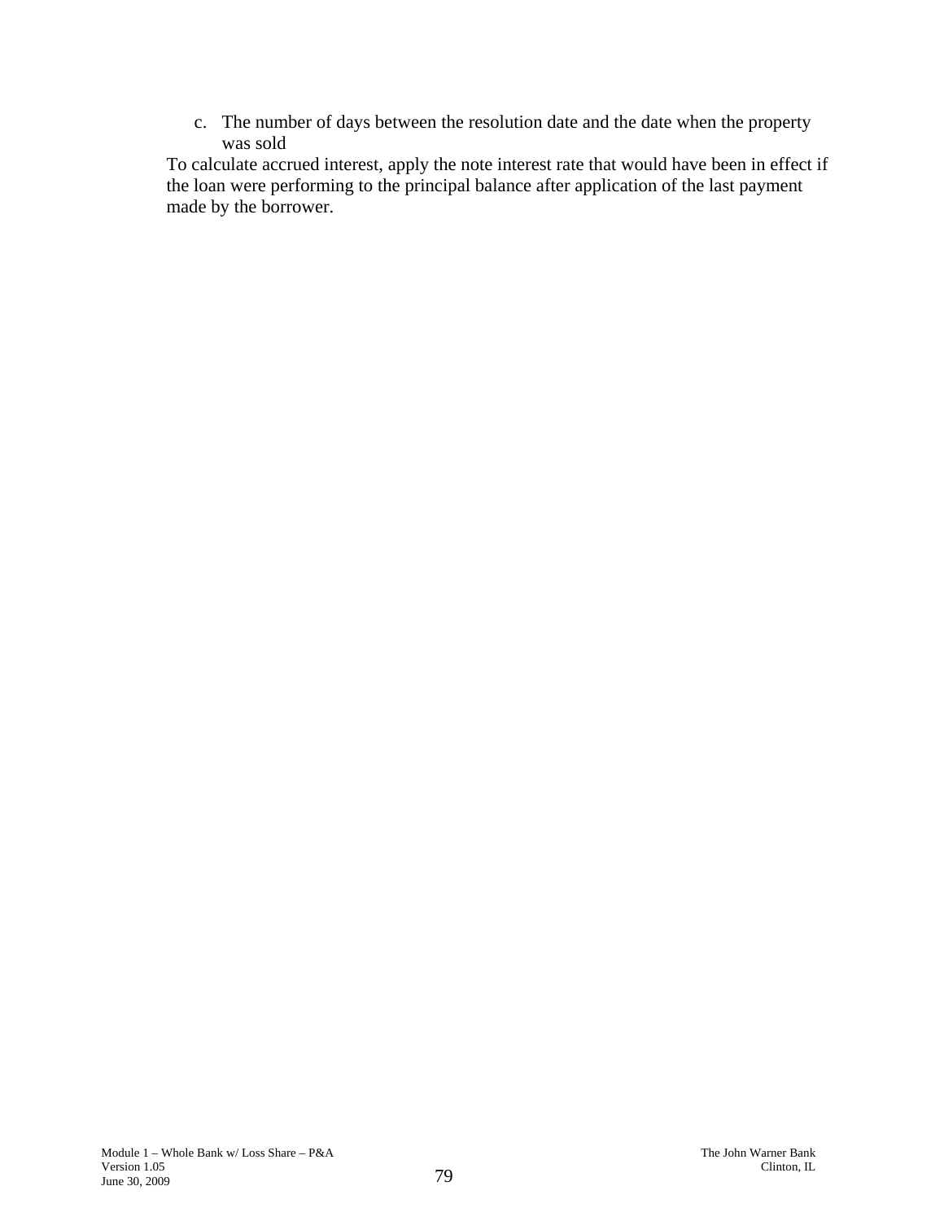c. The number of days between the resolution date and the date when the property was sold

To calculate accrued interest, apply the note interest rate that would have been in effect if the loan were performing to the principal balance after application of the last payment made by the borrower.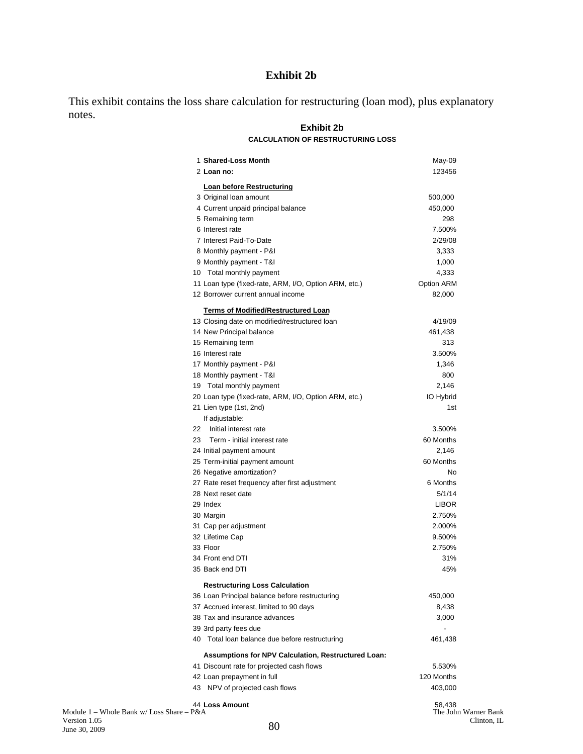# Exhibit 2b

This exhibit contains the loss share calculation for restructuring (loan mod), plus explanatory notes.

## Exhibit 2b

### CALCULATION OF RESTRUCTURING LOSS

| | | |
|---|---|---|
| 1 | **Shared-Loss Month** | May-09 |
| 2 | **Loan no:** | 123456 |
| | **Loan before Restructuring** | |
| 3 | Original loan amount | 500,000 |
| 4 | Current unpaid principal balance | 450,000 |
| 5 | Remaining term | 298 |
| 6 | Interest rate | 7.500% |
| 7 | Interest Paid-To-Date | 2/29/08 |
| 8 | Monthly payment - P&I | 3,333 |
| 9 | Monthly payment - T&I | 1,000 |
| 10 | Total monthly payment | 4,333 |
| 11 | Loan type (fixed-rate, ARM, I/O, Option ARM, etc.) | Option ARM |
| 12 | Borrower current annual income | 82,000 |
| | **Terms of Modified/Restructured Loan** | |
| 13 | Closing date on modified/restructured loan | 4/19/09 |
| 14 | New Principal balance | 461,438 |
| 15 | Remaining term | 313 |
| 16 | Interest rate | 3.500% |
| 17 | Monthly payment - P&I | 1,346 |
| 18 | Monthly payment - T&I | 800 |
| 19 | Total monthly payment | 2,146 |
| 20 | Loan type (fixed-rate, ARM, I/O, Option ARM, etc.) | IO Hybrid |
| 21 | Lien type (1st, 2nd) | 1st |
| | If adjustable: | |
| 22 | Initial interest rate | 3.500% |
| 23 | Term - initial interest rate | 60 Months |
| 24 | Initial payment amount | 2,146 |
| 25 | Term-initial payment amount | 60 Months |
| 26 | Negative amortization? | No |
| 27 | Rate reset frequency after first adjustment | 6 Months |
| 28 | Next reset date | 5/1/14 |
| 29 | Index | LIBOR |
| 30 | Margin | 2.750% |
| 31 | Cap per adjustment | 2.000% |
| 32 | Lifetime Cap | 9.500% |
| 33 | Floor | 2.750% |
| 34 | Front end DTI | 31% |
| 35 | Back end DTI | 45% |
| | **Restructuring Loss Calculation** | |
| 36 | Loan Principal balance before restructuring | 450,000 |
| 37 | Accrued interest, limited to 90 days | 8,438 |
| 38 | Tax and insurance advances | 3,000 |
| 39 | 3rd party fees due | - |
| 40 | Total loan balance due before restructuring | 461,438 |
| | **Assumptions for NPV Calculation, Restructured Loan:** | |
| 41 | Discount rate for projected cash flows | 5.530% |
| 42 | Loan prepayment in full | 120 Months |
| 43 | NPV of projected cash flows | 403,000 |
| 44 | **Loss Amount** | 58,438 |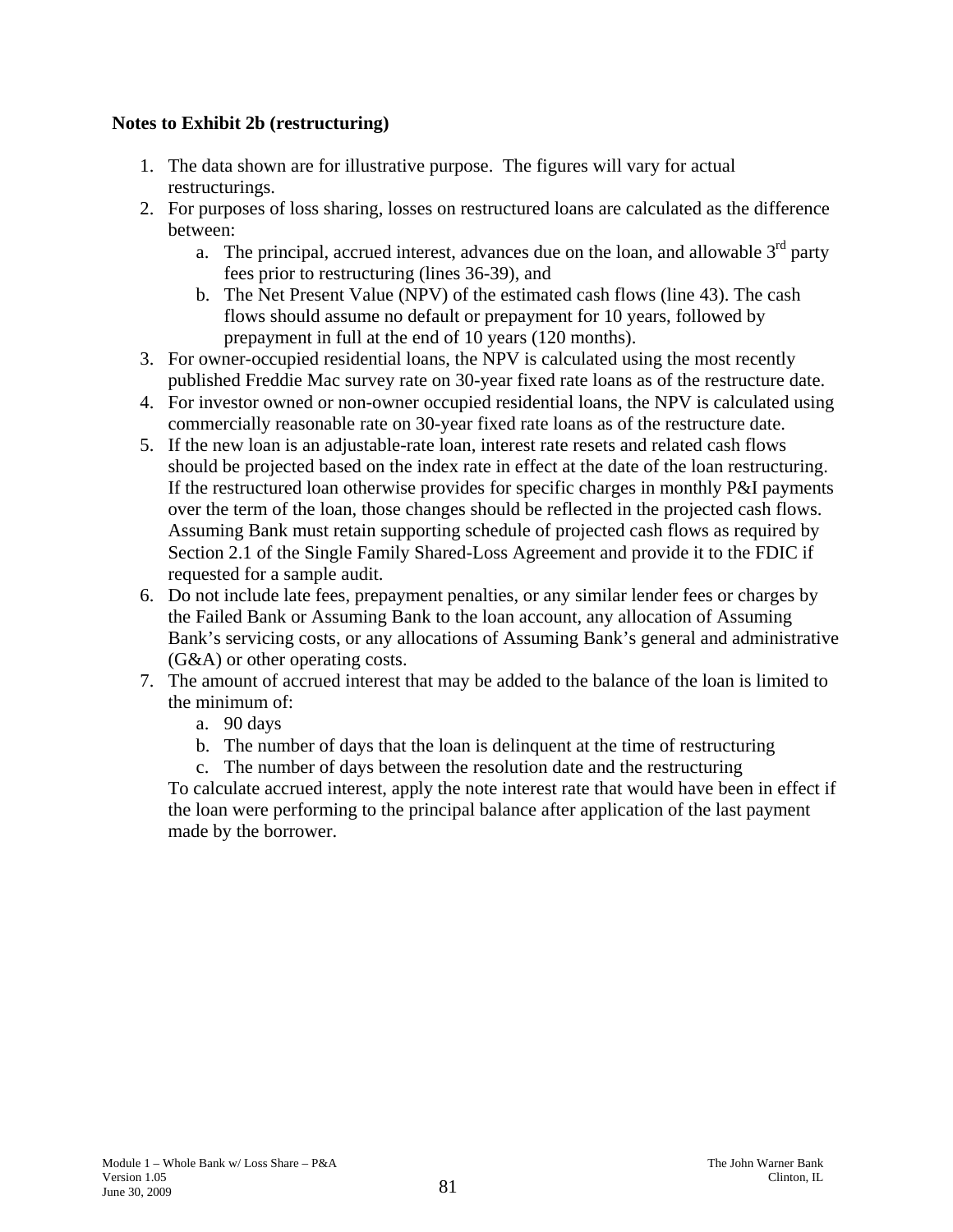**Notes to Exhibit 2b (restructuring)**

1. The data shown are for illustrative purpose. The figures will vary for actual restructurings.
2. For purposes of loss sharing, losses on restructured loans are calculated as the difference between:
   a. The principal, accrued interest, advances due on the loan, and allowable 3rd party fees prior to restructuring (lines 36-39), and
   b. The Net Present Value (NPV) of the estimated cash flows (line 43). The cash flows should assume no default or prepayment for 10 years, followed by prepayment in full at the end of 10 years (120 months).
3. For owner-occupied residential loans, the NPV is calculated using the most recently published Freddie Mac survey rate on 30-year fixed rate loans as of the restructure date.
4. For investor owned or non-owner occupied residential loans, the NPV is calculated using commercially reasonable rate on 30-year fixed rate loans as of the restructure date.
5. If the new loan is an adjustable-rate loan, interest rate resets and related cash flows should be projected based on the index rate in effect at the date of the loan restructuring. If the restructured loan otherwise provides for specific charges in monthly P&I payments over the term of the loan, those changes should be reflected in the projected cash flows. Assuming Bank must retain supporting schedule of projected cash flows as required by Section 2.1 of the Single Family Shared-Loss Agreement and provide it to the FDIC if requested for a sample audit.
6. Do not include late fees, prepayment penalties, or any similar lender fees or charges by the Failed Bank or Assuming Bank to the loan account, any allocation of Assuming Bank's servicing costs, or any allocations of Assuming Bank's general and administrative (G&A) or other operating costs.
7. The amount of accrued interest that may be added to the balance of the loan is limited to the minimum of:
   a. 90 days
   b. The number of days that the loan is delinquent at the time of restructuring
   c. The number of days between the resolution date and the restructuring

   To calculate accrued interest, apply the note interest rate that would have been in effect if the loan were performing to the principal balance after application of the last payment made by the borrower.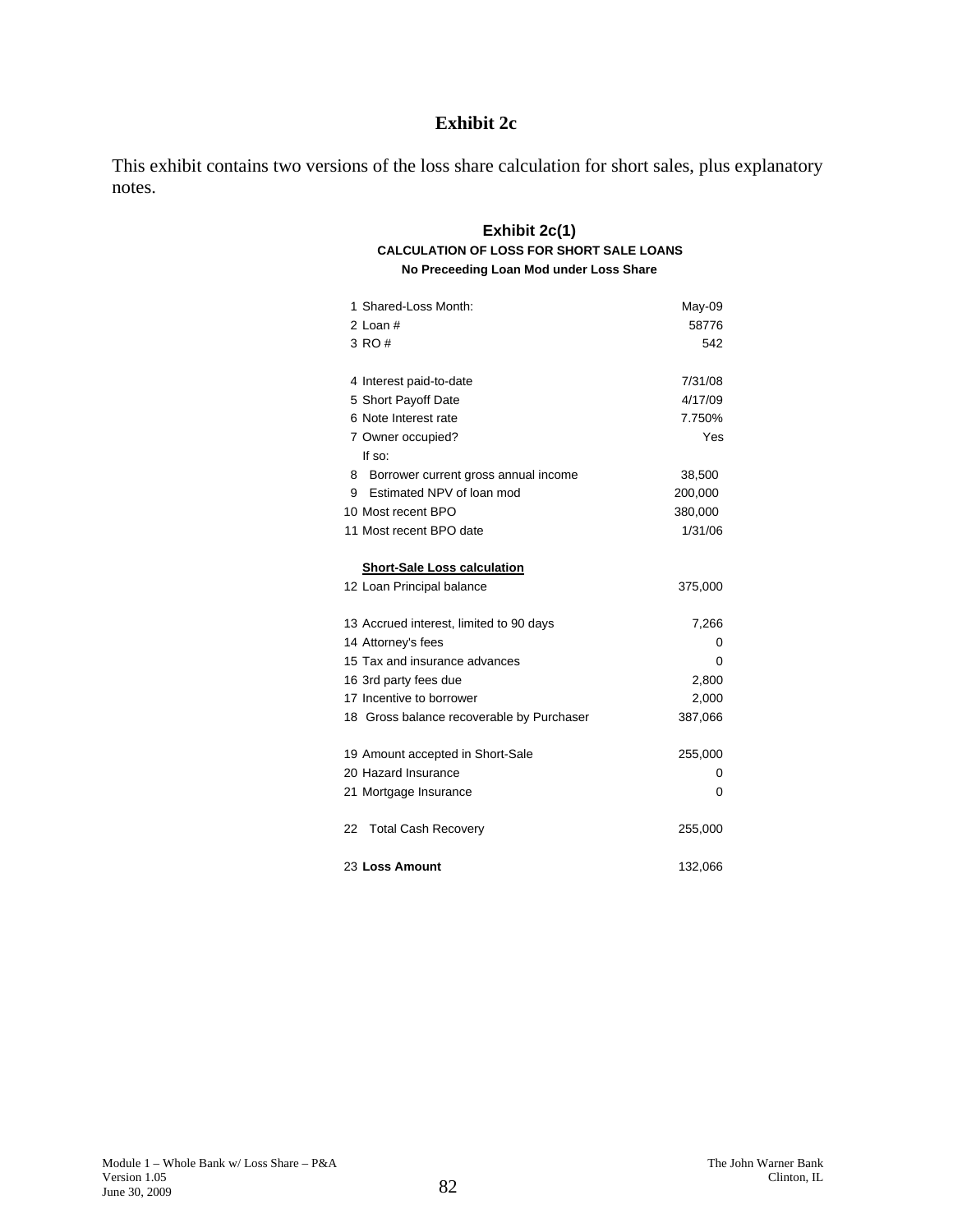# Exhibit 2c

This exhibit contains two versions of the loss share calculation for short sales, plus explanatory notes.

## Exhibit 2c(1)

### CALCULATION OF LOSS FOR SHORT SALE LOANS

**No Preceeding Loan Mod under Loss Share**

| | |
|---|---|
| 1 Shared-Loss Month: | May-09 |
| 2 Loan # | 58776 |
| 3 RO # | 542 |
| | |
| 4 Interest paid-to-date | 7/31/08 |
| 5 Short Payoff Date | 4/17/09 |
| 6 Note Interest rate | 7.750% |
| 7 Owner occupied? | Yes |
| If so: | |
| 8 Borrower current gross annual income | 38,500 |
| 9 Estimated NPV of loan mod | 200,000 |
| 10 Most recent BPO | 380,000 |
| 11 Most recent BPO date | 1/31/06 |
| | |
| **Short-Sale Loss calculation** | |
| 12 Loan Principal balance | 375,000 |
| | |
| 13 Accrued interest, limited to 90 days | 7,266 |
| 14 Attorney's fees | 0 |
| 15 Tax and insurance advances | 0 |
| 16 3rd party fees due | 2,800 |
| 17 Incentive to borrower | 2,000 |
| 18 Gross balance recoverable by Purchaser | 387,066 |
| | |
| 19 Amount accepted in Short-Sale | 255,000 |
| 20 Hazard Insurance | 0 |
| 21 Mortgage Insurance | 0 |
| | |
| 22 Total Cash Recovery | 255,000 |
| | |
| 23 **Loss Amount** | 132,066 |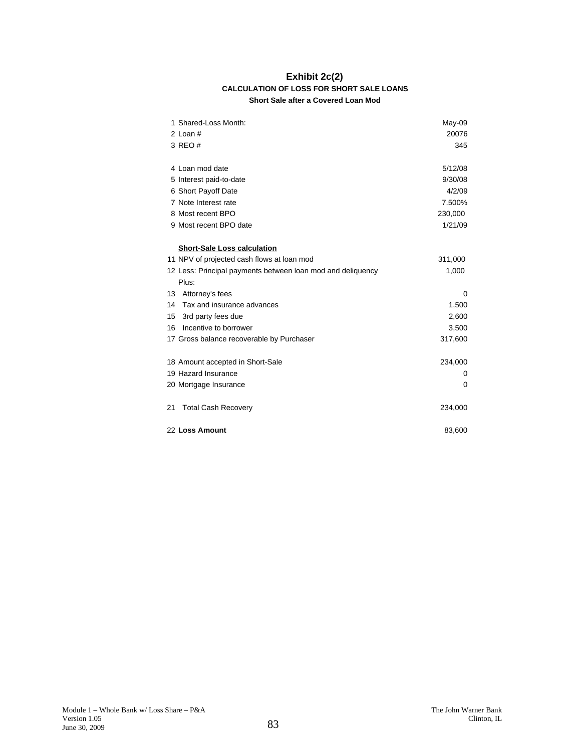# Exhibit 2c(2)

### CALCULATION OF LOSS FOR SHORT SALE LOANS

**Short Sale after a Covered Loan Mod**

| | |
|---|---|
| 1 Shared-Loss Month: | May-09 |
| 2 Loan # | 20076 |
| 3 REO # | 345 |
| | |
| 4 Loan mod date | 5/12/08 |
| 5 Interest paid-to-date | 9/30/08 |
| 6 Short Payoff Date | 4/2/09 |
| 7 Note Interest rate | 7.500% |
| 8 Most recent BPO | 230,000 |
| 9 Most recent BPO date | 1/21/09 |
| | |
| **Short-Sale Loss calculation** | |
| 11 NPV of projected cash flows at loan mod | 311,000 |
| 12 Less: Principal payments between loan mod and deliquency | 1,000 |
| Plus: | |
| 13 Attorney's fees | 0 |
| 14 Tax and insurance advances | 1,500 |
| 15 3rd party fees due | 2,600 |
| 16 Incentive to borrower | 3,500 |
| 17 Gross balance recoverable by Purchaser | 317,600 |
| | |
| 18 Amount accepted in Short-Sale | 234,000 |
| 19 Hazard Insurance | 0 |
| 20 Mortgage Insurance | 0 |
| | |
| 21 Total Cash Recovery | 234,000 |
| | |
| 22 **Loss Amount** | 83,600 |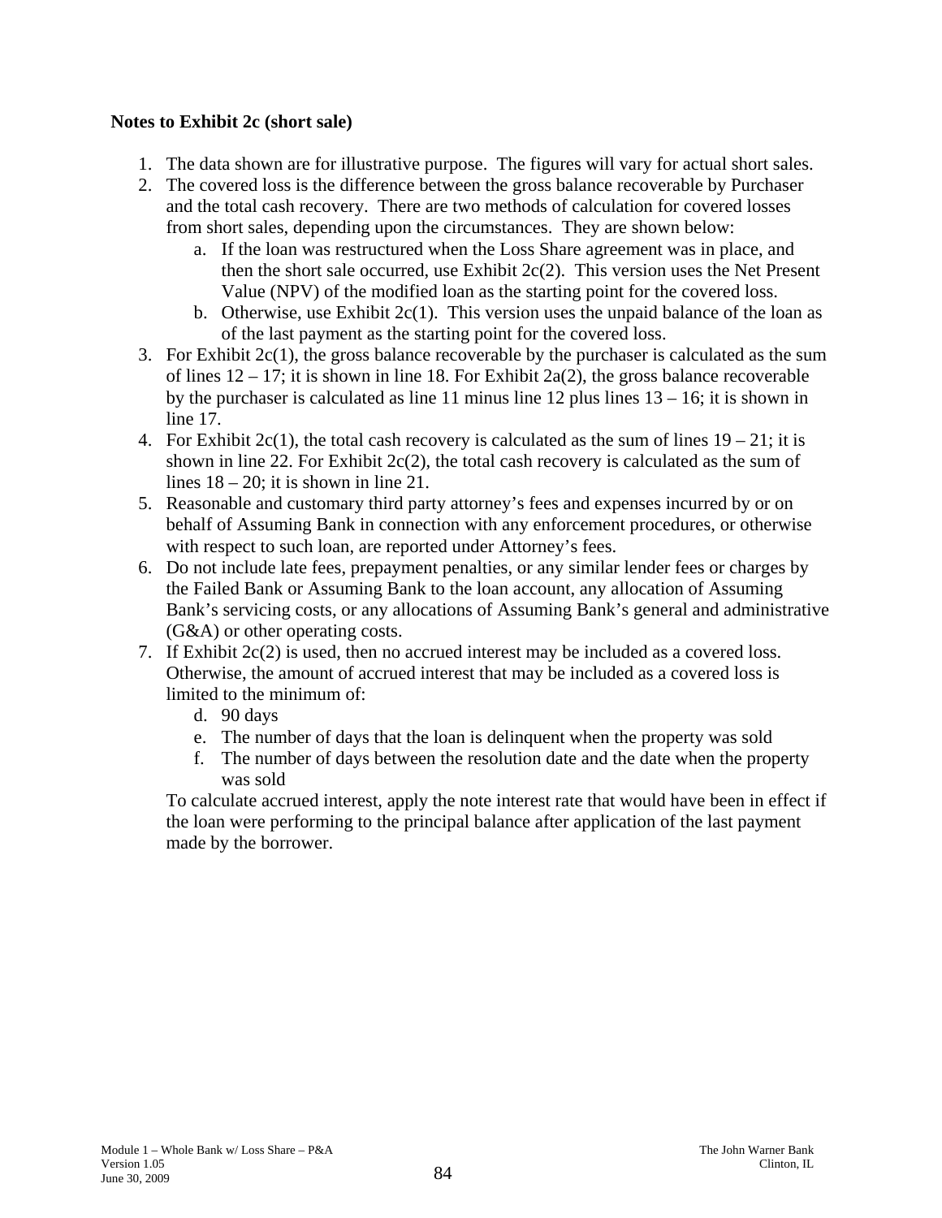**Notes to Exhibit 2c (short sale)**

1. The data shown are for illustrative purpose. The figures will vary for actual short sales.
2. The covered loss is the difference between the gross balance recoverable by Purchaser and the total cash recovery. There are two methods of calculation for covered losses from short sales, depending upon the circumstances. They are shown below:
    a. If the loan was restructured when the Loss Share agreement was in place, and then the short sale occurred, use Exhibit 2c(2). This version uses the Net Present Value (NPV) of the modified loan as the starting point for the covered loss.
    b. Otherwise, use Exhibit 2c(1). This version uses the unpaid balance of the loan as of the last payment as the starting point for the covered loss.
3. For Exhibit 2c(1), the gross balance recoverable by the purchaser is calculated as the sum of lines 12 – 17; it is shown in line 18. For Exhibit 2a(2), the gross balance recoverable by the purchaser is calculated as line 11 minus line 12 plus lines 13 – 16; it is shown in line 17.
4. For Exhibit 2c(1), the total cash recovery is calculated as the sum of lines 19 – 21; it is shown in line 22. For Exhibit 2c(2), the total cash recovery is calculated as the sum of lines 18 – 20; it is shown in line 21.
5. Reasonable and customary third party attorney's fees and expenses incurred by or on behalf of Assuming Bank in connection with any enforcement procedures, or otherwise with respect to such loan, are reported under Attorney's fees.
6. Do not include late fees, prepayment penalties, or any similar lender fees or charges by the Failed Bank or Assuming Bank to the loan account, any allocation of Assuming Bank's servicing costs, or any allocations of Assuming Bank's general and administrative (G&A) or other operating costs.
7. If Exhibit 2c(2) is used, then no accrued interest may be included as a covered loss. Otherwise, the amount of accrued interest that may be included as a covered loss is limited to the minimum of:
    d. 90 days
    e. The number of days that the loan is delinquent when the property was sold
    f. The number of days between the resolution date and the date when the property was sold

   To calculate accrued interest, apply the note interest rate that would have been in effect if the loan were performing to the principal balance after application of the last payment made by the borrower.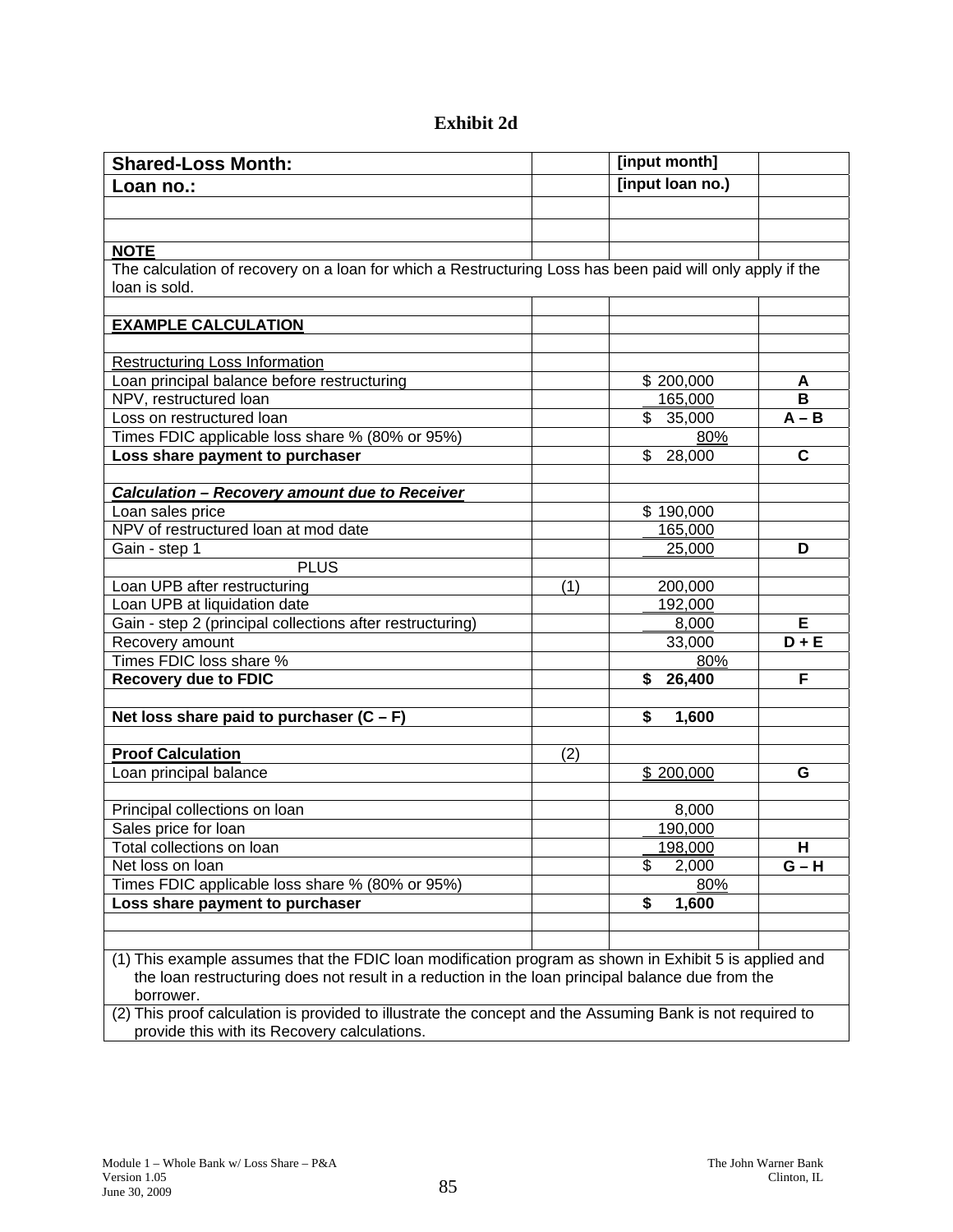# Exhibit 2d

| Shared-Loss Month: | | [input month] | |
|---|---|---|---|
| **Loan no.:** | | **[input loan no.)** | |
| | | | |
| | | | |
| **NOTE** | | | |
| The calculation of recovery on a loan for which a Restructuring Loss has been paid will only apply if the loan is sold. | | | |
| | | | |
| **EXAMPLE CALCULATION** | | | |
| | | | |
| Restructuring Loss Information | | | |
| Loan principal balance before restructuring | | $ 200,000 | **A** |
| NPV, restructured loan | | 165,000 | **B** |
| Loss on restructured loan | | $ 35,000 | **A – B** |
| Times FDIC applicable loss share % (80% or 95%) | | 80% | |
| **Loss share payment to purchaser** | | $ 28,000 | **C** |
| | | | |
| ***Calculation – Recovery amount due to Receiver*** | | | |
| Loan sales price | | $ 190,000 | |
| NPV of restructured loan at mod date | | 165,000 | |
| Gain - step 1 | | 25,000 | **D** |
| PLUS | | | |
| Loan UPB after restructuring | (1) | 200,000 | |
| Loan UPB at liquidation date | | 192,000 | |
| Gain - step 2 (principal collections after restructuring) | | 8,000 | **E** |
| Recovery amount | | 33,000 | **D + E** |
| Times FDIC loss share % | | 80% | |
| **Recovery due to FDIC** | | **$ 26,400** | **F** |
| | | | |
| **Net loss share paid to purchaser (C – F)** | | **$ 1,600** | |
| | | | |
| **Proof Calculation** | (2) | | |
| Loan principal balance | | $ 200,000 | **G** |
| | | | |
| Principal collections on loan | | 8,000 | |
| Sales price for loan | | 190,000 | |
| Total collections on loan | | 198,000 | **H** |
| Net loss on loan | | $ 2,000 | **G – H** |
| Times FDIC applicable loss share % (80% or 95%) | | 80% | |
| **Loss share payment to purchaser** | | **$ 1,600** | |
| | | | |
| | | | |

(1) This example assumes that the FDIC loan modification program as shown in Exhibit 5 is applied and the loan restructuring does not result in a reduction in the loan principal balance due from the borrower.

(2) This proof calculation is provided to illustrate the concept and the Assuming Bank is not required to provide this with its Recovery calculations.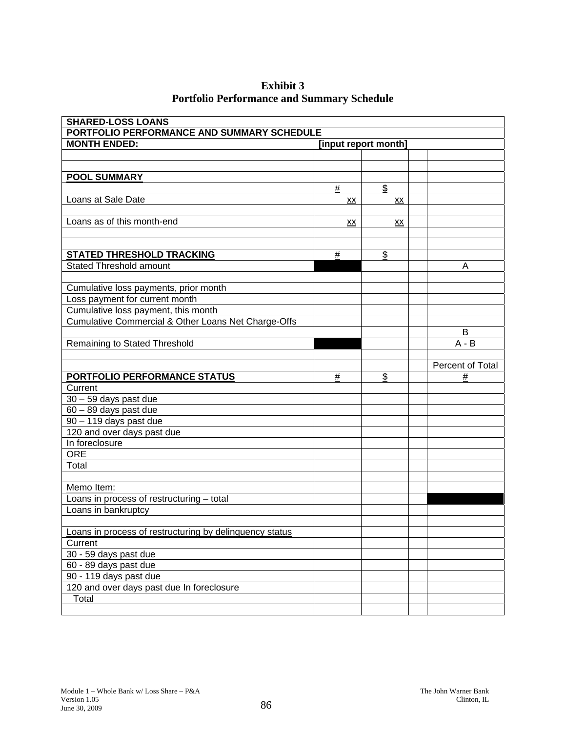# Exhibit 3
## Portfolio Performance and Summary Schedule

| SHARED-LOSS LOANS | | | | |
|---|---|---|---|---|
| **PORTFOLIO PERFORMANCE AND SUMMARY SCHEDULE** | | | | |
| **MONTH ENDED:** | **[input report month]** | | | |
| | | | | |
| | | | | |
| **POOL SUMMARY** | | | | |
| | # | $ | | |
| Loans at Sale Date | xx | xx | | |
| | | | | |
| Loans as of this month-end | xx | xx | | |
| | | | | |
| | | | | |
| **STATED THRESHOLD TRACKING** | # | $ | | |
| Stated Threshold amount | | | | A |
| | | | | |
| Cumulative loss payments, prior month | | | | |
| Loss payment for current month | | | | |
| Cumulative loss payment, this month | | | | |
| Cumulative Commercial & Other Loans Net Charge-Offs | | | | |
| | | | | B |
| Remaining to Stated Threshold | | | | A - B |
| | | | | |
| | | | | Percent of Total |
| **PORTFOLIO PERFORMANCE STATUS** | # | $ | | # |
| Current | | | | |
| 30 – 59 days past due | | | | |
| 60 – 89 days past due | | | | |
| 90 – 119 days past due | | | | |
| 120 and over days past due | | | | |
| In foreclosure | | | | |
| ORE | | | | |
| Total | | | | |
| | | | | |
| Memo Item: | | | | |
| Loans in process of restructuring – total | | | | |
| Loans in bankruptcy | | | | |
| | | | | |
| Loans in process of restructuring by delinquency status | | | | |
| Current | | | | |
| 30 - 59 days past due | | | | |
| 60 - 89 days past due | | | | |
| 90 - 119 days past due | | | | |
| 120 and over days past due In foreclosure | | | | |
| Total | | | | |
| | | | | |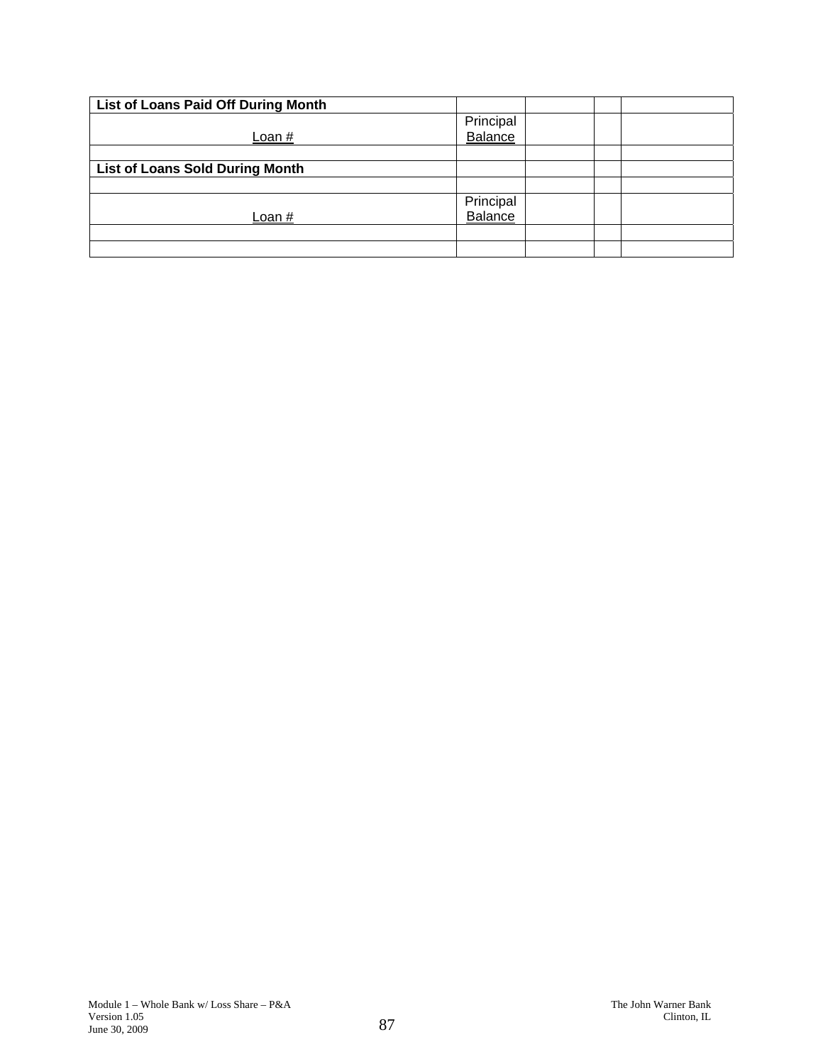| List of Loans Paid Off During Month | | | | |
|---|---|---|---|---|
| Loan # | Principal Balance | | | |
| | | | | |
| **List of Loans Sold During Month** | | | | |
| | | | | |
| Loan # | Principal Balance | | | |
| | | | | |
| | | | | |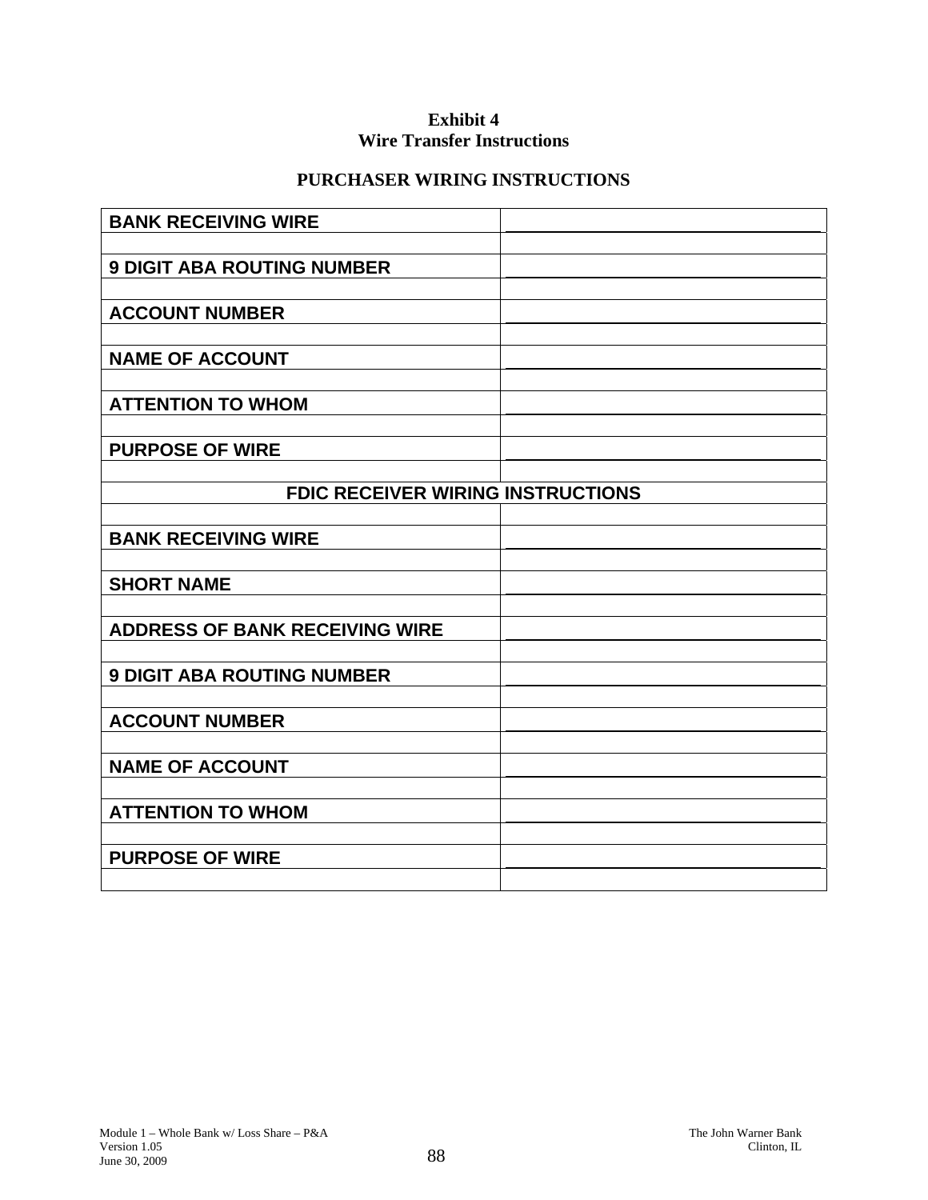**Exhibit 4**
**Wire Transfer Instructions**

**PURCHASER WIRING INSTRUCTIONS**

| | |
|---|---|
| **BANK RECEIVING WIRE** | |
| | |
| **9 DIGIT ABA ROUTING NUMBER** | |
| | |
| **ACCOUNT NUMBER** | |
| | |
| **NAME OF ACCOUNT** | |
| | |
| **ATTENTION TO WHOM** | |
| | |
| **PURPOSE OF WIRE** | |
| | |
| **FDIC RECEIVER WIRING INSTRUCTIONS** | |
| | |
| **BANK RECEIVING WIRE** | |
| | |
| **SHORT NAME** | |
| | |
| **ADDRESS OF BANK RECEIVING WIRE** | |
| | |
| **9 DIGIT ABA ROUTING NUMBER** | |
| | |
| **ACCOUNT NUMBER** | |
| | |
| **NAME OF ACCOUNT** | |
| | |
| **ATTENTION TO WHOM** | |
| | |
| **PURPOSE OF WIRE** | |
| | |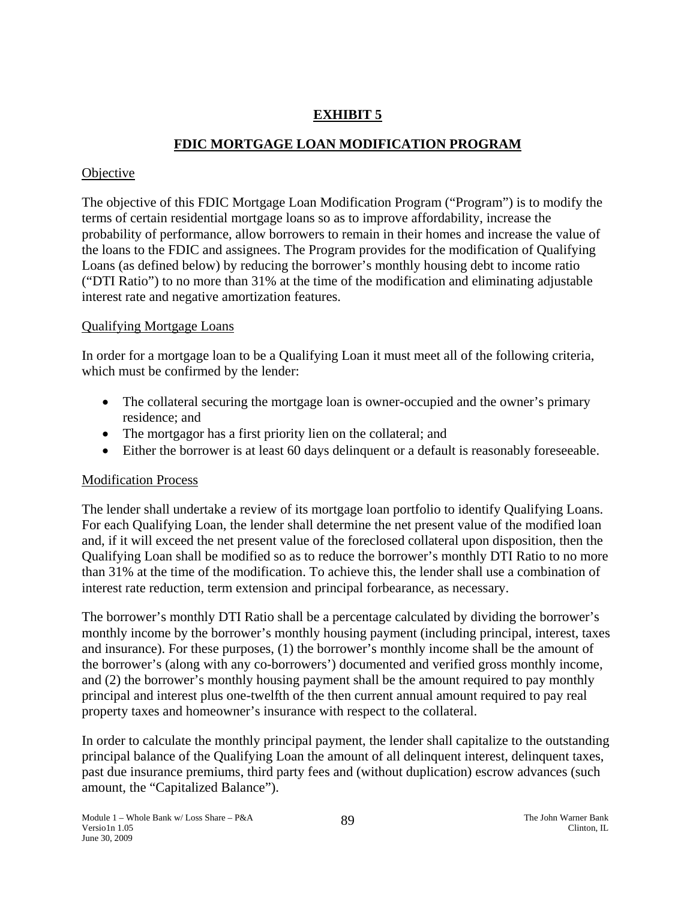# EXHIBIT 5

## FDIC MORTGAGE LOAN MODIFICATION PROGRAM

Objective

The objective of this FDIC Mortgage Loan Modification Program ("Program") is to modify the terms of certain residential mortgage loans so as to improve affordability, increase the probability of performance, allow borrowers to remain in their homes and increase the value of the loans to the FDIC and assignees. The Program provides for the modification of Qualifying Loans (as defined below) by reducing the borrower's monthly housing debt to income ratio ("DTI Ratio") to no more than 31% at the time of the modification and eliminating adjustable interest rate and negative amortization features.

Qualifying Mortgage Loans

In order for a mortgage loan to be a Qualifying Loan it must meet all of the following criteria, which must be confirmed by the lender:

- The collateral securing the mortgage loan is owner-occupied and the owner's primary residence; and
- The mortgagor has a first priority lien on the collateral; and
- Either the borrower is at least 60 days delinquent or a default is reasonably foreseeable.

Modification Process

The lender shall undertake a review of its mortgage loan portfolio to identify Qualifying Loans. For each Qualifying Loan, the lender shall determine the net present value of the modified loan and, if it will exceed the net present value of the foreclosed collateral upon disposition, then the Qualifying Loan shall be modified so as to reduce the borrower's monthly DTI Ratio to no more than 31% at the time of the modification. To achieve this, the lender shall use a combination of interest rate reduction, term extension and principal forbearance, as necessary.

The borrower's monthly DTI Ratio shall be a percentage calculated by dividing the borrower's monthly income by the borrower's monthly housing payment (including principal, interest, taxes and insurance). For these purposes, (1) the borrower's monthly income shall be the amount of the borrower's (along with any co-borrowers') documented and verified gross monthly income, and (2) the borrower's monthly housing payment shall be the amount required to pay monthly principal and interest plus one-twelfth of the then current annual amount required to pay real property taxes and homeowner's insurance with respect to the collateral.

In order to calculate the monthly principal payment, the lender shall capitalize to the outstanding principal balance of the Qualifying Loan the amount of all delinquent interest, delinquent taxes, past due insurance premiums, third party fees and (without duplication) escrow advances (such amount, the "Capitalized Balance").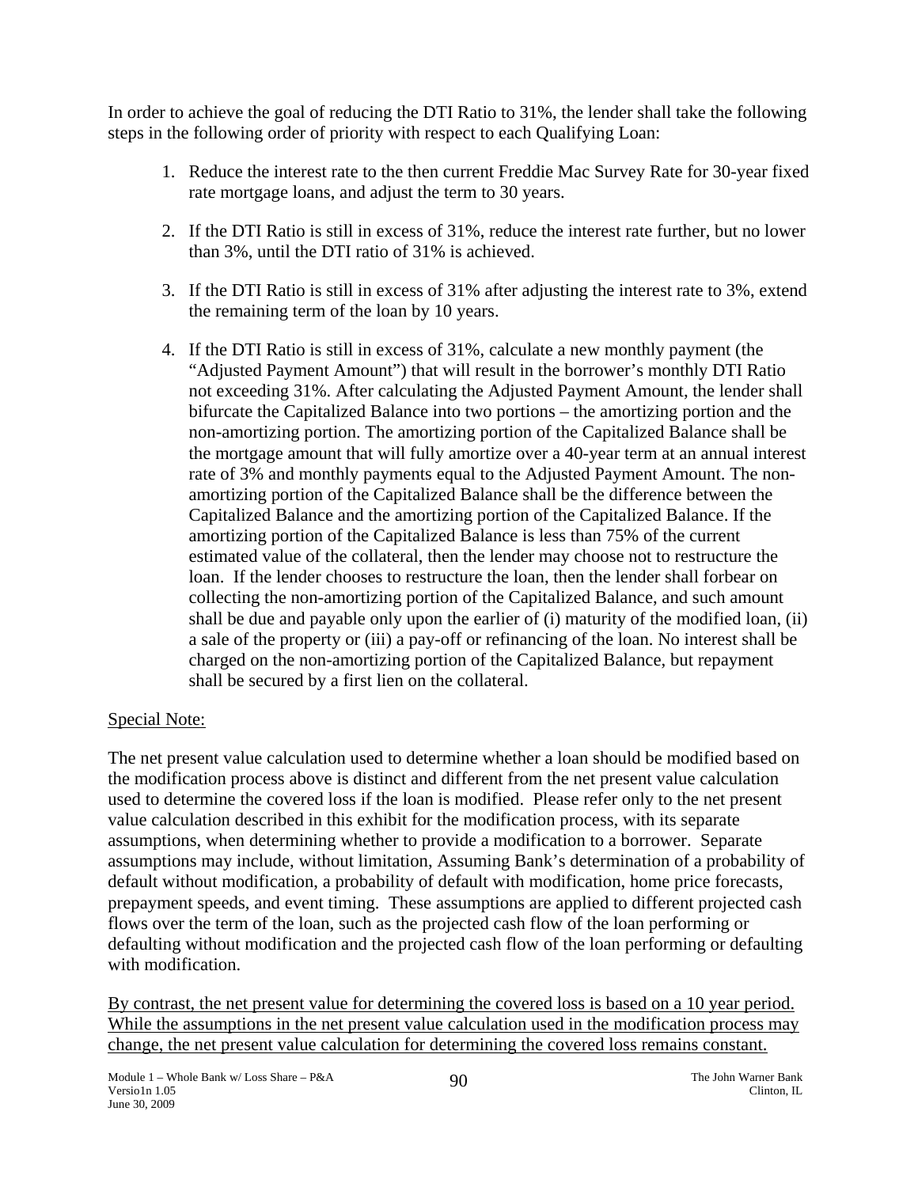In order to achieve the goal of reducing the DTI Ratio to 31%, the lender shall take the following steps in the following order of priority with respect to each Qualifying Loan:

1. Reduce the interest rate to the then current Freddie Mac Survey Rate for 30-year fixed rate mortgage loans, and adjust the term to 30 years.

2. If the DTI Ratio is still in excess of 31%, reduce the interest rate further, but no lower than 3%, until the DTI ratio of 31% is achieved.

3. If the DTI Ratio is still in excess of 31% after adjusting the interest rate to 3%, extend the remaining term of the loan by 10 years.

4. If the DTI Ratio is still in excess of 31%, calculate a new monthly payment (the "Adjusted Payment Amount") that will result in the borrower's monthly DTI Ratio not exceeding 31%. After calculating the Adjusted Payment Amount, the lender shall bifurcate the Capitalized Balance into two portions – the amortizing portion and the non-amortizing portion. The amortizing portion of the Capitalized Balance shall be the mortgage amount that will fully amortize over a 40-year term at an annual interest rate of 3% and monthly payments equal to the Adjusted Payment Amount. The non-amortizing portion of the Capitalized Balance shall be the difference between the Capitalized Balance and the amortizing portion of the Capitalized Balance. If the amortizing portion of the Capitalized Balance is less than 75% of the current estimated value of the collateral, then the lender may choose not to restructure the loan. If the lender chooses to restructure the loan, then the lender shall forbear on collecting the non-amortizing portion of the Capitalized Balance, and such amount shall be due and payable only upon the earlier of (i) maturity of the modified loan, (ii) a sale of the property or (iii) a pay-off or refinancing of the loan. No interest shall be charged on the non-amortizing portion of the Capitalized Balance, but repayment shall be secured by a first lien on the collateral.

Special Note:

The net present value calculation used to determine whether a loan should be modified based on the modification process above is distinct and different from the net present value calculation used to determine the covered loss if the loan is modified. Please refer only to the net present value calculation described in this exhibit for the modification process, with its separate assumptions, when determining whether to provide a modification to a borrower. Separate assumptions may include, without limitation, Assuming Bank's determination of a probability of default without modification, a probability of default with modification, home price forecasts, prepayment speeds, and event timing. These assumptions are applied to different projected cash flows over the term of the loan, such as the projected cash flow of the loan performing or defaulting without modification and the projected cash flow of the loan performing or defaulting with modification.

By contrast, the net present value for determining the covered loss is based on a 10 year period. While the assumptions in the net present value calculation used in the modification process may change, the net present value calculation for determining the covered loss remains constant.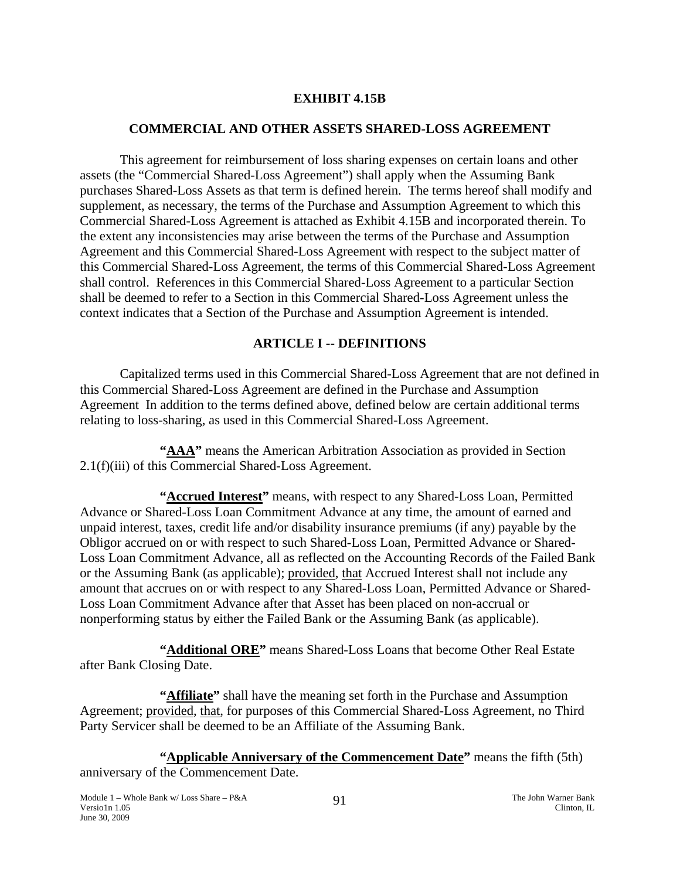# EXHIBIT 4.15B

## COMMERCIAL AND OTHER ASSETS SHARED-LOSS AGREEMENT

This agreement for reimbursement of loss sharing expenses on certain loans and other assets (the "Commercial Shared-Loss Agreement") shall apply when the Assuming Bank purchases Shared-Loss Assets as that term is defined herein. The terms hereof shall modify and supplement, as necessary, the terms of the Purchase and Assumption Agreement to which this Commercial Shared-Loss Agreement is attached as Exhibit 4.15B and incorporated therein. To the extent any inconsistencies may arise between the terms of the Purchase and Assumption Agreement and this Commercial Shared-Loss Agreement with respect to the subject matter of this Commercial Shared-Loss Agreement, the terms of this Commercial Shared-Loss Agreement shall control. References in this Commercial Shared-Loss Agreement to a particular Section shall be deemed to refer to a Section in this Commercial Shared-Loss Agreement unless the context indicates that a Section of the Purchase and Assumption Agreement is intended.

## ARTICLE I -- DEFINITIONS

Capitalized terms used in this Commercial Shared-Loss Agreement that are not defined in this Commercial Shared-Loss Agreement are defined in the Purchase and Assumption Agreement In addition to the terms defined above, defined below are certain additional terms relating to loss-sharing, as used in this Commercial Shared-Loss Agreement.

**"AAA"** means the American Arbitration Association as provided in Section 2.1(f)(iii) of this Commercial Shared-Loss Agreement.

**"Accrued Interest"** means, with respect to any Shared-Loss Loan, Permitted Advance or Shared-Loss Loan Commitment Advance at any time, the amount of earned and unpaid interest, taxes, credit life and/or disability insurance premiums (if any) payable by the Obligor accrued on or with respect to such Shared-Loss Loan, Permitted Advance or Shared-Loss Loan Commitment Advance, all as reflected on the Accounting Records of the Failed Bank or the Assuming Bank (as applicable); provided, that Accrued Interest shall not include any amount that accrues on or with respect to any Shared-Loss Loan, Permitted Advance or Shared-Loss Loan Commitment Advance after that Asset has been placed on non-accrual or nonperforming status by either the Failed Bank or the Assuming Bank (as applicable).

**"Additional ORE"** means Shared-Loss Loans that become Other Real Estate after Bank Closing Date.

**"Affiliate"** shall have the meaning set forth in the Purchase and Assumption Agreement; provided, that, for purposes of this Commercial Shared-Loss Agreement, no Third Party Servicer shall be deemed to be an Affiliate of the Assuming Bank.

**"Applicable Anniversary of the Commencement Date"** means the fifth (5th) anniversary of the Commencement Date.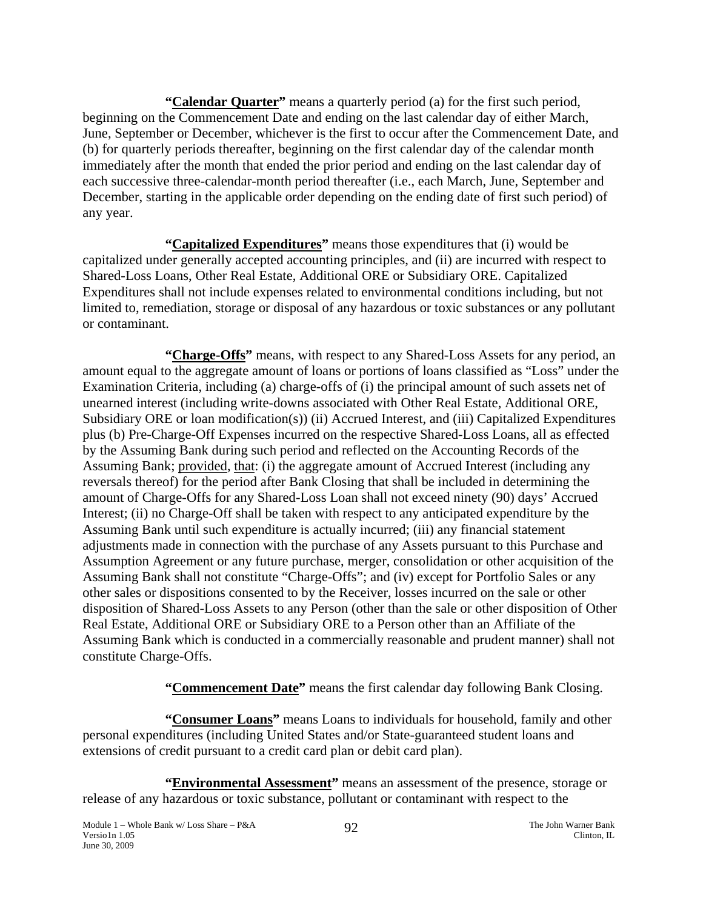**"Calendar Quarter"** means a quarterly period (a) for the first such period, beginning on the Commencement Date and ending on the last calendar day of either March, June, September or December, whichever is the first to occur after the Commencement Date, and (b) for quarterly periods thereafter, beginning on the first calendar day of the calendar month immediately after the month that ended the prior period and ending on the last calendar day of each successive three-calendar-month period thereafter (i.e., each March, June, September and December, starting in the applicable order depending on the ending date of first such period) of any year.

**"Capitalized Expenditures"** means those expenditures that (i) would be capitalized under generally accepted accounting principles, and (ii) are incurred with respect to Shared-Loss Loans, Other Real Estate, Additional ORE or Subsidiary ORE. Capitalized Expenditures shall not include expenses related to environmental conditions including, but not limited to, remediation, storage or disposal of any hazardous or toxic substances or any pollutant or contaminant.

**"Charge-Offs"** means, with respect to any Shared-Loss Assets for any period, an amount equal to the aggregate amount of loans or portions of loans classified as "Loss" under the Examination Criteria, including (a) charge-offs of (i) the principal amount of such assets net of unearned interest (including write-downs associated with Other Real Estate, Additional ORE, Subsidiary ORE or loan modification(s)) (ii) Accrued Interest, and (iii) Capitalized Expenditures plus (b) Pre-Charge-Off Expenses incurred on the respective Shared-Loss Loans, all as effected by the Assuming Bank during such period and reflected on the Accounting Records of the Assuming Bank; provided, that: (i) the aggregate amount of Accrued Interest (including any reversals thereof) for the period after Bank Closing that shall be included in determining the amount of Charge-Offs for any Shared-Loss Loan shall not exceed ninety (90) days' Accrued Interest; (ii) no Charge-Off shall be taken with respect to any anticipated expenditure by the Assuming Bank until such expenditure is actually incurred; (iii) any financial statement adjustments made in connection with the purchase of any Assets pursuant to this Purchase and Assumption Agreement or any future purchase, merger, consolidation or other acquisition of the Assuming Bank shall not constitute "Charge-Offs"; and (iv) except for Portfolio Sales or any other sales or dispositions consented to by the Receiver, losses incurred on the sale or other disposition of Shared-Loss Assets to any Person (other than the sale or other disposition of Other Real Estate, Additional ORE or Subsidiary ORE to a Person other than an Affiliate of the Assuming Bank which is conducted in a commercially reasonable and prudent manner) shall not constitute Charge-Offs.

**"Commencement Date"** means the first calendar day following Bank Closing.

**"Consumer Loans"** means Loans to individuals for household, family and other personal expenditures (including United States and/or State-guaranteed student loans and extensions of credit pursuant to a credit card plan or debit card plan).

**"Environmental Assessment"** means an assessment of the presence, storage or release of any hazardous or toxic substance, pollutant or contaminant with respect to the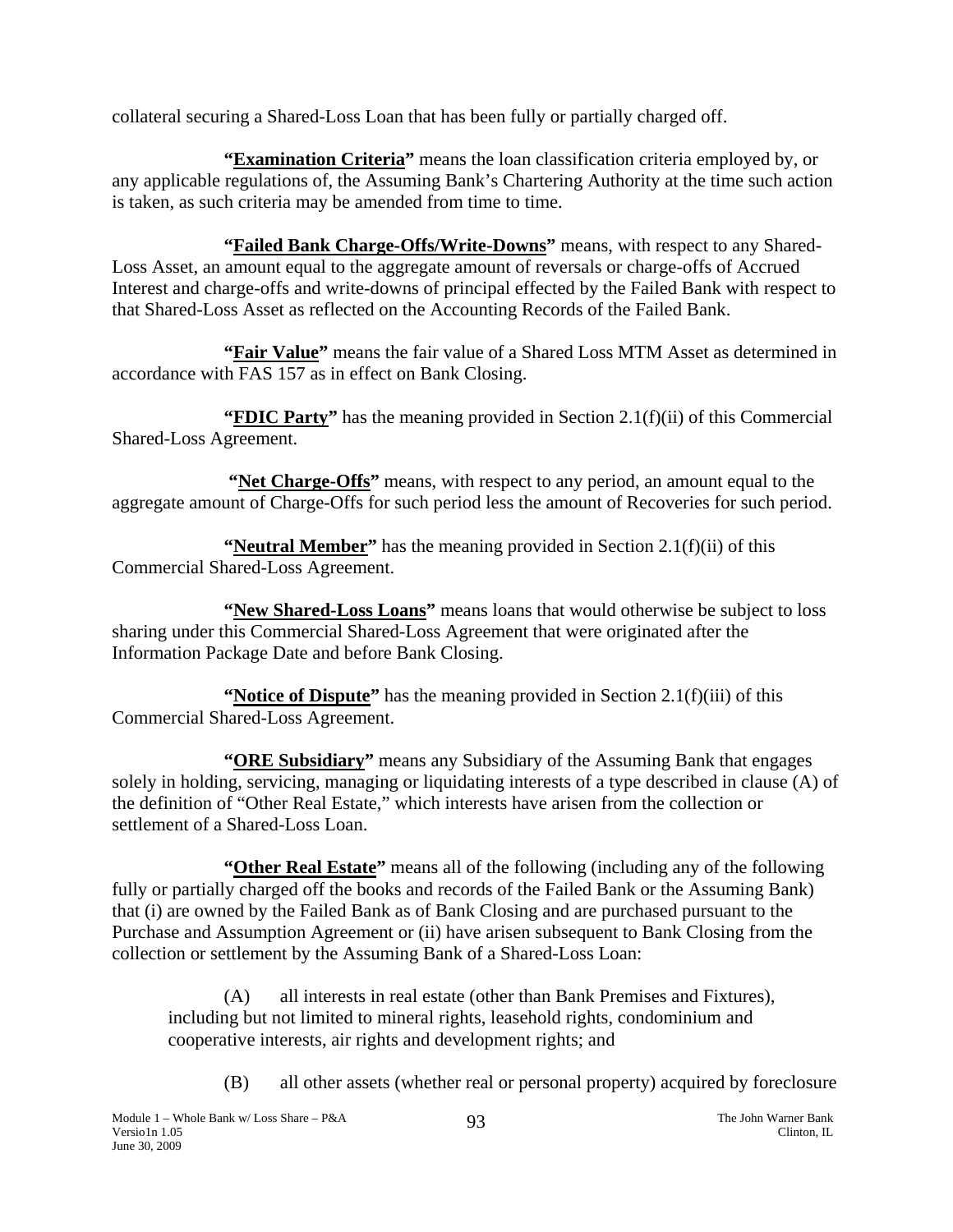collateral securing a Shared-Loss Loan that has been fully or partially charged off.

**"Examination Criteria"** means the loan classification criteria employed by, or any applicable regulations of, the Assuming Bank's Chartering Authority at the time such action is taken, as such criteria may be amended from time to time.

**"Failed Bank Charge-Offs/Write-Downs"** means, with respect to any Shared-Loss Asset, an amount equal to the aggregate amount of reversals or charge-offs of Accrued Interest and charge-offs and write-downs of principal effected by the Failed Bank with respect to that Shared-Loss Asset as reflected on the Accounting Records of the Failed Bank.

**"Fair Value"** means the fair value of a Shared Loss MTM Asset as determined in accordance with FAS 157 as in effect on Bank Closing.

**"FDIC Party"** has the meaning provided in Section 2.1(f)(ii) of this Commercial Shared-Loss Agreement.

**"Net Charge-Offs"** means, with respect to any period, an amount equal to the aggregate amount of Charge-Offs for such period less the amount of Recoveries for such period.

**"Neutral Member"** has the meaning provided in Section 2.1(f)(ii) of this Commercial Shared-Loss Agreement.

**"New Shared-Loss Loans"** means loans that would otherwise be subject to loss sharing under this Commercial Shared-Loss Agreement that were originated after the Information Package Date and before Bank Closing.

**"Notice of Dispute"** has the meaning provided in Section 2.1(f)(iii) of this Commercial Shared-Loss Agreement.

**"ORE Subsidiary"** means any Subsidiary of the Assuming Bank that engages solely in holding, servicing, managing or liquidating interests of a type described in clause (A) of the definition of "Other Real Estate," which interests have arisen from the collection or settlement of a Shared-Loss Loan.

**"Other Real Estate"** means all of the following (including any of the following fully or partially charged off the books and records of the Failed Bank or the Assuming Bank) that (i) are owned by the Failed Bank as of Bank Closing and are purchased pursuant to the Purchase and Assumption Agreement or (ii) have arisen subsequent to Bank Closing from the collection or settlement by the Assuming Bank of a Shared-Loss Loan:

(A) all interests in real estate (other than Bank Premises and Fixtures), including but not limited to mineral rights, leasehold rights, condominium and cooperative interests, air rights and development rights; and

(B) all other assets (whether real or personal property) acquired by foreclosure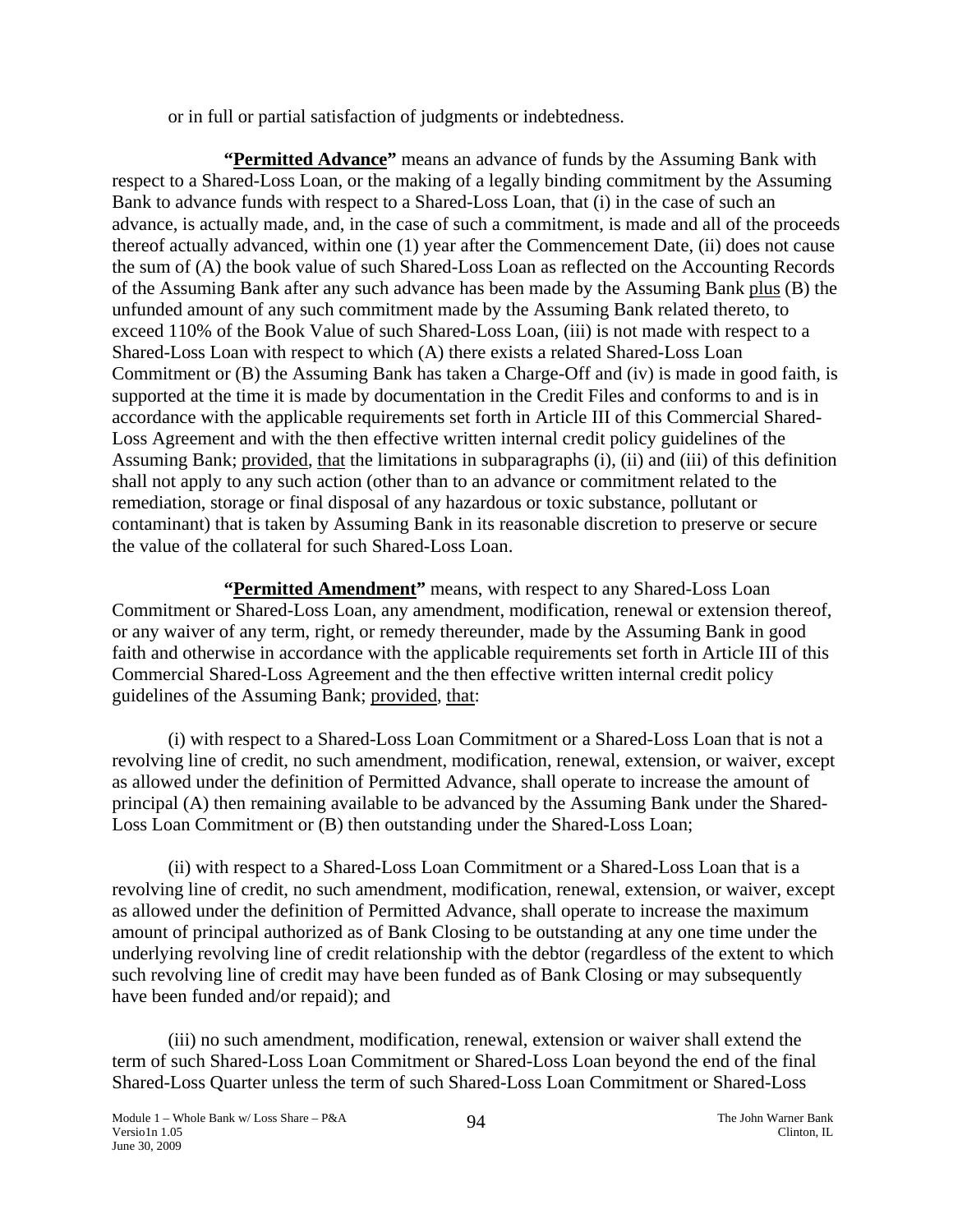or in full or partial satisfaction of judgments or indebtedness.

**"Permitted Advance"** means an advance of funds by the Assuming Bank with respect to a Shared-Loss Loan, or the making of a legally binding commitment by the Assuming Bank to advance funds with respect to a Shared-Loss Loan, that (i) in the case of such an advance, is actually made, and, in the case of such a commitment, is made and all of the proceeds thereof actually advanced, within one (1) year after the Commencement Date, (ii) does not cause the sum of (A) the book value of such Shared-Loss Loan as reflected on the Accounting Records of the Assuming Bank after any such advance has been made by the Assuming Bank plus (B) the unfunded amount of any such commitment made by the Assuming Bank related thereto, to exceed 110% of the Book Value of such Shared-Loss Loan, (iii) is not made with respect to a Shared-Loss Loan with respect to which (A) there exists a related Shared-Loss Loan Commitment or (B) the Assuming Bank has taken a Charge-Off and (iv) is made in good faith, is supported at the time it is made by documentation in the Credit Files and conforms to and is in accordance with the applicable requirements set forth in Article III of this Commercial Shared-Loss Agreement and with the then effective written internal credit policy guidelines of the Assuming Bank; provided, that the limitations in subparagraphs (i), (ii) and (iii) of this definition shall not apply to any such action (other than to an advance or commitment related to the remediation, storage or final disposal of any hazardous or toxic substance, pollutant or contaminant) that is taken by Assuming Bank in its reasonable discretion to preserve or secure the value of the collateral for such Shared-Loss Loan.

**"Permitted Amendment"** means, with respect to any Shared-Loss Loan Commitment or Shared-Loss Loan, any amendment, modification, renewal or extension thereof, or any waiver of any term, right, or remedy thereunder, made by the Assuming Bank in good faith and otherwise in accordance with the applicable requirements set forth in Article III of this Commercial Shared-Loss Agreement and the then effective written internal credit policy guidelines of the Assuming Bank; provided, that:

(i) with respect to a Shared-Loss Loan Commitment or a Shared-Loss Loan that is not a revolving line of credit, no such amendment, modification, renewal, extension, or waiver, except as allowed under the definition of Permitted Advance, shall operate to increase the amount of principal (A) then remaining available to be advanced by the Assuming Bank under the Shared-Loss Loan Commitment or (B) then outstanding under the Shared-Loss Loan;

(ii) with respect to a Shared-Loss Loan Commitment or a Shared-Loss Loan that is a revolving line of credit, no such amendment, modification, renewal, extension, or waiver, except as allowed under the definition of Permitted Advance, shall operate to increase the maximum amount of principal authorized as of Bank Closing to be outstanding at any one time under the underlying revolving line of credit relationship with the debtor (regardless of the extent to which such revolving line of credit may have been funded as of Bank Closing or may subsequently have been funded and/or repaid); and

(iii) no such amendment, modification, renewal, extension or waiver shall extend the term of such Shared-Loss Loan Commitment or Shared-Loss Loan beyond the end of the final Shared-Loss Quarter unless the term of such Shared-Loss Loan Commitment or Shared-Loss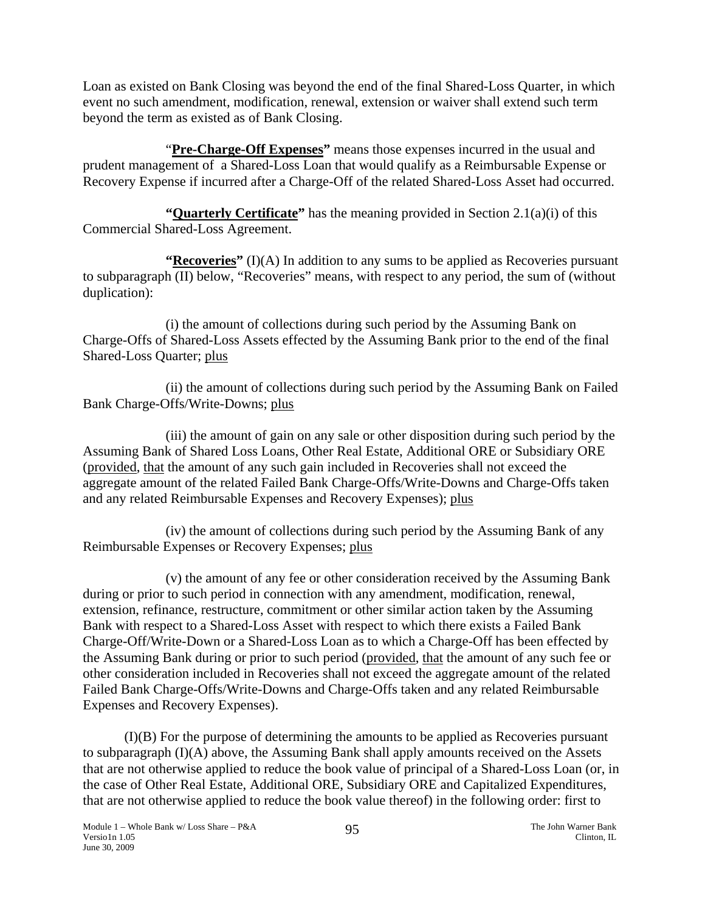Loan as existed on Bank Closing was beyond the end of the final Shared-Loss Quarter, in which event no such amendment, modification, renewal, extension or waiver shall extend such term beyond the term as existed as of Bank Closing.

"**Pre-Charge-Off Expenses"** means those expenses incurred in the usual and prudent management of a Shared-Loss Loan that would qualify as a Reimbursable Expense or Recovery Expense if incurred after a Charge-Off of the related Shared-Loss Asset had occurred.

**"Quarterly Certificate"** has the meaning provided in Section 2.1(a)(i) of this Commercial Shared-Loss Agreement.

**"Recoveries"** (I)(A) In addition to any sums to be applied as Recoveries pursuant to subparagraph (II) below, "Recoveries" means, with respect to any period, the sum of (without duplication):

(i) the amount of collections during such period by the Assuming Bank on Charge-Offs of Shared-Loss Assets effected by the Assuming Bank prior to the end of the final Shared-Loss Quarter; plus

(ii) the amount of collections during such period by the Assuming Bank on Failed Bank Charge-Offs/Write-Downs; plus

(iii) the amount of gain on any sale or other disposition during such period by the Assuming Bank of Shared Loss Loans, Other Real Estate, Additional ORE or Subsidiary ORE (provided, that the amount of any such gain included in Recoveries shall not exceed the aggregate amount of the related Failed Bank Charge-Offs/Write-Downs and Charge-Offs taken and any related Reimbursable Expenses and Recovery Expenses); plus

(iv) the amount of collections during such period by the Assuming Bank of any Reimbursable Expenses or Recovery Expenses; plus

(v) the amount of any fee or other consideration received by the Assuming Bank during or prior to such period in connection with any amendment, modification, renewal, extension, refinance, restructure, commitment or other similar action taken by the Assuming Bank with respect to a Shared-Loss Asset with respect to which there exists a Failed Bank Charge-Off/Write-Down or a Shared-Loss Loan as to which a Charge-Off has been effected by the Assuming Bank during or prior to such period (provided, that the amount of any such fee or other consideration included in Recoveries shall not exceed the aggregate amount of the related Failed Bank Charge-Offs/Write-Downs and Charge-Offs taken and any related Reimbursable Expenses and Recovery Expenses).

(I)(B) For the purpose of determining the amounts to be applied as Recoveries pursuant to subparagraph (I)(A) above, the Assuming Bank shall apply amounts received on the Assets that are not otherwise applied to reduce the book value of principal of a Shared-Loss Loan (or, in the case of Other Real Estate, Additional ORE, Subsidiary ORE and Capitalized Expenditures, that are not otherwise applied to reduce the book value thereof) in the following order: first to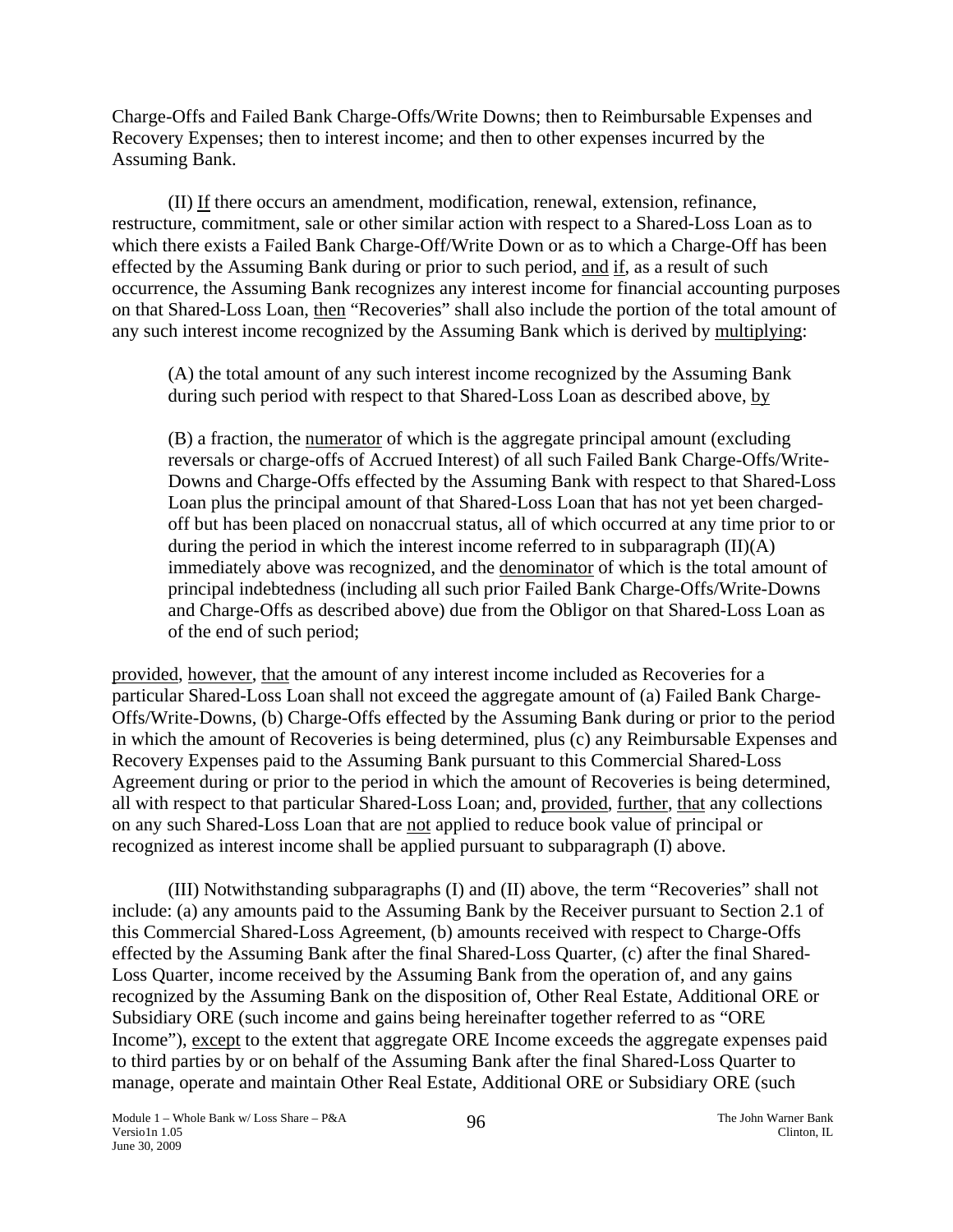Charge-Offs and Failed Bank Charge-Offs/Write Downs; then to Reimbursable Expenses and Recovery Expenses; then to interest income; and then to other expenses incurred by the Assuming Bank.

(II) If there occurs an amendment, modification, renewal, extension, refinance, restructure, commitment, sale or other similar action with respect to a Shared-Loss Loan as to which there exists a Failed Bank Charge-Off/Write Down or as to which a Charge-Off has been effected by the Assuming Bank during or prior to such period, and if, as a result of such occurrence, the Assuming Bank recognizes any interest income for financial accounting purposes on that Shared-Loss Loan, then "Recoveries" shall also include the portion of the total amount of any such interest income recognized by the Assuming Bank which is derived by multiplying:

> (A) the total amount of any such interest income recognized by the Assuming Bank during such period with respect to that Shared-Loss Loan as described above, by
>
> (B) a fraction, the numerator of which is the aggregate principal amount (excluding reversals or charge-offs of Accrued Interest) of all such Failed Bank Charge-Offs/Write-Downs and Charge-Offs effected by the Assuming Bank with respect to that Shared-Loss Loan plus the principal amount of that Shared-Loss Loan that has not yet been charged-off but has been placed on nonaccrual status, all of which occurred at any time prior to or during the period in which the interest income referred to in subparagraph (II)(A) immediately above was recognized, and the denominator of which is the total amount of principal indebtedness (including all such prior Failed Bank Charge-Offs/Write-Downs and Charge-Offs as described above) due from the Obligor on that Shared-Loss Loan as of the end of such period;

provided, however, that the amount of any interest income included as Recoveries for a particular Shared-Loss Loan shall not exceed the aggregate amount of (a) Failed Bank Charge-Offs/Write-Downs, (b) Charge-Offs effected by the Assuming Bank during or prior to the period in which the amount of Recoveries is being determined, plus (c) any Reimbursable Expenses and Recovery Expenses paid to the Assuming Bank pursuant to this Commercial Shared-Loss Agreement during or prior to the period in which the amount of Recoveries is being determined, all with respect to that particular Shared-Loss Loan; and, provided, further, that any collections on any such Shared-Loss Loan that are not applied to reduce book value of principal or recognized as interest income shall be applied pursuant to subparagraph (I) above.

(III) Notwithstanding subparagraphs (I) and (II) above, the term "Recoveries" shall not include: (a) any amounts paid to the Assuming Bank by the Receiver pursuant to Section 2.1 of this Commercial Shared-Loss Agreement, (b) amounts received with respect to Charge-Offs effected by the Assuming Bank after the final Shared-Loss Quarter, (c) after the final Shared-Loss Quarter, income received by the Assuming Bank from the operation of, and any gains recognized by the Assuming Bank on the disposition of, Other Real Estate, Additional ORE or Subsidiary ORE (such income and gains being hereinafter together referred to as "ORE Income"), except to the extent that aggregate ORE Income exceeds the aggregate expenses paid to third parties by or on behalf of the Assuming Bank after the final Shared-Loss Quarter to manage, operate and maintain Other Real Estate, Additional ORE or Subsidiary ORE (such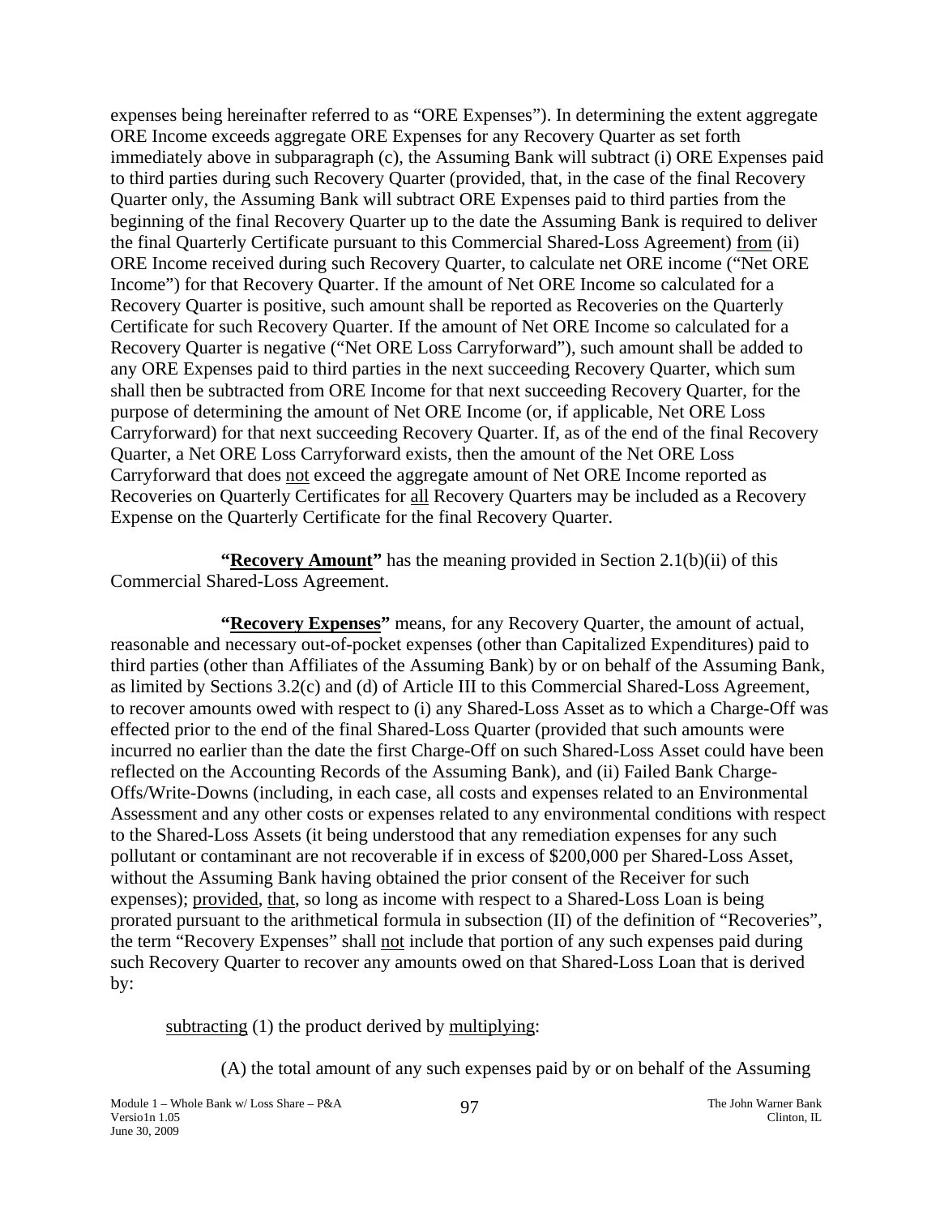expenses being hereinafter referred to as "ORE Expenses"). In determining the extent aggregate ORE Income exceeds aggregate ORE Expenses for any Recovery Quarter as set forth immediately above in subparagraph (c), the Assuming Bank will subtract (i) ORE Expenses paid to third parties during such Recovery Quarter (provided, that, in the case of the final Recovery Quarter only, the Assuming Bank will subtract ORE Expenses paid to third parties from the beginning of the final Recovery Quarter up to the date the Assuming Bank is required to deliver the final Quarterly Certificate pursuant to this Commercial Shared-Loss Agreement) from (ii) ORE Income received during such Recovery Quarter, to calculate net ORE income ("Net ORE Income") for that Recovery Quarter. If the amount of Net ORE Income so calculated for a Recovery Quarter is positive, such amount shall be reported as Recoveries on the Quarterly Certificate for such Recovery Quarter. If the amount of Net ORE Income so calculated for a Recovery Quarter is negative ("Net ORE Loss Carryforward"), such amount shall be added to any ORE Expenses paid to third parties in the next succeeding Recovery Quarter, which sum shall then be subtracted from ORE Income for that next succeeding Recovery Quarter, for the purpose of determining the amount of Net ORE Income (or, if applicable, Net ORE Loss Carryforward) for that next succeeding Recovery Quarter. If, as of the end of the final Recovery Quarter, a Net ORE Loss Carryforward exists, then the amount of the Net ORE Loss Carryforward that does not exceed the aggregate amount of Net ORE Income reported as Recoveries on Quarterly Certificates for all Recovery Quarters may be included as a Recovery Expense on the Quarterly Certificate for the final Recovery Quarter.

**"Recovery Amount"** has the meaning provided in Section 2.1(b)(ii) of this Commercial Shared-Loss Agreement.

**"Recovery Expenses"** means, for any Recovery Quarter, the amount of actual, reasonable and necessary out-of-pocket expenses (other than Capitalized Expenditures) paid to third parties (other than Affiliates of the Assuming Bank) by or on behalf of the Assuming Bank, as limited by Sections 3.2(c) and (d) of Article III to this Commercial Shared-Loss Agreement, to recover amounts owed with respect to (i) any Shared-Loss Asset as to which a Charge-Off was effected prior to the end of the final Shared-Loss Quarter (provided that such amounts were incurred no earlier than the date the first Charge-Off on such Shared-Loss Asset could have been reflected on the Accounting Records of the Assuming Bank), and (ii) Failed Bank Charge-Offs/Write-Downs (including, in each case, all costs and expenses related to an Environmental Assessment and any other costs or expenses related to any environmental conditions with respect to the Shared-Loss Assets (it being understood that any remediation expenses for any such pollutant or contaminant are not recoverable if in excess of $200,000 per Shared-Loss Asset, without the Assuming Bank having obtained the prior consent of the Receiver for such expenses); provided, that, so long as income with respect to a Shared-Loss Loan is being prorated pursuant to the arithmetical formula in subsection (II) of the definition of "Recoveries", the term "Recovery Expenses" shall not include that portion of any such expenses paid during such Recovery Quarter to recover any amounts owed on that Shared-Loss Loan that is derived by:

subtracting (1) the product derived by multiplying:

(A) the total amount of any such expenses paid by or on behalf of the Assuming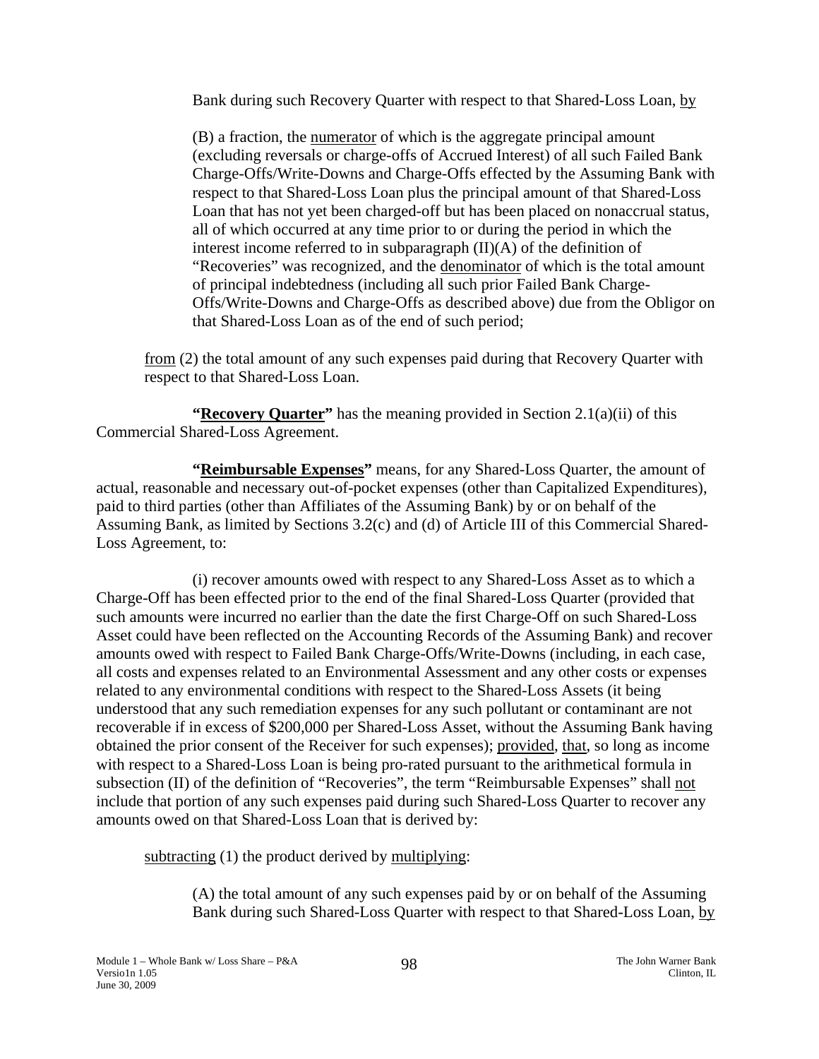Bank during such Recovery Quarter with respect to that Shared-Loss Loan, by

(B) a fraction, the numerator of which is the aggregate principal amount (excluding reversals or charge-offs of Accrued Interest) of all such Failed Bank Charge-Offs/Write-Downs and Charge-Offs effected by the Assuming Bank with respect to that Shared-Loss Loan plus the principal amount of that Shared-Loss Loan that has not yet been charged-off but has been placed on nonaccrual status, all of which occurred at any time prior to or during the period in which the interest income referred to in subparagraph (II)(A) of the definition of "Recoveries" was recognized, and the denominator of which is the total amount of principal indebtedness (including all such prior Failed Bank Charge-Offs/Write-Downs and Charge-Offs as described above) due from the Obligor on that Shared-Loss Loan as of the end of such period;

from (2) the total amount of any such expenses paid during that Recovery Quarter with respect to that Shared-Loss Loan.

**"Recovery Quarter"** has the meaning provided in Section 2.1(a)(ii) of this Commercial Shared-Loss Agreement.

**"Reimbursable Expenses"** means, for any Shared-Loss Quarter, the amount of actual, reasonable and necessary out-of-pocket expenses (other than Capitalized Expenditures), paid to third parties (other than Affiliates of the Assuming Bank) by or on behalf of the Assuming Bank, as limited by Sections 3.2(c) and (d) of Article III of this Commercial Shared-Loss Agreement, to:

(i) recover amounts owed with respect to any Shared-Loss Asset as to which a Charge-Off has been effected prior to the end of the final Shared-Loss Quarter (provided that such amounts were incurred no earlier than the date the first Charge-Off on such Shared-Loss Asset could have been reflected on the Accounting Records of the Assuming Bank) and recover amounts owed with respect to Failed Bank Charge-Offs/Write-Downs (including, in each case, all costs and expenses related to an Environmental Assessment and any other costs or expenses related to any environmental conditions with respect to the Shared-Loss Assets (it being understood that any such remediation expenses for any such pollutant or contaminant are not recoverable if in excess of $200,000 per Shared-Loss Asset, without the Assuming Bank having obtained the prior consent of the Receiver for such expenses); provided, that, so long as income with respect to a Shared-Loss Loan is being pro-rated pursuant to the arithmetical formula in subsection (II) of the definition of "Recoveries", the term "Reimbursable Expenses" shall not include that portion of any such expenses paid during such Shared-Loss Quarter to recover any amounts owed on that Shared-Loss Loan that is derived by:

subtracting (1) the product derived by multiplying:

(A) the total amount of any such expenses paid by or on behalf of the Assuming Bank during such Shared-Loss Quarter with respect to that Shared-Loss Loan, by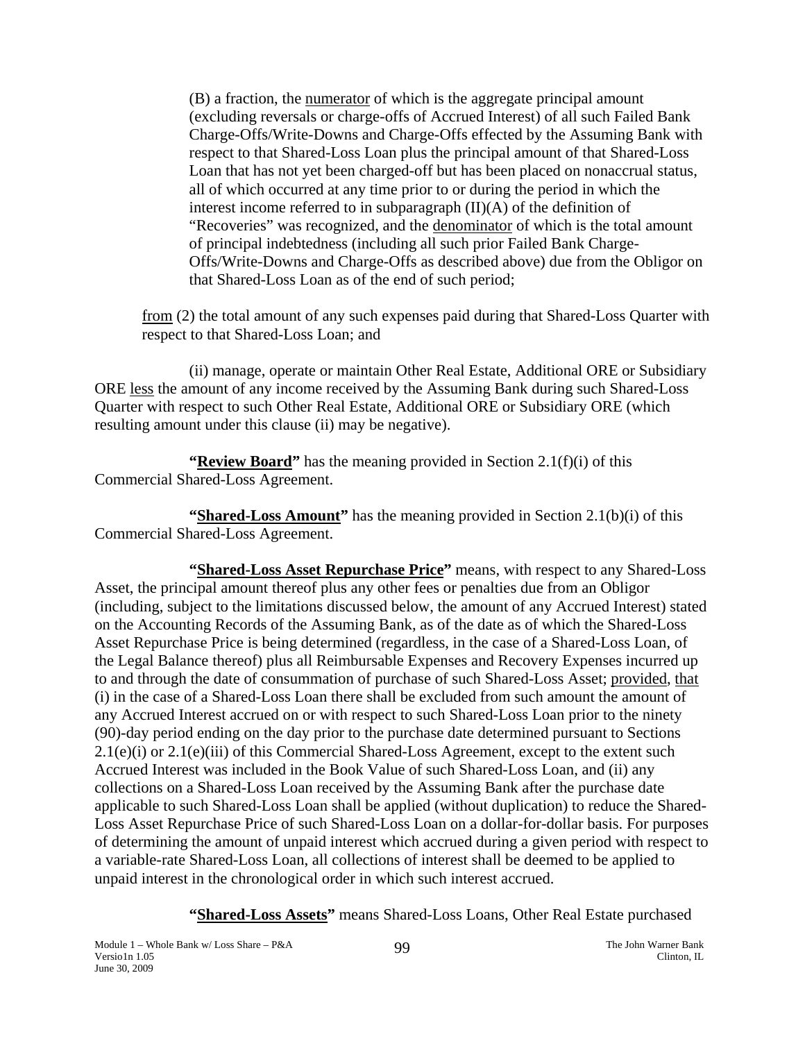(B) a fraction, the numerator of which is the aggregate principal amount (excluding reversals or charge-offs of Accrued Interest) of all such Failed Bank Charge-Offs/Write-Downs and Charge-Offs effected by the Assuming Bank with respect to that Shared-Loss Loan plus the principal amount of that Shared-Loss Loan that has not yet been charged-off but has been placed on nonaccrual status, all of which occurred at any time prior to or during the period in which the interest income referred to in subparagraph (II)(A) of the definition of "Recoveries" was recognized, and the denominator of which is the total amount of principal indebtedness (including all such prior Failed Bank Charge-Offs/Write-Downs and Charge-Offs as described above) due from the Obligor on that Shared-Loss Loan as of the end of such period;

from (2) the total amount of any such expenses paid during that Shared-Loss Quarter with respect to that Shared-Loss Loan; and

(ii) manage, operate or maintain Other Real Estate, Additional ORE or Subsidiary ORE less the amount of any income received by the Assuming Bank during such Shared-Loss Quarter with respect to such Other Real Estate, Additional ORE or Subsidiary ORE (which resulting amount under this clause (ii) may be negative).

**"Review Board"** has the meaning provided in Section 2.1(f)(i) of this Commercial Shared-Loss Agreement.

**"Shared-Loss Amount"** has the meaning provided in Section 2.1(b)(i) of this Commercial Shared-Loss Agreement.

**"Shared-Loss Asset Repurchase Price"** means, with respect to any Shared-Loss Asset, the principal amount thereof plus any other fees or penalties due from an Obligor (including, subject to the limitations discussed below, the amount of any Accrued Interest) stated on the Accounting Records of the Assuming Bank, as of the date as of which the Shared-Loss Asset Repurchase Price is being determined (regardless, in the case of a Shared-Loss Loan, of the Legal Balance thereof) plus all Reimbursable Expenses and Recovery Expenses incurred up to and through the date of consummation of purchase of such Shared-Loss Asset; provided, that (i) in the case of a Shared-Loss Loan there shall be excluded from such amount the amount of any Accrued Interest accrued on or with respect to such Shared-Loss Loan prior to the ninety (90)-day period ending on the day prior to the purchase date determined pursuant to Sections 2.1(e)(i) or 2.1(e)(iii) of this Commercial Shared-Loss Agreement, except to the extent such Accrued Interest was included in the Book Value of such Shared-Loss Loan, and (ii) any collections on a Shared-Loss Loan received by the Assuming Bank after the purchase date applicable to such Shared-Loss Loan shall be applied (without duplication) to reduce the Shared-Loss Asset Repurchase Price of such Shared-Loss Loan on a dollar-for-dollar basis. For purposes of determining the amount of unpaid interest which accrued during a given period with respect to a variable-rate Shared-Loss Loan, all collections of interest shall be deemed to be applied to unpaid interest in the chronological order in which such interest accrued.

**"Shared-Loss Assets"** means Shared-Loss Loans, Other Real Estate purchased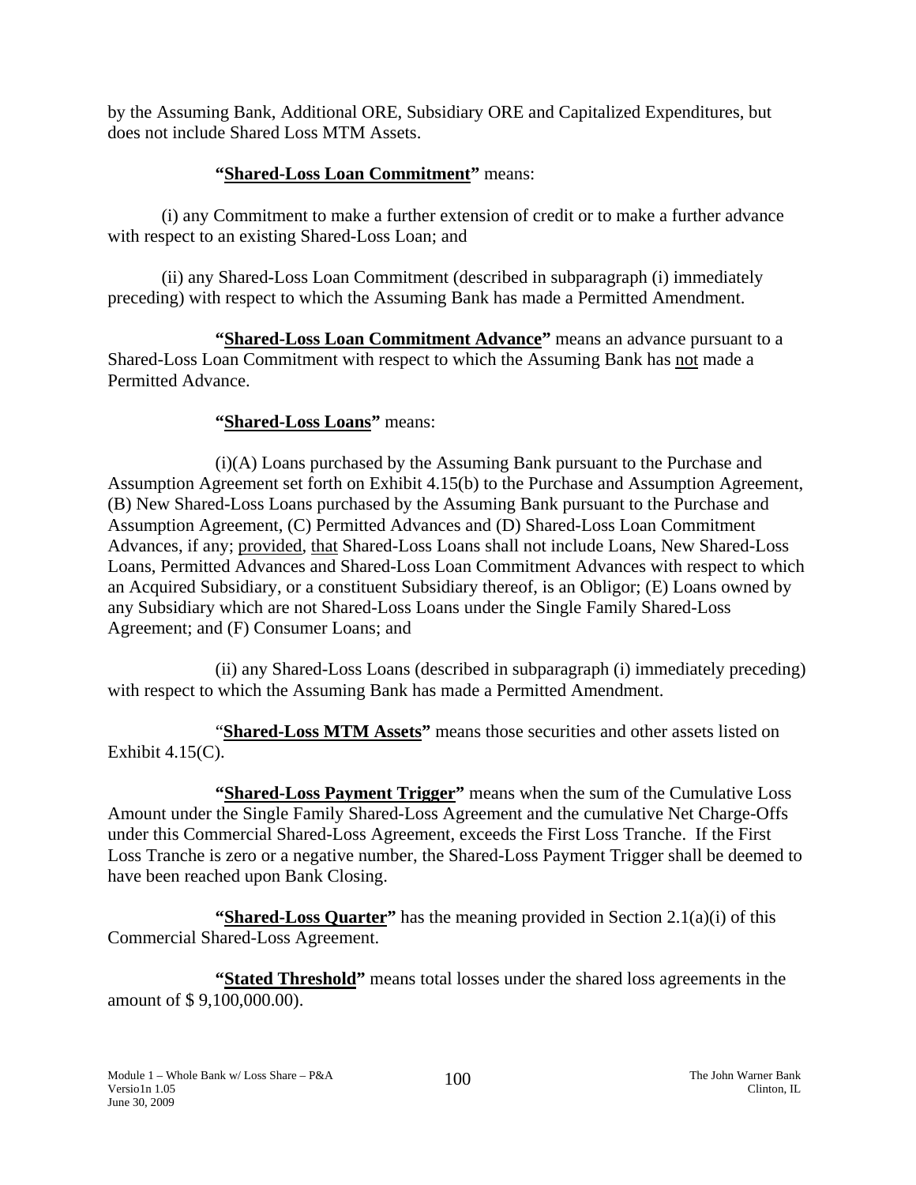by the Assuming Bank, Additional ORE, Subsidiary ORE and Capitalized Expenditures, but does not include Shared Loss MTM Assets.

**"Shared-Loss Loan Commitment"** means:

(i) any Commitment to make a further extension of credit or to make a further advance with respect to an existing Shared-Loss Loan; and

(ii) any Shared-Loss Loan Commitment (described in subparagraph (i) immediately preceding) with respect to which the Assuming Bank has made a Permitted Amendment.

**"Shared-Loss Loan Commitment Advance"** means an advance pursuant to a Shared-Loss Loan Commitment with respect to which the Assuming Bank has not made a Permitted Advance.

**"Shared-Loss Loans"** means:

(i)(A) Loans purchased by the Assuming Bank pursuant to the Purchase and Assumption Agreement set forth on Exhibit 4.15(b) to the Purchase and Assumption Agreement, (B) New Shared-Loss Loans purchased by the Assuming Bank pursuant to the Purchase and Assumption Agreement, (C) Permitted Advances and (D) Shared-Loss Loan Commitment Advances, if any; provided, that Shared-Loss Loans shall not include Loans, New Shared-Loss Loans, Permitted Advances and Shared-Loss Loan Commitment Advances with respect to which an Acquired Subsidiary, or a constituent Subsidiary thereof, is an Obligor; (E) Loans owned by any Subsidiary which are not Shared-Loss Loans under the Single Family Shared-Loss Agreement; and (F) Consumer Loans; and

(ii) any Shared-Loss Loans (described in subparagraph (i) immediately preceding) with respect to which the Assuming Bank has made a Permitted Amendment.

"**Shared-Loss MTM Assets"** means those securities and other assets listed on Exhibit 4.15(C).

**"Shared-Loss Payment Trigger"** means when the sum of the Cumulative Loss Amount under the Single Family Shared-Loss Agreement and the cumulative Net Charge-Offs under this Commercial Shared-Loss Agreement, exceeds the First Loss Tranche. If the First Loss Tranche is zero or a negative number, the Shared-Loss Payment Trigger shall be deemed to have been reached upon Bank Closing.

**"Shared-Loss Quarter"** has the meaning provided in Section 2.1(a)(i) of this Commercial Shared-Loss Agreement.

**"Stated Threshold"** means total losses under the shared loss agreements in the amount of $ 9,100,000.00).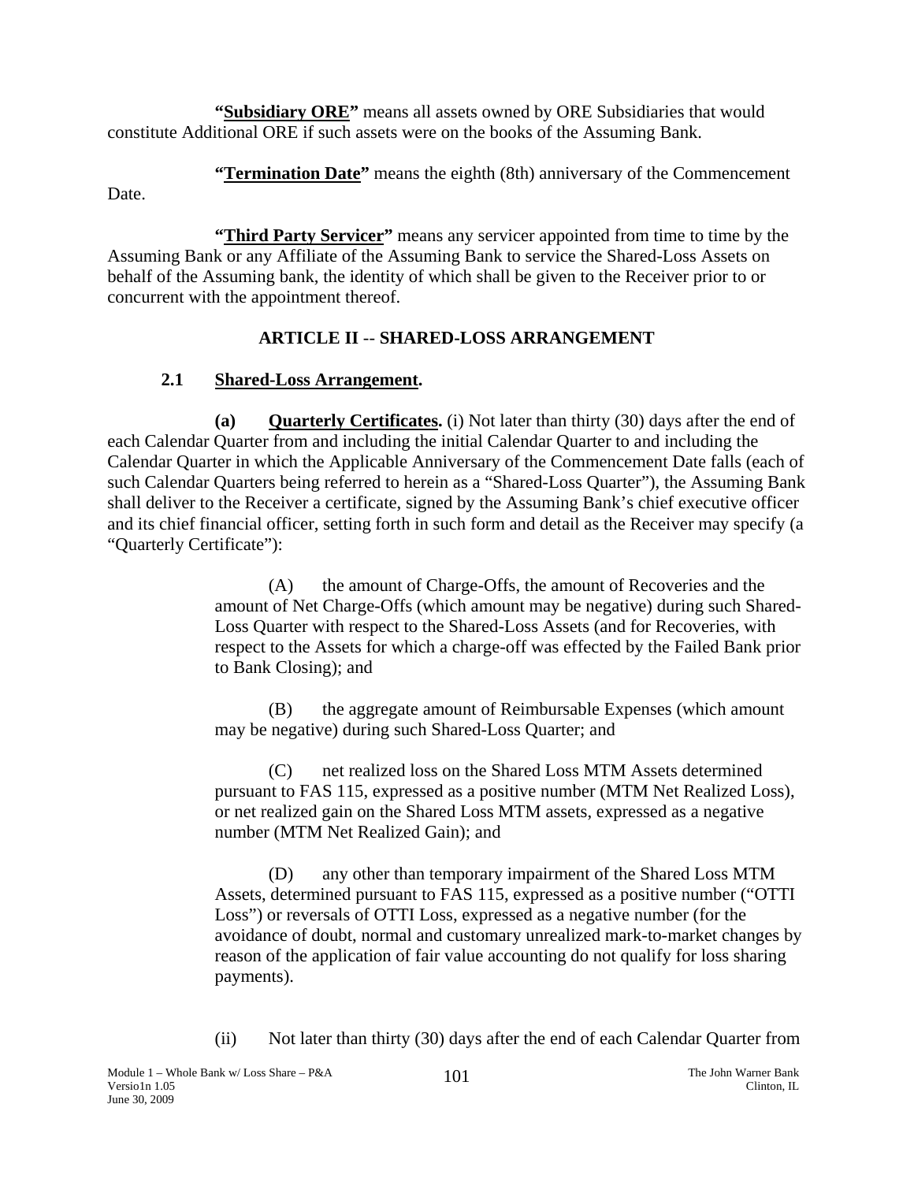**"Subsidiary ORE"** means all assets owned by ORE Subsidiaries that would constitute Additional ORE if such assets were on the books of the Assuming Bank.

**"Termination Date"** means the eighth (8th) anniversary of the Commencement Date.

**"Third Party Servicer"** means any servicer appointed from time to time by the Assuming Bank or any Affiliate of the Assuming Bank to service the Shared-Loss Assets on behalf of the Assuming bank, the identity of which shall be given to the Receiver prior to or concurrent with the appointment thereof.

## ARTICLE II -- SHARED-LOSS ARRANGEMENT

### 2.1 Shared-Loss Arrangement.

**(a) Quarterly Certificates.** (i) Not later than thirty (30) days after the end of each Calendar Quarter from and including the initial Calendar Quarter to and including the Calendar Quarter in which the Applicable Anniversary of the Commencement Date falls (each of such Calendar Quarters being referred to herein as a "Shared-Loss Quarter"), the Assuming Bank shall deliver to the Receiver a certificate, signed by the Assuming Bank's chief executive officer and its chief financial officer, setting forth in such form and detail as the Receiver may specify (a "Quarterly Certificate"):

(A) the amount of Charge-Offs, the amount of Recoveries and the amount of Net Charge-Offs (which amount may be negative) during such Shared-Loss Quarter with respect to the Shared-Loss Assets (and for Recoveries, with respect to the Assets for which a charge-off was effected by the Failed Bank prior to Bank Closing); and

(B) the aggregate amount of Reimbursable Expenses (which amount may be negative) during such Shared-Loss Quarter; and

(C) net realized loss on the Shared Loss MTM Assets determined pursuant to FAS 115, expressed as a positive number (MTM Net Realized Loss), or net realized gain on the Shared Loss MTM assets, expressed as a negative number (MTM Net Realized Gain); and

(D) any other than temporary impairment of the Shared Loss MTM Assets, determined pursuant to FAS 115, expressed as a positive number ("OTTI Loss") or reversals of OTTI Loss, expressed as a negative number (for the avoidance of doubt, normal and customary unrealized mark-to-market changes by reason of the application of fair value accounting do not qualify for loss sharing payments).

(ii) Not later than thirty (30) days after the end of each Calendar Quarter from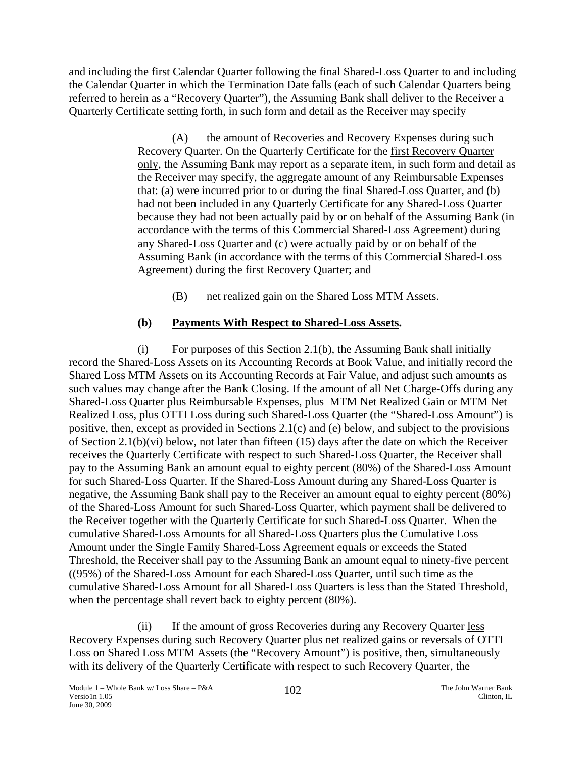and including the first Calendar Quarter following the final Shared-Loss Quarter to and including the Calendar Quarter in which the Termination Date falls (each of such Calendar Quarters being referred to herein as a "Recovery Quarter"), the Assuming Bank shall deliver to the Receiver a Quarterly Certificate setting forth, in such form and detail as the Receiver may specify

(A) the amount of Recoveries and Recovery Expenses during such Recovery Quarter. On the Quarterly Certificate for the first Recovery Quarter only, the Assuming Bank may report as a separate item, in such form and detail as the Receiver may specify, the aggregate amount of any Reimbursable Expenses that: (a) were incurred prior to or during the final Shared-Loss Quarter, and (b) had not been included in any Quarterly Certificate for any Shared-Loss Quarter because they had not been actually paid by or on behalf of the Assuming Bank (in accordance with the terms of this Commercial Shared-Loss Agreement) during any Shared-Loss Quarter and (c) were actually paid by or on behalf of the Assuming Bank (in accordance with the terms of this Commercial Shared-Loss Agreement) during the first Recovery Quarter; and

(B) net realized gain on the Shared Loss MTM Assets.

**(b) Payments With Respect to Shared-Loss Assets.**

(i) For purposes of this Section 2.1(b), the Assuming Bank shall initially record the Shared-Loss Assets on its Accounting Records at Book Value, and initially record the Shared Loss MTM Assets on its Accounting Records at Fair Value, and adjust such amounts as such values may change after the Bank Closing. If the amount of all Net Charge-Offs during any Shared-Loss Quarter plus Reimbursable Expenses, plus MTM Net Realized Gain or MTM Net Realized Loss, plus OTTI Loss during such Shared-Loss Quarter (the "Shared-Loss Amount") is positive, then, except as provided in Sections 2.1(c) and (e) below, and subject to the provisions of Section 2.1(b)(vi) below, not later than fifteen (15) days after the date on which the Receiver receives the Quarterly Certificate with respect to such Shared-Loss Quarter, the Receiver shall pay to the Assuming Bank an amount equal to eighty percent (80%) of the Shared-Loss Amount for such Shared-Loss Quarter. If the Shared-Loss Amount during any Shared-Loss Quarter is negative, the Assuming Bank shall pay to the Receiver an amount equal to eighty percent (80%) of the Shared-Loss Amount for such Shared-Loss Quarter, which payment shall be delivered to the Receiver together with the Quarterly Certificate for such Shared-Loss Quarter. When the cumulative Shared-Loss Amounts for all Shared-Loss Quarters plus the Cumulative Loss Amount under the Single Family Shared-Loss Agreement equals or exceeds the Stated Threshold, the Receiver shall pay to the Assuming Bank an amount equal to ninety-five percent ((95%) of the Shared-Loss Amount for each Shared-Loss Quarter, until such time as the cumulative Shared-Loss Amount for all Shared-Loss Quarters is less than the Stated Threshold, when the percentage shall revert back to eighty percent (80%).

(ii) If the amount of gross Recoveries during any Recovery Quarter less Recovery Expenses during such Recovery Quarter plus net realized gains or reversals of OTTI Loss on Shared Loss MTM Assets (the "Recovery Amount") is positive, then, simultaneously with its delivery of the Quarterly Certificate with respect to such Recovery Quarter, the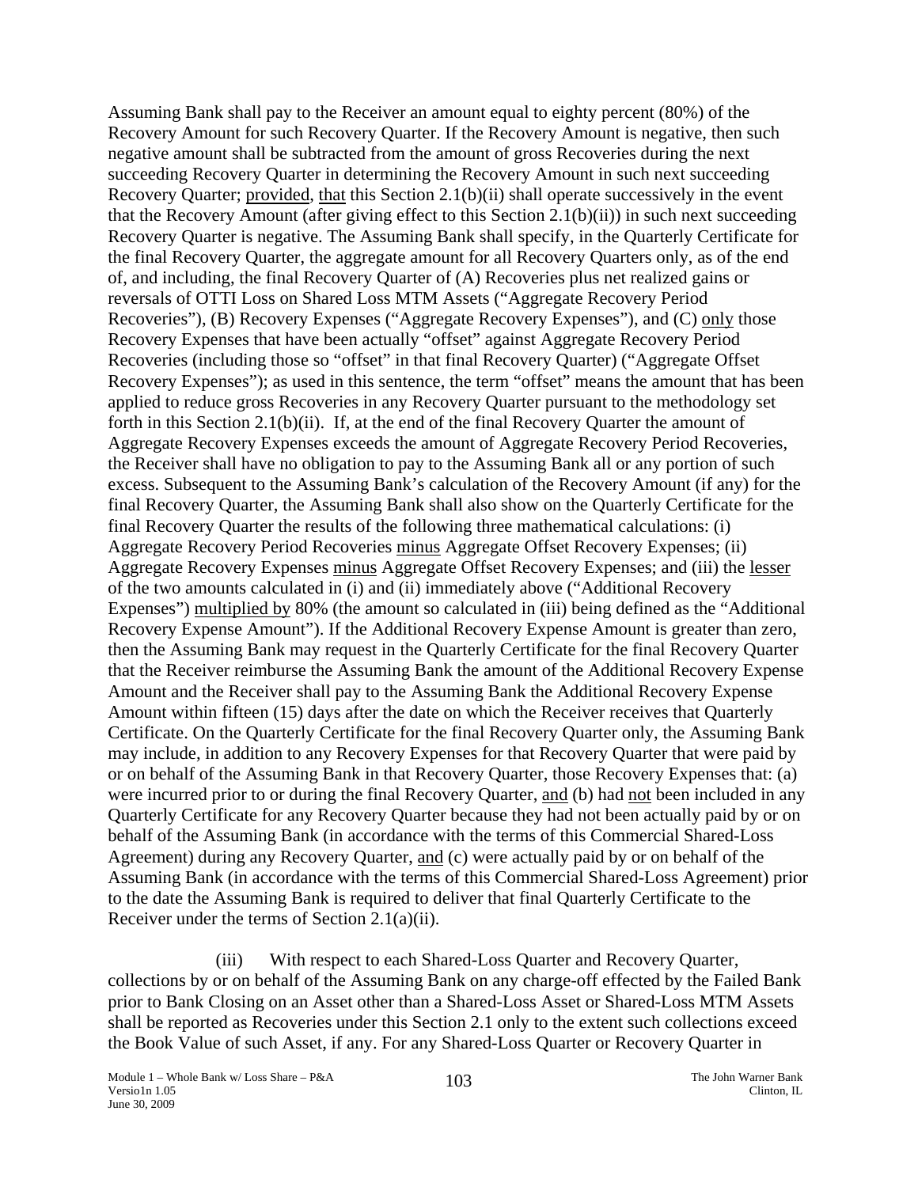Assuming Bank shall pay to the Receiver an amount equal to eighty percent (80%) of the Recovery Amount for such Recovery Quarter. If the Recovery Amount is negative, then such negative amount shall be subtracted from the amount of gross Recoveries during the next succeeding Recovery Quarter in determining the Recovery Amount in such next succeeding Recovery Quarter; provided, that this Section 2.1(b)(ii) shall operate successively in the event that the Recovery Amount (after giving effect to this Section 2.1(b)(ii)) in such next succeeding Recovery Quarter is negative. The Assuming Bank shall specify, in the Quarterly Certificate for the final Recovery Quarter, the aggregate amount for all Recovery Quarters only, as of the end of, and including, the final Recovery Quarter of (A) Recoveries plus net realized gains or reversals of OTTI Loss on Shared Loss MTM Assets ("Aggregate Recovery Period Recoveries"), (B) Recovery Expenses ("Aggregate Recovery Expenses"), and (C) only those Recovery Expenses that have been actually "offset" against Aggregate Recovery Period Recoveries (including those so "offset" in that final Recovery Quarter) ("Aggregate Offset Recovery Expenses"); as used in this sentence, the term "offset" means the amount that has been applied to reduce gross Recoveries in any Recovery Quarter pursuant to the methodology set forth in this Section 2.1(b)(ii). If, at the end of the final Recovery Quarter the amount of Aggregate Recovery Expenses exceeds the amount of Aggregate Recovery Period Recoveries, the Receiver shall have no obligation to pay to the Assuming Bank all or any portion of such excess. Subsequent to the Assuming Bank's calculation of the Recovery Amount (if any) for the final Recovery Quarter, the Assuming Bank shall also show on the Quarterly Certificate for the final Recovery Quarter the results of the following three mathematical calculations: (i) Aggregate Recovery Period Recoveries minus Aggregate Offset Recovery Expenses; (ii) Aggregate Recovery Expenses minus Aggregate Offset Recovery Expenses; and (iii) the lesser of the two amounts calculated in (i) and (ii) immediately above ("Additional Recovery Expenses") multiplied by 80% (the amount so calculated in (iii) being defined as the "Additional Recovery Expense Amount"). If the Additional Recovery Expense Amount is greater than zero, then the Assuming Bank may request in the Quarterly Certificate for the final Recovery Quarter that the Receiver reimburse the Assuming Bank the amount of the Additional Recovery Expense Amount and the Receiver shall pay to the Assuming Bank the Additional Recovery Expense Amount within fifteen (15) days after the date on which the Receiver receives that Quarterly Certificate. On the Quarterly Certificate for the final Recovery Quarter only, the Assuming Bank may include, in addition to any Recovery Expenses for that Recovery Quarter that were paid by or on behalf of the Assuming Bank in that Recovery Quarter, those Recovery Expenses that: (a) were incurred prior to or during the final Recovery Quarter, and (b) had not been included in any Quarterly Certificate for any Recovery Quarter because they had not been actually paid by or on behalf of the Assuming Bank (in accordance with the terms of this Commercial Shared-Loss Agreement) during any Recovery Quarter, and (c) were actually paid by or on behalf of the Assuming Bank (in accordance with the terms of this Commercial Shared-Loss Agreement) prior to the date the Assuming Bank is required to deliver that final Quarterly Certificate to the Receiver under the terms of Section 2.1(a)(ii).

(iii) With respect to each Shared-Loss Quarter and Recovery Quarter, collections by or on behalf of the Assuming Bank on any charge-off effected by the Failed Bank prior to Bank Closing on an Asset other than a Shared-Loss Asset or Shared-Loss MTM Assets shall be reported as Recoveries under this Section 2.1 only to the extent such collections exceed the Book Value of such Asset, if any. For any Shared-Loss Quarter or Recovery Quarter in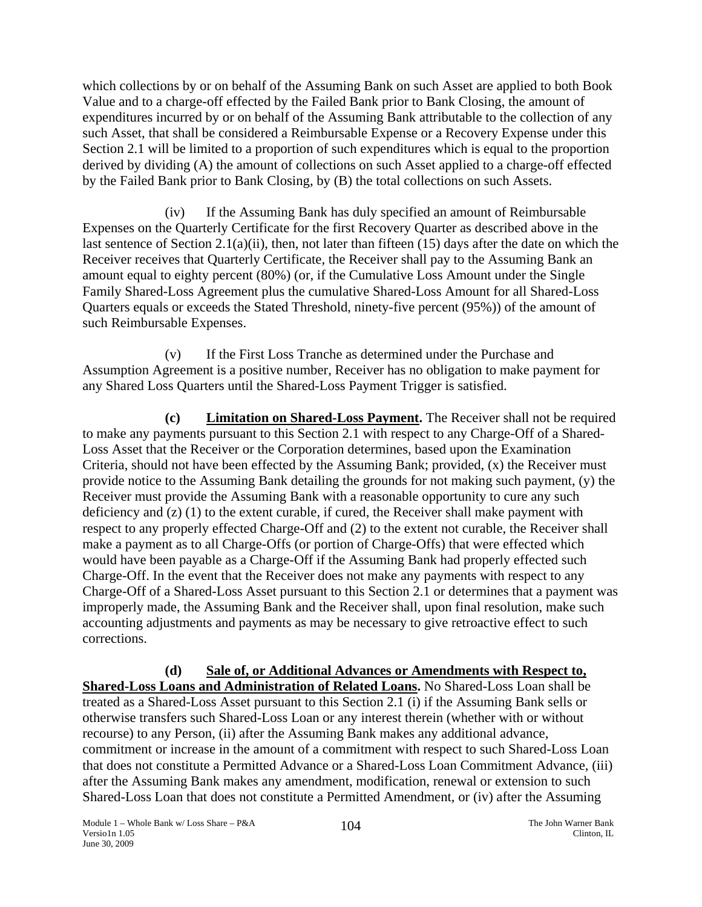which collections by or on behalf of the Assuming Bank on such Asset are applied to both Book Value and to a charge-off effected by the Failed Bank prior to Bank Closing, the amount of expenditures incurred by or on behalf of the Assuming Bank attributable to the collection of any such Asset, that shall be considered a Reimbursable Expense or a Recovery Expense under this Section 2.1 will be limited to a proportion of such expenditures which is equal to the proportion derived by dividing (A) the amount of collections on such Asset applied to a charge-off effected by the Failed Bank prior to Bank Closing, by (B) the total collections on such Assets.

(iv) If the Assuming Bank has duly specified an amount of Reimbursable Expenses on the Quarterly Certificate for the first Recovery Quarter as described above in the last sentence of Section 2.1(a)(ii), then, not later than fifteen (15) days after the date on which the Receiver receives that Quarterly Certificate, the Receiver shall pay to the Assuming Bank an amount equal to eighty percent (80%) (or, if the Cumulative Loss Amount under the Single Family Shared-Loss Agreement plus the cumulative Shared-Loss Amount for all Shared-Loss Quarters equals or exceeds the Stated Threshold, ninety-five percent (95%)) of the amount of such Reimbursable Expenses.

(v) If the First Loss Tranche as determined under the Purchase and Assumption Agreement is a positive number, Receiver has no obligation to make payment for any Shared Loss Quarters until the Shared-Loss Payment Trigger is satisfied.

**(c) Limitation on Shared-Loss Payment.** The Receiver shall not be required to make any payments pursuant to this Section 2.1 with respect to any Charge-Off of a Shared-Loss Asset that the Receiver or the Corporation determines, based upon the Examination Criteria, should not have been effected by the Assuming Bank; provided, (x) the Receiver must provide notice to the Assuming Bank detailing the grounds for not making such payment, (y) the Receiver must provide the Assuming Bank with a reasonable opportunity to cure any such deficiency and (z) (1) to the extent curable, if cured, the Receiver shall make payment with respect to any properly effected Charge-Off and (2) to the extent not curable, the Receiver shall make a payment as to all Charge-Offs (or portion of Charge-Offs) that were effected which would have been payable as a Charge-Off if the Assuming Bank had properly effected such Charge-Off. In the event that the Receiver does not make any payments with respect to any Charge-Off of a Shared-Loss Asset pursuant to this Section 2.1 or determines that a payment was improperly made, the Assuming Bank and the Receiver shall, upon final resolution, make such accounting adjustments and payments as may be necessary to give retroactive effect to such corrections.

**(d) Sale of, or Additional Advances or Amendments with Respect to, Shared-Loss Loans and Administration of Related Loans.** No Shared-Loss Loan shall be treated as a Shared-Loss Asset pursuant to this Section 2.1 (i) if the Assuming Bank sells or otherwise transfers such Shared-Loss Loan or any interest therein (whether with or without recourse) to any Person, (ii) after the Assuming Bank makes any additional advance, commitment or increase in the amount of a commitment with respect to such Shared-Loss Loan that does not constitute a Permitted Advance or a Shared-Loss Loan Commitment Advance, (iii) after the Assuming Bank makes any amendment, modification, renewal or extension to such Shared-Loss Loan that does not constitute a Permitted Amendment, or (iv) after the Assuming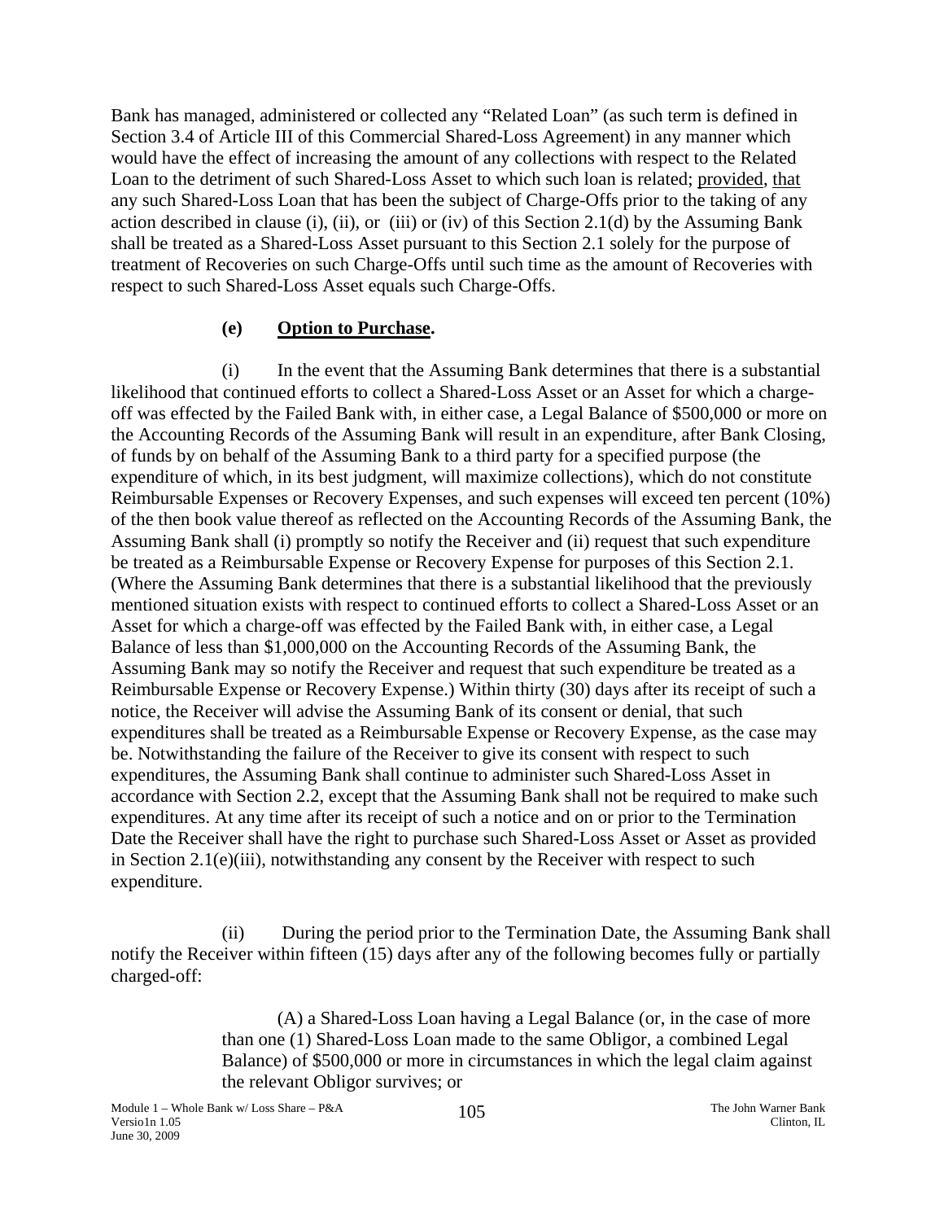Bank has managed, administered or collected any "Related Loan" (as such term is defined in Section 3.4 of Article III of this Commercial Shared-Loss Agreement) in any manner which would have the effect of increasing the amount of any collections with respect to the Related Loan to the detriment of such Shared-Loss Asset to which such loan is related; provided, that any such Shared-Loss Loan that has been the subject of Charge-Offs prior to the taking of any action described in clause (i), (ii), or (iii) or (iv) of this Section 2.1(d) by the Assuming Bank shall be treated as a Shared-Loss Asset pursuant to this Section 2.1 solely for the purpose of treatment of Recoveries on such Charge-Offs until such time as the amount of Recoveries with respect to such Shared-Loss Asset equals such Charge-Offs.

**(e) Option to Purchase.**

(i) In the event that the Assuming Bank determines that there is a substantial likelihood that continued efforts to collect a Shared-Loss Asset or an Asset for which a charge-off was effected by the Failed Bank with, in either case, a Legal Balance of $500,000 or more on the Accounting Records of the Assuming Bank will result in an expenditure, after Bank Closing, of funds by on behalf of the Assuming Bank to a third party for a specified purpose (the expenditure of which, in its best judgment, will maximize collections), which do not constitute Reimbursable Expenses or Recovery Expenses, and such expenses will exceed ten percent (10%) of the then book value thereof as reflected on the Accounting Records of the Assuming Bank, the Assuming Bank shall (i) promptly so notify the Receiver and (ii) request that such expenditure be treated as a Reimbursable Expense or Recovery Expense for purposes of this Section 2.1. (Where the Assuming Bank determines that there is a substantial likelihood that the previously mentioned situation exists with respect to continued efforts to collect a Shared-Loss Asset or an Asset for which a charge-off was effected by the Failed Bank with, in either case, a Legal Balance of less than $1,000,000 on the Accounting Records of the Assuming Bank, the Assuming Bank may so notify the Receiver and request that such expenditure be treated as a Reimbursable Expense or Recovery Expense.) Within thirty (30) days after its receipt of such a notice, the Receiver will advise the Assuming Bank of its consent or denial, that such expenditures shall be treated as a Reimbursable Expense or Recovery Expense, as the case may be. Notwithstanding the failure of the Receiver to give its consent with respect to such expenditures, the Assuming Bank shall continue to administer such Shared-Loss Asset in accordance with Section 2.2, except that the Assuming Bank shall not be required to make such expenditures. At any time after its receipt of such a notice and on or prior to the Termination Date the Receiver shall have the right to purchase such Shared-Loss Asset or Asset as provided in Section 2.1(e)(iii), notwithstanding any consent by the Receiver with respect to such expenditure.

(ii) During the period prior to the Termination Date, the Assuming Bank shall notify the Receiver within fifteen (15) days after any of the following becomes fully or partially charged-off:

(A) a Shared-Loss Loan having a Legal Balance (or, in the case of more than one (1) Shared-Loss Loan made to the same Obligor, a combined Legal Balance) of $500,000 or more in circumstances in which the legal claim against the relevant Obligor survives; or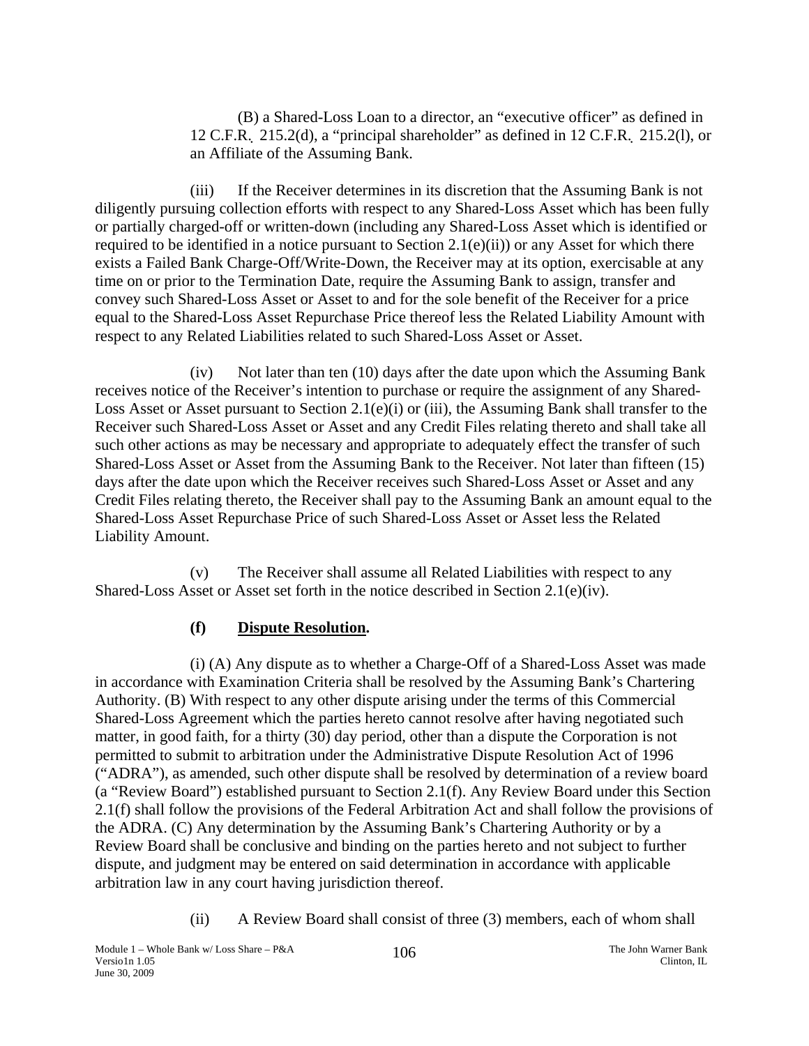(B) a Shared-Loss Loan to a director, an "executive officer" as defined in 12 C.F.R. 215.2(d), a "principal shareholder" as defined in 12 C.F.R. 215.2(l), or an Affiliate of the Assuming Bank.

(iii) If the Receiver determines in its discretion that the Assuming Bank is not diligently pursuing collection efforts with respect to any Shared-Loss Asset which has been fully or partially charged-off or written-down (including any Shared-Loss Asset which is identified or required to be identified in a notice pursuant to Section 2.1(e)(ii)) or any Asset for which there exists a Failed Bank Charge-Off/Write-Down, the Receiver may at its option, exercisable at any time on or prior to the Termination Date, require the Assuming Bank to assign, transfer and convey such Shared-Loss Asset or Asset to and for the sole benefit of the Receiver for a price equal to the Shared-Loss Asset Repurchase Price thereof less the Related Liability Amount with respect to any Related Liabilities related to such Shared-Loss Asset or Asset.

(iv) Not later than ten (10) days after the date upon which the Assuming Bank receives notice of the Receiver's intention to purchase or require the assignment of any Shared-Loss Asset or Asset pursuant to Section 2.1(e)(i) or (iii), the Assuming Bank shall transfer to the Receiver such Shared-Loss Asset or Asset and any Credit Files relating thereto and shall take all such other actions as may be necessary and appropriate to adequately effect the transfer of such Shared-Loss Asset or Asset from the Assuming Bank to the Receiver. Not later than fifteen (15) days after the date upon which the Receiver receives such Shared-Loss Asset or Asset and any Credit Files relating thereto, the Receiver shall pay to the Assuming Bank an amount equal to the Shared-Loss Asset Repurchase Price of such Shared-Loss Asset or Asset less the Related Liability Amount.

(v) The Receiver shall assume all Related Liabilities with respect to any Shared-Loss Asset or Asset set forth in the notice described in Section 2.1(e)(iv).

**(f) Dispute Resolution.**

(i) (A) Any dispute as to whether a Charge-Off of a Shared-Loss Asset was made in accordance with Examination Criteria shall be resolved by the Assuming Bank's Chartering Authority. (B) With respect to any other dispute arising under the terms of this Commercial Shared-Loss Agreement which the parties hereto cannot resolve after having negotiated such matter, in good faith, for a thirty (30) day period, other than a dispute the Corporation is not permitted to submit to arbitration under the Administrative Dispute Resolution Act of 1996 ("ADRA"), as amended, such other dispute shall be resolved by determination of a review board (a "Review Board") established pursuant to Section 2.1(f). Any Review Board under this Section 2.1(f) shall follow the provisions of the Federal Arbitration Act and shall follow the provisions of the ADRA. (C) Any determination by the Assuming Bank's Chartering Authority or by a Review Board shall be conclusive and binding on the parties hereto and not subject to further dispute, and judgment may be entered on said determination in accordance with applicable arbitration law in any court having jurisdiction thereof.

(ii) A Review Board shall consist of three (3) members, each of whom shall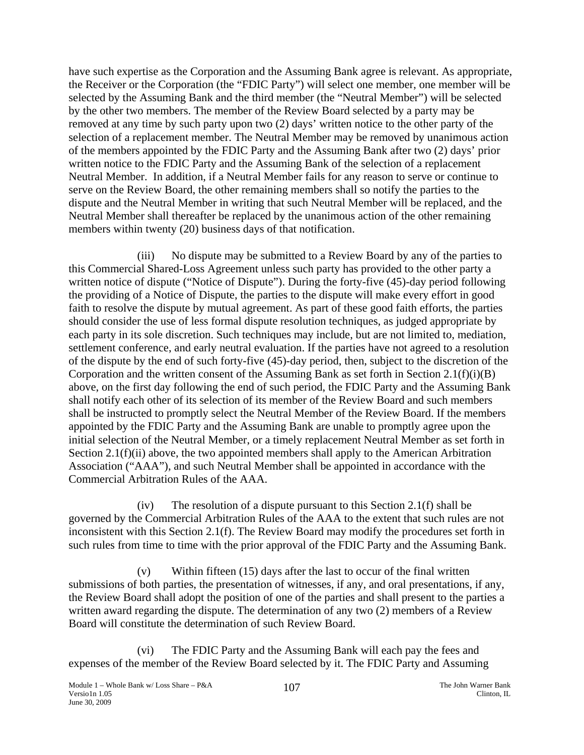have such expertise as the Corporation and the Assuming Bank agree is relevant. As appropriate, the Receiver or the Corporation (the "FDIC Party") will select one member, one member will be selected by the Assuming Bank and the third member (the "Neutral Member") will be selected by the other two members. The member of the Review Board selected by a party may be removed at any time by such party upon two (2) days' written notice to the other party of the selection of a replacement member. The Neutral Member may be removed by unanimous action of the members appointed by the FDIC Party and the Assuming Bank after two (2) days' prior written notice to the FDIC Party and the Assuming Bank of the selection of a replacement Neutral Member. In addition, if a Neutral Member fails for any reason to serve or continue to serve on the Review Board, the other remaining members shall so notify the parties to the dispute and the Neutral Member in writing that such Neutral Member will be replaced, and the Neutral Member shall thereafter be replaced by the unanimous action of the other remaining members within twenty (20) business days of that notification.

(iii) No dispute may be submitted to a Review Board by any of the parties to this Commercial Shared-Loss Agreement unless such party has provided to the other party a written notice of dispute ("Notice of Dispute"). During the forty-five (45)-day period following the providing of a Notice of Dispute, the parties to the dispute will make every effort in good faith to resolve the dispute by mutual agreement. As part of these good faith efforts, the parties should consider the use of less formal dispute resolution techniques, as judged appropriate by each party in its sole discretion. Such techniques may include, but are not limited to, mediation, settlement conference, and early neutral evaluation. If the parties have not agreed to a resolution of the dispute by the end of such forty-five (45)-day period, then, subject to the discretion of the Corporation and the written consent of the Assuming Bank as set forth in Section 2.1(f)(i)(B) above, on the first day following the end of such period, the FDIC Party and the Assuming Bank shall notify each other of its selection of its member of the Review Board and such members shall be instructed to promptly select the Neutral Member of the Review Board. If the members appointed by the FDIC Party and the Assuming Bank are unable to promptly agree upon the initial selection of the Neutral Member, or a timely replacement Neutral Member as set forth in Section 2.1(f)(ii) above, the two appointed members shall apply to the American Arbitration Association ("AAA"), and such Neutral Member shall be appointed in accordance with the Commercial Arbitration Rules of the AAA.

(iv) The resolution of a dispute pursuant to this Section 2.1(f) shall be governed by the Commercial Arbitration Rules of the AAA to the extent that such rules are not inconsistent with this Section 2.1(f). The Review Board may modify the procedures set forth in such rules from time to time with the prior approval of the FDIC Party and the Assuming Bank.

(v) Within fifteen (15) days after the last to occur of the final written submissions of both parties, the presentation of witnesses, if any, and oral presentations, if any, the Review Board shall adopt the position of one of the parties and shall present to the parties a written award regarding the dispute. The determination of any two (2) members of a Review Board will constitute the determination of such Review Board.

(vi) The FDIC Party and the Assuming Bank will each pay the fees and expenses of the member of the Review Board selected by it. The FDIC Party and Assuming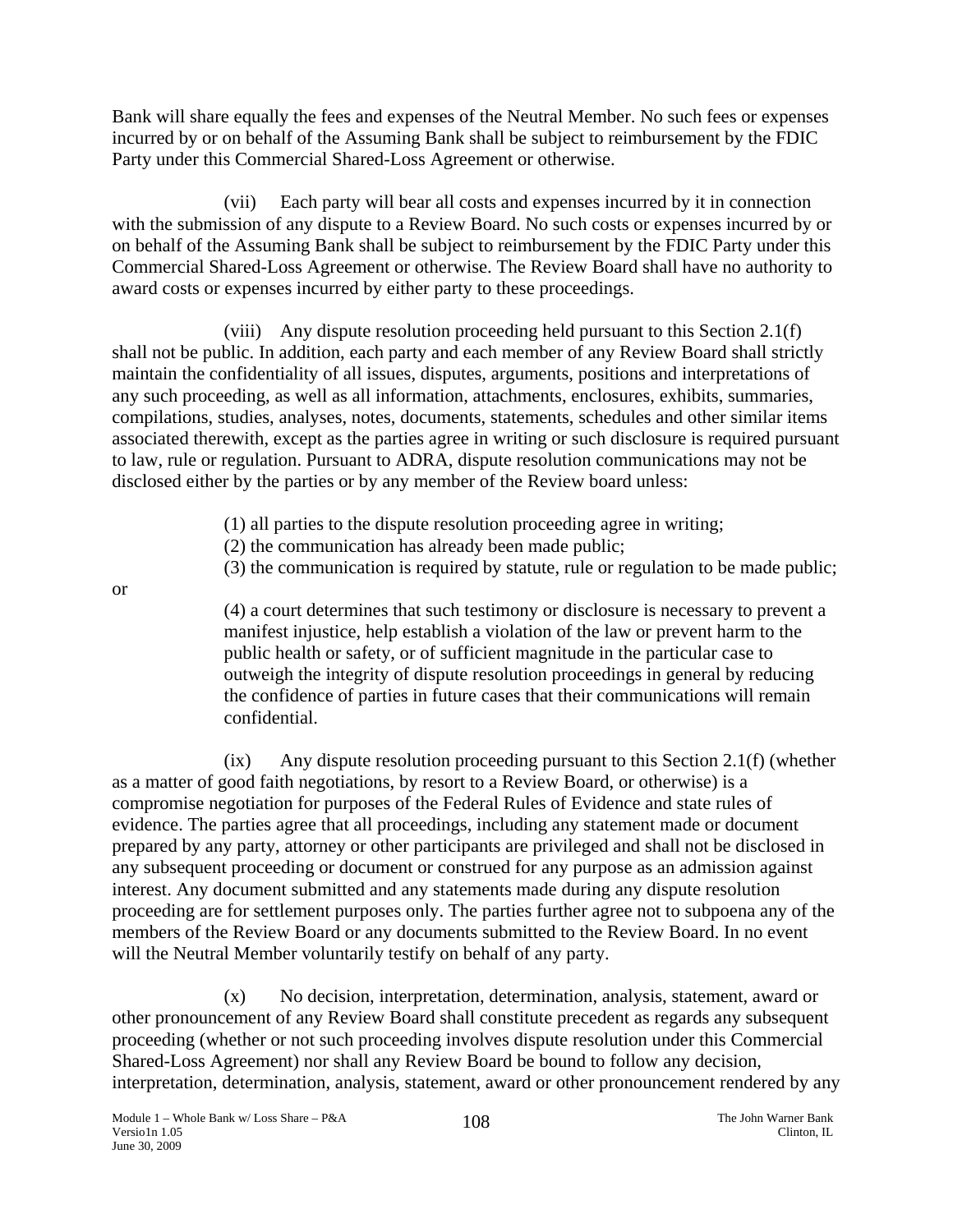Bank will share equally the fees and expenses of the Neutral Member. No such fees or expenses incurred by or on behalf of the Assuming Bank shall be subject to reimbursement by the FDIC Party under this Commercial Shared-Loss Agreement or otherwise.

(vii) Each party will bear all costs and expenses incurred by it in connection with the submission of any dispute to a Review Board. No such costs or expenses incurred by or on behalf of the Assuming Bank shall be subject to reimbursement by the FDIC Party under this Commercial Shared-Loss Agreement or otherwise. The Review Board shall have no authority to award costs or expenses incurred by either party to these proceedings.

(viii) Any dispute resolution proceeding held pursuant to this Section 2.1(f) shall not be public. In addition, each party and each member of any Review Board shall strictly maintain the confidentiality of all issues, disputes, arguments, positions and interpretations of any such proceeding, as well as all information, attachments, enclosures, exhibits, summaries, compilations, studies, analyses, notes, documents, statements, schedules and other similar items associated therewith, except as the parties agree in writing or such disclosure is required pursuant to law, rule or regulation. Pursuant to ADRA, dispute resolution communications may not be disclosed either by the parties or by any member of the Review board unless:

(1) all parties to the dispute resolution proceeding agree in writing;
(2) the communication has already been made public;
(3) the communication is required by statute, rule or regulation to be made public;

or

(4) a court determines that such testimony or disclosure is necessary to prevent a manifest injustice, help establish a violation of the law or prevent harm to the public health or safety, or of sufficient magnitude in the particular case to outweigh the integrity of dispute resolution proceedings in general by reducing the confidence of parties in future cases that their communications will remain confidential.

(ix) Any dispute resolution proceeding pursuant to this Section 2.1(f) (whether as a matter of good faith negotiations, by resort to a Review Board, or otherwise) is a compromise negotiation for purposes of the Federal Rules of Evidence and state rules of evidence. The parties agree that all proceedings, including any statement made or document prepared by any party, attorney or other participants are privileged and shall not be disclosed in any subsequent proceeding or document or construed for any purpose as an admission against interest. Any document submitted and any statements made during any dispute resolution proceeding are for settlement purposes only. The parties further agree not to subpoena any of the members of the Review Board or any documents submitted to the Review Board. In no event will the Neutral Member voluntarily testify on behalf of any party.

(x) No decision, interpretation, determination, analysis, statement, award or other pronouncement of any Review Board shall constitute precedent as regards any subsequent proceeding (whether or not such proceeding involves dispute resolution under this Commercial Shared-Loss Agreement) nor shall any Review Board be bound to follow any decision, interpretation, determination, analysis, statement, award or other pronouncement rendered by any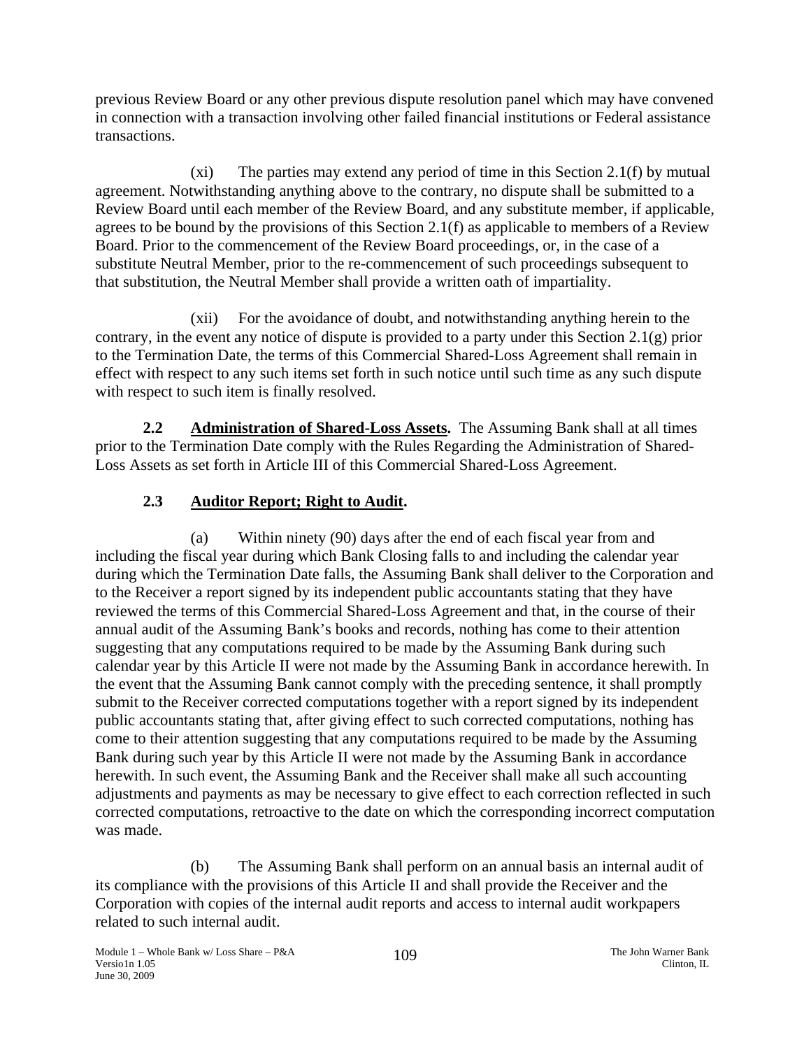previous Review Board or any other previous dispute resolution panel which may have convened in connection with a transaction involving other failed financial institutions or Federal assistance transactions.

(xi) The parties may extend any period of time in this Section 2.1(f) by mutual agreement. Notwithstanding anything above to the contrary, no dispute shall be submitted to a Review Board until each member of the Review Board, and any substitute member, if applicable, agrees to be bound by the provisions of this Section 2.1(f) as applicable to members of a Review Board. Prior to the commencement of the Review Board proceedings, or, in the case of a substitute Neutral Member, prior to the re-commencement of such proceedings subsequent to that substitution, the Neutral Member shall provide a written oath of impartiality.

(xii) For the avoidance of doubt, and notwithstanding anything herein to the contrary, in the event any notice of dispute is provided to a party under this Section 2.1(g) prior to the Termination Date, the terms of this Commercial Shared-Loss Agreement shall remain in effect with respect to any such items set forth in such notice until such time as any such dispute with respect to such item is finally resolved.

**2.2 Administration of Shared-Loss Assets.** The Assuming Bank shall at all times prior to the Termination Date comply with the Rules Regarding the Administration of Shared-Loss Assets as set forth in Article III of this Commercial Shared-Loss Agreement.

## 2.3 Auditor Report; Right to Audit.

(a) Within ninety (90) days after the end of each fiscal year from and including the fiscal year during which Bank Closing falls to and including the calendar year during which the Termination Date falls, the Assuming Bank shall deliver to the Corporation and to the Receiver a report signed by its independent public accountants stating that they have reviewed the terms of this Commercial Shared-Loss Agreement and that, in the course of their annual audit of the Assuming Bank's books and records, nothing has come to their attention suggesting that any computations required to be made by the Assuming Bank during such calendar year by this Article II were not made by the Assuming Bank in accordance herewith. In the event that the Assuming Bank cannot comply with the preceding sentence, it shall promptly submit to the Receiver corrected computations together with a report signed by its independent public accountants stating that, after giving effect to such corrected computations, nothing has come to their attention suggesting that any computations required to be made by the Assuming Bank during such year by this Article II were not made by the Assuming Bank in accordance herewith. In such event, the Assuming Bank and the Receiver shall make all such accounting adjustments and payments as may be necessary to give effect to each correction reflected in such corrected computations, retroactive to the date on which the corresponding incorrect computation was made.

(b) The Assuming Bank shall perform on an annual basis an internal audit of its compliance with the provisions of this Article II and shall provide the Receiver and the Corporation with copies of the internal audit reports and access to internal audit workpapers related to such internal audit.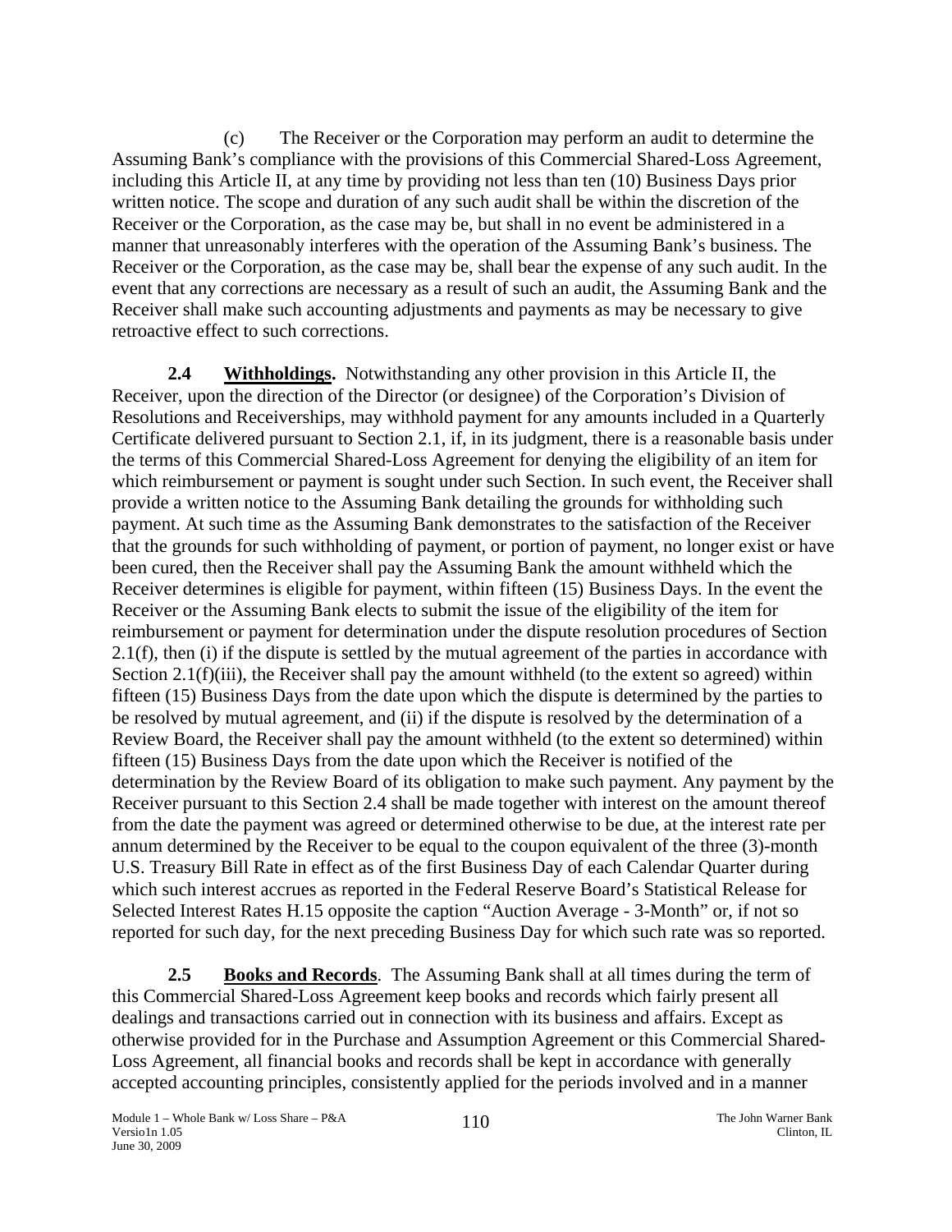(c) The Receiver or the Corporation may perform an audit to determine the Assuming Bank's compliance with the provisions of this Commercial Shared-Loss Agreement, including this Article II, at any time by providing not less than ten (10) Business Days prior written notice. The scope and duration of any such audit shall be within the discretion of the Receiver or the Corporation, as the case may be, but shall in no event be administered in a manner that unreasonably interferes with the operation of the Assuming Bank's business. The Receiver or the Corporation, as the case may be, shall bear the expense of any such audit. In the event that any corrections are necessary as a result of such an audit, the Assuming Bank and the Receiver shall make such accounting adjustments and payments as may be necessary to give retroactive effect to such corrections.

**2.4 Withholdings.** Notwithstanding any other provision in this Article II, the Receiver, upon the direction of the Director (or designee) of the Corporation's Division of Resolutions and Receiverships, may withhold payment for any amounts included in a Quarterly Certificate delivered pursuant to Section 2.1, if, in its judgment, there is a reasonable basis under the terms of this Commercial Shared-Loss Agreement for denying the eligibility of an item for which reimbursement or payment is sought under such Section. In such event, the Receiver shall provide a written notice to the Assuming Bank detailing the grounds for withholding such payment. At such time as the Assuming Bank demonstrates to the satisfaction of the Receiver that the grounds for such withholding of payment, or portion of payment, no longer exist or have been cured, then the Receiver shall pay the Assuming Bank the amount withheld which the Receiver determines is eligible for payment, within fifteen (15) Business Days. In the event the Receiver or the Assuming Bank elects to submit the issue of the eligibility of the item for reimbursement or payment for determination under the dispute resolution procedures of Section 2.1(f), then (i) if the dispute is settled by the mutual agreement of the parties in accordance with Section 2.1(f)(iii), the Receiver shall pay the amount withheld (to the extent so agreed) within fifteen (15) Business Days from the date upon which the dispute is determined by the parties to be resolved by mutual agreement, and (ii) if the dispute is resolved by the determination of a Review Board, the Receiver shall pay the amount withheld (to the extent so determined) within fifteen (15) Business Days from the date upon which the Receiver is notified of the determination by the Review Board of its obligation to make such payment. Any payment by the Receiver pursuant to this Section 2.4 shall be made together with interest on the amount thereof from the date the payment was agreed or determined otherwise to be due, at the interest rate per annum determined by the Receiver to be equal to the coupon equivalent of the three (3)-month U.S. Treasury Bill Rate in effect as of the first Business Day of each Calendar Quarter during which such interest accrues as reported in the Federal Reserve Board's Statistical Release for Selected Interest Rates H.15 opposite the caption "Auction Average - 3-Month" or, if not so reported for such day, for the next preceding Business Day for which such rate was so reported.

**2.5 Books and Records**. The Assuming Bank shall at all times during the term of this Commercial Shared-Loss Agreement keep books and records which fairly present all dealings and transactions carried out in connection with its business and affairs. Except as otherwise provided for in the Purchase and Assumption Agreement or this Commercial Shared-Loss Agreement, all financial books and records shall be kept in accordance with generally accepted accounting principles, consistently applied for the periods involved and in a manner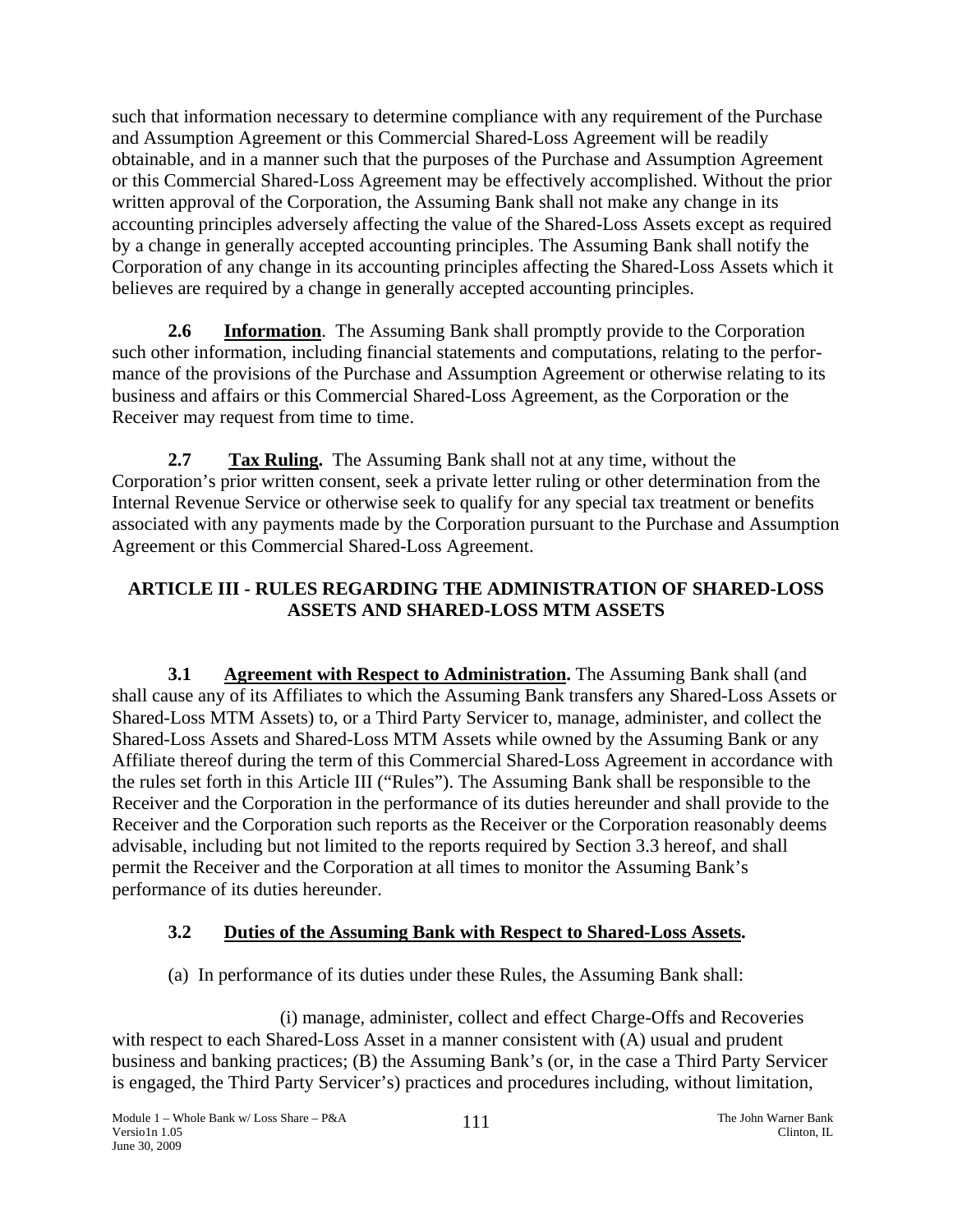such that information necessary to determine compliance with any requirement of the Purchase and Assumption Agreement or this Commercial Shared-Loss Agreement will be readily obtainable, and in a manner such that the purposes of the Purchase and Assumption Agreement or this Commercial Shared-Loss Agreement may be effectively accomplished. Without the prior written approval of the Corporation, the Assuming Bank shall not make any change in its accounting principles adversely affecting the value of the Shared-Loss Assets except as required by a change in generally accepted accounting principles. The Assuming Bank shall notify the Corporation of any change in its accounting principles affecting the Shared-Loss Assets which it believes are required by a change in generally accepted accounting principles.

**2.6 Information**. The Assuming Bank shall promptly provide to the Corporation such other information, including financial statements and computations, relating to the performance of the provisions of the Purchase and Assumption Agreement or otherwise relating to its business and affairs or this Commercial Shared-Loss Agreement, as the Corporation or the Receiver may request from time to time.

**2.7 Tax Ruling.** The Assuming Bank shall not at any time, without the Corporation's prior written consent, seek a private letter ruling or other determination from the Internal Revenue Service or otherwise seek to qualify for any special tax treatment or benefits associated with any payments made by the Corporation pursuant to the Purchase and Assumption Agreement or this Commercial Shared-Loss Agreement.

## ARTICLE III - RULES REGARDING THE ADMINISTRATION OF SHARED-LOSS ASSETS AND SHARED-LOSS MTM ASSETS

**3.1 Agreement with Respect to Administration.** The Assuming Bank shall (and shall cause any of its Affiliates to which the Assuming Bank transfers any Shared-Loss Assets or Shared-Loss MTM Assets) to, or a Third Party Servicer to, manage, administer, and collect the Shared-Loss Assets and Shared-Loss MTM Assets while owned by the Assuming Bank or any Affiliate thereof during the term of this Commercial Shared-Loss Agreement in accordance with the rules set forth in this Article III ("Rules"). The Assuming Bank shall be responsible to the Receiver and the Corporation in the performance of its duties hereunder and shall provide to the Receiver and the Corporation such reports as the Receiver or the Corporation reasonably deems advisable, including but not limited to the reports required by Section 3.3 hereof, and shall permit the Receiver and the Corporation at all times to monitor the Assuming Bank's performance of its duties hereunder.

**3.2 Duties of the Assuming Bank with Respect to Shared-Loss Assets.**

(a) In performance of its duties under these Rules, the Assuming Bank shall:

(i) manage, administer, collect and effect Charge-Offs and Recoveries with respect to each Shared-Loss Asset in a manner consistent with (A) usual and prudent business and banking practices; (B) the Assuming Bank's (or, in the case a Third Party Servicer is engaged, the Third Party Servicer's) practices and procedures including, without limitation,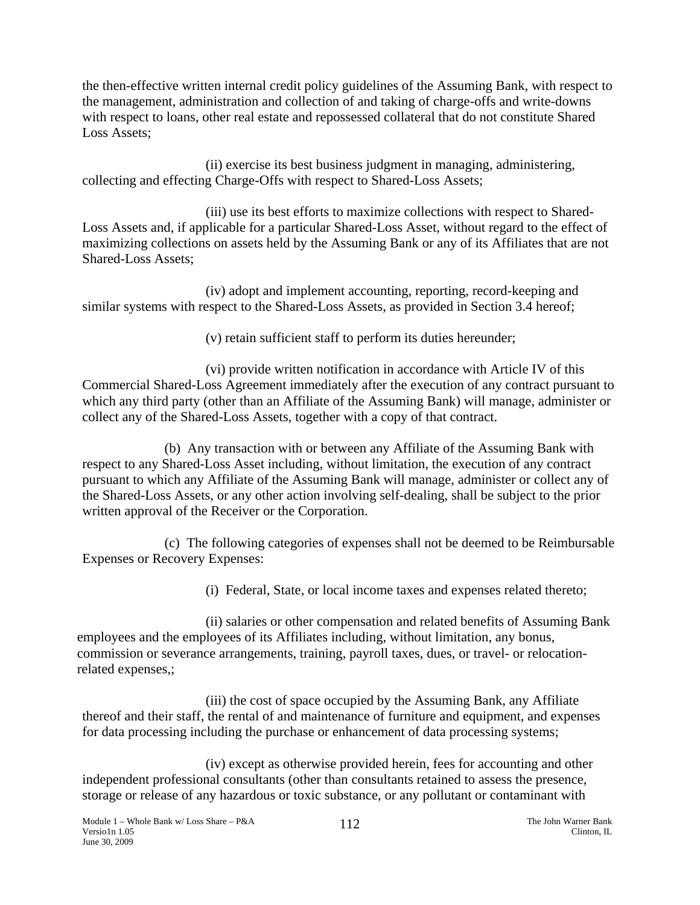the then-effective written internal credit policy guidelines of the Assuming Bank, with respect to the management, administration and collection of and taking of charge-offs and write-downs with respect to loans, other real estate and repossessed collateral that do not constitute Shared Loss Assets;

(ii) exercise its best business judgment in managing, administering, collecting and effecting Charge-Offs with respect to Shared-Loss Assets;

(iii) use its best efforts to maximize collections with respect to Shared-Loss Assets and, if applicable for a particular Shared-Loss Asset, without regard to the effect of maximizing collections on assets held by the Assuming Bank or any of its Affiliates that are not Shared-Loss Assets;

(iv) adopt and implement accounting, reporting, record-keeping and similar systems with respect to the Shared-Loss Assets, as provided in Section 3.4 hereof;

(v) retain sufficient staff to perform its duties hereunder;

(vi) provide written notification in accordance with Article IV of this Commercial Shared-Loss Agreement immediately after the execution of any contract pursuant to which any third party (other than an Affiliate of the Assuming Bank) will manage, administer or collect any of the Shared-Loss Assets, together with a copy of that contract.

(b) Any transaction with or between any Affiliate of the Assuming Bank with respect to any Shared-Loss Asset including, without limitation, the execution of any contract pursuant to which any Affiliate of the Assuming Bank will manage, administer or collect any of the Shared-Loss Assets, or any other action involving self-dealing, shall be subject to the prior written approval of the Receiver or the Corporation.

(c) The following categories of expenses shall not be deemed to be Reimbursable Expenses or Recovery Expenses:

(i) Federal, State, or local income taxes and expenses related thereto;

(ii) salaries or other compensation and related benefits of Assuming Bank employees and the employees of its Affiliates including, without limitation, any bonus, commission or severance arrangements, training, payroll taxes, dues, or travel- or relocation-related expenses,;

(iii) the cost of space occupied by the Assuming Bank, any Affiliate thereof and their staff, the rental of and maintenance of furniture and equipment, and expenses for data processing including the purchase or enhancement of data processing systems;

(iv) except as otherwise provided herein, fees for accounting and other independent professional consultants (other than consultants retained to assess the presence, storage or release of any hazardous or toxic substance, or any pollutant or contaminant with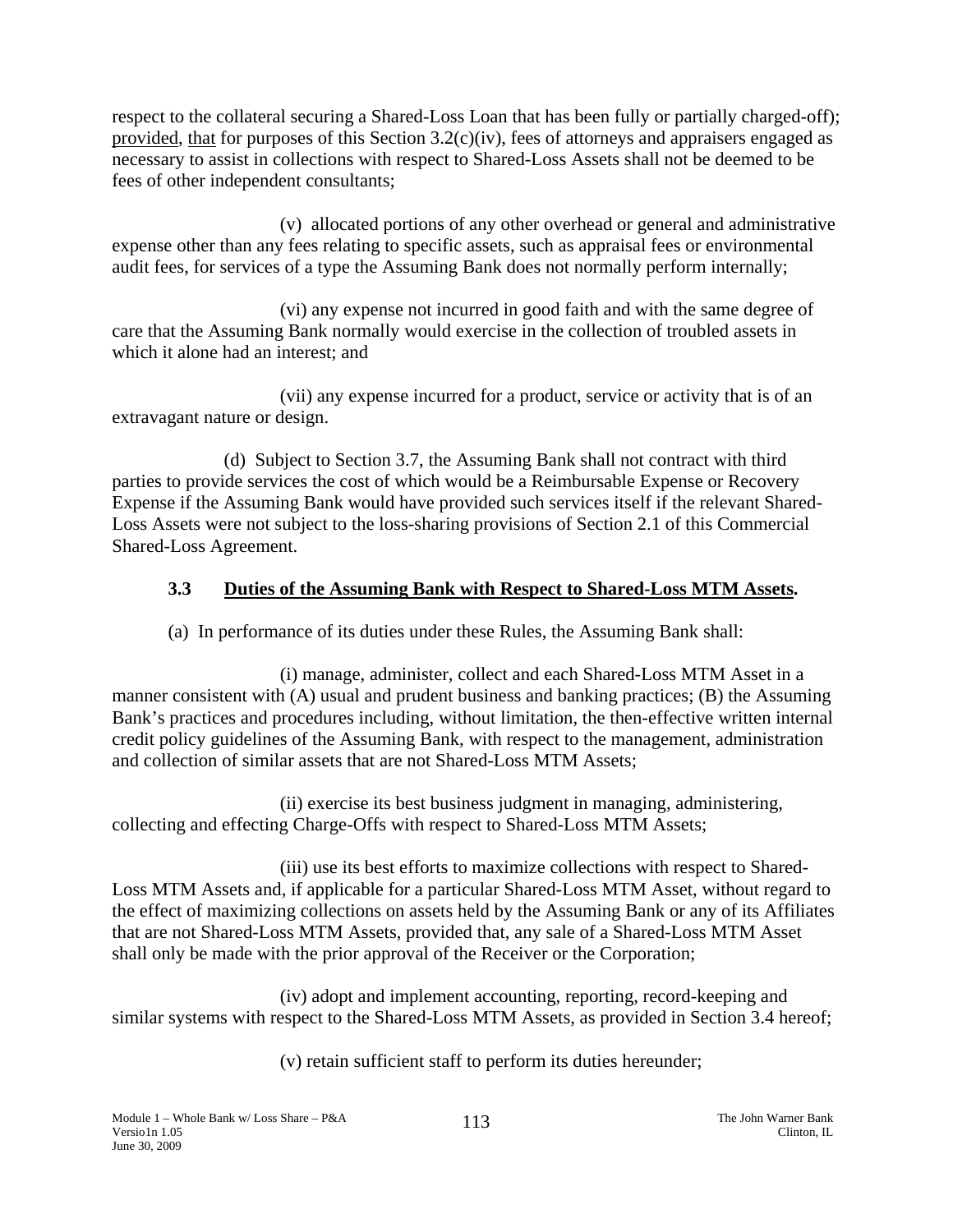respect to the collateral securing a Shared-Loss Loan that has been fully or partially charged-off); provided, that for purposes of this Section 3.2(c)(iv), fees of attorneys and appraisers engaged as necessary to assist in collections with respect to Shared-Loss Assets shall not be deemed to be fees of other independent consultants;

(v) allocated portions of any other overhead or general and administrative expense other than any fees relating to specific assets, such as appraisal fees or environmental audit fees, for services of a type the Assuming Bank does not normally perform internally;

(vi) any expense not incurred in good faith and with the same degree of care that the Assuming Bank normally would exercise in the collection of troubled assets in which it alone had an interest; and

(vii) any expense incurred for a product, service or activity that is of an extravagant nature or design.

(d) Subject to Section 3.7, the Assuming Bank shall not contract with third parties to provide services the cost of which would be a Reimbursable Expense or Recovery Expense if the Assuming Bank would have provided such services itself if the relevant Shared-Loss Assets were not subject to the loss-sharing provisions of Section 2.1 of this Commercial Shared-Loss Agreement.

### 3.3 Duties of the Assuming Bank with Respect to Shared-Loss MTM Assets.

(a) In performance of its duties under these Rules, the Assuming Bank shall:

(i) manage, administer, collect and each Shared-Loss MTM Asset in a manner consistent with (A) usual and prudent business and banking practices; (B) the Assuming Bank's practices and procedures including, without limitation, the then-effective written internal credit policy guidelines of the Assuming Bank, with respect to the management, administration and collection of similar assets that are not Shared-Loss MTM Assets;

(ii) exercise its best business judgment in managing, administering, collecting and effecting Charge-Offs with respect to Shared-Loss MTM Assets;

(iii) use its best efforts to maximize collections with respect to Shared-Loss MTM Assets and, if applicable for a particular Shared-Loss MTM Asset, without regard to the effect of maximizing collections on assets held by the Assuming Bank or any of its Affiliates that are not Shared-Loss MTM Assets, provided that, any sale of a Shared-Loss MTM Asset shall only be made with the prior approval of the Receiver or the Corporation;

(iv) adopt and implement accounting, reporting, record-keeping and similar systems with respect to the Shared-Loss MTM Assets, as provided in Section 3.4 hereof;

(v) retain sufficient staff to perform its duties hereunder;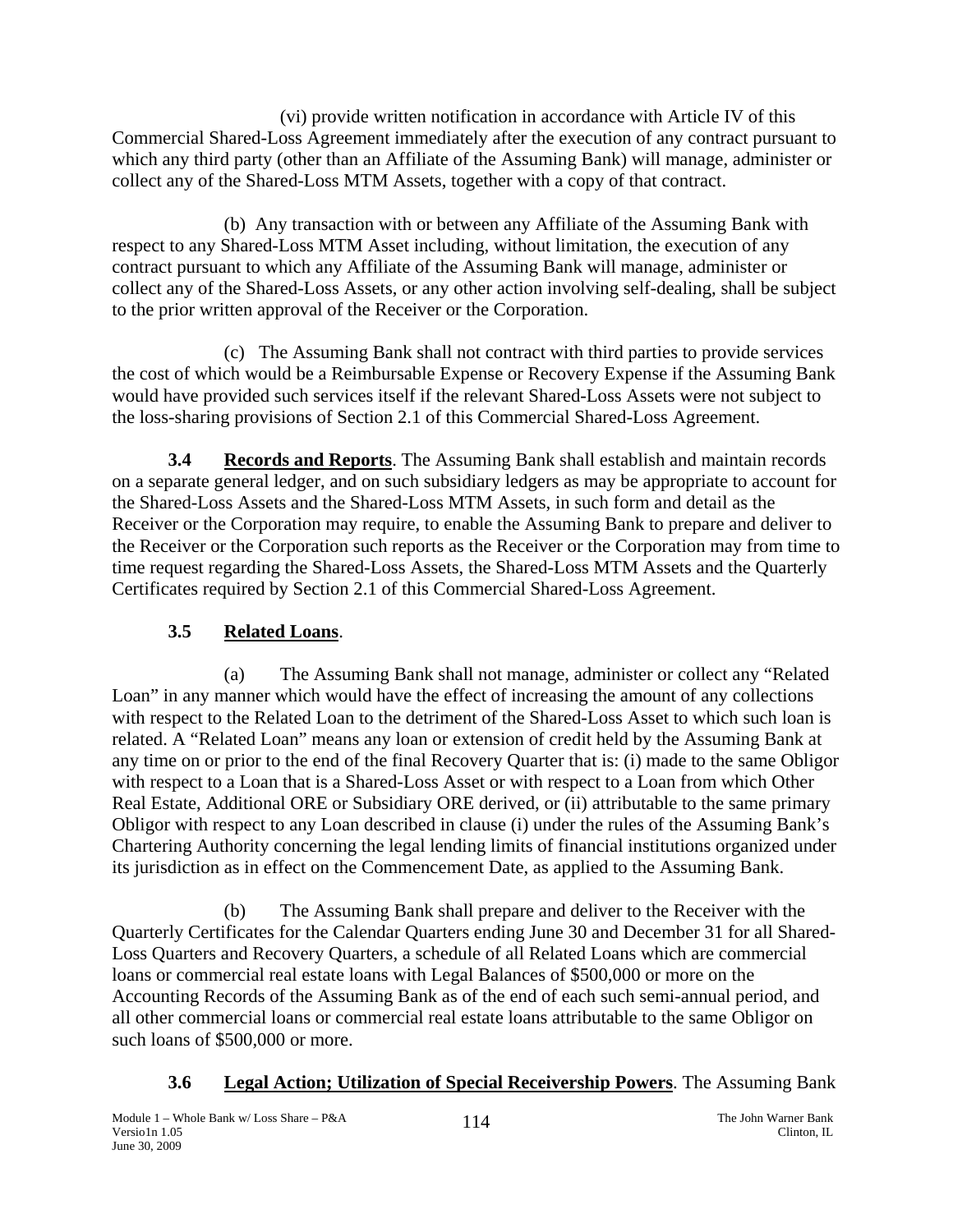(vi) provide written notification in accordance with Article IV of this Commercial Shared-Loss Agreement immediately after the execution of any contract pursuant to which any third party (other than an Affiliate of the Assuming Bank) will manage, administer or collect any of the Shared-Loss MTM Assets, together with a copy of that contract.

(b) Any transaction with or between any Affiliate of the Assuming Bank with respect to any Shared-Loss MTM Asset including, without limitation, the execution of any contract pursuant to which any Affiliate of the Assuming Bank will manage, administer or collect any of the Shared-Loss Assets, or any other action involving self-dealing, shall be subject to the prior written approval of the Receiver or the Corporation.

(c) The Assuming Bank shall not contract with third parties to provide services the cost of which would be a Reimbursable Expense or Recovery Expense if the Assuming Bank would have provided such services itself if the relevant Shared-Loss Assets were not subject to the loss-sharing provisions of Section 2.1 of this Commercial Shared-Loss Agreement.

**3.4 Records and Reports**. The Assuming Bank shall establish and maintain records on a separate general ledger, and on such subsidiary ledgers as may be appropriate to account for the Shared-Loss Assets and the Shared-Loss MTM Assets, in such form and detail as the Receiver or the Corporation may require, to enable the Assuming Bank to prepare and deliver to the Receiver or the Corporation such reports as the Receiver or the Corporation may from time to time request regarding the Shared-Loss Assets, the Shared-Loss MTM Assets and the Quarterly Certificates required by Section 2.1 of this Commercial Shared-Loss Agreement.

**3.5 Related Loans**.

(a) The Assuming Bank shall not manage, administer or collect any "Related Loan" in any manner which would have the effect of increasing the amount of any collections with respect to the Related Loan to the detriment of the Shared-Loss Asset to which such loan is related. A "Related Loan" means any loan or extension of credit held by the Assuming Bank at any time on or prior to the end of the final Recovery Quarter that is: (i) made to the same Obligor with respect to a Loan that is a Shared-Loss Asset or with respect to a Loan from which Other Real Estate, Additional ORE or Subsidiary ORE derived, or (ii) attributable to the same primary Obligor with respect to any Loan described in clause (i) under the rules of the Assuming Bank's Chartering Authority concerning the legal lending limits of financial institutions organized under its jurisdiction as in effect on the Commencement Date, as applied to the Assuming Bank.

(b) The Assuming Bank shall prepare and deliver to the Receiver with the Quarterly Certificates for the Calendar Quarters ending June 30 and December 31 for all Shared-Loss Quarters and Recovery Quarters, a schedule of all Related Loans which are commercial loans or commercial real estate loans with Legal Balances of $500,000 or more on the Accounting Records of the Assuming Bank as of the end of each such semi-annual period, and all other commercial loans or commercial real estate loans attributable to the same Obligor on such loans of $500,000 or more.

**3.6 Legal Action; Utilization of Special Receivership Powers**. The Assuming Bank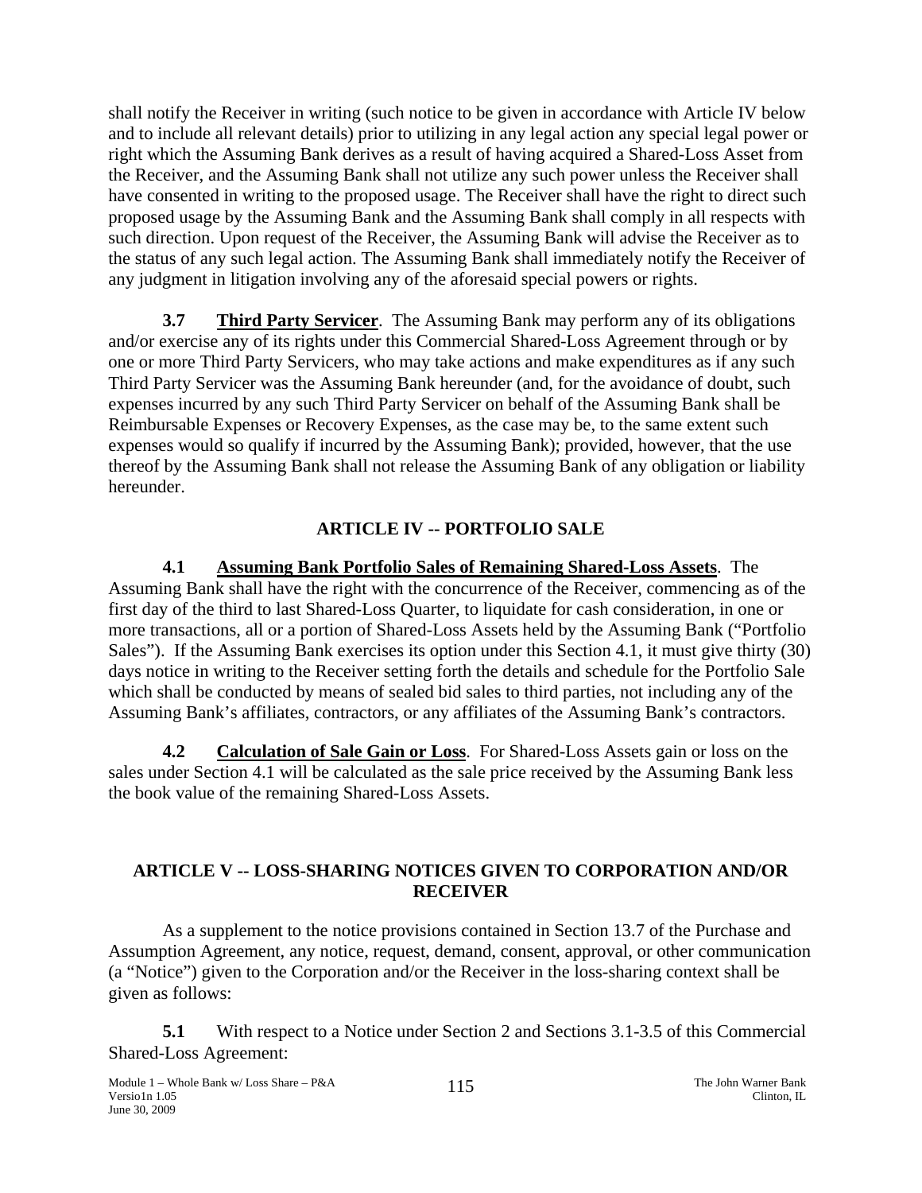shall notify the Receiver in writing (such notice to be given in accordance with Article IV below and to include all relevant details) prior to utilizing in any legal action any special legal power or right which the Assuming Bank derives as a result of having acquired a Shared-Loss Asset from the Receiver, and the Assuming Bank shall not utilize any such power unless the Receiver shall have consented in writing to the proposed usage. The Receiver shall have the right to direct such proposed usage by the Assuming Bank and the Assuming Bank shall comply in all respects with such direction. Upon request of the Receiver, the Assuming Bank will advise the Receiver as to the status of any such legal action. The Assuming Bank shall immediately notify the Receiver of any judgment in litigation involving any of the aforesaid special powers or rights.

**3.7 Third Party Servicer**. The Assuming Bank may perform any of its obligations and/or exercise any of its rights under this Commercial Shared-Loss Agreement through or by one or more Third Party Servicers, who may take actions and make expenditures as if any such Third Party Servicer was the Assuming Bank hereunder (and, for the avoidance of doubt, such expenses incurred by any such Third Party Servicer on behalf of the Assuming Bank shall be Reimbursable Expenses or Recovery Expenses, as the case may be, to the same extent such expenses would so qualify if incurred by the Assuming Bank); provided, however, that the use thereof by the Assuming Bank shall not release the Assuming Bank of any obligation or liability hereunder.

## ARTICLE IV -- PORTFOLIO SALE

**4.1 Assuming Bank Portfolio Sales of Remaining Shared-Loss Assets**. The Assuming Bank shall have the right with the concurrence of the Receiver, commencing as of the first day of the third to last Shared-Loss Quarter, to liquidate for cash consideration, in one or more transactions, all or a portion of Shared-Loss Assets held by the Assuming Bank ("Portfolio Sales"). If the Assuming Bank exercises its option under this Section 4.1, it must give thirty (30) days notice in writing to the Receiver setting forth the details and schedule for the Portfolio Sale which shall be conducted by means of sealed bid sales to third parties, not including any of the Assuming Bank's affiliates, contractors, or any affiliates of the Assuming Bank's contractors.

**4.2 Calculation of Sale Gain or Loss**. For Shared-Loss Assets gain or loss on the sales under Section 4.1 will be calculated as the sale price received by the Assuming Bank less the book value of the remaining Shared-Loss Assets.

## ARTICLE V -- LOSS-SHARING NOTICES GIVEN TO CORPORATION AND/OR RECEIVER

As a supplement to the notice provisions contained in Section 13.7 of the Purchase and Assumption Agreement, any notice, request, demand, consent, approval, or other communication (a "Notice") given to the Corporation and/or the Receiver in the loss-sharing context shall be given as follows:

**5.1** With respect to a Notice under Section 2 and Sections 3.1-3.5 of this Commercial Shared-Loss Agreement: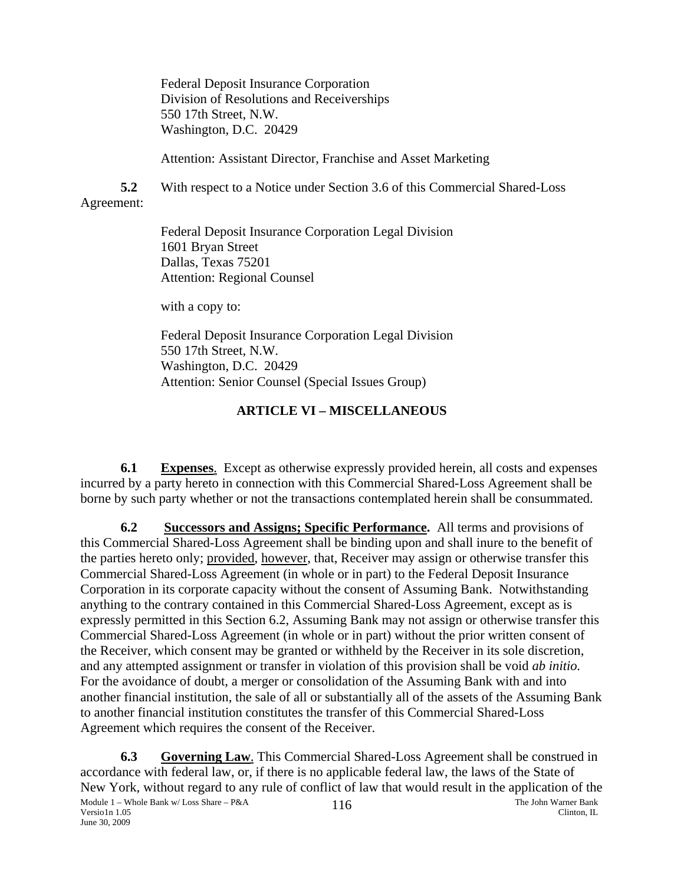Federal Deposit Insurance Corporation
Division of Resolutions and Receiverships
550 17th Street, N.W.
Washington, D.C. 20429

Attention: Assistant Director, Franchise and Asset Marketing

**5.2** With respect to a Notice under Section 3.6 of this Commercial Shared-Loss Agreement:

Federal Deposit Insurance Corporation Legal Division
1601 Bryan Street
Dallas, Texas 75201
Attention: Regional Counsel

with a copy to:

Federal Deposit Insurance Corporation Legal Division
550 17th Street, N.W.
Washington, D.C. 20429
Attention: Senior Counsel (Special Issues Group)

## ARTICLE VI – MISCELLANEOUS

**6.1** **Expenses**. Except as otherwise expressly provided herein, all costs and expenses incurred by a party hereto in connection with this Commercial Shared-Loss Agreement shall be borne by such party whether or not the transactions contemplated herein shall be consummated.

**6.2** **Successors and Assigns; Specific Performance.** All terms and provisions of this Commercial Shared-Loss Agreement shall be binding upon and shall inure to the benefit of the parties hereto only; provided, however, that, Receiver may assign or otherwise transfer this Commercial Shared-Loss Agreement (in whole or in part) to the Federal Deposit Insurance Corporation in its corporate capacity without the consent of Assuming Bank. Notwithstanding anything to the contrary contained in this Commercial Shared-Loss Agreement, except as is expressly permitted in this Section 6.2, Assuming Bank may not assign or otherwise transfer this Commercial Shared-Loss Agreement (in whole or in part) without the prior written consent of the Receiver, which consent may be granted or withheld by the Receiver in its sole discretion, and any attempted assignment or transfer in violation of this provision shall be void *ab initio.* For the avoidance of doubt, a merger or consolidation of the Assuming Bank with and into another financial institution, the sale of all or substantially all of the assets of the Assuming Bank to another financial institution constitutes the transfer of this Commercial Shared-Loss Agreement which requires the consent of the Receiver.

**6.3** **Governing Law**. This Commercial Shared-Loss Agreement shall be construed in accordance with federal law, or, if there is no applicable federal law, the laws of the State of New York, without regard to any rule of conflict of law that would result in the application of the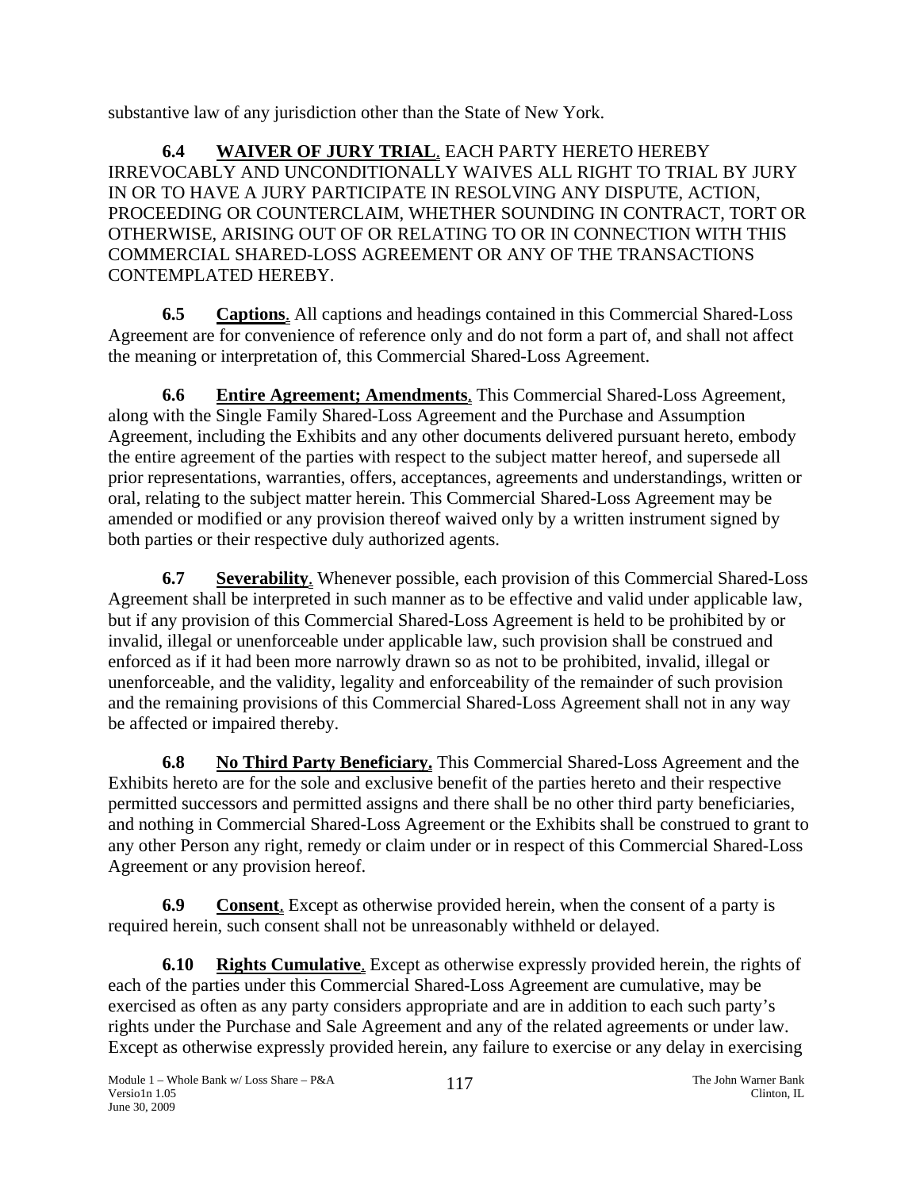substantive law of any jurisdiction other than the State of New York.

**6.4 WAIVER OF JURY TRIAL**. EACH PARTY HERETO HEREBY IRREVOCABLY AND UNCONDITIONALLY WAIVES ALL RIGHT TO TRIAL BY JURY IN OR TO HAVE A JURY PARTICIPATE IN RESOLVING ANY DISPUTE, ACTION, PROCEEDING OR COUNTERCLAIM, WHETHER SOUNDING IN CONTRACT, TORT OR OTHERWISE, ARISING OUT OF OR RELATING TO OR IN CONNECTION WITH THIS COMMERCIAL SHARED-LOSS AGREEMENT OR ANY OF THE TRANSACTIONS CONTEMPLATED HEREBY.

**6.5 Captions**. All captions and headings contained in this Commercial Shared-Loss Agreement are for convenience of reference only and do not form a part of, and shall not affect the meaning or interpretation of, this Commercial Shared-Loss Agreement.

**6.6 Entire Agreement; Amendments**. This Commercial Shared-Loss Agreement, along with the Single Family Shared-Loss Agreement and the Purchase and Assumption Agreement, including the Exhibits and any other documents delivered pursuant hereto, embody the entire agreement of the parties with respect to the subject matter hereof, and supersede all prior representations, warranties, offers, acceptances, agreements and understandings, written or oral, relating to the subject matter herein. This Commercial Shared-Loss Agreement may be amended or modified or any provision thereof waived only by a written instrument signed by both parties or their respective duly authorized agents.

**6.7 Severability**. Whenever possible, each provision of this Commercial Shared-Loss Agreement shall be interpreted in such manner as to be effective and valid under applicable law, but if any provision of this Commercial Shared-Loss Agreement is held to be prohibited by or invalid, illegal or unenforceable under applicable law, such provision shall be construed and enforced as if it had been more narrowly drawn so as not to be prohibited, invalid, illegal or unenforceable, and the validity, legality and enforceability of the remainder of such provision and the remaining provisions of this Commercial Shared-Loss Agreement shall not in any way be affected or impaired thereby.

**6.8 No Third Party Beneficiary.** This Commercial Shared-Loss Agreement and the Exhibits hereto are for the sole and exclusive benefit of the parties hereto and their respective permitted successors and permitted assigns and there shall be no other third party beneficiaries, and nothing in Commercial Shared-Loss Agreement or the Exhibits shall be construed to grant to any other Person any right, remedy or claim under or in respect of this Commercial Shared-Loss Agreement or any provision hereof.

**6.9 Consent**. Except as otherwise provided herein, when the consent of a party is required herein, such consent shall not be unreasonably withheld or delayed.

**6.10 Rights Cumulative**. Except as otherwise expressly provided herein, the rights of each of the parties under this Commercial Shared-Loss Agreement are cumulative, may be exercised as often as any party considers appropriate and are in addition to each such party's rights under the Purchase and Sale Agreement and any of the related agreements or under law. Except as otherwise expressly provided herein, any failure to exercise or any delay in exercising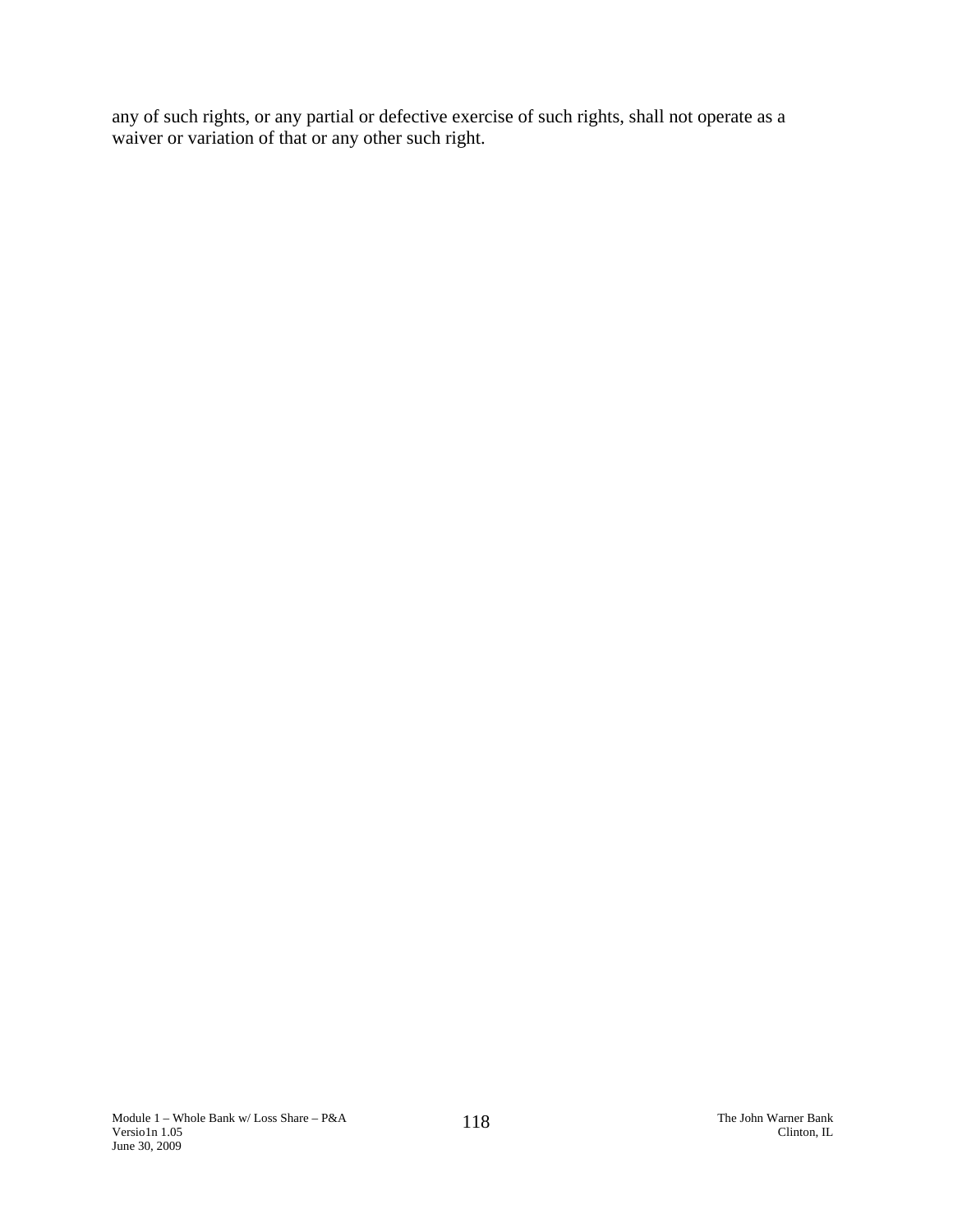any of such rights, or any partial or defective exercise of such rights, shall not operate as a waiver or variation of that or any other such right.